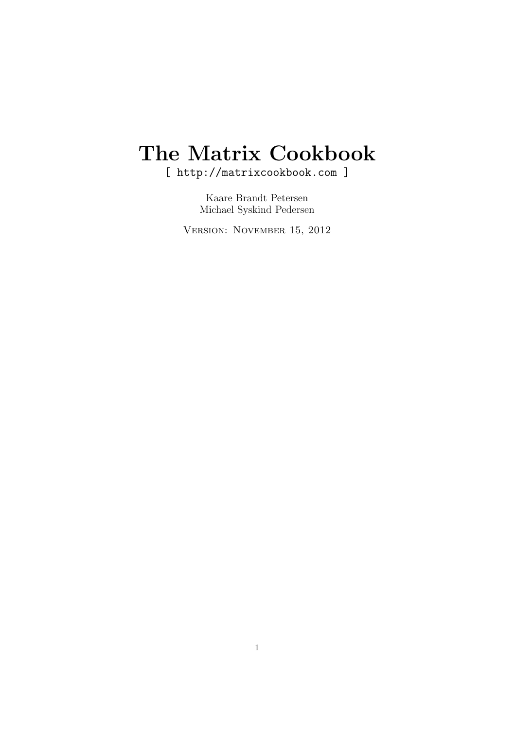# The Matrix Cookbook

[ http://matrixcookbook.com ]

Kaare Brandt Petersen
Michael Syskind Pedersen

Version: November 15, 2012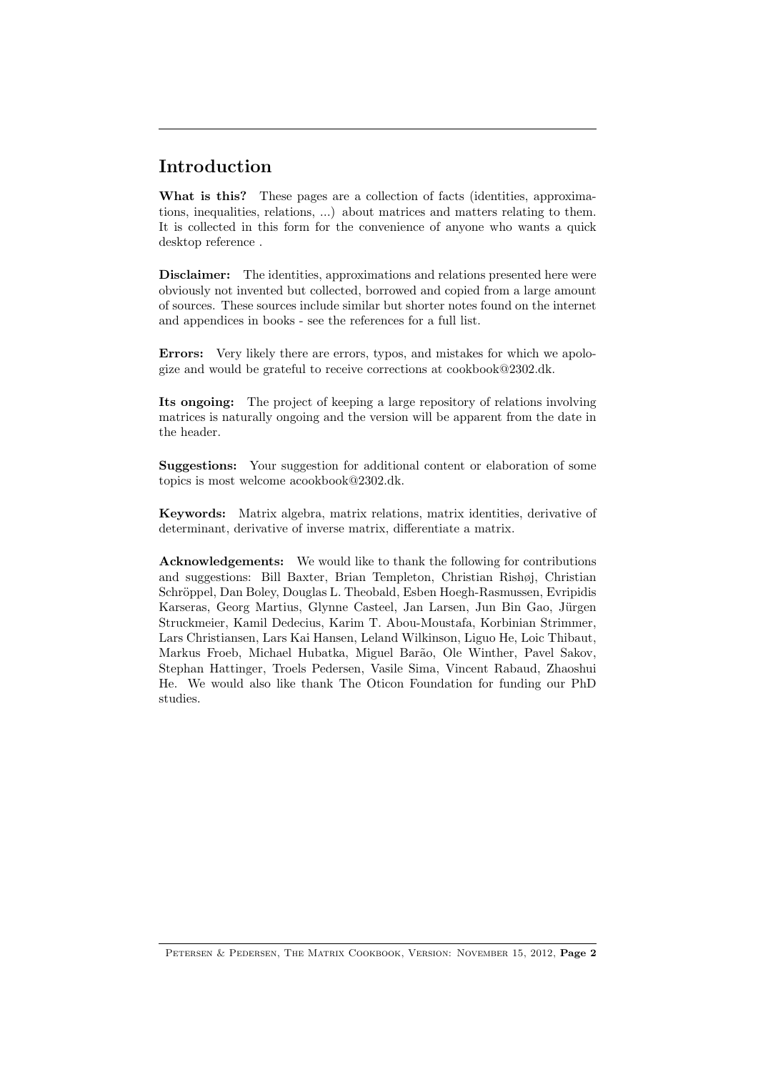# Introduction

**What is this?** These pages are a collection of facts (identities, approximations, inequalities, relations, ...) about matrices and matters relating to them. It is collected in this form for the convenience of anyone who wants a quick desktop reference .

**Disclaimer:** The identities, approximations and relations presented here were obviously not invented but collected, borrowed and copied from a large amount of sources. These sources include similar but shorter notes found on the internet and appendices in books - see the references for a full list.

**Errors:** Very likely there are errors, typos, and mistakes for which we apologize and would be grateful to receive corrections at cookbook@2302.dk.

**Its ongoing:** The project of keeping a large repository of relations involving matrices is naturally ongoing and the version will be apparent from the date in the header.

**Suggestions:** Your suggestion for additional content or elaboration of some topics is most welcome acookbook@2302.dk.

**Keywords:** Matrix algebra, matrix relations, matrix identities, derivative of determinant, derivative of inverse matrix, differentiate a matrix.

**Acknowledgements:** We would like to thank the following for contributions and suggestions: Bill Baxter, Brian Templeton, Christian Rishøj, Christian Schröppel, Dan Boley, Douglas L. Theobald, Esben Hoegh-Rasmussen, Evripidis Karseras, Georg Martius, Glynne Casteel, Jan Larsen, Jun Bin Gao, Jürgen Struckmeier, Kamil Dedecius, Karim T. Abou-Moustafa, Korbinian Strimmer, Lars Christiansen, Lars Kai Hansen, Leland Wilkinson, Liguo He, Loic Thibaut, Markus Froeb, Michael Hubatka, Miguel Barão, Ole Winther, Pavel Sakov, Stephan Hattinger, Troels Pedersen, Vasile Sima, Vincent Rabaud, Zhaoshui He. We would also like thank The Oticon Foundation for funding our PhD studies.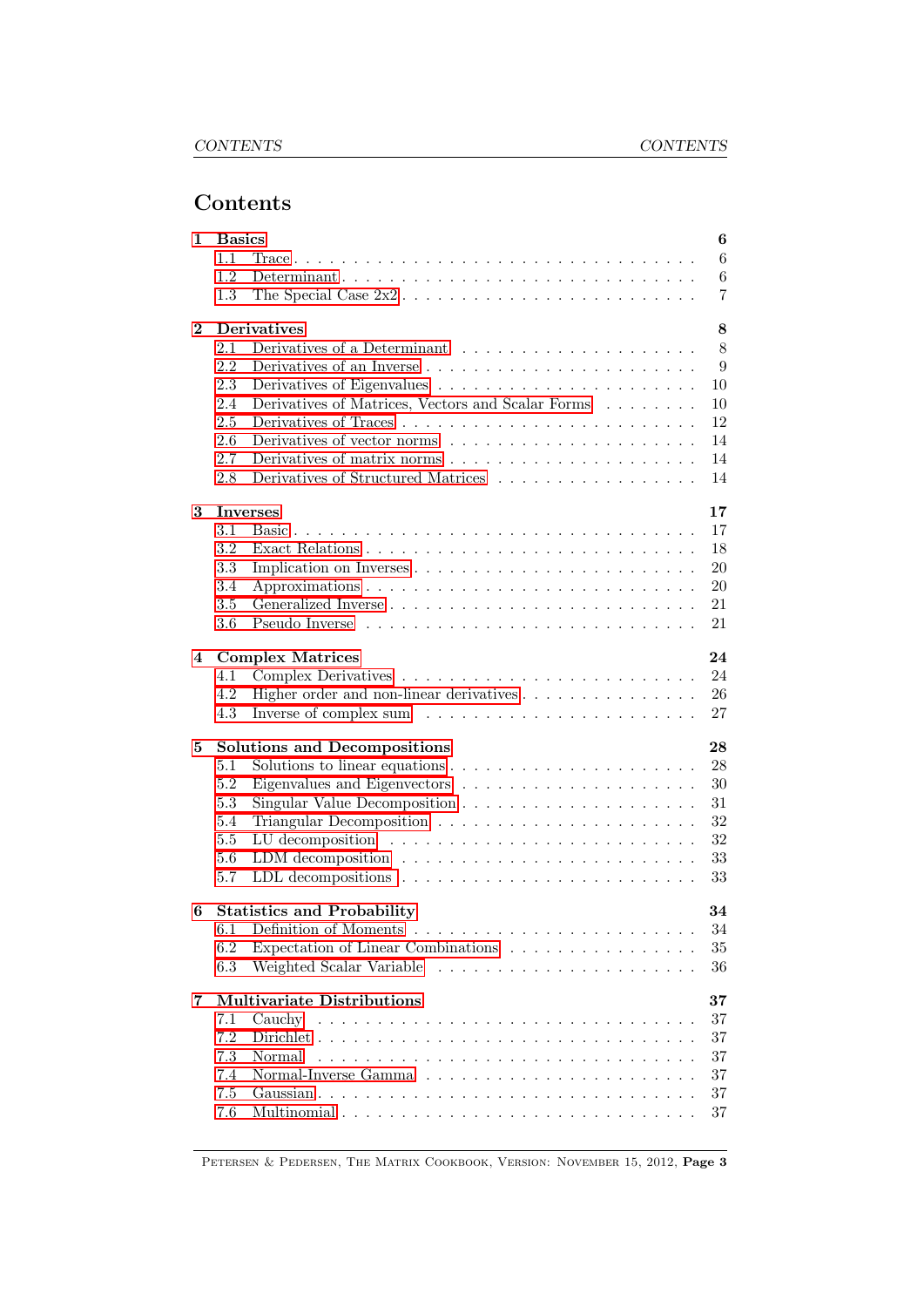# Contents

- **1 Basics** — 6
  - 1.1 Trace — 6
  - 1.2 Determinant — 6
  - 1.3 The Special Case 2x2 — 7
- **2 Derivatives** — 8
  - 2.1 Derivatives of a Determinant — 8
  - 2.2 Derivatives of an Inverse — 9
  - 2.3 Derivatives of Eigenvalues — 10
  - 2.4 Derivatives of Matrices, Vectors and Scalar Forms — 10
  - 2.5 Derivatives of Traces — 12
  - 2.6 Derivatives of vector norms — 14
  - 2.7 Derivatives of matrix norms — 14
  - 2.8 Derivatives of Structured Matrices — 14
- **3 Inverses** — 17
  - 3.1 Basic — 17
  - 3.2 Exact Relations — 18
  - 3.3 Implication on Inverses — 20
  - 3.4 Approximations — 20
  - 3.5 Generalized Inverse — 21
  - 3.6 Pseudo Inverse — 21
- **4 Complex Matrices** — 24
  - 4.1 Complex Derivatives — 24
  - 4.2 Higher order and non-linear derivatives — 26
  - 4.3 Inverse of complex sum — 27
- **5 Solutions and Decompositions** — 28
  - 5.1 Solutions to linear equations — 28
  - 5.2 Eigenvalues and Eigenvectors — 30
  - 5.3 Singular Value Decomposition — 31
  - 5.4 Triangular Decomposition — 32
  - 5.5 LU decomposition — 32
  - 5.6 LDM decomposition — 33
  - 5.7 LDL decompositions — 33
- **6 Statistics and Probability** — 34
  - 6.1 Definition of Moments — 34
  - 6.2 Expectation of Linear Combinations — 35
  - 6.3 Weighted Scalar Variable — 36
- **7 Multivariate Distributions** — 37
  - 7.1 Cauchy — 37
  - 7.2 Dirichlet — 37
  - 7.3 Normal — 37
  - 7.4 Normal-Inverse Gamma — 37
  - 7.5 Gaussian — 37
  - 7.6 Multinomial — 37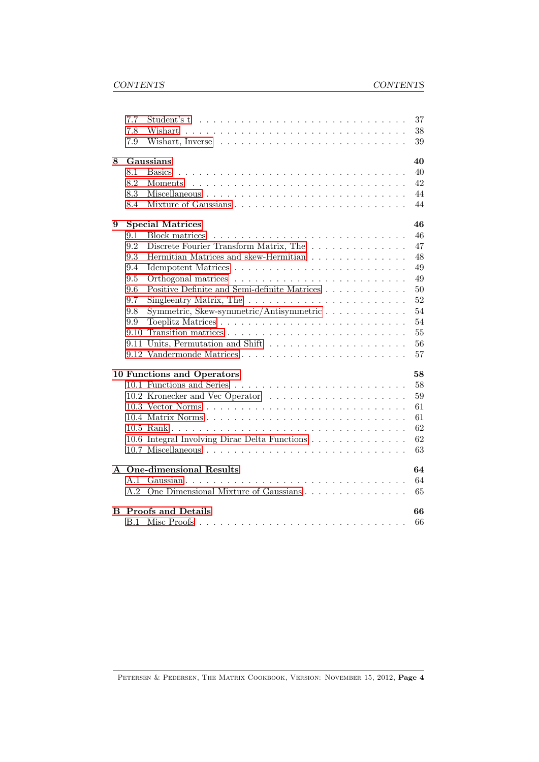- 7.7 Student's t . . . 37
- 7.8 Wishart . . . 38
- 7.9 Wishart, Inverse . . . 39

**8 Gaussians** **40**
- 8.1 Basics . . . 40
- 8.2 Moments . . . 42
- 8.3 Miscellaneous . . . 44
- 8.4 Mixture of Gaussians . . . 44

**9 Special Matrices** **46**
- 9.1 Block matrices . . . 46
- 9.2 Discrete Fourier Transform Matrix, The . . . 47
- 9.3 Hermitian Matrices and skew-Hermitian . . . 48
- 9.4 Idempotent Matrices . . . 49
- 9.5 Orthogonal matrices . . . 49
- 9.6 Positive Definite and Semi-definite Matrices . . . 50
- 9.7 Singleentry Matrix, The . . . 52
- 9.8 Symmetric, Skew-symmetric/Antisymmetric . . . 54
- 9.9 Toeplitz Matrices . . . 54
- 9.10 Transition matrices . . . 55
- 9.11 Units, Permutation and Shift . . . 56
- 9.12 Vandermonde Matrices . . . 57

**10 Functions and Operators** **58**
- 10.1 Functions and Series . . . 58
- 10.2 Kronecker and Vec Operator . . . 59
- 10.3 Vector Norms . . . 61
- 10.4 Matrix Norms . . . 61
- 10.5 Rank . . . 62
- 10.6 Integral Involving Dirac Delta Functions . . . 62
- 10.7 Miscellaneous . . . 63

**A One-dimensional Results** **64**
- A.1 Gaussian . . . 64
- A.2 One Dimensional Mixture of Gaussians . . . 65

**B Proofs and Details** **66**
- B.1 Misc Proofs . . . 66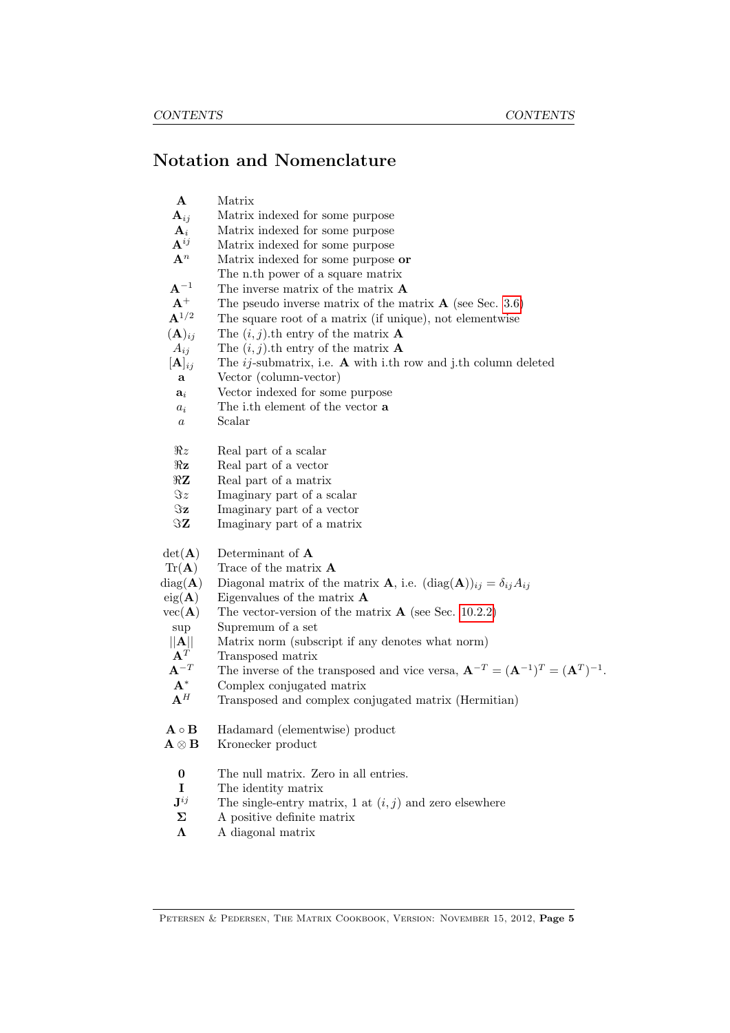# Notation and Nomenclature

| | |
|---|---|
| $\mathbf{A}$ | Matrix |
| $\mathbf{A}_{ij}$ | Matrix indexed for some purpose |
| $\mathbf{A}_i$ | Matrix indexed for some purpose |
| $\mathbf{A}^{ij}$ | Matrix indexed for some purpose |
| $\mathbf{A}^n$ | Matrix indexed for some purpose **or** The n.th power of a square matrix |
| $\mathbf{A}^{-1}$ | The inverse matrix of the matrix $\mathbf{A}$ |
| $\mathbf{A}^+$ | The pseudo inverse matrix of the matrix $\mathbf{A}$ (see Sec. 3.6) |
| $\mathbf{A}^{1/2}$ | The square root of a matrix (if unique), not elementwise |
| $(\mathbf{A})_{ij}$ | The $(i,j)$.th entry of the matrix $\mathbf{A}$ |
| $A_{ij}$ | The $(i,j)$.th entry of the matrix $\mathbf{A}$ |
| $[\mathbf{A}]_{ij}$ | The $ij$-submatrix, i.e. $\mathbf{A}$ with i.th row and j.th column deleted |
| $\mathbf{a}$ | Vector (column-vector) |
| $\mathbf{a}_i$ | Vector indexed for some purpose |
| $a_i$ | The i.th element of the vector $\mathbf{a}$ |
| $a$ | Scalar |

| | |
|---|---|
| $\Re z$ | Real part of a scalar |
| $\Re \mathbf{z}$ | Real part of a vector |
| $\Re \mathbf{Z}$ | Real part of a matrix |
| $\Im z$ | Imaginary part of a scalar |
| $\Im \mathbf{z}$ | Imaginary part of a vector |
| $\Im \mathbf{Z}$ | Imaginary part of a matrix |

| | |
|---|---|
| $\det(\mathbf{A})$ | Determinant of $\mathbf{A}$ |
| $\mathrm{Tr}(\mathbf{A})$ | Trace of the matrix $\mathbf{A}$ |
| $\mathrm{diag}(\mathbf{A})$ | Diagonal matrix of the matrix $\mathbf{A}$, i.e. $(\mathrm{diag}(\mathbf{A}))_{ij} = \delta_{ij} A_{ij}$ |
| $\mathrm{eig}(\mathbf{A})$ | Eigenvalues of the matrix $\mathbf{A}$ |
| $\mathrm{vec}(\mathbf{A})$ | The vector-version of the matrix $\mathbf{A}$ (see Sec. 10.2.2) |
| $\sup$ | Supremum of a set |
| $\|\|\mathbf{A}\|\|$ | Matrix norm (subscript if any denotes what norm) |
| $\mathbf{A}^T$ | Transposed matrix |
| $\mathbf{A}^{-T}$ | The inverse of the transposed and vice versa, $\mathbf{A}^{-T} = (\mathbf{A}^{-1})^T = (\mathbf{A}^T)^{-1}$. |
| $\mathbf{A}^*$ | Complex conjugated matrix |
| $\mathbf{A}^H$ | Transposed and complex conjugated matrix (Hermitian) |

| | |
|---|---|
| $\mathbf{A} \circ \mathbf{B}$ | Hadamard (elementwise) product |
| $\mathbf{A} \otimes \mathbf{B}$ | Kronecker product |

| | |
|---|---|
| $\mathbf{0}$ | The null matrix. Zero in all entries. |
| $\mathbf{I}$ | The identity matrix |
| $\mathbf{J}^{ij}$ | The single-entry matrix, 1 at $(i,j)$ and zero elsewhere |
| $\mathbf{\Sigma}$ | A positive definite matrix |
| $\mathbf{\Lambda}$ | A diagonal matrix |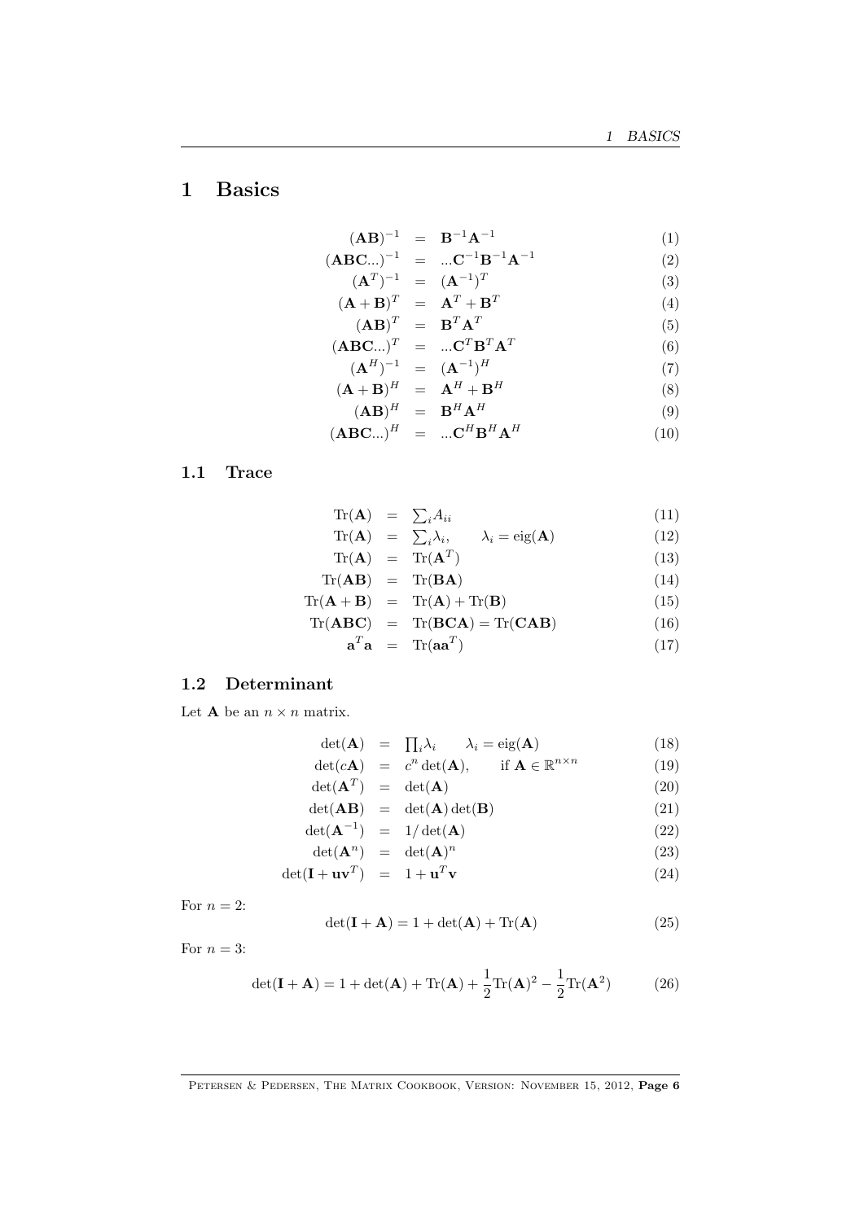# 1 Basics

$$
\begin{aligned}
(\mathbf{AB})^{-1} &= \mathbf{B}^{-1}\mathbf{A}^{-1} &(1)\\
(\mathbf{ABC}...)^{-1} &= ...\mathbf{C}^{-1}\mathbf{B}^{-1}\mathbf{A}^{-1} &(2)\\
(\mathbf{A}^T)^{-1} &= (\mathbf{A}^{-1})^T &(3)\\
(\mathbf{A}+\mathbf{B})^T &= \mathbf{A}^T+\mathbf{B}^T &(4)\\
(\mathbf{AB})^T &= \mathbf{B}^T\mathbf{A}^T &(5)\\
(\mathbf{ABC}...)^T &= ...\mathbf{C}^T\mathbf{B}^T\mathbf{A}^T &(6)\\
(\mathbf{A}^H)^{-1} &= (\mathbf{A}^{-1})^H &(7)\\
(\mathbf{A}+\mathbf{B})^H &= \mathbf{A}^H+\mathbf{B}^H &(8)\\
(\mathbf{AB})^H &= \mathbf{B}^H\mathbf{A}^H &(9)\\
(\mathbf{ABC}...)^H &= ...\mathbf{C}^H\mathbf{B}^H\mathbf{A}^H &(10)
\end{aligned}
$$

## 1.1 Trace

$$
\begin{aligned}
\mathrm{Tr}(\mathbf{A}) &= \textstyle\sum_i A_{ii} &(11)\\
\mathrm{Tr}(\mathbf{A}) &= \textstyle\sum_i \lambda_i, \qquad \lambda_i = \mathrm{eig}(\mathbf{A}) &(12)\\
\mathrm{Tr}(\mathbf{A}) &= \mathrm{Tr}(\mathbf{A}^T) &(13)\\
\mathrm{Tr}(\mathbf{AB}) &= \mathrm{Tr}(\mathbf{BA}) &(14)\\
\mathrm{Tr}(\mathbf{A}+\mathbf{B}) &= \mathrm{Tr}(\mathbf{A})+\mathrm{Tr}(\mathbf{B}) &(15)\\
\mathrm{Tr}(\mathbf{ABC}) &= \mathrm{Tr}(\mathbf{BCA}) = \mathrm{Tr}(\mathbf{CAB}) &(16)\\
\mathbf{a}^T\mathbf{a} &= \mathrm{Tr}(\mathbf{a}\mathbf{a}^T) &(17)
\end{aligned}
$$

## 1.2 Determinant

Let $\mathbf{A}$ be an $n \times n$ matrix.

$$
\begin{aligned}
\det(\mathbf{A}) &= \textstyle\prod_i \lambda_i \qquad \lambda_i = \mathrm{eig}(\mathbf{A}) &(18)\\
\det(c\mathbf{A}) &= c^n \det(\mathbf{A}), \qquad \text{if } \mathbf{A} \in \mathbb{R}^{n\times n} &(19)\\
\det(\mathbf{A}^T) &= \det(\mathbf{A}) &(20)\\
\det(\mathbf{AB}) &= \det(\mathbf{A})\det(\mathbf{B}) &(21)\\
\det(\mathbf{A}^{-1}) &= 1/\det(\mathbf{A}) &(22)\\
\det(\mathbf{A}^n) &= \det(\mathbf{A})^n &(23)\\
\det(\mathbf{I}+\mathbf{u}\mathbf{v}^T) &= 1+\mathbf{u}^T\mathbf{v} &(24)
\end{aligned}
$$

For $n = 2$:

$$\det(\mathbf{I}+\mathbf{A}) = 1 + \det(\mathbf{A}) + \mathrm{Tr}(\mathbf{A}) \tag{25}$$

For $n = 3$:

$$\det(\mathbf{I}+\mathbf{A}) = 1 + \det(\mathbf{A}) + \mathrm{Tr}(\mathbf{A}) + \frac{1}{2}\mathrm{Tr}(\mathbf{A})^2 - \frac{1}{2}\mathrm{Tr}(\mathbf{A}^2) \tag{26}$$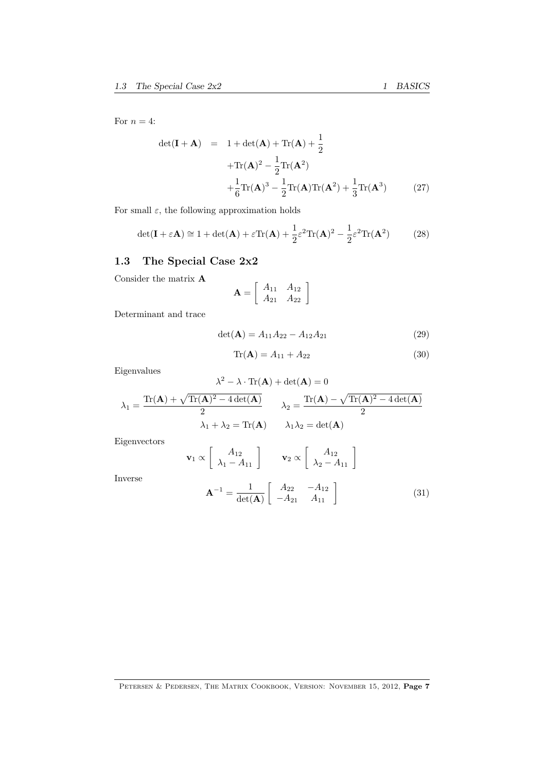For $n = 4$:

$$\det(\mathbf{I} + \mathbf{A}) = 1 + \det(\mathbf{A}) + \text{Tr}(\mathbf{A}) + \frac{1}{2} + \text{Tr}(\mathbf{A})^2 - \frac{1}{2}\text{Tr}(\mathbf{A}^2) + \frac{1}{6}\text{Tr}(\mathbf{A})^3 - \frac{1}{2}\text{Tr}(\mathbf{A})\text{Tr}(\mathbf{A}^2) + \frac{1}{3}\text{Tr}(\mathbf{A}^3) \tag{27}$$

For small $\varepsilon$, the following approximation holds

$$\det(\mathbf{I} + \varepsilon\mathbf{A}) \cong 1 + \det(\mathbf{A}) + \varepsilon\text{Tr}(\mathbf{A}) + \frac{1}{2}\varepsilon^2\text{Tr}(\mathbf{A})^2 - \frac{1}{2}\varepsilon^2\text{Tr}(\mathbf{A}^2) \tag{28}$$

## 1.3 The Special Case 2x2

Consider the matrix $\mathbf{A}$

$$\mathbf{A} = \begin{bmatrix} A_{11} & A_{12} \\ A_{21} & A_{22} \end{bmatrix}$$

Determinant and trace

$$\det(\mathbf{A}) = A_{11}A_{22} - A_{12}A_{21} \tag{29}$$

$$\text{Tr}(\mathbf{A}) = A_{11} + A_{22} \tag{30}$$

Eigenvalues

$$\lambda^2 - \lambda \cdot \text{Tr}(\mathbf{A}) + \det(\mathbf{A}) = 0$$

$$\lambda_1 = \frac{\text{Tr}(\mathbf{A}) + \sqrt{\text{Tr}(\mathbf{A})^2 - 4\det(\mathbf{A})}}{2} \qquad \lambda_2 = \frac{\text{Tr}(\mathbf{A}) - \sqrt{\text{Tr}(\mathbf{A})^2 - 4\det(\mathbf{A})}}{2}$$

$$\lambda_1 + \lambda_2 = \text{Tr}(\mathbf{A}) \qquad \lambda_1\lambda_2 = \det(\mathbf{A})$$

Eigenvectors

$$\mathbf{v}_1 \propto \begin{bmatrix} A_{12} \\ \lambda_1 - A_{11} \end{bmatrix} \qquad \mathbf{v}_2 \propto \begin{bmatrix} A_{12} \\ \lambda_2 - A_{11} \end{bmatrix}$$

Inverse

$$\mathbf{A}^{-1} = \frac{1}{\det(\mathbf{A})} \begin{bmatrix} A_{22} & -A_{12} \\ -A_{21} & A_{11} \end{bmatrix} \tag{31}$$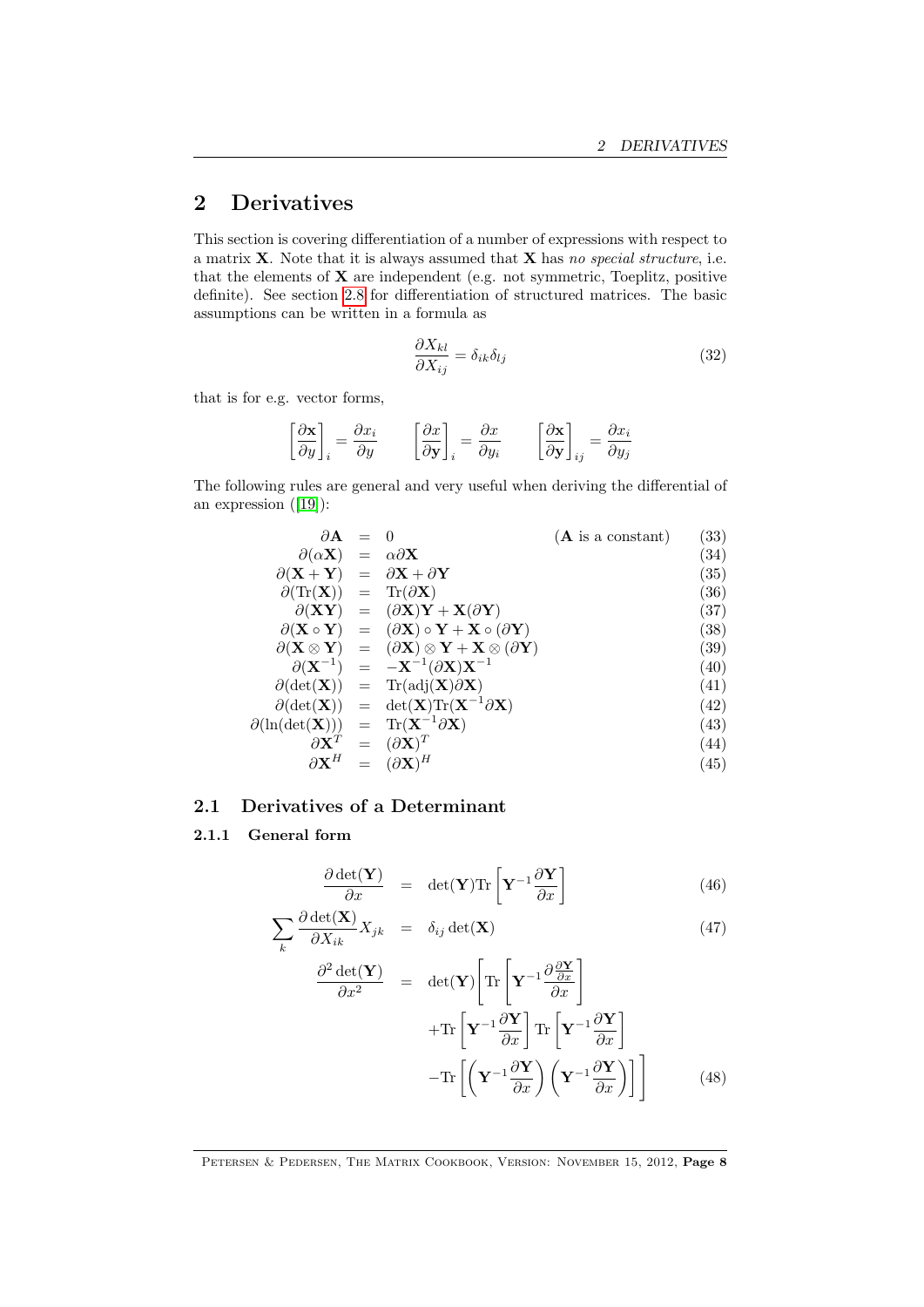# 2 Derivatives

This section is covering differentiation of a number of expressions with respect to a matrix $\mathbf{X}$. Note that it is always assumed that $\mathbf{X}$ has *no special structure*, i.e. that the elements of $\mathbf{X}$ are independent (e.g. not symmetric, Toeplitz, positive definite). See section 2.8 for differentiation of structured matrices. The basic assumptions can be written in a formula as

$$\frac{\partial X_{kl}}{\partial X_{ij}} = \delta_{ik}\delta_{lj} \tag{32}$$

that is for e.g. vector forms,

$$\left[\frac{\partial \mathbf{x}}{\partial y}\right]_i = \frac{\partial x_i}{\partial y} \qquad \left[\frac{\partial x}{\partial \mathbf{y}}\right]_i = \frac{\partial x}{\partial y_i} \qquad \left[\frac{\partial \mathbf{x}}{\partial \mathbf{y}}\right]_{ij} = \frac{\partial x_i}{\partial y_j}$$

The following rules are general and very useful when deriving the differential of an expression ([19]):

$$\begin{aligned}
\partial \mathbf{A} &= 0 \qquad (\mathbf{A} \text{ is a constant}) & (33)\\
\partial(\alpha \mathbf{X}) &= \alpha \partial \mathbf{X} & (34)\\
\partial(\mathbf{X}+\mathbf{Y}) &= \partial \mathbf{X} + \partial \mathbf{Y} & (35)\\
\partial(\mathrm{Tr}(\mathbf{X})) &= \mathrm{Tr}(\partial \mathbf{X}) & (36)\\
\partial(\mathbf{X}\mathbf{Y}) &= (\partial \mathbf{X})\mathbf{Y} + \mathbf{X}(\partial \mathbf{Y}) & (37)\\
\partial(\mathbf{X} \circ \mathbf{Y}) &= (\partial \mathbf{X}) \circ \mathbf{Y} + \mathbf{X} \circ (\partial \mathbf{Y}) & (38)\\
\partial(\mathbf{X} \otimes \mathbf{Y}) &= (\partial \mathbf{X}) \otimes \mathbf{Y} + \mathbf{X} \otimes (\partial \mathbf{Y}) & (39)\\
\partial(\mathbf{X}^{-1}) &= -\mathbf{X}^{-1}(\partial \mathbf{X})\mathbf{X}^{-1} & (40)\\
\partial(\det(\mathbf{X})) &= \mathrm{Tr}(\mathrm{adj}(\mathbf{X})\partial \mathbf{X}) & (41)\\
\partial(\det(\mathbf{X})) &= \det(\mathbf{X})\mathrm{Tr}(\mathbf{X}^{-1}\partial \mathbf{X}) & (42)\\
\partial(\ln(\det(\mathbf{X}))) &= \mathrm{Tr}(\mathbf{X}^{-1}\partial \mathbf{X}) & (43)\\
\partial \mathbf{X}^T &= (\partial \mathbf{X})^T & (44)\\
\partial \mathbf{X}^H &= (\partial \mathbf{X})^H & (45)
\end{aligned}$$

## 2.1 Derivatives of a Determinant

### 2.1.1 General form

$$\frac{\partial \det(\mathbf{Y})}{\partial x} = \det(\mathbf{Y})\mathrm{Tr}\left[\mathbf{Y}^{-1}\frac{\partial \mathbf{Y}}{\partial x}\right] \tag{46}$$

$$\sum_k \frac{\partial \det(\mathbf{X})}{\partial X_{ik}} X_{jk} = \delta_{ij}\det(\mathbf{X}) \tag{47}$$

$$\begin{aligned}
\frac{\partial^2 \det(\mathbf{Y})}{\partial x^2} = \det(\mathbf{Y})\Bigg[&\mathrm{Tr}\left[\mathbf{Y}^{-1}\frac{\partial \frac{\partial \mathbf{Y}}{\partial x}}{\partial x}\right] \\
&+\mathrm{Tr}\left[\mathbf{Y}^{-1}\frac{\partial \mathbf{Y}}{\partial x}\right]\mathrm{Tr}\left[\mathbf{Y}^{-1}\frac{\partial \mathbf{Y}}{\partial x}\right] \\
&-\mathrm{Tr}\left[\left(\mathbf{Y}^{-1}\frac{\partial \mathbf{Y}}{\partial x}\right)\left(\mathbf{Y}^{-1}\frac{\partial \mathbf{Y}}{\partial x}\right)\right]\Bigg]
\end{aligned} \tag{48}$$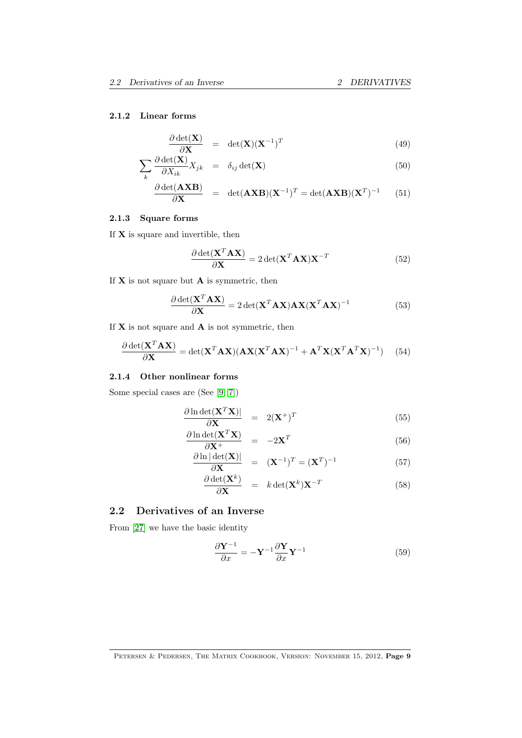### 2.1.2 Linear forms

$$\frac{\partial \det(\mathbf{X})}{\partial \mathbf{X}} = \det(\mathbf{X})(\mathbf{X}^{-1})^T \tag{49}$$

$$\sum_k \frac{\partial \det(\mathbf{X})}{\partial X_{ik}} X_{jk} = \delta_{ij} \det(\mathbf{X}) \tag{50}$$

$$\frac{\partial \det(\mathbf{AXB})}{\partial \mathbf{X}} = \det(\mathbf{AXB})(\mathbf{X}^{-1})^T = \det(\mathbf{AXB})(\mathbf{X}^T)^{-1} \tag{51}$$

### 2.1.3 Square forms

If $\mathbf{X}$ is square and invertible, then

$$\frac{\partial \det(\mathbf{X}^T\mathbf{AX})}{\partial \mathbf{X}} = 2\det(\mathbf{X}^T\mathbf{AX})\mathbf{X}^{-T} \tag{52}$$

If $\mathbf{X}$ is not square but $\mathbf{A}$ is symmetric, then

$$\frac{\partial \det(\mathbf{X}^T\mathbf{AX})}{\partial \mathbf{X}} = 2\det(\mathbf{X}^T\mathbf{AX})\mathbf{AX}(\mathbf{X}^T\mathbf{AX})^{-1} \tag{53}$$

If $\mathbf{X}$ is not square and $\mathbf{A}$ is not symmetric, then

$$\frac{\partial \det(\mathbf{X}^T\mathbf{AX})}{\partial \mathbf{X}} = \det(\mathbf{X}^T\mathbf{AX})(\mathbf{AX}(\mathbf{X}^T\mathbf{AX})^{-1} + \mathbf{A}^T\mathbf{X}(\mathbf{X}^T\mathbf{A}^T\mathbf{X})^{-1}) \tag{54}$$

### 2.1.4 Other nonlinear forms

Some special cases are (See [9, 7])

$$\frac{\partial \ln \det(\mathbf{X}^T\mathbf{X})|}{\partial \mathbf{X}} = 2(\mathbf{X}^+)^T \tag{55}$$

$$\frac{\partial \ln \det(\mathbf{X}^T\mathbf{X})}{\partial \mathbf{X}^+} = -2\mathbf{X}^T \tag{56}$$

$$\frac{\partial \ln |\det(\mathbf{X})|}{\partial \mathbf{X}} = (\mathbf{X}^{-1})^T = (\mathbf{X}^T)^{-1} \tag{57}$$

$$\frac{\partial \det(\mathbf{X}^k)}{\partial \mathbf{X}} = k \det(\mathbf{X}^k)\mathbf{X}^{-T} \tag{58}$$

## 2.2 Derivatives of an Inverse

From [27] we have the basic identity

$$\frac{\partial \mathbf{Y}^{-1}}{\partial x} = -\mathbf{Y}^{-1}\frac{\partial \mathbf{Y}}{\partial x}\mathbf{Y}^{-1} \tag{59}$$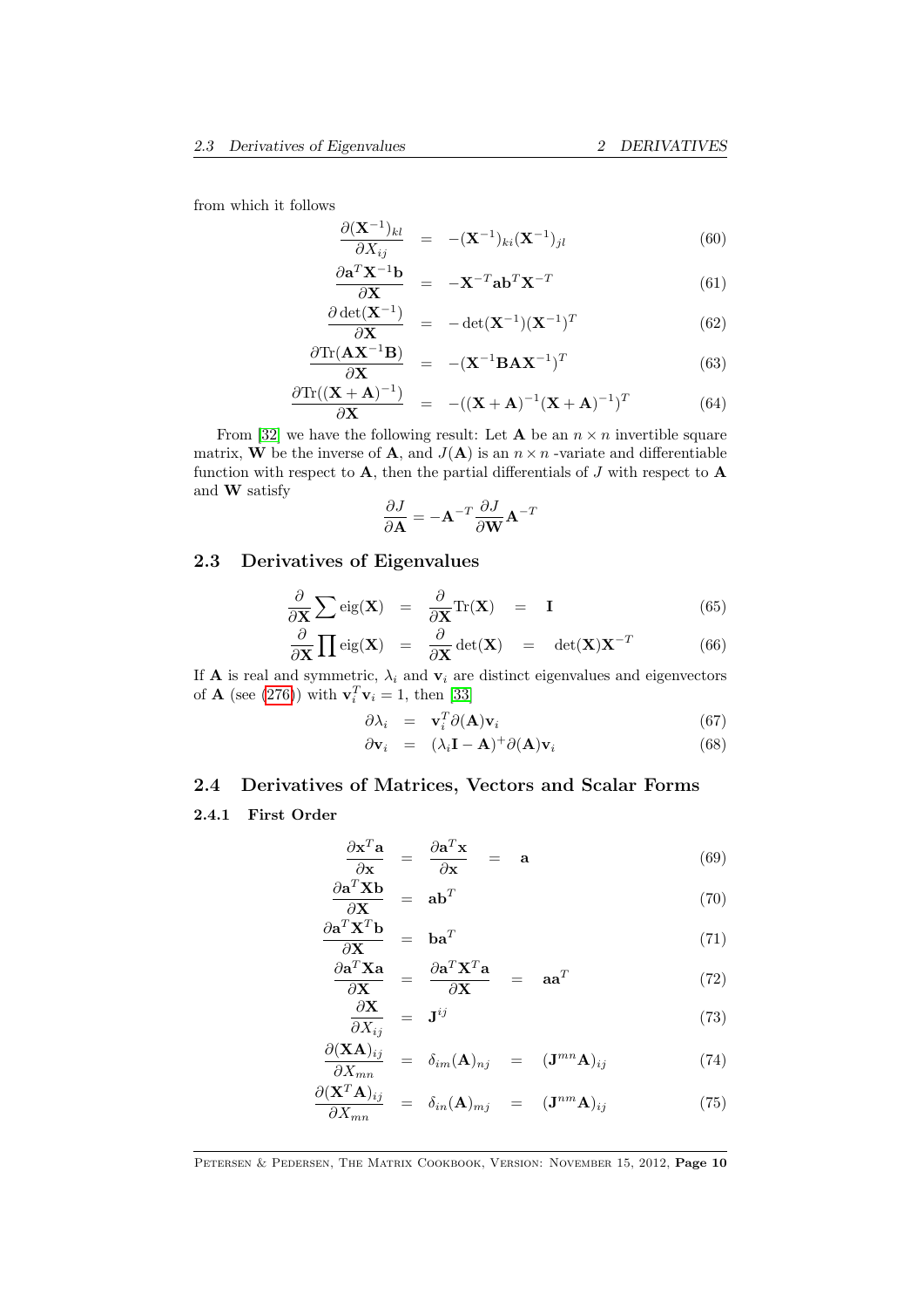from which it follows

$$
\begin{aligned}
\frac{\partial(\mathbf{X}^{-1})_{kl}}{\partial X_{ij}} &= -(\mathbf{X}^{-1})_{ki}(\mathbf{X}^{-1})_{jl} && (60)\\
\frac{\partial \mathbf{a}^T\mathbf{X}^{-1}\mathbf{b}}{\partial \mathbf{X}} &= -\mathbf{X}^{-T}\mathbf{a}\mathbf{b}^T\mathbf{X}^{-T} && (61)\\
\frac{\partial \det(\mathbf{X}^{-1})}{\partial \mathbf{X}} &= -\det(\mathbf{X}^{-1})(\mathbf{X}^{-1})^T && (62)\\
\frac{\partial \mathrm{Tr}(\mathbf{A}\mathbf{X}^{-1}\mathbf{B})}{\partial \mathbf{X}} &= -(\mathbf{X}^{-1}\mathbf{B}\mathbf{A}\mathbf{X}^{-1})^T && (63)\\
\frac{\partial \mathrm{Tr}((\mathbf{X}+\mathbf{A})^{-1})}{\partial \mathbf{X}} &= -((\mathbf{X}+\mathbf{A})^{-1}(\mathbf{X}+\mathbf{A})^{-1})^T && (64)
\end{aligned}
$$

From [32] we have the following result: Let $\mathbf{A}$ be an $n \times n$ invertible square matrix, $\mathbf{W}$ be the inverse of $\mathbf{A}$, and $J(\mathbf{A})$ is an $n \times n$ -variate and differentiable function with respect to $\mathbf{A}$, then the partial differentials of $J$ with respect to $\mathbf{A}$ and $\mathbf{W}$ satisfy

$$
\frac{\partial J}{\partial \mathbf{A}} = -\mathbf{A}^{-T}\frac{\partial J}{\partial \mathbf{W}}\mathbf{A}^{-T}
$$

## 2.3 Derivatives of Eigenvalues

$$
\begin{aligned}
\frac{\partial}{\partial \mathbf{X}}\sum \mathrm{eig}(\mathbf{X}) &= \frac{\partial}{\partial \mathbf{X}}\mathrm{Tr}(\mathbf{X}) = \mathbf{I} && (65)\\
\frac{\partial}{\partial \mathbf{X}}\prod \mathrm{eig}(\mathbf{X}) &= \frac{\partial}{\partial \mathbf{X}}\det(\mathbf{X}) = \det(\mathbf{X})\mathbf{X}^{-T} && (66)
\end{aligned}
$$

If $\mathbf{A}$ is real and symmetric, $\lambda_i$ and $\mathbf{v}_i$ are distinct eigenvalues and eigenvectors of $\mathbf{A}$ (see (276)) with $\mathbf{v}_i^T\mathbf{v}_i = 1$, then [33]

$$
\begin{aligned}
\partial\lambda_i &= \mathbf{v}_i^T\partial(\mathbf{A})\mathbf{v}_i && (67)\\
\partial\mathbf{v}_i &= (\lambda_i\mathbf{I}-\mathbf{A})^{+}\partial(\mathbf{A})\mathbf{v}_i && (68)
\end{aligned}
$$

## 2.4 Derivatives of Matrices, Vectors and Scalar Forms

### 2.4.1 First Order

$$
\begin{aligned}
\frac{\partial \mathbf{x}^T\mathbf{a}}{\partial \mathbf{x}} &= \frac{\partial \mathbf{a}^T\mathbf{x}}{\partial \mathbf{x}} = \mathbf{a} && (69)\\
\frac{\partial \mathbf{a}^T\mathbf{X}\mathbf{b}}{\partial \mathbf{X}} &= \mathbf{a}\mathbf{b}^T && (70)\\
\frac{\partial \mathbf{a}^T\mathbf{X}^T\mathbf{b}}{\partial \mathbf{X}} &= \mathbf{b}\mathbf{a}^T && (71)\\
\frac{\partial \mathbf{a}^T\mathbf{X}\mathbf{a}}{\partial \mathbf{X}} &= \frac{\partial \mathbf{a}^T\mathbf{X}^T\mathbf{a}}{\partial \mathbf{X}} = \mathbf{a}\mathbf{a}^T && (72)\\
\frac{\partial \mathbf{X}}{\partial X_{ij}} &= \mathbf{J}^{ij} && (73)\\
\frac{\partial(\mathbf{X}\mathbf{A})_{ij}}{\partial X_{mn}} &= \delta_{im}(\mathbf{A})_{nj} = (\mathbf{J}^{mn}\mathbf{A})_{ij} && (74)\\
\frac{\partial(\mathbf{X}^T\mathbf{A})_{ij}}{\partial X_{mn}} &= \delta_{in}(\mathbf{A})_{mj} = (\mathbf{J}^{nm}\mathbf{A})_{ij} && (75)
\end{aligned}
$$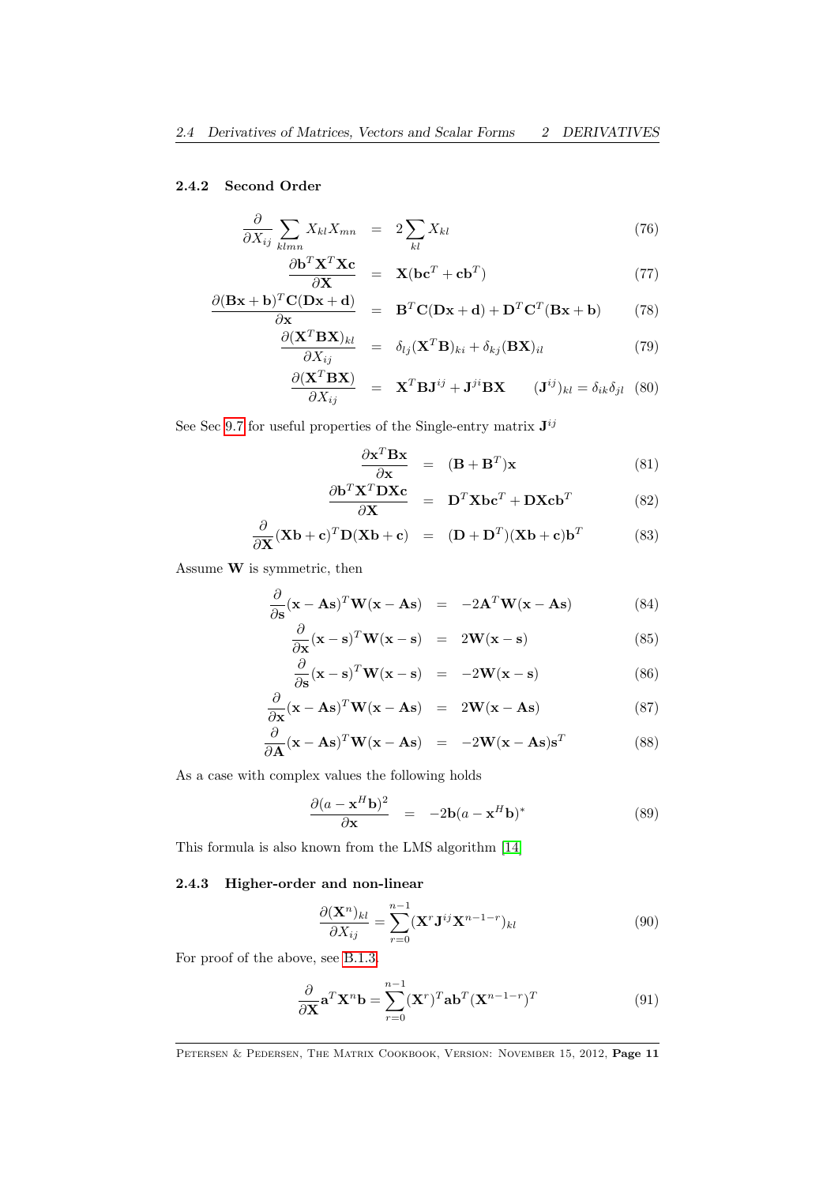### 2.4.2 Second Order

$$\frac{\partial}{\partial X_{ij}} \sum_{klmn} X_{kl} X_{mn} = 2 \sum_{kl} X_{kl} \tag{76}$$

$$\frac{\partial \mathbf{b}^T \mathbf{X}^T \mathbf{X} \mathbf{c}}{\partial \mathbf{X}} = \mathbf{X}(\mathbf{b}\mathbf{c}^T + \mathbf{c}\mathbf{b}^T) \tag{77}$$

$$\frac{\partial (\mathbf{B}\mathbf{x} + \mathbf{b})^T \mathbf{C} (\mathbf{D}\mathbf{x} + \mathbf{d})}{\partial \mathbf{x}} = \mathbf{B}^T \mathbf{C} (\mathbf{D}\mathbf{x} + \mathbf{d}) + \mathbf{D}^T \mathbf{C}^T (\mathbf{B}\mathbf{x} + \mathbf{b}) \tag{78}$$

$$\frac{\partial (\mathbf{X}^T \mathbf{B} \mathbf{X})_{kl}}{\partial X_{ij}} = \delta_{lj} (\mathbf{X}^T \mathbf{B})_{ki} + \delta_{kj} (\mathbf{B}\mathbf{X})_{il} \tag{79}$$

$$\frac{\partial (\mathbf{X}^T \mathbf{B} \mathbf{X})}{\partial X_{ij}} = \mathbf{X}^T \mathbf{B} \mathbf{J}^{ij} + \mathbf{J}^{ji} \mathbf{B} \mathbf{X} \qquad (\mathbf{J}^{ij})_{kl} = \delta_{ik} \delta_{jl} \tag{80}$$

See Sec 9.7 for useful properties of the Single-entry matrix $\mathbf{J}^{ij}$

$$\frac{\partial \mathbf{x}^T \mathbf{B} \mathbf{x}}{\partial \mathbf{x}} = (\mathbf{B} + \mathbf{B}^T)\mathbf{x} \tag{81}$$

$$\frac{\partial \mathbf{b}^T \mathbf{X}^T \mathbf{D} \mathbf{X} \mathbf{c}}{\partial \mathbf{X}} = \mathbf{D}^T \mathbf{X} \mathbf{b} \mathbf{c}^T + \mathbf{D} \mathbf{X} \mathbf{c} \mathbf{b}^T \tag{82}$$

$$\frac{\partial}{\partial \mathbf{X}} (\mathbf{X}\mathbf{b} + \mathbf{c})^T \mathbf{D} (\mathbf{X}\mathbf{b} + \mathbf{c}) = (\mathbf{D} + \mathbf{D}^T)(\mathbf{X}\mathbf{b} + \mathbf{c})\mathbf{b}^T \tag{83}$$

Assume $\mathbf{W}$ is symmetric, then

$$\frac{\partial}{\partial \mathbf{s}} (\mathbf{x} - \mathbf{A}\mathbf{s})^T \mathbf{W} (\mathbf{x} - \mathbf{A}\mathbf{s}) = -2\mathbf{A}^T \mathbf{W} (\mathbf{x} - \mathbf{A}\mathbf{s}) \tag{84}$$

$$\frac{\partial}{\partial \mathbf{x}} (\mathbf{x} - \mathbf{s})^T \mathbf{W} (\mathbf{x} - \mathbf{s}) = 2\mathbf{W}(\mathbf{x} - \mathbf{s}) \tag{85}$$

$$\frac{\partial}{\partial \mathbf{s}} (\mathbf{x} - \mathbf{s})^T \mathbf{W} (\mathbf{x} - \mathbf{s}) = -2\mathbf{W}(\mathbf{x} - \mathbf{s}) \tag{86}$$

$$\frac{\partial}{\partial \mathbf{x}} (\mathbf{x} - \mathbf{A}\mathbf{s})^T \mathbf{W} (\mathbf{x} - \mathbf{A}\mathbf{s}) = 2\mathbf{W}(\mathbf{x} - \mathbf{A}\mathbf{s}) \tag{87}$$

$$\frac{\partial}{\partial \mathbf{A}} (\mathbf{x} - \mathbf{A}\mathbf{s})^T \mathbf{W} (\mathbf{x} - \mathbf{A}\mathbf{s}) = -2\mathbf{W}(\mathbf{x} - \mathbf{A}\mathbf{s})\mathbf{s}^T \tag{88}$$

As a case with complex values the following holds

$$\frac{\partial (a - \mathbf{x}^H \mathbf{b})^2}{\partial \mathbf{x}} = -2\mathbf{b}(a - \mathbf{x}^H \mathbf{b})^* \tag{89}$$

This formula is also known from the LMS algorithm [14]

### 2.4.3 Higher-order and non-linear

$$\frac{\partial (\mathbf{X}^n)_{kl}}{\partial X_{ij}} = \sum_{r=0}^{n-1} (\mathbf{X}^r \mathbf{J}^{ij} \mathbf{X}^{n-1-r})_{kl} \tag{90}$$

For proof of the above, see B.1.3.

$$\frac{\partial}{\partial \mathbf{X}} \mathbf{a}^T \mathbf{X}^n \mathbf{b} = \sum_{r=0}^{n-1} (\mathbf{X}^r)^T \mathbf{a} \mathbf{b}^T (\mathbf{X}^{n-1-r})^T \tag{91}$$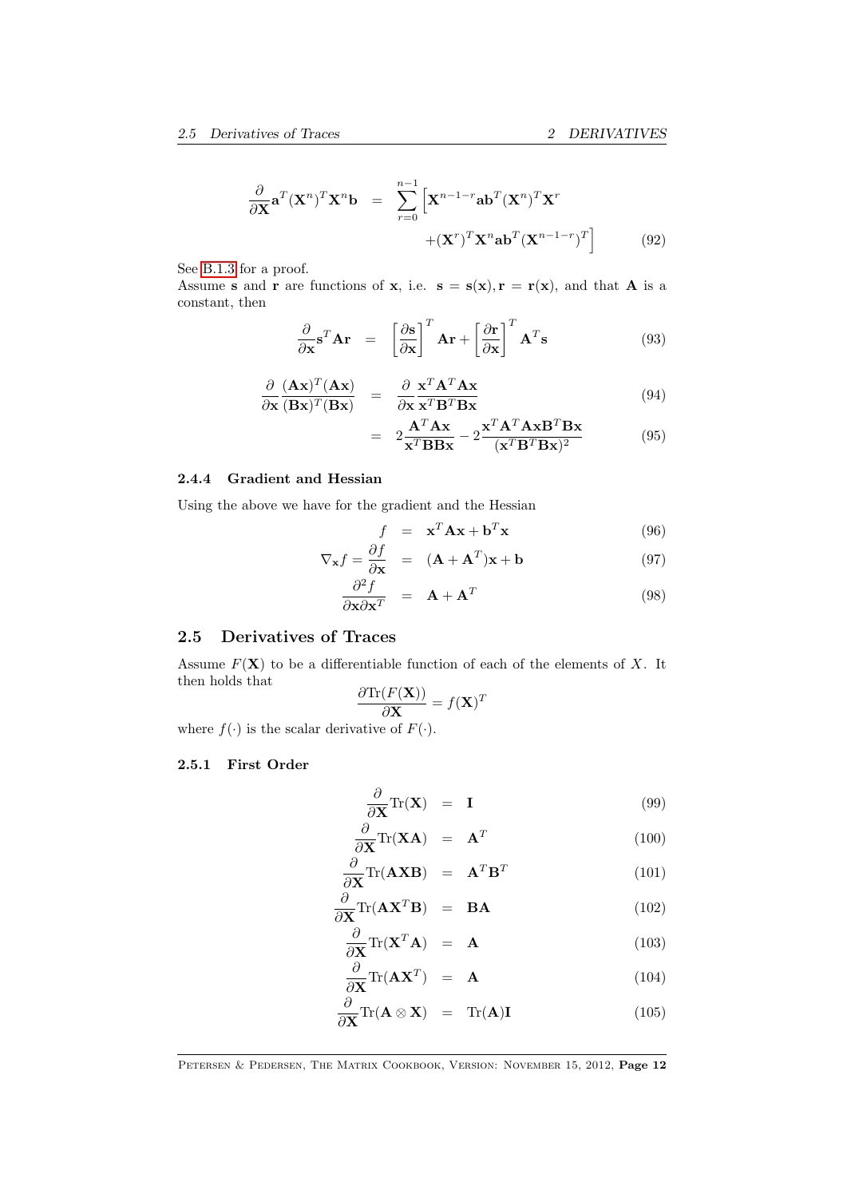$$\frac{\partial}{\partial \mathbf{X}} \mathbf{a}^T (\mathbf{X}^n)^T \mathbf{X}^n \mathbf{b} = \sum_{r=0}^{n-1} \Big[ \mathbf{X}^{n-1-r} \mathbf{a} \mathbf{b}^T (\mathbf{X}^n)^T \mathbf{X}^r + (\mathbf{X}^r)^T \mathbf{X}^n \mathbf{a} \mathbf{b}^T (\mathbf{X}^{n-1-r})^T \Big] \tag{92}$$

See B.1.3 for a proof.

Assume $\mathbf{s}$ and $\mathbf{r}$ are functions of $\mathbf{x}$, i.e. $\mathbf{s} = \mathbf{s}(\mathbf{x}), \mathbf{r} = \mathbf{r}(\mathbf{x})$, and that $\mathbf{A}$ is a constant, then

$$\frac{\partial}{\partial \mathbf{x}} \mathbf{s}^T \mathbf{A} \mathbf{r} = \left[ \frac{\partial \mathbf{s}}{\partial \mathbf{x}} \right]^T \mathbf{A} \mathbf{r} + \left[ \frac{\partial \mathbf{r}}{\partial \mathbf{x}} \right]^T \mathbf{A}^T \mathbf{s} \tag{93}$$

$$\frac{\partial}{\partial \mathbf{x}} \frac{(\mathbf{A}\mathbf{x})^T (\mathbf{A}\mathbf{x})}{(\mathbf{B}\mathbf{x})^T (\mathbf{B}\mathbf{x})} = \frac{\partial}{\partial \mathbf{x}} \frac{\mathbf{x}^T \mathbf{A}^T \mathbf{A} \mathbf{x}}{\mathbf{x}^T \mathbf{B}^T \mathbf{B} \mathbf{x}} \tag{94}$$

$$= 2 \frac{\mathbf{A}^T \mathbf{A} \mathbf{x}}{\mathbf{x}^T \mathbf{B} \mathbf{B} \mathbf{x}} - 2 \frac{\mathbf{x}^T \mathbf{A}^T \mathbf{A} \mathbf{x} \mathbf{B}^T \mathbf{B} \mathbf{x}}{(\mathbf{x}^T \mathbf{B}^T \mathbf{B} \mathbf{x})^2} \tag{95}$$

### 2.4.4 Gradient and Hessian

Using the above we have for the gradient and the Hessian

$$f = \mathbf{x}^T \mathbf{A} \mathbf{x} + \mathbf{b}^T \mathbf{x} \tag{96}$$

$$\nabla_{\mathbf{x}} f = \frac{\partial f}{\partial \mathbf{x}} = (\mathbf{A} + \mathbf{A}^T)\mathbf{x} + \mathbf{b} \tag{97}$$

$$\frac{\partial^2 f}{\partial \mathbf{x} \partial \mathbf{x}^T} = \mathbf{A} + \mathbf{A}^T \tag{98}$$

## 2.5 Derivatives of Traces

Assume $F(\mathbf{X})$ to be a differentiable function of each of the elements of $X$. It then holds that

$$\frac{\partial \text{Tr}(F(\mathbf{X}))}{\partial \mathbf{X}} = f(\mathbf{X})^T$$

where $f(\cdot)$ is the scalar derivative of $F(\cdot)$.

### 2.5.1 First Order

$$\frac{\partial}{\partial \mathbf{X}} \text{Tr}(\mathbf{X}) = \mathbf{I} \tag{99}$$

$$\frac{\partial}{\partial \mathbf{X}} \text{Tr}(\mathbf{X}\mathbf{A}) = \mathbf{A}^T \tag{100}$$

$$\frac{\partial}{\partial \mathbf{X}} \text{Tr}(\mathbf{A}\mathbf{X}\mathbf{B}) = \mathbf{A}^T \mathbf{B}^T \tag{101}$$

$$\frac{\partial}{\partial \mathbf{X}} \text{Tr}(\mathbf{A}\mathbf{X}^T\mathbf{B}) = \mathbf{B}\mathbf{A} \tag{102}$$

$$\frac{\partial}{\partial \mathbf{X}} \text{Tr}(\mathbf{X}^T\mathbf{A}) = \mathbf{A} \tag{103}$$

$$\frac{\partial}{\partial \mathbf{X}} \text{Tr}(\mathbf{A}\mathbf{X}^T) = \mathbf{A} \tag{104}$$

$$\frac{\partial}{\partial \mathbf{X}} \text{Tr}(\mathbf{A} \otimes \mathbf{X}) = \text{Tr}(\mathbf{A})\mathbf{I} \tag{105}$$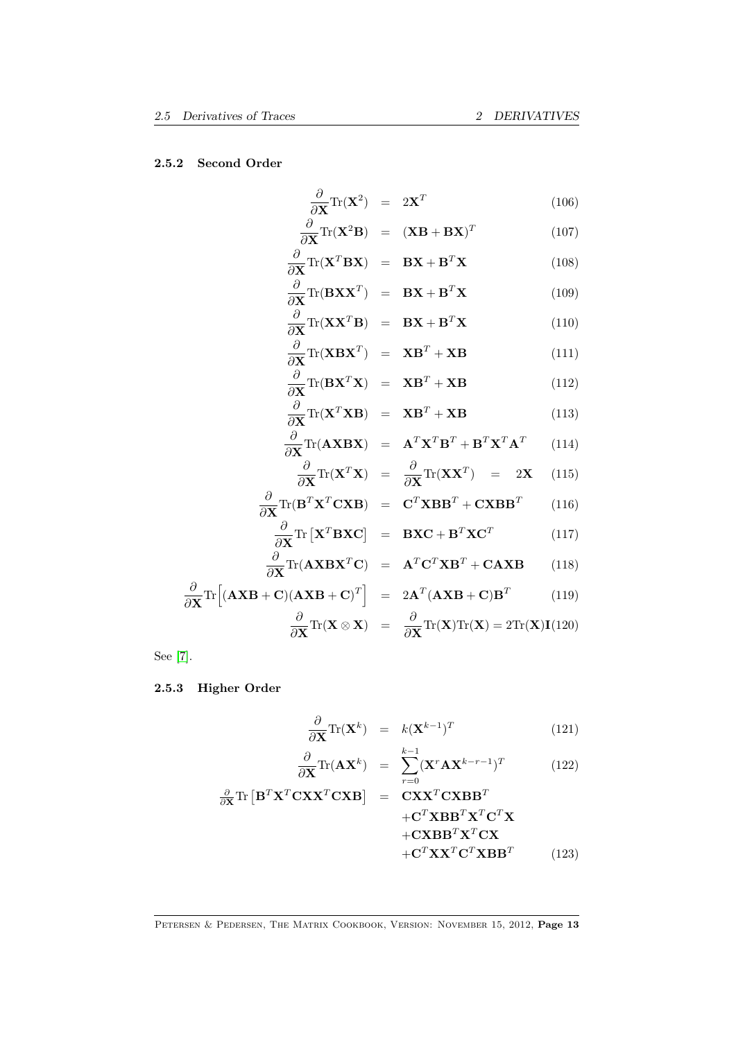#### 2.5.2 Second Order

$$\frac{\partial}{\partial \mathbf{X}} \text{Tr}(\mathbf{X}^2) = 2\mathbf{X}^T \tag{106}$$

$$\frac{\partial}{\partial \mathbf{X}} \text{Tr}(\mathbf{X}^2\mathbf{B}) = (\mathbf{X}\mathbf{B} + \mathbf{B}\mathbf{X})^T \tag{107}$$

$$\frac{\partial}{\partial \mathbf{X}} \text{Tr}(\mathbf{X}^T\mathbf{B}\mathbf{X}) = \mathbf{B}\mathbf{X} + \mathbf{B}^T\mathbf{X} \tag{108}$$

$$\frac{\partial}{\partial \mathbf{X}} \text{Tr}(\mathbf{B}\mathbf{X}\mathbf{X}^T) = \mathbf{B}\mathbf{X} + \mathbf{B}^T\mathbf{X} \tag{109}$$

$$\frac{\partial}{\partial \mathbf{X}} \text{Tr}(\mathbf{X}\mathbf{X}^T\mathbf{B}) = \mathbf{B}\mathbf{X} + \mathbf{B}^T\mathbf{X} \tag{110}$$

$$\frac{\partial}{\partial \mathbf{X}} \text{Tr}(\mathbf{X}\mathbf{B}\mathbf{X}^T) = \mathbf{X}\mathbf{B}^T + \mathbf{X}\mathbf{B} \tag{111}$$

$$\frac{\partial}{\partial \mathbf{X}} \text{Tr}(\mathbf{B}\mathbf{X}^T\mathbf{X}) = \mathbf{X}\mathbf{B}^T + \mathbf{X}\mathbf{B} \tag{112}$$

$$\frac{\partial}{\partial \mathbf{X}} \text{Tr}(\mathbf{X}^T\mathbf{X}\mathbf{B}) = \mathbf{X}\mathbf{B}^T + \mathbf{X}\mathbf{B} \tag{113}$$

$$\frac{\partial}{\partial \mathbf{X}} \text{Tr}(\mathbf{A}\mathbf{X}\mathbf{B}\mathbf{X}) = \mathbf{A}^T\mathbf{X}^T\mathbf{B}^T + \mathbf{B}^T\mathbf{X}^T\mathbf{A}^T \tag{114}$$

$$\frac{\partial}{\partial \mathbf{X}} \text{Tr}(\mathbf{X}^T\mathbf{X}) = \frac{\partial}{\partial \mathbf{X}} \text{Tr}(\mathbf{X}\mathbf{X}^T) = 2\mathbf{X} \tag{115}$$

$$\frac{\partial}{\partial \mathbf{X}} \text{Tr}(\mathbf{B}^T\mathbf{X}^T\mathbf{C}\mathbf{X}\mathbf{B}) = \mathbf{C}^T\mathbf{X}\mathbf{B}\mathbf{B}^T + \mathbf{C}\mathbf{X}\mathbf{B}\mathbf{B}^T \tag{116}$$

$$\frac{\partial}{\partial \mathbf{X}} \text{Tr}\left[\mathbf{X}^T\mathbf{B}\mathbf{X}\mathbf{C}\right] = \mathbf{B}\mathbf{X}\mathbf{C} + \mathbf{B}^T\mathbf{X}\mathbf{C}^T \tag{117}$$

$$\frac{\partial}{\partial \mathbf{X}} \text{Tr}(\mathbf{A}\mathbf{X}\mathbf{B}\mathbf{X}^T\mathbf{C}) = \mathbf{A}^T\mathbf{C}^T\mathbf{X}\mathbf{B}^T + \mathbf{C}\mathbf{A}\mathbf{X}\mathbf{B} \tag{118}$$

$$\frac{\partial}{\partial \mathbf{X}} \text{Tr}\Big[(\mathbf{A}\mathbf{X}\mathbf{B} + \mathbf{C})(\mathbf{A}\mathbf{X}\mathbf{B} + \mathbf{C})^T\Big] = 2\mathbf{A}^T(\mathbf{A}\mathbf{X}\mathbf{B} + \mathbf{C})\mathbf{B}^T \tag{119}$$

$$\frac{\partial}{\partial \mathbf{X}} \text{Tr}(\mathbf{X} \otimes \mathbf{X}) = \frac{\partial}{\partial \mathbf{X}} \text{Tr}(\mathbf{X})\text{Tr}(\mathbf{X}) = 2\text{Tr}(\mathbf{X})\mathbf{I} \tag{120}$$

See [7].

#### 2.5.3 Higher Order

$$\frac{\partial}{\partial \mathbf{X}} \text{Tr}(\mathbf{X}^k) = k(\mathbf{X}^{k-1})^T \tag{121}$$

$$\frac{\partial}{\partial \mathbf{X}} \text{Tr}(\mathbf{A}\mathbf{X}^k) = \sum_{r=0}^{k-1} (\mathbf{X}^r\mathbf{A}\mathbf{X}^{k-r-1})^T \tag{122}$$

$$\begin{aligned}
\tfrac{\partial}{\partial \mathbf{X}} \text{Tr}\left[\mathbf{B}^T\mathbf{X}^T\mathbf{C}\mathbf{X}\mathbf{X}^T\mathbf{C}\mathbf{X}\mathbf{B}\right] = \; & \mathbf{C}\mathbf{X}\mathbf{X}^T\mathbf{C}\mathbf{X}\mathbf{B}\mathbf{B}^T \\
& + \mathbf{C}^T\mathbf{X}\mathbf{B}\mathbf{B}^T\mathbf{X}^T\mathbf{C}^T\mathbf{X} \\
& + \mathbf{C}\mathbf{X}\mathbf{B}\mathbf{B}^T\mathbf{X}^T\mathbf{C}\mathbf{X} \\
& + \mathbf{C}^T\mathbf{X}\mathbf{X}^T\mathbf{C}^T\mathbf{X}\mathbf{B}\mathbf{B}^T
\end{aligned} \tag{123}$$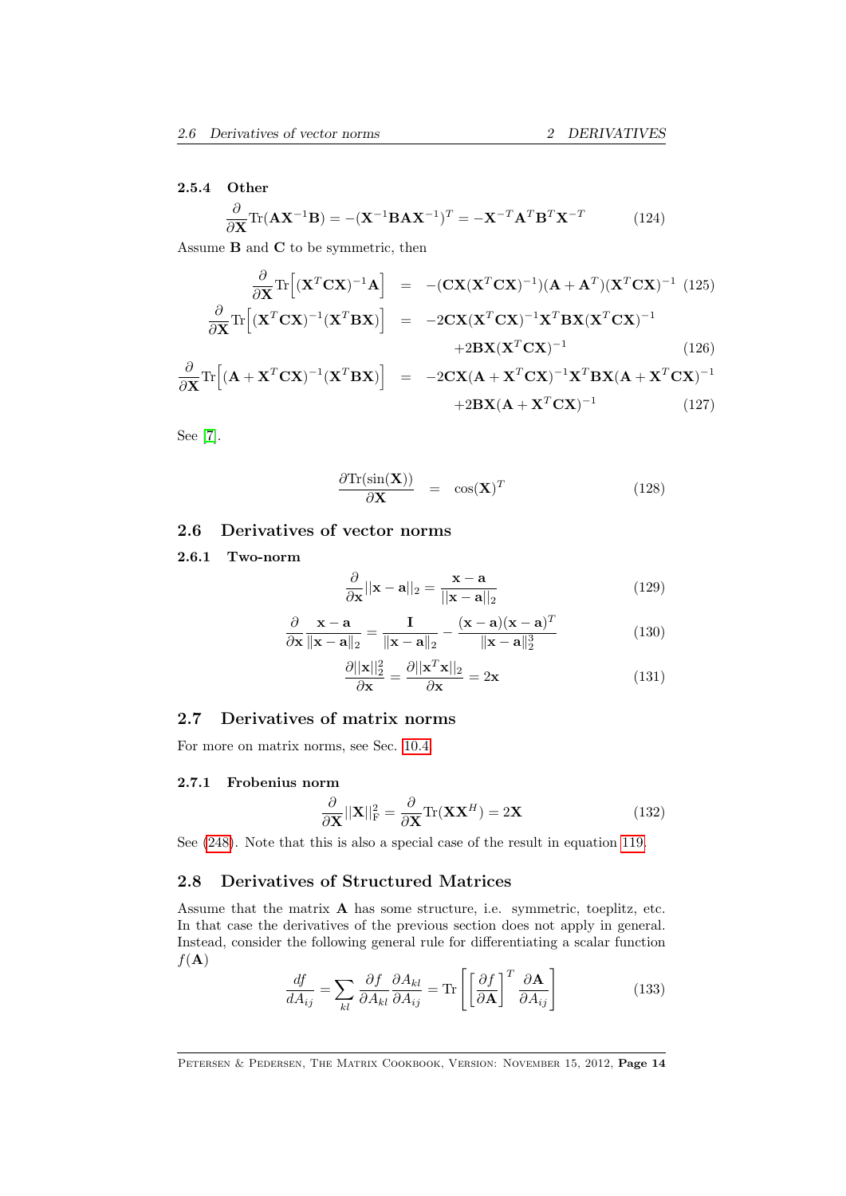#### 2.5.4 Other

$$\frac{\partial}{\partial \mathbf{X}} \text{Tr}(\mathbf{A}\mathbf{X}^{-1}\mathbf{B}) = -(\mathbf{X}^{-1}\mathbf{B}\mathbf{A}\mathbf{X}^{-1})^T = -\mathbf{X}^{-T}\mathbf{A}^T\mathbf{B}^T\mathbf{X}^{-T} \tag{124}$$

Assume $\mathbf{B}$ and $\mathbf{C}$ to be symmetric, then

$$\frac{\partial}{\partial \mathbf{X}} \text{Tr}\Big[(\mathbf{X}^T\mathbf{C}\mathbf{X})^{-1}\mathbf{A}\Big] = -(\mathbf{C}\mathbf{X}(\mathbf{X}^T\mathbf{C}\mathbf{X})^{-1})(\mathbf{A}+\mathbf{A}^T)(\mathbf{X}^T\mathbf{C}\mathbf{X})^{-1} \tag{125}$$

$$\frac{\partial}{\partial \mathbf{X}} \text{Tr}\Big[(\mathbf{X}^T\mathbf{C}\mathbf{X})^{-1}(\mathbf{X}^T\mathbf{B}\mathbf{X})\Big] = -2\mathbf{C}\mathbf{X}(\mathbf{X}^T\mathbf{C}\mathbf{X})^{-1}\mathbf{X}^T\mathbf{B}\mathbf{X}(\mathbf{X}^T\mathbf{C}\mathbf{X})^{-1} + 2\mathbf{B}\mathbf{X}(\mathbf{X}^T\mathbf{C}\mathbf{X})^{-1} \tag{126}$$

$$\frac{\partial}{\partial \mathbf{X}} \text{Tr}\Big[(\mathbf{A}+\mathbf{X}^T\mathbf{C}\mathbf{X})^{-1}(\mathbf{X}^T\mathbf{B}\mathbf{X})\Big] = -2\mathbf{C}\mathbf{X}(\mathbf{A}+\mathbf{X}^T\mathbf{C}\mathbf{X})^{-1}\mathbf{X}^T\mathbf{B}\mathbf{X}(\mathbf{A}+\mathbf{X}^T\mathbf{C}\mathbf{X})^{-1} + 2\mathbf{B}\mathbf{X}(\mathbf{A}+\mathbf{X}^T\mathbf{C}\mathbf{X})^{-1} \tag{127}$$

See [7].

$$\frac{\partial \text{Tr}(\sin(\mathbf{X}))}{\partial \mathbf{X}} = \cos(\mathbf{X})^T \tag{128}$$

## 2.6 Derivatives of vector norms

### 2.6.1 Two-norm

$$\frac{\partial}{\partial \mathbf{x}} ||\mathbf{x}-\mathbf{a}||_2 = \frac{\mathbf{x}-\mathbf{a}}{||\mathbf{x}-\mathbf{a}||_2} \tag{129}$$

$$\frac{\partial}{\partial \mathbf{x}} \frac{\mathbf{x}-\mathbf{a}}{\|\mathbf{x}-\mathbf{a}\|_2} = \frac{\mathbf{I}}{\|\mathbf{x}-\mathbf{a}\|_2} - \frac{(\mathbf{x}-\mathbf{a})(\mathbf{x}-\mathbf{a})^T}{\|\mathbf{x}-\mathbf{a}\|_2^3} \tag{130}$$

$$\frac{\partial ||\mathbf{x}||_2^2}{\partial \mathbf{x}} = \frac{\partial ||\mathbf{x}^T\mathbf{x}||_2}{\partial \mathbf{x}} = 2\mathbf{x} \tag{131}$$

## 2.7 Derivatives of matrix norms

For more on matrix norms, see Sec. 10.4.

### 2.7.1 Frobenius norm

$$\frac{\partial}{\partial \mathbf{X}} ||\mathbf{X}||_\text{F}^2 = \frac{\partial}{\partial \mathbf{X}} \text{Tr}(\mathbf{X}\mathbf{X}^H) = 2\mathbf{X} \tag{132}$$

See (248). Note that this is also a special case of the result in equation 119.

## 2.8 Derivatives of Structured Matrices

Assume that the matrix $\mathbf{A}$ has some structure, i.e. symmetric, toeplitz, etc. In that case the derivatives of the previous section does not apply in general. Instead, consider the following general rule for differentiating a scalar function $f(\mathbf{A})$

$$\frac{df}{dA_{ij}} = \sum_{kl} \frac{\partial f}{\partial A_{kl}} \frac{\partial A_{kl}}{\partial A_{ij}} = \text{Tr}\left[\left[\frac{\partial f}{\partial \mathbf{A}}\right]^T \frac{\partial \mathbf{A}}{\partial A_{ij}}\right] \tag{133}$$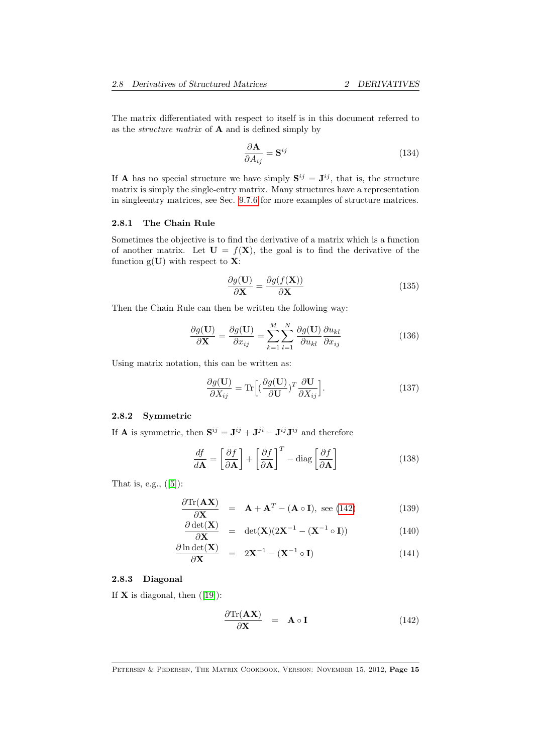The matrix differentiated with respect to itself is in this document referred to as the *structure matrix* of $\mathbf{A}$ and is defined simply by

$$\frac{\partial \mathbf{A}}{\partial A_{ij}} = \mathbf{S}^{ij} \tag{134}$$

If $\mathbf{A}$ has no special structure we have simply $\mathbf{S}^{ij} = \mathbf{J}^{ij}$, that is, the structure matrix is simply the single-entry matrix. Many structures have a representation in singleentry matrices, see Sec. 9.7.6 for more examples of structure matrices.

### 2.8.1 The Chain Rule

Sometimes the objective is to find the derivative of a matrix which is a function of another matrix. Let $\mathbf{U} = f(\mathbf{X})$, the goal is to find the derivative of the function $\mathrm{g}(\mathbf{U})$ with respect to $\mathbf{X}$:

$$\frac{\partial g(\mathbf{U})}{\partial \mathbf{X}} = \frac{\partial g(f(\mathbf{X}))}{\partial \mathbf{X}} \tag{135}$$

Then the Chain Rule can then be written the following way:

$$\frac{\partial g(\mathbf{U})}{\partial \mathbf{X}} = \frac{\partial g(\mathbf{U})}{\partial x_{ij}} = \sum_{k=1}^{M} \sum_{l=1}^{N} \frac{\partial g(\mathbf{U})}{\partial u_{kl}} \frac{\partial u_{kl}}{\partial x_{ij}} \tag{136}$$

Using matrix notation, this can be written as:

$$\frac{\partial g(\mathbf{U})}{\partial X_{ij}} = \mathrm{Tr}\Big[ (\frac{\partial g(\mathbf{U})}{\partial \mathbf{U}})^T \frac{\partial \mathbf{U}}{\partial X_{ij}} \Big]. \tag{137}$$

### 2.8.2 Symmetric

If $\mathbf{A}$ is symmetric, then $\mathbf{S}^{ij} = \mathbf{J}^{ij} + \mathbf{J}^{ji} - \mathbf{J}^{ij}\mathbf{J}^{ij}$ and therefore

$$\frac{df}{d\mathbf{A}} = \left[\frac{\partial f}{\partial \mathbf{A}}\right] + \left[\frac{\partial f}{\partial \mathbf{A}}\right]^T - \mathrm{diag}\left[\frac{\partial f}{\partial \mathbf{A}}\right] \tag{138}$$

That is, e.g., ([5]):

$$\frac{\partial \mathrm{Tr}(\mathbf{A}\mathbf{X})}{\partial \mathbf{X}} = \mathbf{A} + \mathbf{A}^T - (\mathbf{A} \circ \mathbf{I}), \text{ see (142)} \tag{139}$$

$$\frac{\partial \det(\mathbf{X})}{\partial \mathbf{X}} = \det(\mathbf{X})(2\mathbf{X}^{-1} - (\mathbf{X}^{-1} \circ \mathbf{I})) \tag{140}$$

$$\frac{\partial \ln \det(\mathbf{X})}{\partial \mathbf{X}} = 2\mathbf{X}^{-1} - (\mathbf{X}^{-1} \circ \mathbf{I}) \tag{141}$$

### 2.8.3 Diagonal

If $\mathbf{X}$ is diagonal, then ([19]):

$$\frac{\partial \mathrm{Tr}(\mathbf{A}\mathbf{X})}{\partial \mathbf{X}} = \mathbf{A} \circ \mathbf{I} \tag{142}$$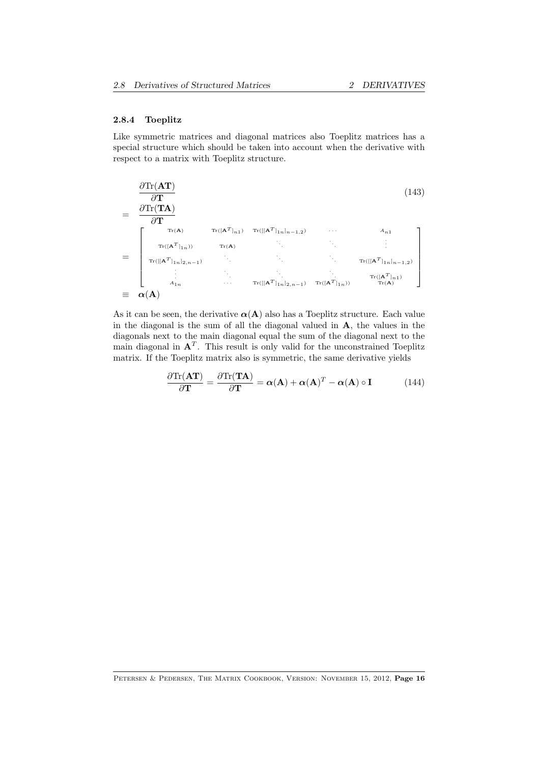### 2.8.4 Toeplitz

Like symmetric matrices and diagonal matrices also Toeplitz matrices has a special structure which should be taken into account when the derivative with respect to a matrix with Toeplitz structure.

$$
\begin{aligned}
& \frac{\partial \mathrm{Tr}(\mathbf{AT})}{\partial \mathbf{T}} \qquad (143) \\
= \; & \frac{\partial \mathrm{Tr}(\mathbf{TA})}{\partial \mathbf{T}} \\
= \; & \begin{bmatrix}
\mathrm{Tr}(\mathbf{A}) & \mathrm{Tr}([\mathbf{A}^T]_{n1}) & \mathrm{Tr}([[\mathbf{A}^T]_{1n}]_{n-1,2}) & \cdots & A_{n1} \\
\mathrm{Tr}([\mathbf{A}^T]_{1n})) & \mathrm{Tr}(\mathbf{A}) & \ddots & \ddots & \vdots \\
\mathrm{Tr}([[\mathbf{A}^T]_{1n}]_{2,n-1}) & \ddots & \ddots & \ddots & \mathrm{Tr}([[\mathbf{A}^T]_{1n}]_{n-1,2}) \\
\vdots & \ddots & \ddots & \ddots & \mathrm{Tr}([\mathbf{A}^T]_{n1}) \\
A_{1n} & \cdots & \mathrm{Tr}([[\mathbf{A}^T]_{1n}]_{2,n-1}) & \mathrm{Tr}([\mathbf{A}^T]_{1n})) & \mathrm{Tr}(\mathbf{A})
\end{bmatrix} \\
\equiv \; & \boldsymbol{\alpha}(\mathbf{A})
\end{aligned}
$$

As it can be seen, the derivative $\boldsymbol{\alpha}(\mathbf{A})$ also has a Toeplitz structure. Each value in the diagonal is the sum of all the diagonal valued in $\mathbf{A}$, the values in the diagonals next to the main diagonal equal the sum of the diagonal next to the main diagonal in $\mathbf{A}^T$. This result is only valid for the unconstrained Toeplitz matrix. If the Toeplitz matrix also is symmetric, the same derivative yields

$$
\frac{\partial \mathrm{Tr}(\mathbf{AT})}{\partial \mathbf{T}} = \frac{\partial \mathrm{Tr}(\mathbf{TA})}{\partial \mathbf{T}} = \boldsymbol{\alpha}(\mathbf{A}) + \boldsymbol{\alpha}(\mathbf{A})^T - \boldsymbol{\alpha}(\mathbf{A}) \circ \mathbf{I} \qquad (144)
$$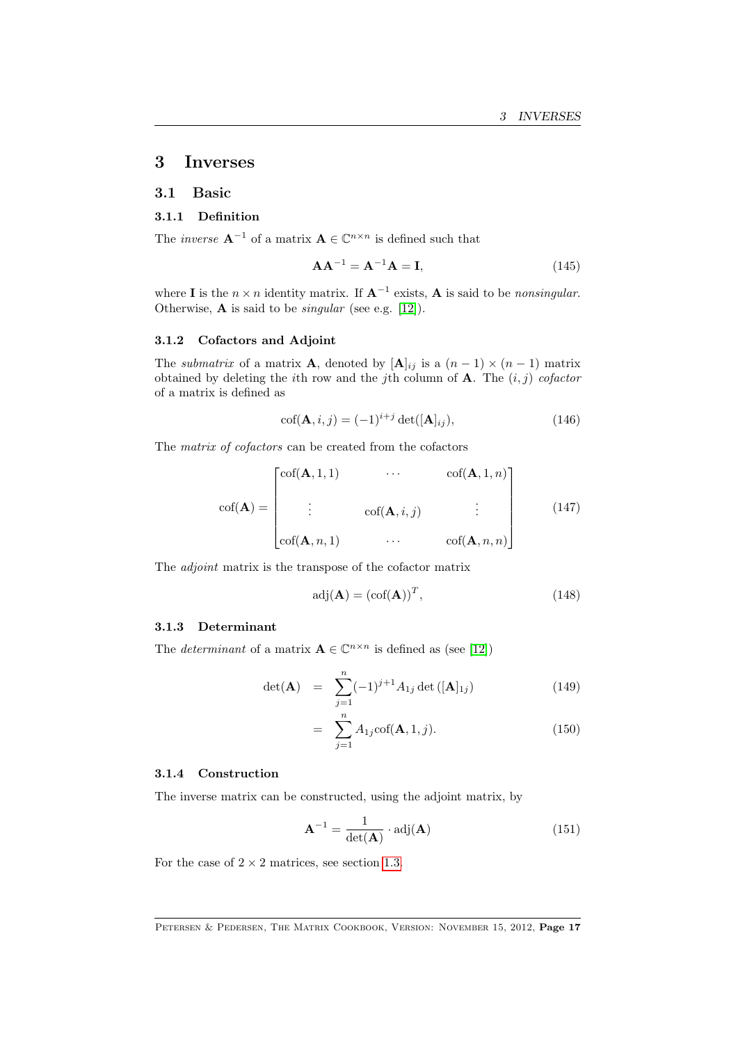# 3 Inverses

## 3.1 Basic

### 3.1.1 Definition

The *inverse* $\mathbf{A}^{-1}$ of a matrix $\mathbf{A} \in \mathbb{C}^{n\times n}$ is defined such that

$$\mathbf{A}\mathbf{A}^{-1} = \mathbf{A}^{-1}\mathbf{A} = \mathbf{I}, \tag{145}$$

where $\mathbf{I}$ is the $n \times n$ identity matrix. If $\mathbf{A}^{-1}$ exists, $\mathbf{A}$ is said to be *nonsingular*. Otherwise, $\mathbf{A}$ is said to be *singular* (see e.g. [12]).

### 3.1.2 Cofactors and Adjoint

The *submatrix* of a matrix $\mathbf{A}$, denoted by $[\mathbf{A}]_{ij}$ is a $(n-1)\times(n-1)$ matrix obtained by deleting the $i$th row and the $j$th column of $\mathbf{A}$. The $(i,j)$ *cofactor* of a matrix is defined as

$$\text{cof}(\mathbf{A}, i, j) = (-1)^{i+j}\det([\mathbf{A}]_{ij}), \tag{146}$$

The *matrix of cofactors* can be created from the cofactors

$$\text{cof}(\mathbf{A}) = \begin{bmatrix} \text{cof}(\mathbf{A},1,1) & \cdots & \text{cof}(\mathbf{A},1,n) \\ \vdots & \text{cof}(\mathbf{A},i,j) & \vdots \\ \text{cof}(\mathbf{A},n,1) & \cdots & \text{cof}(\mathbf{A},n,n) \end{bmatrix} \tag{147}$$

The *adjoint* matrix is the transpose of the cofactor matrix

$$\text{adj}(\mathbf{A}) = (\text{cof}(\mathbf{A}))^T, \tag{148}$$

### 3.1.3 Determinant

The *determinant* of a matrix $\mathbf{A} \in \mathbb{C}^{n\times n}$ is defined as (see [12])

$$\det(\mathbf{A}) = \sum_{j=1}^{n} (-1)^{j+1} A_{1j} \det([\mathbf{A}]_{1j}) \tag{149}$$

$$= \sum_{j=1}^{n} A_{1j}\text{cof}(\mathbf{A}, 1, j). \tag{150}$$

### 3.1.4 Construction

The inverse matrix can be constructed, using the adjoint matrix, by

$$\mathbf{A}^{-1} = \frac{1}{\det(\mathbf{A})} \cdot \text{adj}(\mathbf{A}) \tag{151}$$

For the case of $2 \times 2$ matrices, see section 1.3.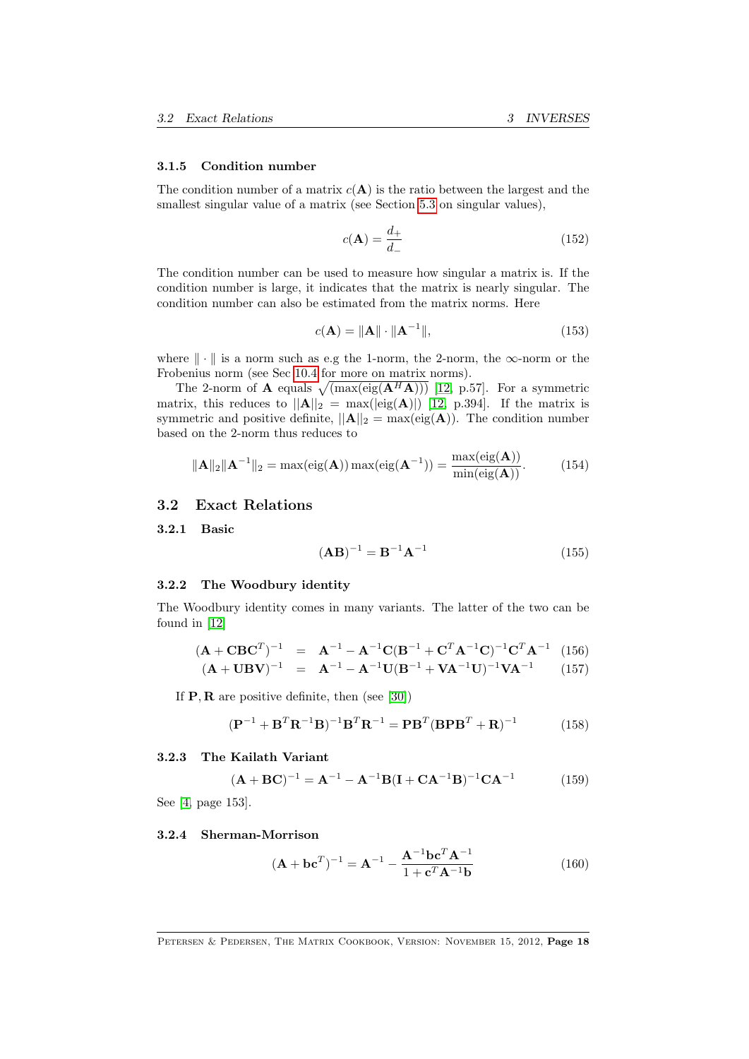### 3.1.5 Condition number

The condition number of a matrix $c(\mathbf{A})$ is the ratio between the largest and the smallest singular value of a matrix (see Section 5.3 on singular values),

$$c(\mathbf{A}) = \frac{d_+}{d_-} \tag{152}$$

The condition number can be used to measure how singular a matrix is. If the condition number is large, it indicates that the matrix is nearly singular. The condition number can also be estimated from the matrix norms. Here

$$c(\mathbf{A}) = \|\mathbf{A}\| \cdot \|\mathbf{A}^{-1}\|, \tag{153}$$

where $\|\cdot\|$ is a norm such as e.g the 1-norm, the 2-norm, the $\infty$-norm or the Frobenius norm (see Sec 10.4 for more on matrix norms).

The 2-norm of $\mathbf{A}$ equals $\sqrt{(\max(\text{eig}(\mathbf{A}^H\mathbf{A})))}$ [12, p.57]. For a symmetric matrix, this reduces to $||\mathbf{A}||_2 = \max(|\text{eig}(\mathbf{A})|)$ [12, p.394]. If the matrix is symmetric and positive definite, $||\mathbf{A}||_2 = \max(\text{eig}(\mathbf{A}))$. The condition number based on the 2-norm thus reduces to

$$\|\mathbf{A}\|_2 \|\mathbf{A}^{-1}\|_2 = \max(\text{eig}(\mathbf{A})) \max(\text{eig}(\mathbf{A}^{-1})) = \frac{\max(\text{eig}(\mathbf{A}))}{\min(\text{eig}(\mathbf{A}))}. \tag{154}$$

## 3.2 Exact Relations

### 3.2.1 Basic

$$(\mathbf{AB})^{-1} = \mathbf{B}^{-1}\mathbf{A}^{-1} \tag{155}$$

### 3.2.2 The Woodbury identity

The Woodbury identity comes in many variants. The latter of the two can be found in [12]

$$(\mathbf{A} + \mathbf{CBC}^T)^{-1} = \mathbf{A}^{-1} - \mathbf{A}^{-1}\mathbf{C}(\mathbf{B}^{-1} + \mathbf{C}^T\mathbf{A}^{-1}\mathbf{C})^{-1}\mathbf{C}^T\mathbf{A}^{-1} \tag{156}$$

$$(\mathbf{A} + \mathbf{UBV})^{-1} = \mathbf{A}^{-1} - \mathbf{A}^{-1}\mathbf{U}(\mathbf{B}^{-1} + \mathbf{VA}^{-1}\mathbf{U})^{-1}\mathbf{VA}^{-1} \tag{157}$$

If $\mathbf{P}, \mathbf{R}$ are positive definite, then (see [30])

$$(\mathbf{P}^{-1} + \mathbf{B}^T\mathbf{R}^{-1}\mathbf{B})^{-1}\mathbf{B}^T\mathbf{R}^{-1} = \mathbf{PB}^T(\mathbf{BPB}^T + \mathbf{R})^{-1} \tag{158}$$

### 3.2.3 The Kailath Variant

$$(\mathbf{A} + \mathbf{BC})^{-1} = \mathbf{A}^{-1} - \mathbf{A}^{-1}\mathbf{B}(\mathbf{I} + \mathbf{CA}^{-1}\mathbf{B})^{-1}\mathbf{CA}^{-1} \tag{159}$$

See [4, page 153].

### 3.2.4 Sherman-Morrison

$$(\mathbf{A} + \mathbf{bc}^T)^{-1} = \mathbf{A}^{-1} - \frac{\mathbf{A}^{-1}\mathbf{bc}^T\mathbf{A}^{-1}}{1 + \mathbf{c}^T\mathbf{A}^{-1}\mathbf{b}} \tag{160}$$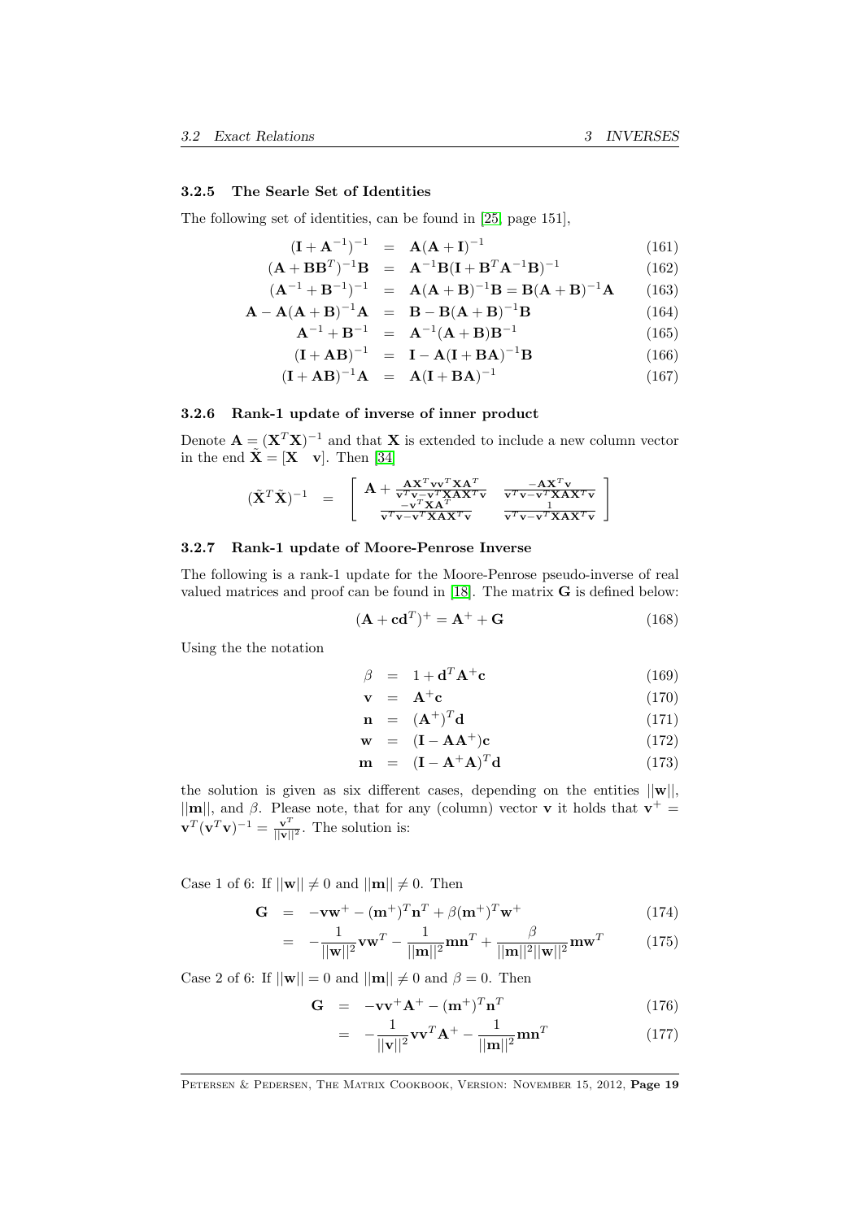### 3.2.5 The Searle Set of Identities

The following set of identities, can be found in [25, page 151],

$$(\mathbf{I}+\mathbf{A}^{-1})^{-1} = \mathbf{A}(\mathbf{A}+\mathbf{I})^{-1} \tag{161}$$

$$(\mathbf{A}+\mathbf{B}\mathbf{B}^T)^{-1}\mathbf{B} = \mathbf{A}^{-1}\mathbf{B}(\mathbf{I}+\mathbf{B}^T\mathbf{A}^{-1}\mathbf{B})^{-1} \tag{162}$$

$$(\mathbf{A}^{-1}+\mathbf{B}^{-1})^{-1} = \mathbf{A}(\mathbf{A}+\mathbf{B})^{-1}\mathbf{B} = \mathbf{B}(\mathbf{A}+\mathbf{B})^{-1}\mathbf{A} \tag{163}$$

$$\mathbf{A}-\mathbf{A}(\mathbf{A}+\mathbf{B})^{-1}\mathbf{A} = \mathbf{B}-\mathbf{B}(\mathbf{A}+\mathbf{B})^{-1}\mathbf{B} \tag{164}$$

$$\mathbf{A}^{-1}+\mathbf{B}^{-1} = \mathbf{A}^{-1}(\mathbf{A}+\mathbf{B})\mathbf{B}^{-1} \tag{165}$$

$$(\mathbf{I}+\mathbf{A}\mathbf{B})^{-1} = \mathbf{I}-\mathbf{A}(\mathbf{I}+\mathbf{B}\mathbf{A})^{-1}\mathbf{B} \tag{166}$$

$$(\mathbf{I}+\mathbf{A}\mathbf{B})^{-1}\mathbf{A} = \mathbf{A}(\mathbf{I}+\mathbf{B}\mathbf{A})^{-1} \tag{167}$$

### 3.2.6 Rank-1 update of inverse of inner product

Denote $\mathbf{A} = (\mathbf{X}^T\mathbf{X})^{-1}$ and that $\mathbf{X}$ is extended to include a new column vector in the end $\tilde{\mathbf{X}} = [\mathbf{X} \quad \mathbf{v}]$. Then [34]

$$(\tilde{\mathbf{X}}^T\tilde{\mathbf{X}})^{-1} = \begin{bmatrix} \mathbf{A} + \frac{\mathbf{A}\mathbf{X}^T\mathbf{v}\mathbf{v}^T\mathbf{X}\mathbf{A}^T}{\mathbf{v}^T\mathbf{v}-\mathbf{v}^T\mathbf{X}\mathbf{A}\mathbf{X}^T\mathbf{v}} & \frac{-\mathbf{A}\mathbf{X}^T\mathbf{v}}{\mathbf{v}^T\mathbf{v}-\mathbf{v}^T\mathbf{X}\mathbf{A}\mathbf{X}^T\mathbf{v}} \\ \frac{-\mathbf{v}^T\mathbf{X}\mathbf{A}^T}{\mathbf{v}^T\mathbf{v}-\mathbf{v}^T\mathbf{X}\mathbf{A}\mathbf{X}^T\mathbf{v}} & \frac{1}{\mathbf{v}^T\mathbf{v}-\mathbf{v}^T\mathbf{X}\mathbf{A}\mathbf{X}^T\mathbf{v}} \end{bmatrix}$$

### 3.2.7 Rank-1 update of Moore-Penrose Inverse

The following is a rank-1 update for the Moore-Penrose pseudo-inverse of real valued matrices and proof can be found in [18]. The matrix $\mathbf{G}$ is defined below:

$$(\mathbf{A}+\mathbf{c}\mathbf{d}^T)^+ = \mathbf{A}^+ + \mathbf{G} \tag{168}$$

Using the the notation

$$\beta = 1+\mathbf{d}^T\mathbf{A}^+\mathbf{c} \tag{169}$$

$$\mathbf{v} = \mathbf{A}^+\mathbf{c} \tag{170}$$

$$\mathbf{n} = (\mathbf{A}^+)^T\mathbf{d} \tag{171}$$

$$\mathbf{w} = (\mathbf{I}-\mathbf{A}\mathbf{A}^+)\mathbf{c} \tag{172}$$

$$\mathbf{m} = (\mathbf{I}-\mathbf{A}^+\mathbf{A})^T\mathbf{d} \tag{173}$$

the solution is given as six different cases, depending on the entities $||\mathbf{w}||$, $||\mathbf{m}||$, and $\beta$. Please note, that for any (column) vector $\mathbf{v}$ it holds that $\mathbf{v}^+ = \mathbf{v}^T(\mathbf{v}^T\mathbf{v})^{-1} = \frac{\mathbf{v}^T}{||\mathbf{v}||^2}$. The solution is:

Case 1 of 6: If $||\mathbf{w}|| \neq 0$ and $||\mathbf{m}|| \neq 0$. Then

$$\mathbf{G} = -\mathbf{v}\mathbf{w}^+ - (\mathbf{m}^+)^T\mathbf{n}^T + \beta(\mathbf{m}^+)^T\mathbf{w}^+ \tag{174}$$

$$= -\frac{1}{||\mathbf{w}||^2}\mathbf{v}\mathbf{w}^T - \frac{1}{||\mathbf{m}||^2}\mathbf{m}\mathbf{n}^T + \frac{\beta}{||\mathbf{m}||^2||\mathbf{w}||^2}\mathbf{m}\mathbf{w}^T \tag{175}$$

Case 2 of 6: If $||\mathbf{w}|| = 0$ and $||\mathbf{m}|| \neq 0$ and $\beta = 0$. Then

$$\mathbf{G} = -\mathbf{v}\mathbf{v}^+\mathbf{A}^+ - (\mathbf{m}^+)^T\mathbf{n}^T \tag{176}$$

$$= -\frac{1}{||\mathbf{v}||^2}\mathbf{v}\mathbf{v}^T\mathbf{A}^+ - \frac{1}{||\mathbf{m}||^2}\mathbf{m}\mathbf{n}^T \tag{177}$$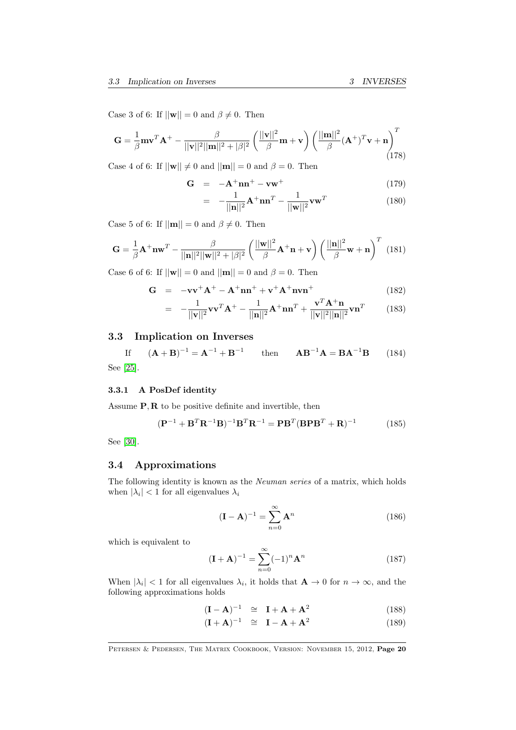Case 3 of 6: If $||\mathbf{w}|| = 0$ and $\beta \neq 0$. Then

$$\mathbf{G} = \frac{1}{\beta}\mathbf{m}\mathbf{v}^T\mathbf{A}^+ - \frac{\beta}{||\mathbf{v}||^2||\mathbf{m}||^2 + |\beta|^2}\left(\frac{||\mathbf{v}||^2}{\beta}\mathbf{m} + \mathbf{v}\right)\left(\frac{||\mathbf{m}||^2}{\beta}(\mathbf{A}^+)^T\mathbf{v} + \mathbf{n}\right)^T \tag{178}$$

Case 4 of 6: If $||\mathbf{w}|| \neq 0$ and $||\mathbf{m}|| = 0$ and $\beta = 0$. Then

$$\begin{aligned}
\mathbf{G} &= -\mathbf{A}^+\mathbf{n}\mathbf{n}^+ - \mathbf{v}\mathbf{w}^+ & (179)\\
&= -\frac{1}{||\mathbf{n}||^2}\mathbf{A}^+\mathbf{n}\mathbf{n}^T - \frac{1}{||\mathbf{w}||^2}\mathbf{v}\mathbf{w}^T & (180)
\end{aligned}$$

Case 5 of 6: If $||\mathbf{m}|| = 0$ and $\beta \neq 0$. Then

$$\mathbf{G} = \frac{1}{\beta}\mathbf{A}^+\mathbf{n}\mathbf{w}^T - \frac{\beta}{||\mathbf{n}||^2||\mathbf{w}||^2 + |\beta|^2}\left(\frac{||\mathbf{w}||^2}{\beta}\mathbf{A}^+\mathbf{n} + \mathbf{v}\right)\left(\frac{||\mathbf{n}||^2}{\beta}\mathbf{w} + \mathbf{n}\right)^T \tag{181}$$

Case 6 of 6: If $||\mathbf{w}|| = 0$ and $||\mathbf{m}|| = 0$ and $\beta = 0$. Then

$$\begin{aligned}
\mathbf{G} &= -\mathbf{v}\mathbf{v}^+\mathbf{A}^+ - \mathbf{A}^+\mathbf{n}\mathbf{n}^+ + \mathbf{v}^+\mathbf{A}^+\mathbf{n}\mathbf{v}\mathbf{n}^+ & (182)\\
&= -\frac{1}{||\mathbf{v}||^2}\mathbf{v}\mathbf{v}^T\mathbf{A}^+ - \frac{1}{||\mathbf{n}||^2}\mathbf{A}^+\mathbf{n}\mathbf{n}^T + \frac{\mathbf{v}^T\mathbf{A}^+\mathbf{n}}{||\mathbf{v}||^2||\mathbf{n}||^2}\mathbf{v}\mathbf{n}^T & (183)
\end{aligned}$$

## 3.3 Implication on Inverses

$$\text{If} \qquad (\mathbf{A} + \mathbf{B})^{-1} = \mathbf{A}^{-1} + \mathbf{B}^{-1} \qquad \text{then} \qquad \mathbf{A}\mathbf{B}^{-1}\mathbf{A} = \mathbf{B}\mathbf{A}^{-1}\mathbf{B} \tag{184}$$

See [25].

### 3.3.1 A PosDef identity

Assume $\mathbf{P}, \mathbf{R}$ to be positive definite and invertible, then

$$(\mathbf{P}^{-1} + \mathbf{B}^T\mathbf{R}^{-1}\mathbf{B})^{-1}\mathbf{B}^T\mathbf{R}^{-1} = \mathbf{P}\mathbf{B}^T(\mathbf{B}\mathbf{P}\mathbf{B}^T + \mathbf{R})^{-1} \tag{185}$$

See [30].

## 3.4 Approximations

The following identity is known as the *Neuman series* of a matrix, which holds when $|\lambda_i| < 1$ for all eigenvalues $\lambda_i$

$$(\mathbf{I} - \mathbf{A})^{-1} = \sum_{n=0}^{\infty}\mathbf{A}^n \tag{186}$$

which is equivalent to

$$(\mathbf{I} + \mathbf{A})^{-1} = \sum_{n=0}^{\infty}(-1)^n\mathbf{A}^n \tag{187}$$

When $|\lambda_i| < 1$ for all eigenvalues $\lambda_i$, it holds that $\mathbf{A} \to 0$ for $n \to \infty$, and the following approximations holds

$$\begin{aligned}
(\mathbf{I} - \mathbf{A})^{-1} &\cong \mathbf{I} + \mathbf{A} + \mathbf{A}^2 & (188)\\
(\mathbf{I} + \mathbf{A})^{-1} &\cong \mathbf{I} - \mathbf{A} + \mathbf{A}^2 & (189)
\end{aligned}$$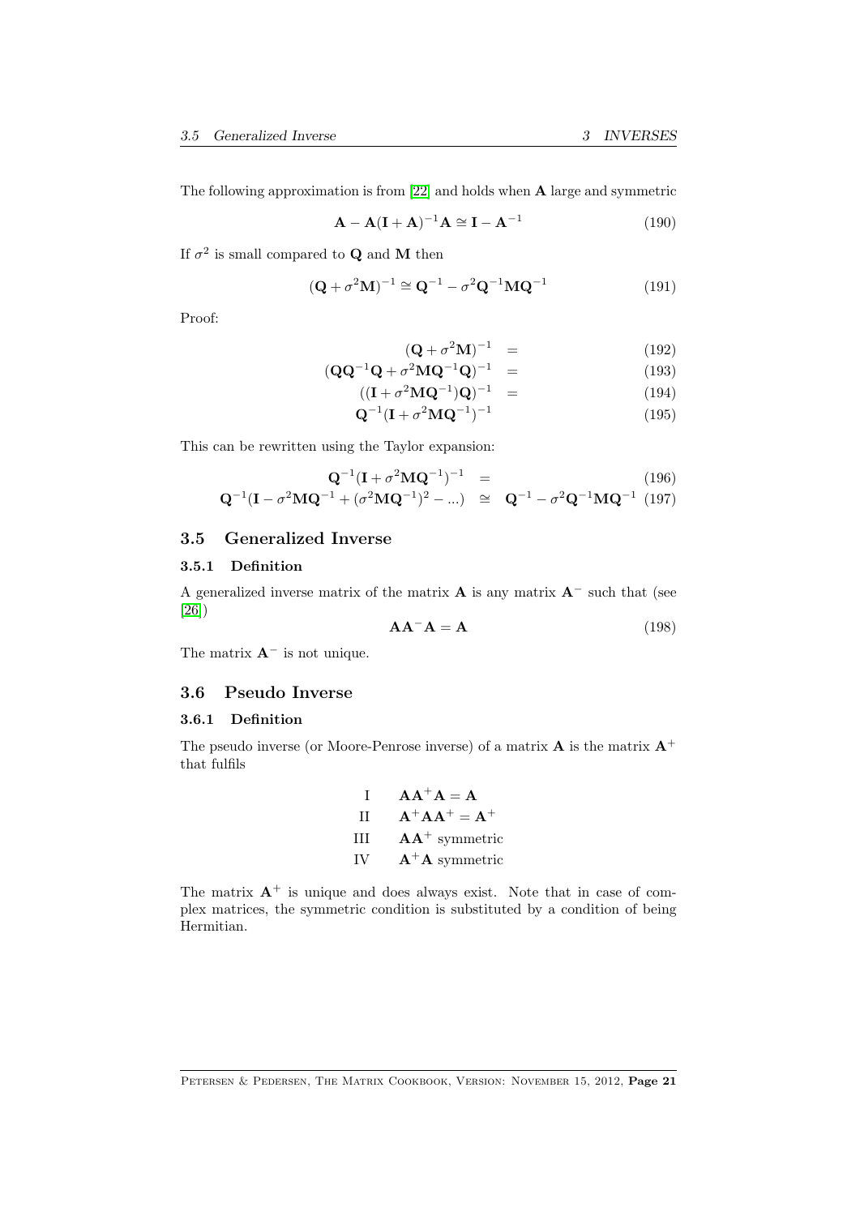The following approximation is from [22] and holds when $\mathbf{A}$ large and symmetric

$$\mathbf{A} - \mathbf{A}(\mathbf{I} + \mathbf{A})^{-1}\mathbf{A} \cong \mathbf{I} - \mathbf{A}^{-1} \tag{190}$$

If $\sigma^2$ is small compared to $\mathbf{Q}$ and $\mathbf{M}$ then

$$(\mathbf{Q} + \sigma^2\mathbf{M})^{-1} \cong \mathbf{Q}^{-1} - \sigma^2\mathbf{Q}^{-1}\mathbf{M}\mathbf{Q}^{-1} \tag{191}$$

Proof:

$$(\mathbf{Q} + \sigma^2\mathbf{M})^{-1} = \tag{192}$$

$$(\mathbf{Q}\mathbf{Q}^{-1}\mathbf{Q} + \sigma^2\mathbf{M}\mathbf{Q}^{-1}\mathbf{Q})^{-1} = \tag{193}$$

$$((\mathbf{I} + \sigma^2\mathbf{M}\mathbf{Q}^{-1})\mathbf{Q})^{-1} = \tag{194}$$

$$\mathbf{Q}^{-1}(\mathbf{I} + \sigma^2\mathbf{M}\mathbf{Q}^{-1})^{-1} \tag{195}$$

This can be rewritten using the Taylor expansion:

$$\mathbf{Q}^{-1}(\mathbf{I} + \sigma^2\mathbf{M}\mathbf{Q}^{-1})^{-1} = \tag{196}$$

$$\mathbf{Q}^{-1}(\mathbf{I} - \sigma^2\mathbf{M}\mathbf{Q}^{-1} + (\sigma^2\mathbf{M}\mathbf{Q}^{-1})^2 - ...) \cong \mathbf{Q}^{-1} - \sigma^2\mathbf{Q}^{-1}\mathbf{M}\mathbf{Q}^{-1} \tag{197}$$

## 3.5 Generalized Inverse

### 3.5.1 Definition

A generalized inverse matrix of the matrix $\mathbf{A}$ is any matrix $\mathbf{A}^-$ such that (see [26])

$$\mathbf{A}\mathbf{A}^-\mathbf{A} = \mathbf{A} \tag{198}$$

The matrix $\mathbf{A}^-$ is not unique.

## 3.6 Pseudo Inverse

### 3.6.1 Definition

The pseudo inverse (or Moore-Penrose inverse) of a matrix $\mathbf{A}$ is the matrix $\mathbf{A}^+$ that fulfils

I $\quad \mathbf{A}\mathbf{A}^+\mathbf{A} = \mathbf{A}$

II $\quad \mathbf{A}^+\mathbf{A}\mathbf{A}^+ = \mathbf{A}^+$

III $\quad \mathbf{A}\mathbf{A}^+$ symmetric

IV $\quad \mathbf{A}^+\mathbf{A}$ symmetric

The matrix $\mathbf{A}^+$ is unique and does always exist. Note that in case of complex matrices, the symmetric condition is substituted by a condition of being Hermitian.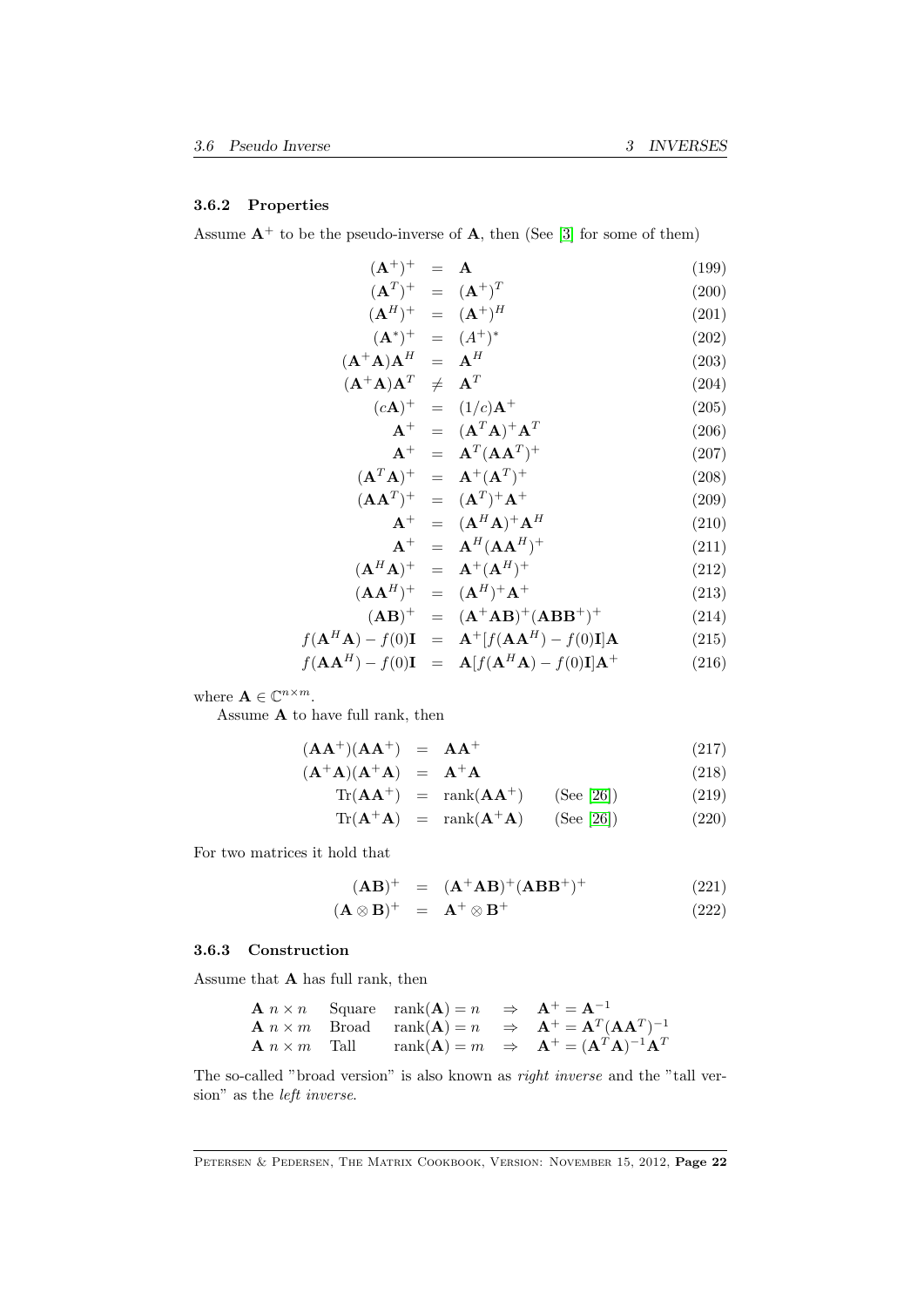### 3.6.2 Properties

Assume $\mathbf{A}^+$ to be the pseudo-inverse of $\mathbf{A}$, then (See [3] for some of them)

$$
\begin{aligned}
(\mathbf{A}^+)^+ &= \mathbf{A} && (199)\\
(\mathbf{A}^T)^+ &= (\mathbf{A}^+)^T && (200)\\
(\mathbf{A}^H)^+ &= (\mathbf{A}^+)^H && (201)\\
(\mathbf{A}^*)^+ &= (A^+)^* && (202)\\
(\mathbf{A}^+\mathbf{A})\mathbf{A}^H &= \mathbf{A}^H && (203)\\
(\mathbf{A}^+\mathbf{A})\mathbf{A}^T &\neq \mathbf{A}^T && (204)\\
(c\mathbf{A})^+ &= (1/c)\mathbf{A}^+ && (205)\\
\mathbf{A}^+ &= (\mathbf{A}^T\mathbf{A})^+\mathbf{A}^T && (206)\\
\mathbf{A}^+ &= \mathbf{A}^T(\mathbf{A}\mathbf{A}^T)^+ && (207)\\
(\mathbf{A}^T\mathbf{A})^+ &= \mathbf{A}^+(\mathbf{A}^T)^+ && (208)\\
(\mathbf{A}\mathbf{A}^T)^+ &= (\mathbf{A}^T)^+\mathbf{A}^+ && (209)\\
\mathbf{A}^+ &= (\mathbf{A}^H\mathbf{A})^+\mathbf{A}^H && (210)\\
\mathbf{A}^+ &= \mathbf{A}^H(\mathbf{A}\mathbf{A}^H)^+ && (211)\\
(\mathbf{A}^H\mathbf{A})^+ &= \mathbf{A}^+(\mathbf{A}^H)^+ && (212)\\
(\mathbf{A}\mathbf{A}^H)^+ &= (\mathbf{A}^H)^+\mathbf{A}^+ && (213)\\
(\mathbf{A}\mathbf{B})^+ &= (\mathbf{A}^+\mathbf{A}\mathbf{B})^+(\mathbf{A}\mathbf{B}\mathbf{B}^+)^+ && (214)\\
f(\mathbf{A}^H\mathbf{A}) - f(0)\mathbf{I} &= \mathbf{A}^+[f(\mathbf{A}\mathbf{A}^H) - f(0)\mathbf{I}]\mathbf{A} && (215)\\
f(\mathbf{A}\mathbf{A}^H) - f(0)\mathbf{I} &= \mathbf{A}[f(\mathbf{A}^H\mathbf{A}) - f(0)\mathbf{I}]\mathbf{A}^+ && (216)
\end{aligned}
$$

where $\mathbf{A} \in \mathbb{C}^{n \times m}$.

Assume $\mathbf{A}$ to have full rank, then

$$
\begin{aligned}
(\mathbf{A}\mathbf{A}^+)(\mathbf{A}\mathbf{A}^+) &= \mathbf{A}\mathbf{A}^+ && (217)\\
(\mathbf{A}^+\mathbf{A})(\mathbf{A}^+\mathbf{A}) &= \mathbf{A}^+\mathbf{A} && (218)\\
\mathrm{Tr}(\mathbf{A}\mathbf{A}^+) &= \mathrm{rank}(\mathbf{A}\mathbf{A}^+) \quad \text{(See [26])} && (219)\\
\mathrm{Tr}(\mathbf{A}^+\mathbf{A}) &= \mathrm{rank}(\mathbf{A}^+\mathbf{A}) \quad \text{(See [26])} && (220)
\end{aligned}
$$

For two matrices it hold that

$$
\begin{aligned}
(\mathbf{A}\mathbf{B})^+ &= (\mathbf{A}^+\mathbf{A}\mathbf{B})^+(\mathbf{A}\mathbf{B}\mathbf{B}^+)^+ && (221)\\
(\mathbf{A} \otimes \mathbf{B})^+ &= \mathbf{A}^+ \otimes \mathbf{B}^+ && (222)
\end{aligned}
$$

### 3.6.3 Construction

Assume that $\mathbf{A}$ has full rank, then

| | | | | |
|---|---|---|---|---|
| $\mathbf{A}$ $n \times n$ | Square | $\mathrm{rank}(\mathbf{A}) = n$ | $\Rightarrow$ | $\mathbf{A}^+ = \mathbf{A}^{-1}$ |
| $\mathbf{A}$ $n \times m$ | Broad | $\mathrm{rank}(\mathbf{A}) = n$ | $\Rightarrow$ | $\mathbf{A}^+ = \mathbf{A}^T(\mathbf{A}\mathbf{A}^T)^{-1}$ |
| $\mathbf{A}$ $n \times m$ | Tall | $\mathrm{rank}(\mathbf{A}) = m$ | $\Rightarrow$ | $\mathbf{A}^+ = (\mathbf{A}^T\mathbf{A})^{-1}\mathbf{A}^T$ |

The so-called "broad version" is also known as *right inverse* and the "tall version" as the *left inverse*.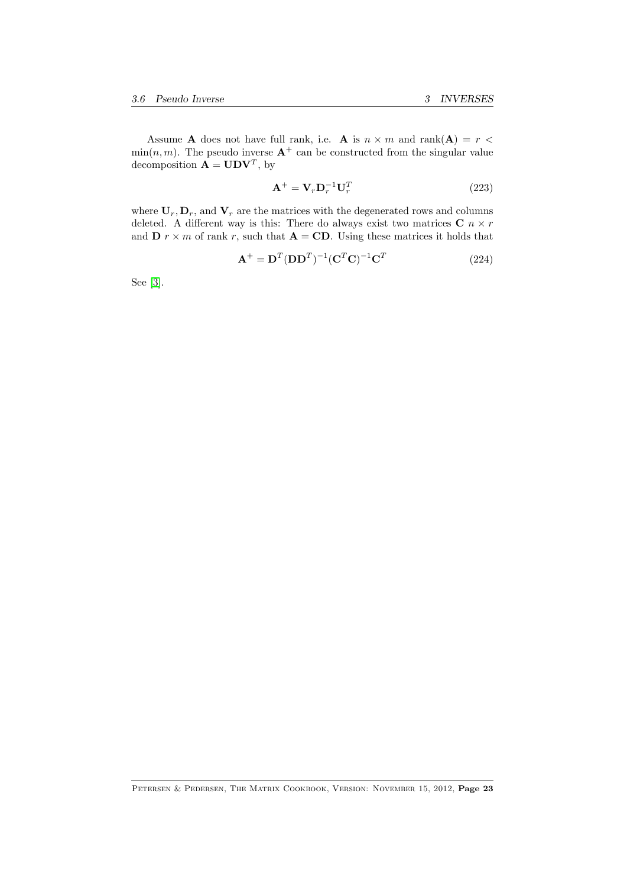Assume $\mathbf{A}$ does not have full rank, i.e. $\mathbf{A}$ is $n \times m$ and $\text{rank}(\mathbf{A}) = r < \min(n, m)$. The pseudo inverse $\mathbf{A}^+$ can be constructed from the singular value decomposition $\mathbf{A} = \mathbf{U}\mathbf{D}\mathbf{V}^T$, by

$$\mathbf{A}^+ = \mathbf{V}_r \mathbf{D}_r^{-1} \mathbf{U}_r^T \tag{223}$$

where $\mathbf{U}_r, \mathbf{D}_r$, and $\mathbf{V}_r$ are the matrices with the degenerated rows and columns deleted. A different way is this: There do always exist two matrices $\mathbf{C}$ $n \times r$ and $\mathbf{D}$ $r \times m$ of rank $r$, such that $\mathbf{A} = \mathbf{C}\mathbf{D}$. Using these matrices it holds that

$$\mathbf{A}^+ = \mathbf{D}^T (\mathbf{D}\mathbf{D}^T)^{-1} (\mathbf{C}^T \mathbf{C})^{-1} \mathbf{C}^T \tag{224}$$

See [3].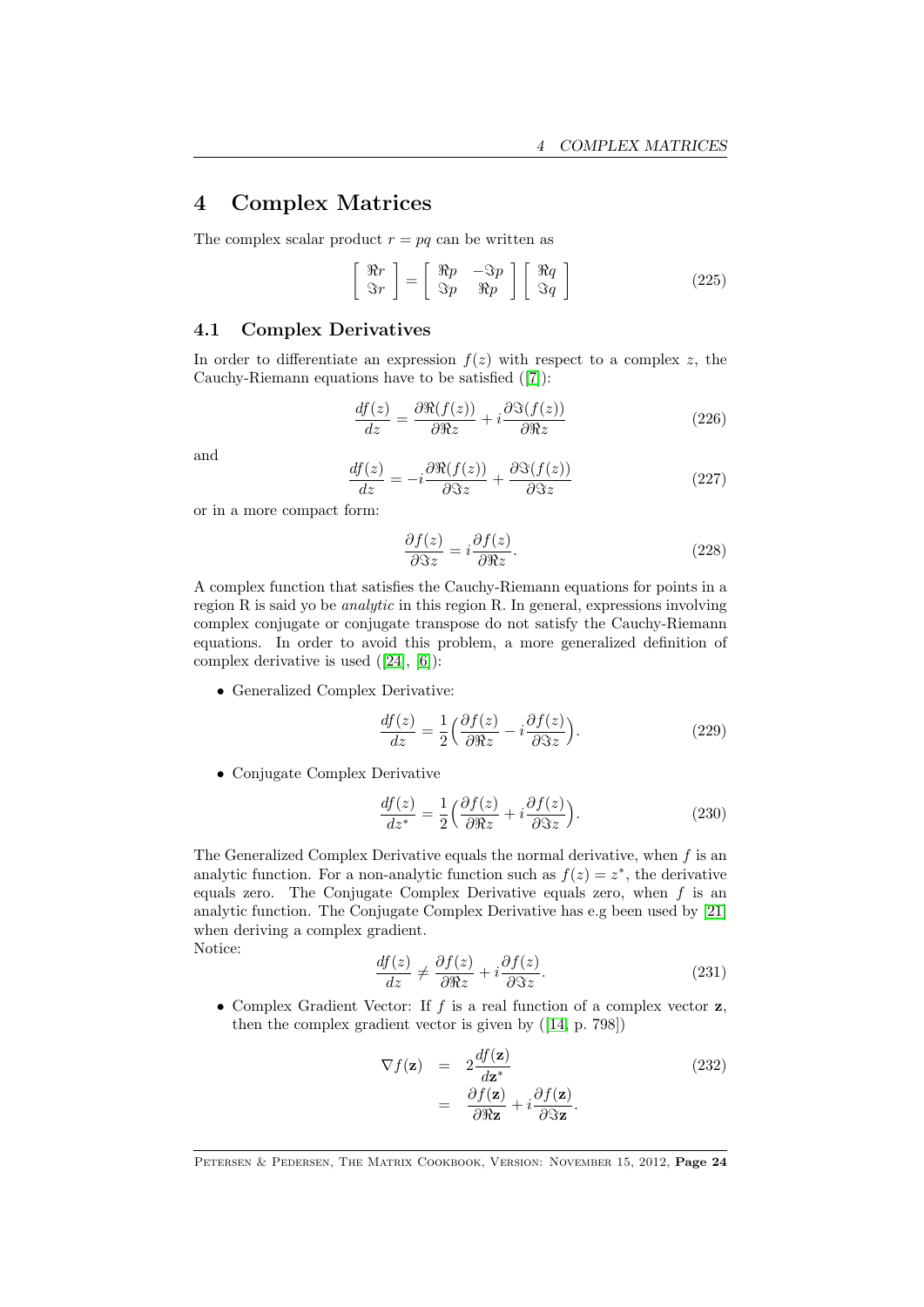# 4 Complex Matrices

The complex scalar product $r = pq$ can be written as

$$\begin{bmatrix} \Re r \\ \Im r \end{bmatrix} = \begin{bmatrix} \Re p & -\Im p \\ \Im p & \Re p \end{bmatrix} \begin{bmatrix} \Re q \\ \Im q \end{bmatrix} \tag{225}$$

## 4.1 Complex Derivatives

In order to differentiate an expression $f(z)$ with respect to a complex $z$, the Cauchy-Riemann equations have to be satisfied ([7]):

$$\frac{df(z)}{dz} = \frac{\partial \Re(f(z))}{\partial \Re z} + i\frac{\partial \Im(f(z))}{\partial \Re z} \tag{226}$$

and

$$\frac{df(z)}{dz} = -i\frac{\partial \Re(f(z))}{\partial \Im z} + \frac{\partial \Im(f(z))}{\partial \Im z} \tag{227}$$

or in a more compact form:

$$\frac{\partial f(z)}{\partial \Im z} = i\frac{\partial f(z)}{\partial \Re z}. \tag{228}$$

A complex function that satisfies the Cauchy-Riemann equations for points in a region R is said yo be *analytic* in this region R. In general, expressions involving complex conjugate or conjugate transpose do not satisfy the Cauchy-Riemann equations. In order to avoid this problem, a more generalized definition of complex derivative is used ([24], [6]):

- Generalized Complex Derivative:

$$\frac{df(z)}{dz} = \frac{1}{2}\Big(\frac{\partial f(z)}{\partial \Re z} - i\frac{\partial f(z)}{\partial \Im z}\Big). \tag{229}$$

- Conjugate Complex Derivative

$$\frac{df(z)}{dz^*} = \frac{1}{2}\Big(\frac{\partial f(z)}{\partial \Re z} + i\frac{\partial f(z)}{\partial \Im z}\Big). \tag{230}$$

The Generalized Complex Derivative equals the normal derivative, when $f$ is an analytic function. For a non-analytic function such as $f(z) = z^*$, the derivative equals zero. The Conjugate Complex Derivative equals zero, when $f$ is an analytic function. The Conjugate Complex Derivative has e.g been used by [21] when deriving a complex gradient.

Notice:

$$\frac{df(z)}{dz} \neq \frac{\partial f(z)}{\partial \Re z} + i\frac{\partial f(z)}{\partial \Im z}. \tag{231}$$

- Complex Gradient Vector: If $f$ is a real function of a complex vector $\mathbf{z}$, then the complex gradient vector is given by ([14, p. 798])

$$\begin{aligned} \nabla f(\mathbf{z}) &= 2\frac{df(\mathbf{z})}{d\mathbf{z}^*} \\ &= \frac{\partial f(\mathbf{z})}{\partial \Re \mathbf{z}} + i\frac{\partial f(\mathbf{z})}{\partial \Im \mathbf{z}}. \end{aligned} \tag{232}$$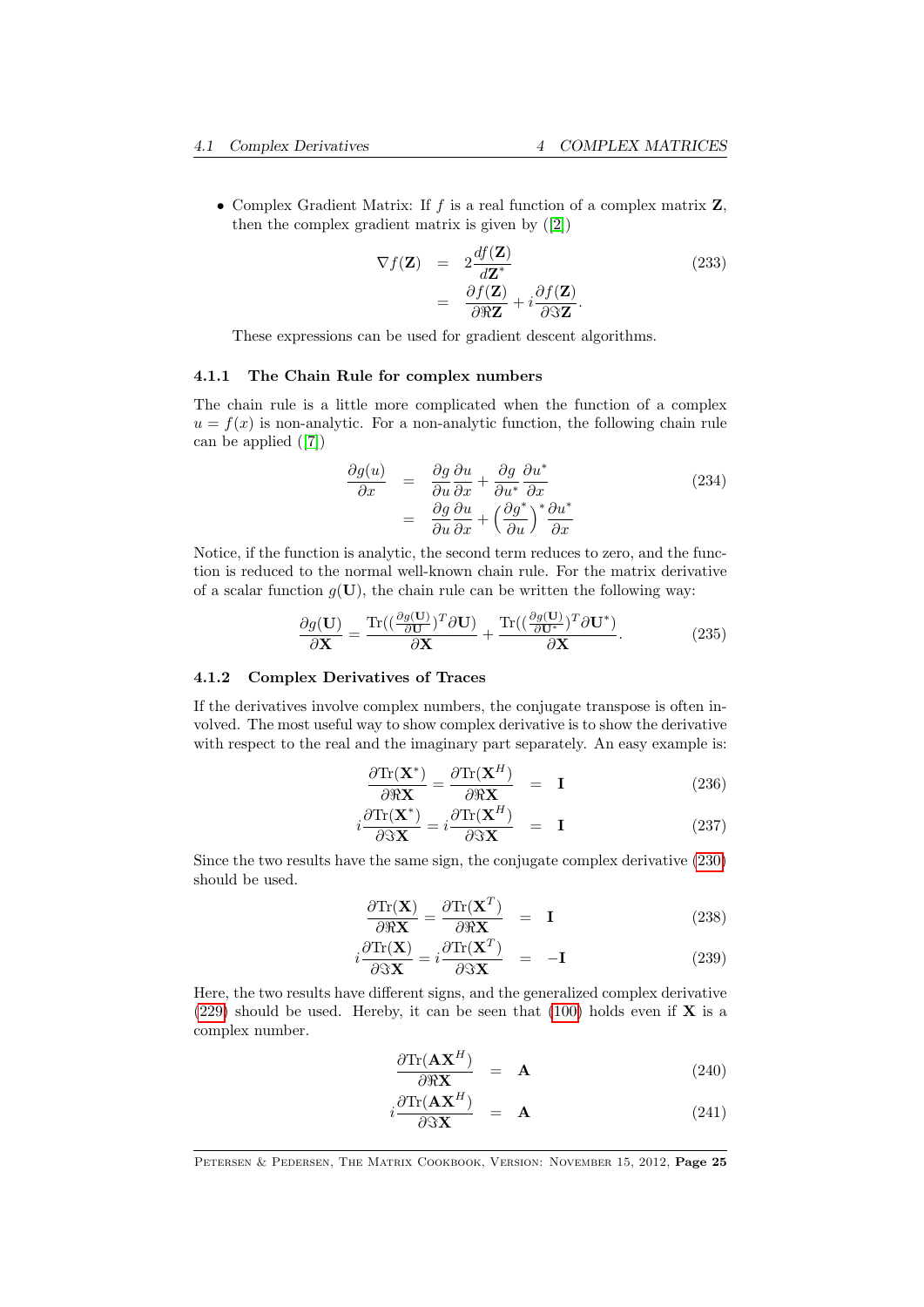- Complex Gradient Matrix: If $f$ is a real function of a complex matrix $\mathbf{Z}$, then the complex gradient matrix is given by ([2])

$$
\begin{aligned}
\nabla f(\mathbf{Z}) &= 2\frac{df(\mathbf{Z})}{d\mathbf{Z}^*} \\
&= \frac{\partial f(\mathbf{Z})}{\partial \Re \mathbf{Z}} + i\frac{\partial f(\mathbf{Z})}{\partial \Im \mathbf{Z}}.
\end{aligned} \tag{233}
$$

These expressions can be used for gradient descent algorithms.

### 4.1.1 The Chain Rule for complex numbers

The chain rule is a little more complicated when the function of a complex $u = f(x)$ is non-analytic. For a non-analytic function, the following chain rule can be applied ([7])

$$
\begin{aligned}
\frac{\partial g(u)}{\partial x} &= \frac{\partial g}{\partial u}\frac{\partial u}{\partial x} + \frac{\partial g}{\partial u^*}\frac{\partial u^*}{\partial x} \\
&= \frac{\partial g}{\partial u}\frac{\partial u}{\partial x} + \left(\frac{\partial g^*}{\partial u}\right)^*\frac{\partial u^*}{\partial x}
\end{aligned} \tag{234}
$$

Notice, if the function is analytic, the second term reduces to zero, and the function is reduced to the normal well-known chain rule. For the matrix derivative of a scalar function $g(\mathbf{U})$, the chain rule can be written the following way:

$$
\frac{\partial g(\mathbf{U})}{\partial \mathbf{X}} = \frac{\mathrm{Tr}((\frac{\partial g(\mathbf{U})}{\partial \mathbf{U}})^T \partial \mathbf{U})}{\partial \mathbf{X}} + \frac{\mathrm{Tr}((\frac{\partial g(\mathbf{U})}{\partial \mathbf{U}^*})^T \partial \mathbf{U}^*)}{\partial \mathbf{X}}. \tag{235}
$$

### 4.1.2 Complex Derivatives of Traces

If the derivatives involve complex numbers, the conjugate transpose is often involved. The most useful way to show complex derivative is to show the derivative with respect to the real and the imaginary part separately. An easy example is:

$$
\frac{\partial \mathrm{Tr}(\mathbf{X}^*)}{\partial \Re \mathbf{X}} = \frac{\partial \mathrm{Tr}(\mathbf{X}^H)}{\partial \Re \mathbf{X}} = \mathbf{I} \tag{236}
$$

$$
i\frac{\partial \mathrm{Tr}(\mathbf{X}^*)}{\partial \Im \mathbf{X}} = i\frac{\partial \mathrm{Tr}(\mathbf{X}^H)}{\partial \Im \mathbf{X}} = \mathbf{I} \tag{237}
$$

Since the two results have the same sign, the conjugate complex derivative (230) should be used.

$$
\frac{\partial \mathrm{Tr}(\mathbf{X})}{\partial \Re \mathbf{X}} = \frac{\partial \mathrm{Tr}(\mathbf{X}^T)}{\partial \Re \mathbf{X}} = \mathbf{I} \tag{238}
$$

$$
i\frac{\partial \mathrm{Tr}(\mathbf{X})}{\partial \Im \mathbf{X}} = i\frac{\partial \mathrm{Tr}(\mathbf{X}^T)}{\partial \Im \mathbf{X}} = -\mathbf{I} \tag{239}
$$

Here, the two results have different signs, and the generalized complex derivative (229) should be used. Hereby, it can be seen that (100) holds even if $\mathbf{X}$ is a complex number.

$$
\frac{\partial \mathrm{Tr}(\mathbf{A}\mathbf{X}^H)}{\partial \Re \mathbf{X}} = \mathbf{A} \tag{240}
$$

$$
i\frac{\partial \mathrm{Tr}(\mathbf{A}\mathbf{X}^H)}{\partial \Im \mathbf{X}} = \mathbf{A} \tag{241}
$$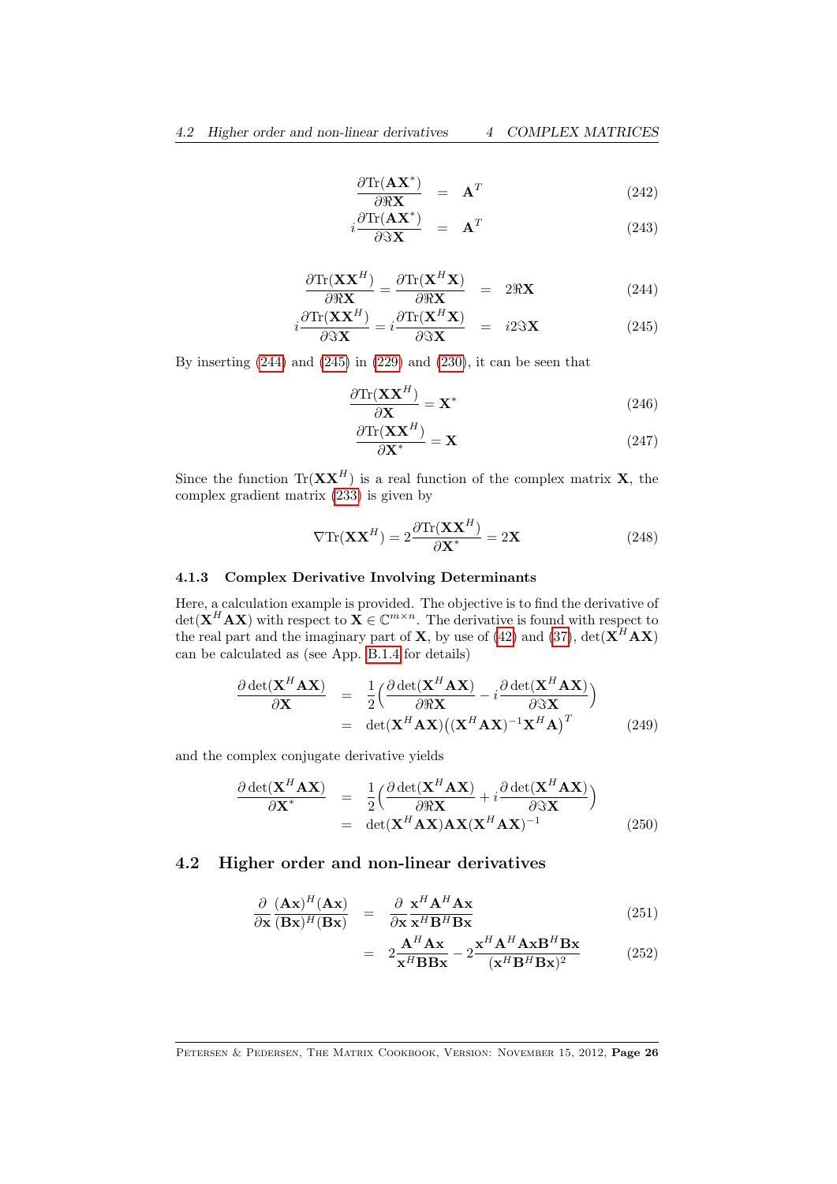$$\frac{\partial \text{Tr}(\mathbf{A}\mathbf{X}^*)}{\partial \Re \mathbf{X}} = \mathbf{A}^T \tag{242}$$

$$i\frac{\partial \text{Tr}(\mathbf{A}\mathbf{X}^*)}{\partial \Im \mathbf{X}} = \mathbf{A}^T \tag{243}$$

$$\frac{\partial \text{Tr}(\mathbf{X}\mathbf{X}^H)}{\partial \Re \mathbf{X}} = \frac{\partial \text{Tr}(\mathbf{X}^H\mathbf{X})}{\partial \Re \mathbf{X}} = 2\Re \mathbf{X} \tag{244}$$

$$i\frac{\partial \text{Tr}(\mathbf{X}\mathbf{X}^H)}{\partial \Im \mathbf{X}} = i\frac{\partial \text{Tr}(\mathbf{X}^H\mathbf{X})}{\partial \Im \mathbf{X}} = i2\Im \mathbf{X} \tag{245}$$

By inserting (244) and (245) in (229) and (230), it can be seen that

$$\frac{\partial \text{Tr}(\mathbf{X}\mathbf{X}^H)}{\partial \mathbf{X}} = \mathbf{X}^* \tag{246}$$

$$\frac{\partial \text{Tr}(\mathbf{X}\mathbf{X}^H)}{\partial \mathbf{X}^*} = \mathbf{X} \tag{247}$$

Since the function $\text{Tr}(\mathbf{X}\mathbf{X}^H)$ is a real function of the complex matrix $\mathbf{X}$, the complex gradient matrix (233) is given by

$$\nabla \text{Tr}(\mathbf{X}\mathbf{X}^H) = 2\frac{\partial \text{Tr}(\mathbf{X}\mathbf{X}^H)}{\partial \mathbf{X}^*} = 2\mathbf{X} \tag{248}$$

### 4.1.3 Complex Derivative Involving Determinants

Here, a calculation example is provided. The objective is to find the derivative of $\det(\mathbf{X}^H\mathbf{A}\mathbf{X})$ with respect to $\mathbf{X} \in \mathbb{C}^{m\times n}$. The derivative is found with respect to the real part and the imaginary part of $\mathbf{X}$, by use of (42) and (37), $\det(\mathbf{X}^H\mathbf{A}\mathbf{X})$ can be calculated as (see App. B.1.4 for details)

$$\begin{aligned}
\frac{\partial \det(\mathbf{X}^H\mathbf{A}\mathbf{X})}{\partial \mathbf{X}} &= \frac{1}{2}\Big(\frac{\partial \det(\mathbf{X}^H\mathbf{A}\mathbf{X})}{\partial \Re \mathbf{X}} - i\frac{\partial \det(\mathbf{X}^H\mathbf{A}\mathbf{X})}{\partial \Im \mathbf{X}}\Big) \\
&= \det(\mathbf{X}^H\mathbf{A}\mathbf{X})\big((\mathbf{X}^H\mathbf{A}\mathbf{X})^{-1}\mathbf{X}^H\mathbf{A}\big)^T
\end{aligned} \tag{249}$$

and the complex conjugate derivative yields

$$\begin{aligned}
\frac{\partial \det(\mathbf{X}^H\mathbf{A}\mathbf{X})}{\partial \mathbf{X}^*} &= \frac{1}{2}\Big(\frac{\partial \det(\mathbf{X}^H\mathbf{A}\mathbf{X})}{\partial \Re \mathbf{X}} + i\frac{\partial \det(\mathbf{X}^H\mathbf{A}\mathbf{X})}{\partial \Im \mathbf{X}}\Big) \\
&= \det(\mathbf{X}^H\mathbf{A}\mathbf{X})\mathbf{A}\mathbf{X}(\mathbf{X}^H\mathbf{A}\mathbf{X})^{-1}
\end{aligned} \tag{250}$$

## 4.2 Higher order and non-linear derivatives

$$\frac{\partial}{\partial \mathbf{x}}\frac{(\mathbf{A}\mathbf{x})^H(\mathbf{A}\mathbf{x})}{(\mathbf{B}\mathbf{x})^H(\mathbf{B}\mathbf{x})} = \frac{\partial}{\partial \mathbf{x}}\frac{\mathbf{x}^H\mathbf{A}^H\mathbf{A}\mathbf{x}}{\mathbf{x}^H\mathbf{B}^H\mathbf{B}\mathbf{x}} \tag{251}$$

$$= 2\frac{\mathbf{A}^H\mathbf{A}\mathbf{x}}{\mathbf{x}^H\mathbf{B}\mathbf{B}\mathbf{x}} - 2\frac{\mathbf{x}^H\mathbf{A}^H\mathbf{A}\mathbf{x}\mathbf{B}^H\mathbf{B}\mathbf{x}}{(\mathbf{x}^H\mathbf{B}^H\mathbf{B}\mathbf{x})^2} \tag{252}$$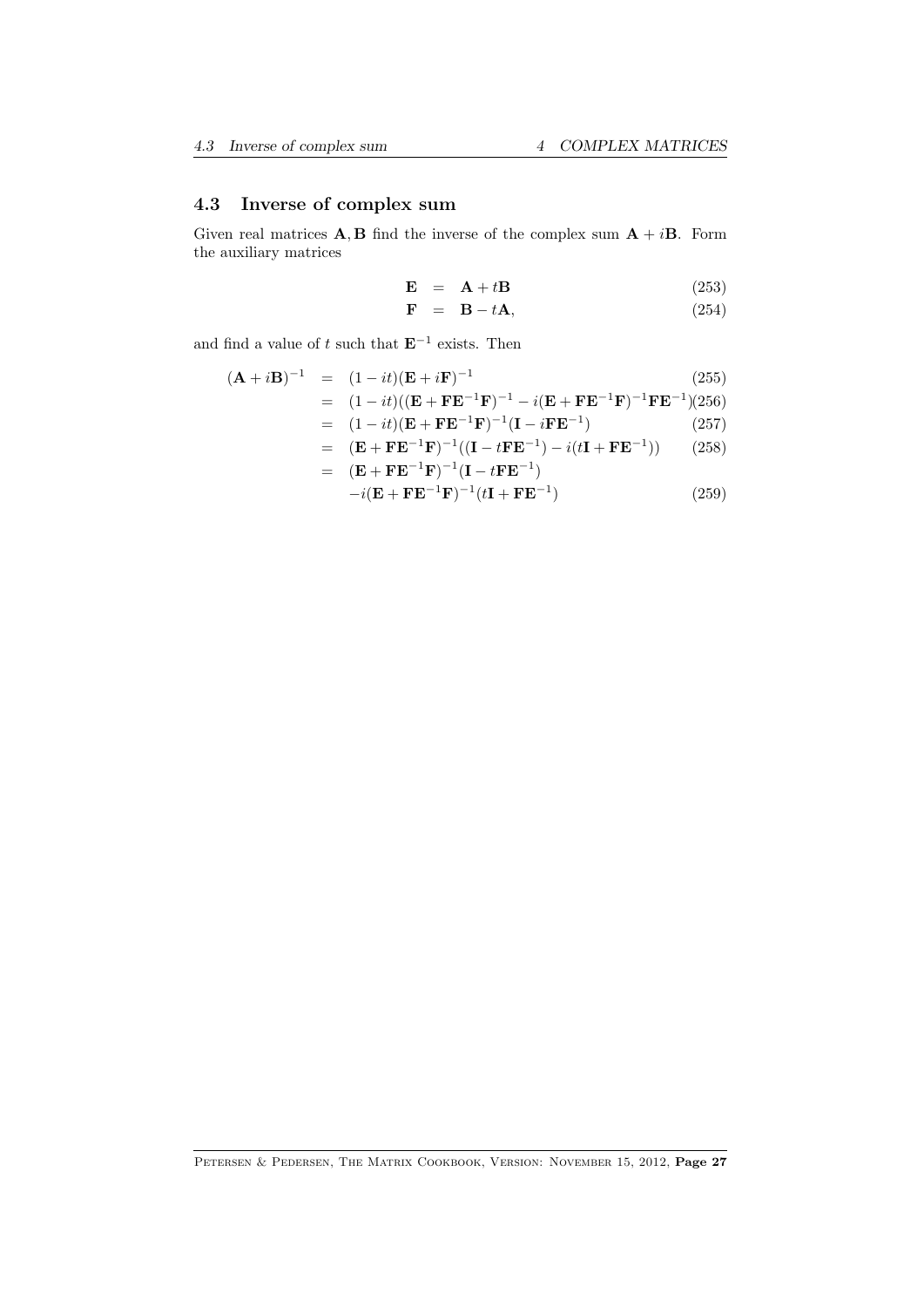### 4.3 Inverse of complex sum

Given real matrices $\mathbf{A}, \mathbf{B}$ find the inverse of the complex sum $\mathbf{A} + i\mathbf{B}$. Form the auxiliary matrices

$$\mathbf{E} = \mathbf{A} + t\mathbf{B} \tag{253}$$

$$\mathbf{F} = \mathbf{B} - t\mathbf{A}, \tag{254}$$

and find a value of $t$ such that $\mathbf{E}^{-1}$ exists. Then

$$
\begin{aligned}
(\mathbf{A} + i\mathbf{B})^{-1} &= (1 - it)(\mathbf{E} + i\mathbf{F})^{-1} &(255)\\
&= (1 - it)((\mathbf{E} + \mathbf{F}\mathbf{E}^{-1}\mathbf{F})^{-1} - i(\mathbf{E} + \mathbf{F}\mathbf{E}^{-1}\mathbf{F})^{-1}\mathbf{F}\mathbf{E}^{-1}) &(256)\\
&= (1 - it)(\mathbf{E} + \mathbf{F}\mathbf{E}^{-1}\mathbf{F})^{-1}(\mathbf{I} - i\mathbf{F}\mathbf{E}^{-1}) &(257)\\
&= (\mathbf{E} + \mathbf{F}\mathbf{E}^{-1}\mathbf{F})^{-1}((\mathbf{I} - t\mathbf{F}\mathbf{E}^{-1}) - i(t\mathbf{I} + \mathbf{F}\mathbf{E}^{-1})) &(258)\\
&= (\mathbf{E} + \mathbf{F}\mathbf{E}^{-1}\mathbf{F})^{-1}(\mathbf{I} - t\mathbf{F}\mathbf{E}^{-1}) \\
&\quad - i(\mathbf{E} + \mathbf{F}\mathbf{E}^{-1}\mathbf{F})^{-1}(t\mathbf{I} + \mathbf{F}\mathbf{E}^{-1}) &(259)
\end{aligned}
$$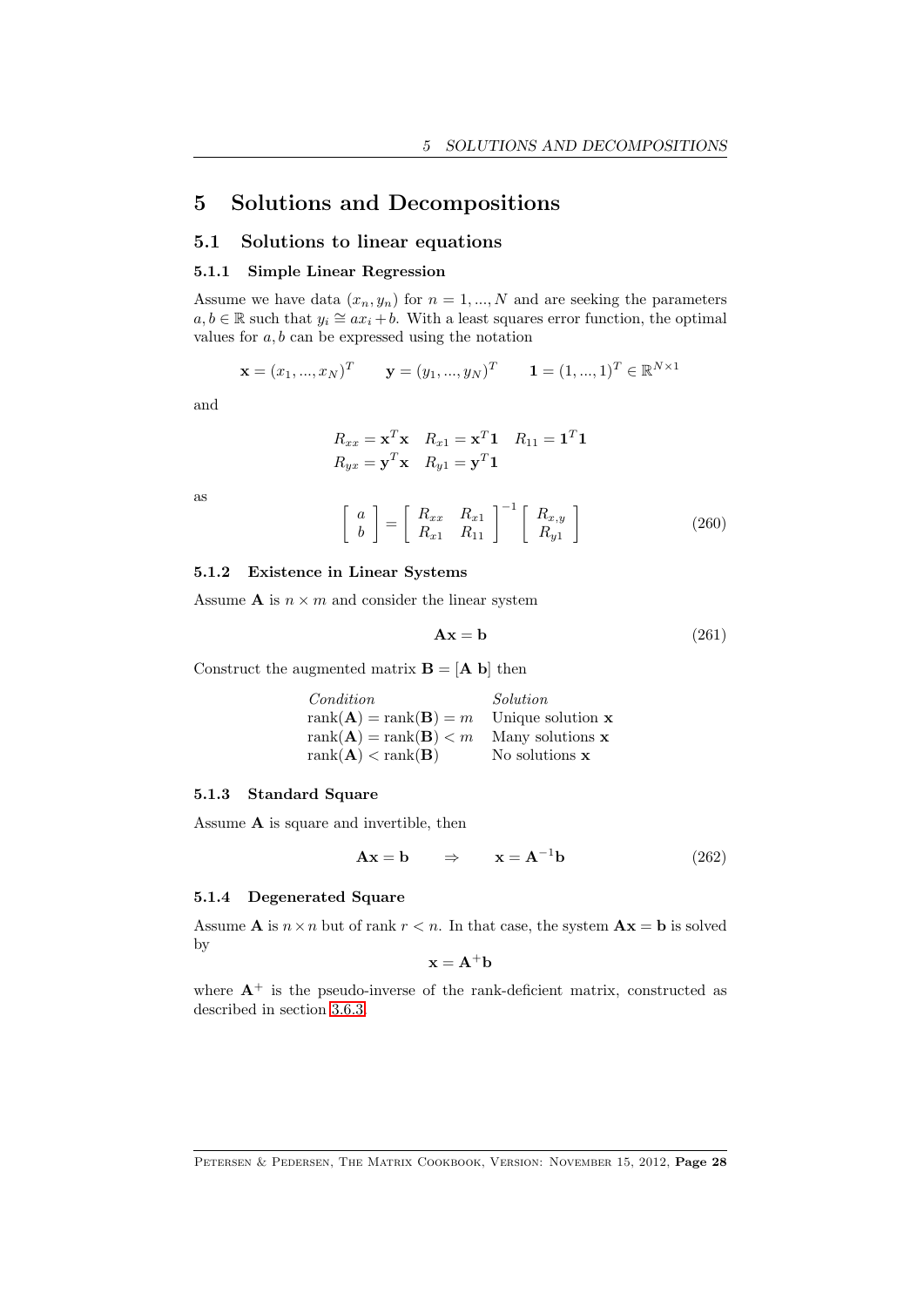# 5 Solutions and Decompositions

## 5.1 Solutions to linear equations

### 5.1.1 Simple Linear Regression

Assume we have data $(x_n, y_n)$ for $n = 1, ..., N$ and are seeking the parameters $a, b \in \mathbb{R}$ such that $y_i \cong ax_i + b$. With a least squares error function, the optimal values for $a, b$ can be expressed using the notation

$$\mathbf{x} = (x_1, ..., x_N)^T \qquad \mathbf{y} = (y_1, ..., y_N)^T \qquad \mathbf{1} = (1, ..., 1)^T \in \mathbb{R}^{N \times 1}$$

and

$$\begin{array}{lll} R_{xx} = \mathbf{x}^T\mathbf{x} & R_{x1} = \mathbf{x}^T\mathbf{1} & R_{11} = \mathbf{1}^T\mathbf{1} \\ R_{yx} = \mathbf{y}^T\mathbf{x} & R_{y1} = \mathbf{y}^T\mathbf{1} & \end{array}$$

as

$$\left[ \begin{array}{c} a \\ b \end{array} \right] = \left[ \begin{array}{cc} R_{xx} & R_{x1} \\ R_{x1} & R_{11} \end{array} \right]^{-1} \left[ \begin{array}{c} R_{x,y} \\ R_{y1} \end{array} \right] \tag{260}$$

### 5.1.2 Existence in Linear Systems

Assume $\mathbf{A}$ is $n \times m$ and consider the linear system

$$\mathbf{Ax} = \mathbf{b} \tag{261}$$

Construct the augmented matrix $\mathbf{B} = [\mathbf{A}\ \mathbf{b}]$ then

| *Condition* | *Solution* |
|---|---|
| $\text{rank}(\mathbf{A}) = \text{rank}(\mathbf{B}) = m$ | Unique solution $\mathbf{x}$ |
| $\text{rank}(\mathbf{A}) = \text{rank}(\mathbf{B}) < m$ | Many solutions $\mathbf{x}$ |
| $\text{rank}(\mathbf{A}) < \text{rank}(\mathbf{B})$ | No solutions $\mathbf{x}$ |

### 5.1.3 Standard Square

Assume $\mathbf{A}$ is square and invertible, then

$$\mathbf{Ax} = \mathbf{b} \qquad \Rightarrow \qquad \mathbf{x} = \mathbf{A}^{-1}\mathbf{b} \tag{262}$$

### 5.1.4 Degenerated Square

Assume $\mathbf{A}$ is $n \times n$ but of rank $r < n$. In that case, the system $\mathbf{Ax} = \mathbf{b}$ is solved by

$$\mathbf{x} = \mathbf{A}^{+}\mathbf{b}$$

where $\mathbf{A}^{+}$ is the pseudo-inverse of the rank-deficient matrix, constructed as described in section 3.6.3.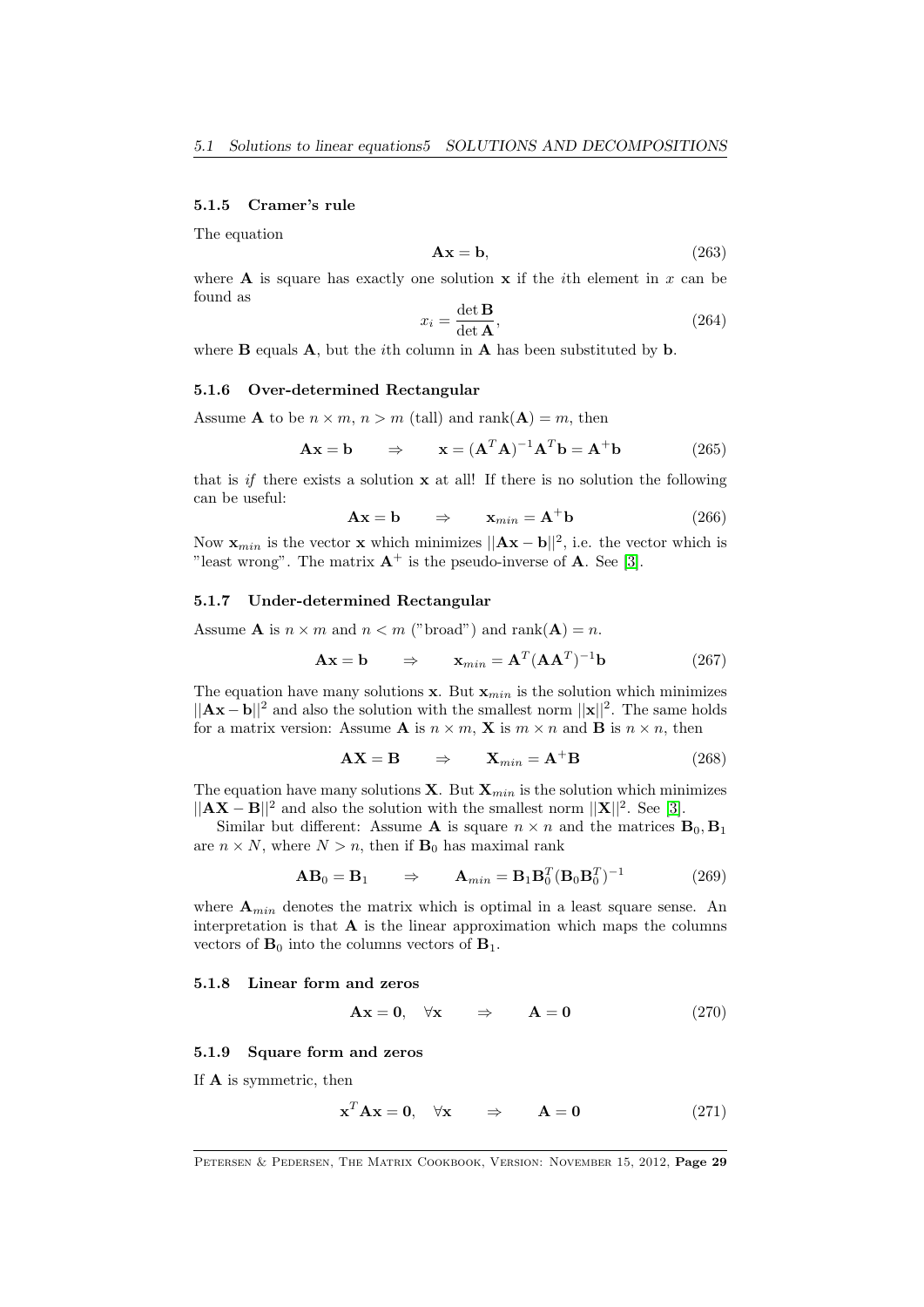### 5.1.5 Cramer's rule

The equation

$$\mathbf{A}\mathbf{x} = \mathbf{b}, \tag{263}$$

where $\mathbf{A}$ is square has exactly one solution $\mathbf{x}$ if the $i$th element in $x$ can be found as

$$x_i = \frac{\det \mathbf{B}}{\det \mathbf{A}}, \tag{264}$$

where $\mathbf{B}$ equals $\mathbf{A}$, but the $i$th column in $\mathbf{A}$ has been substituted by $\mathbf{b}$.

### 5.1.6 Over-determined Rectangular

Assume $\mathbf{A}$ to be $n \times m$, $n > m$ (tall) and $\text{rank}(\mathbf{A}) = m$, then

$$\mathbf{A}\mathbf{x} = \mathbf{b} \qquad \Rightarrow \qquad \mathbf{x} = (\mathbf{A}^T\mathbf{A})^{-1}\mathbf{A}^T\mathbf{b} = \mathbf{A}^{+}\mathbf{b} \tag{265}$$

that is *if* there exists a solution $\mathbf{x}$ at all! If there is no solution the following can be useful:

$$\mathbf{A}\mathbf{x} = \mathbf{b} \qquad \Rightarrow \qquad \mathbf{x}_{min} = \mathbf{A}^{+}\mathbf{b} \tag{266}$$

Now $\mathbf{x}_{min}$ is the vector $\mathbf{x}$ which minimizes $||\mathbf{A}\mathbf{x} - \mathbf{b}||^2$, i.e. the vector which is "least wrong". The matrix $\mathbf{A}^{+}$ is the pseudo-inverse of $\mathbf{A}$. See [3].

### 5.1.7 Under-determined Rectangular

Assume $\mathbf{A}$ is $n \times m$ and $n < m$ ("broad") and $\text{rank}(\mathbf{A}) = n$.

$$\mathbf{A}\mathbf{x} = \mathbf{b} \qquad \Rightarrow \qquad \mathbf{x}_{min} = \mathbf{A}^T(\mathbf{A}\mathbf{A}^T)^{-1}\mathbf{b} \tag{267}$$

The equation have many solutions $\mathbf{x}$. But $\mathbf{x}_{min}$ is the solution which minimizes $||\mathbf{A}\mathbf{x} - \mathbf{b}||^2$ and also the solution with the smallest norm $||\mathbf{x}||^2$. The same holds for a matrix version: Assume $\mathbf{A}$ is $n \times m$, $\mathbf{X}$ is $m \times n$ and $\mathbf{B}$ is $n \times n$, then

$$\mathbf{A}\mathbf{X} = \mathbf{B} \qquad \Rightarrow \qquad \mathbf{X}_{min} = \mathbf{A}^{+}\mathbf{B} \tag{268}$$

The equation have many solutions $\mathbf{X}$. But $\mathbf{X}_{min}$ is the solution which minimizes $||\mathbf{A}\mathbf{X} - \mathbf{B}||^2$ and also the solution with the smallest norm $||\mathbf{X}||^2$. See [3].

Similar but different: Assume $\mathbf{A}$ is square $n \times n$ and the matrices $\mathbf{B}_0, \mathbf{B}_1$ are $n \times N$, where $N > n$, then if $\mathbf{B}_0$ has maximal rank

$$\mathbf{A}\mathbf{B}_0 = \mathbf{B}_1 \qquad \Rightarrow \qquad \mathbf{A}_{min} = \mathbf{B}_1\mathbf{B}_0^T(\mathbf{B}_0\mathbf{B}_0^T)^{-1} \tag{269}$$

where $\mathbf{A}_{min}$ denotes the matrix which is optimal in a least square sense. An interpretation is that $\mathbf{A}$ is the linear approximation which maps the columns vectors of $\mathbf{B}_0$ into the columns vectors of $\mathbf{B}_1$.

### 5.1.8 Linear form and zeros

$$\mathbf{A}\mathbf{x} = \mathbf{0}, \quad \forall \mathbf{x} \qquad \Rightarrow \qquad \mathbf{A} = \mathbf{0} \tag{270}$$

### 5.1.9 Square form and zeros

If $\mathbf{A}$ is symmetric, then

$$\mathbf{x}^T\mathbf{A}\mathbf{x} = \mathbf{0}, \quad \forall \mathbf{x} \qquad \Rightarrow \qquad \mathbf{A} = \mathbf{0} \tag{271}$$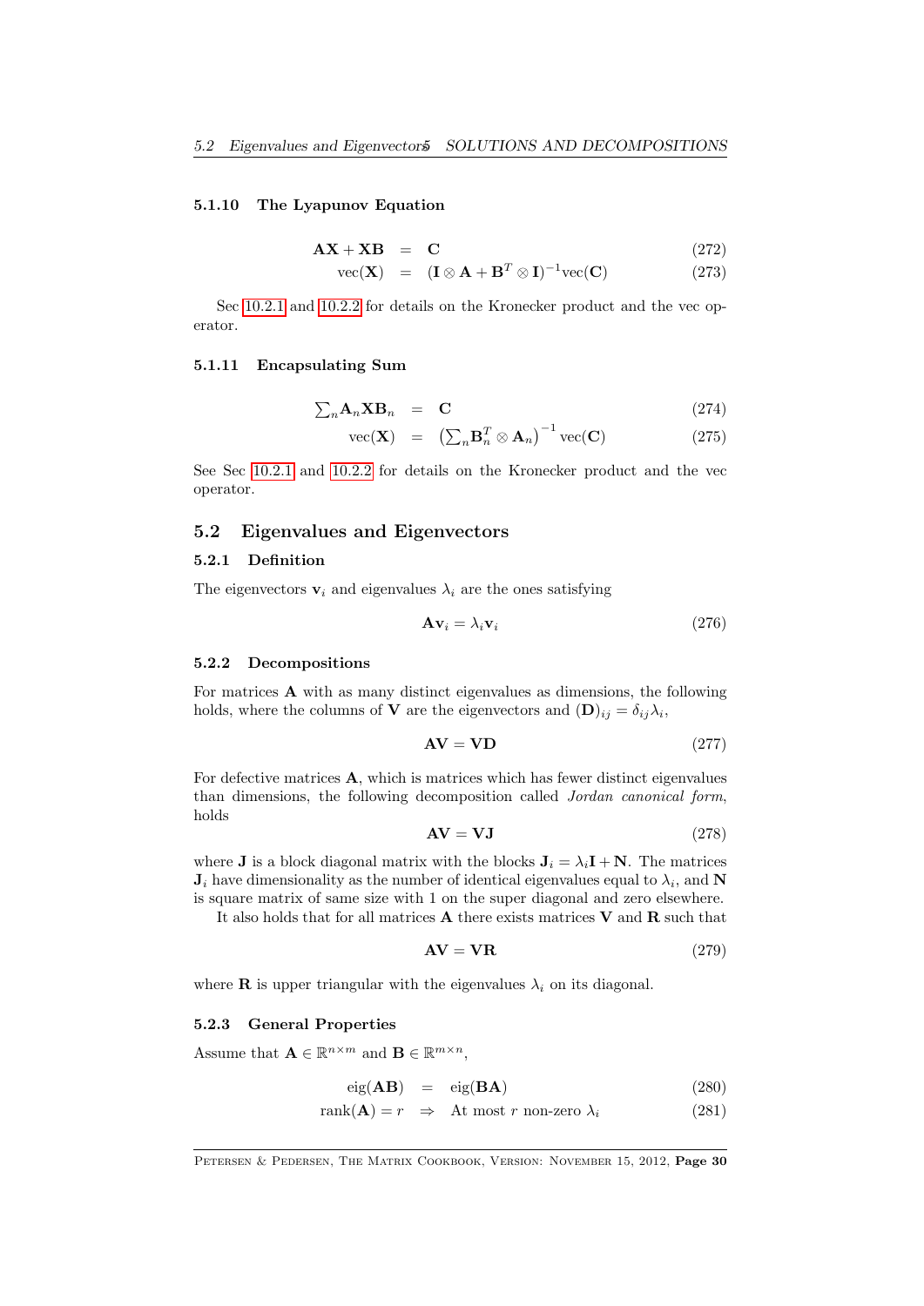### 5.1.10 The Lyapunov Equation

$$\mathbf{AX} + \mathbf{XB} = \mathbf{C} \tag{272}$$

$$\text{vec}(\mathbf{X}) = (\mathbf{I} \otimes \mathbf{A} + \mathbf{B}^T \otimes \mathbf{I})^{-1}\text{vec}(\mathbf{C}) \tag{273}$$

Sec 10.2.1 and 10.2.2 for details on the Kronecker product and the vec operator.

### 5.1.11 Encapsulating Sum

$$\textstyle\sum_n \mathbf{A}_n \mathbf{X} \mathbf{B}_n = \mathbf{C} \tag{274}$$

$$\text{vec}(\mathbf{X}) = \left(\textstyle\sum_n \mathbf{B}_n^T \otimes \mathbf{A}_n\right)^{-1} \text{vec}(\mathbf{C}) \tag{275}$$

See Sec 10.2.1 and 10.2.2 for details on the Kronecker product and the vec operator.

## 5.2 Eigenvalues and Eigenvectors

### 5.2.1 Definition

The eigenvectors $\mathbf{v}_i$ and eigenvalues $\lambda_i$ are the ones satisfying

$$\mathbf{A}\mathbf{v}_i = \lambda_i \mathbf{v}_i \tag{276}$$

### 5.2.2 Decompositions

For matrices $\mathbf{A}$ with as many distinct eigenvalues as dimensions, the following holds, where the columns of $\mathbf{V}$ are the eigenvectors and $(\mathbf{D})_{ij} = \delta_{ij}\lambda_i$,

$$\mathbf{AV} = \mathbf{VD} \tag{277}$$

For defective matrices $\mathbf{A}$, which is matrices which has fewer distinct eigenvalues than dimensions, the following decomposition called *Jordan canonical form*, holds

$$\mathbf{AV} = \mathbf{VJ} \tag{278}$$

where $\mathbf{J}$ is a block diagonal matrix with the blocks $\mathbf{J}_i = \lambda_i \mathbf{I} + \mathbf{N}$. The matrices $\mathbf{J}_i$ have dimensionality as the number of identical eigenvalues equal to $\lambda_i$, and $\mathbf{N}$ is square matrix of same size with 1 on the super diagonal and zero elsewhere.

It also holds that for all matrices $\mathbf{A}$ there exists matrices $\mathbf{V}$ and $\mathbf{R}$ such that

$$\mathbf{AV} = \mathbf{VR} \tag{279}$$

where $\mathbf{R}$ is upper triangular with the eigenvalues $\lambda_i$ on its diagonal.

### 5.2.3 General Properties

Assume that $\mathbf{A} \in \mathbb{R}^{n \times m}$ and $\mathbf{B} \in \mathbb{R}^{m \times n}$,

$$\text{eig}(\mathbf{AB}) = \text{eig}(\mathbf{BA}) \tag{280}$$

$$\text{rank}(\mathbf{A}) = r \Rightarrow \text{At most } r \text{ non-zero } \lambda_i \tag{281}$$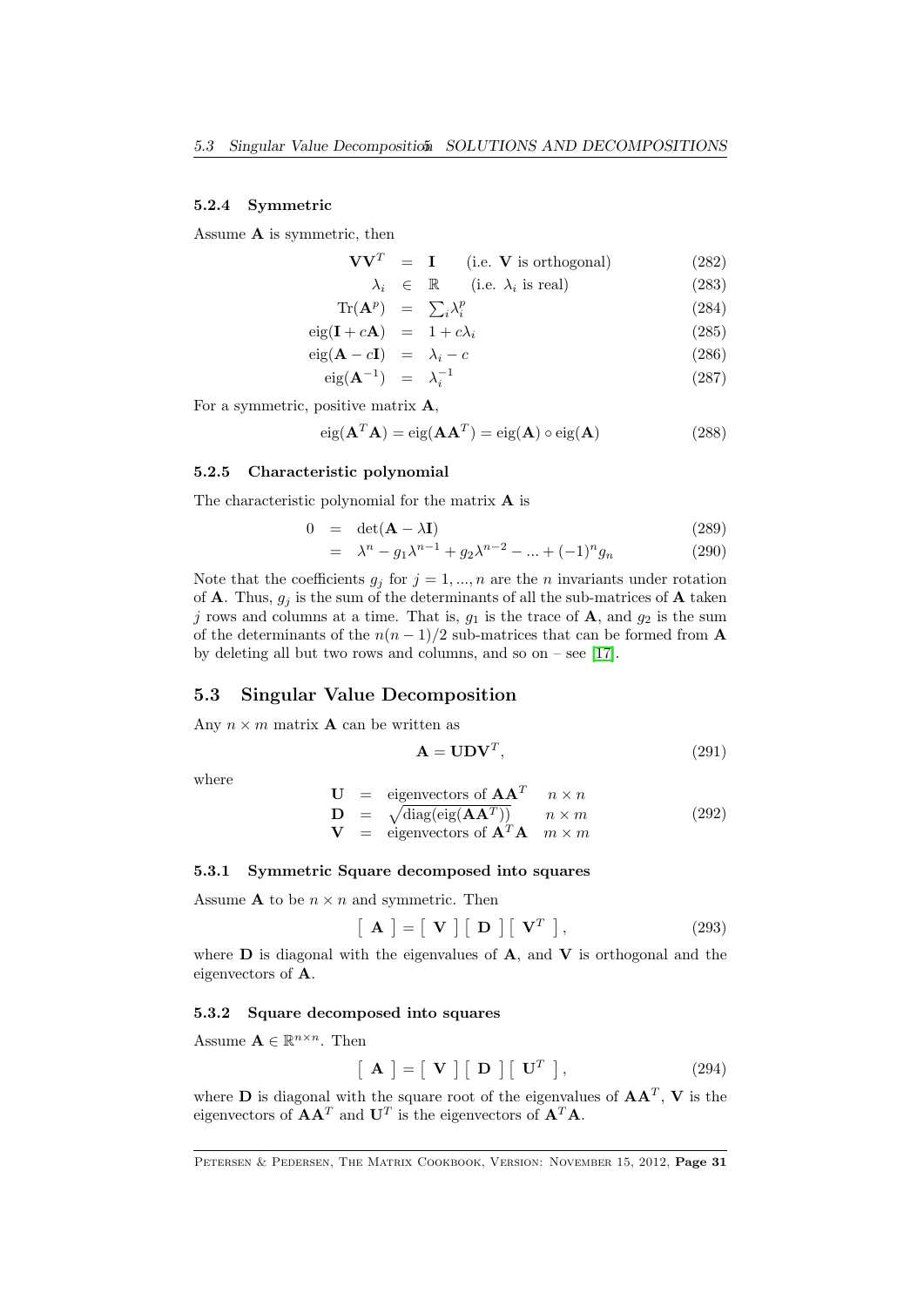#### 5.2.4 Symmetric

Assume $\mathbf{A}$ is symmetric, then

$$\mathbf{V}\mathbf{V}^T = \mathbf{I} \quad \text{(i.e. } \mathbf{V} \text{ is orthogonal)} \tag{282}$$

$$\lambda_i \in \mathbb{R} \quad \text{(i.e. } \lambda_i \text{ is real)} \tag{283}$$

$$\text{Tr}(\mathbf{A}^p) = \textstyle\sum_i \lambda_i^p \tag{284}$$

$$\text{eig}(\mathbf{I} + c\mathbf{A}) = 1 + c\lambda_i \tag{285}$$

$$\text{eig}(\mathbf{A} - c\mathbf{I}) = \lambda_i - c \tag{286}$$

$$\text{eig}(\mathbf{A}^{-1}) = \lambda_i^{-1} \tag{287}$$

For a symmetric, positive matrix $\mathbf{A}$,

$$\text{eig}(\mathbf{A}^T\mathbf{A}) = \text{eig}(\mathbf{A}\mathbf{A}^T) = \text{eig}(\mathbf{A}) \circ \text{eig}(\mathbf{A}) \tag{288}$$

#### 5.2.5 Characteristic polynomial

The characteristic polynomial for the matrix $\mathbf{A}$ is

$$0 = \det(\mathbf{A} - \lambda\mathbf{I}) \tag{289}$$

$$= \lambda^n - g_1\lambda^{n-1} + g_2\lambda^{n-2} - ... + (-1)^n g_n \tag{290}$$

Note that the coefficients $g_j$ for $j = 1, ..., n$ are the $n$ invariants under rotation of $\mathbf{A}$. Thus, $g_j$ is the sum of the determinants of all the sub-matrices of $\mathbf{A}$ taken $j$ rows and columns at a time. That is, $g_1$ is the trace of $\mathbf{A}$, and $g_2$ is the sum of the determinants of the $n(n-1)/2$ sub-matrices that can be formed from $\mathbf{A}$ by deleting all but two rows and columns, and so on – see [17].

### 5.3 Singular Value Decomposition

Any $n \times m$ matrix $\mathbf{A}$ can be written as

$$\mathbf{A} = \mathbf{U}\mathbf{D}\mathbf{V}^T, \tag{291}$$

where

$$\begin{array}{lcll} \mathbf{U} & = & \text{eigenvectors of } \mathbf{A}\mathbf{A}^T & n \times n \\ \mathbf{D} & = & \sqrt{\text{diag}(\text{eig}(\mathbf{A}\mathbf{A}^T))} & n \times m \\ \mathbf{V} & = & \text{eigenvectors of } \mathbf{A}^T\mathbf{A} & m \times m \end{array} \tag{292}$$

#### 5.3.1 Symmetric Square decomposed into squares

Assume $\mathbf{A}$ to be $n \times n$ and symmetric. Then

$$\left[\ \mathbf{A}\ \right] = \left[\ \mathbf{V}\ \right] \left[\ \mathbf{D}\ \right] \left[\ \mathbf{V}^T\ \right], \tag{293}$$

where $\mathbf{D}$ is diagonal with the eigenvalues of $\mathbf{A}$, and $\mathbf{V}$ is orthogonal and the eigenvectors of $\mathbf{A}$.

#### 5.3.2 Square decomposed into squares

Assume $\mathbf{A} \in \mathbb{R}^{n \times n}$. Then

$$\left[\ \mathbf{A}\ \right] = \left[\ \mathbf{V}\ \right] \left[\ \mathbf{D}\ \right] \left[\ \mathbf{U}^T\ \right], \tag{294}$$

where $\mathbf{D}$ is diagonal with the square root of the eigenvalues of $\mathbf{A}\mathbf{A}^T$, $\mathbf{V}$ is the eigenvectors of $\mathbf{A}\mathbf{A}^T$ and $\mathbf{U}^T$ is the eigenvectors of $\mathbf{A}^T\mathbf{A}$.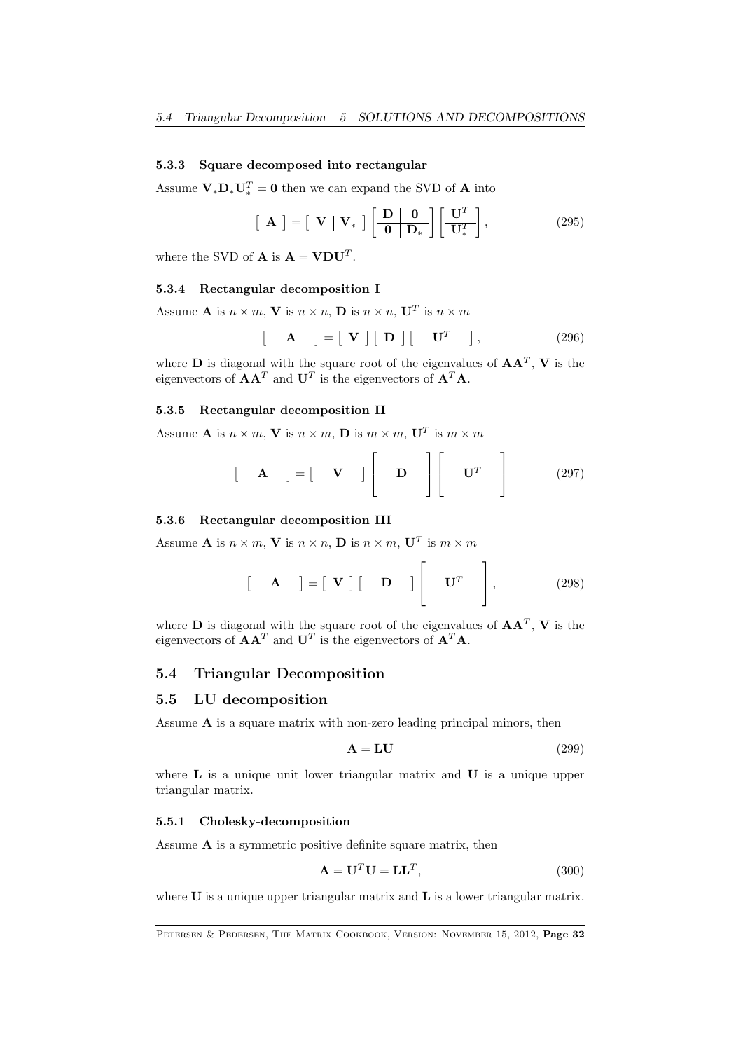#### 5.3.3 Square decomposed into rectangular

Assume $\mathbf{V}_*\mathbf{D}_*\mathbf{U}_*^T = \mathbf{0}$ then we can expand the SVD of $\mathbf{A}$ into

$$\left[\begin{array}{c} \mathbf{A} \end{array}\right] = \left[\begin{array}{c|c} \mathbf{V} & \mathbf{V}_* \end{array}\right] \left[\begin{array}{c|c} \mathbf{D} & \mathbf{0} \\ \hline \mathbf{0} & \mathbf{D}_* \end{array}\right] \left[\begin{array}{c} \mathbf{U}^T \\ \hline \mathbf{U}_*^T \end{array}\right], \tag{295}$$

where the SVD of $\mathbf{A}$ is $\mathbf{A} = \mathbf{V}\mathbf{D}\mathbf{U}^T$.

#### 5.3.4 Rectangular decomposition I

Assume $\mathbf{A}$ is $n \times m$, $\mathbf{V}$ is $n \times n$, $\mathbf{D}$ is $n \times n$, $\mathbf{U}^T$ is $n \times m$

$$\left[\quad \mathbf{A} \quad\right] = \left[\begin{array}{c} \mathbf{V} \end{array}\right] \left[\begin{array}{c} \mathbf{D} \end{array}\right] \left[\quad \mathbf{U}^T \quad\right], \tag{296}$$

where $\mathbf{D}$ is diagonal with the square root of the eigenvalues of $\mathbf{A}\mathbf{A}^T$, $\mathbf{V}$ is the eigenvectors of $\mathbf{A}\mathbf{A}^T$ and $\mathbf{U}^T$ is the eigenvectors of $\mathbf{A}^T\mathbf{A}$.

#### 5.3.5 Rectangular decomposition II

Assume $\mathbf{A}$ is $n \times m$, $\mathbf{V}$ is $n \times m$, $\mathbf{D}$ is $m \times m$, $\mathbf{U}^T$ is $m \times m$

$$\left[\quad \mathbf{A} \quad\right] = \left[\quad \mathbf{V} \quad\right] \left[\quad \mathbf{D} \quad\right] \left[\quad \mathbf{U}^T \quad\right] \tag{297}$$

#### 5.3.6 Rectangular decomposition III

Assume $\mathbf{A}$ is $n \times m$, $\mathbf{V}$ is $n \times n$, $\mathbf{D}$ is $n \times m$, $\mathbf{U}^T$ is $m \times m$

$$\left[\quad \mathbf{A} \quad\right] = \left[\begin{array}{c} \mathbf{V} \end{array}\right] \left[\quad \mathbf{D} \quad\right] \left[\quad \mathbf{U}^T \quad\right], \tag{298}$$

where $\mathbf{D}$ is diagonal with the square root of the eigenvalues of $\mathbf{A}\mathbf{A}^T$, $\mathbf{V}$ is the eigenvectors of $\mathbf{A}\mathbf{A}^T$ and $\mathbf{U}^T$ is the eigenvectors of $\mathbf{A}^T\mathbf{A}$.

### 5.4 Triangular Decomposition

### 5.5 LU decomposition

Assume $\mathbf{A}$ is a square matrix with non-zero leading principal minors, then

$$\mathbf{A} = \mathbf{L}\mathbf{U} \tag{299}$$

where $\mathbf{L}$ is a unique unit lower triangular matrix and $\mathbf{U}$ is a unique upper triangular matrix.

#### 5.5.1 Cholesky-decomposition

Assume $\mathbf{A}$ is a symmetric positive definite square matrix, then

$$\mathbf{A} = \mathbf{U}^T\mathbf{U} = \mathbf{L}\mathbf{L}^T, \tag{300}$$

where $\mathbf{U}$ is a unique upper triangular matrix and $\mathbf{L}$ is a lower triangular matrix.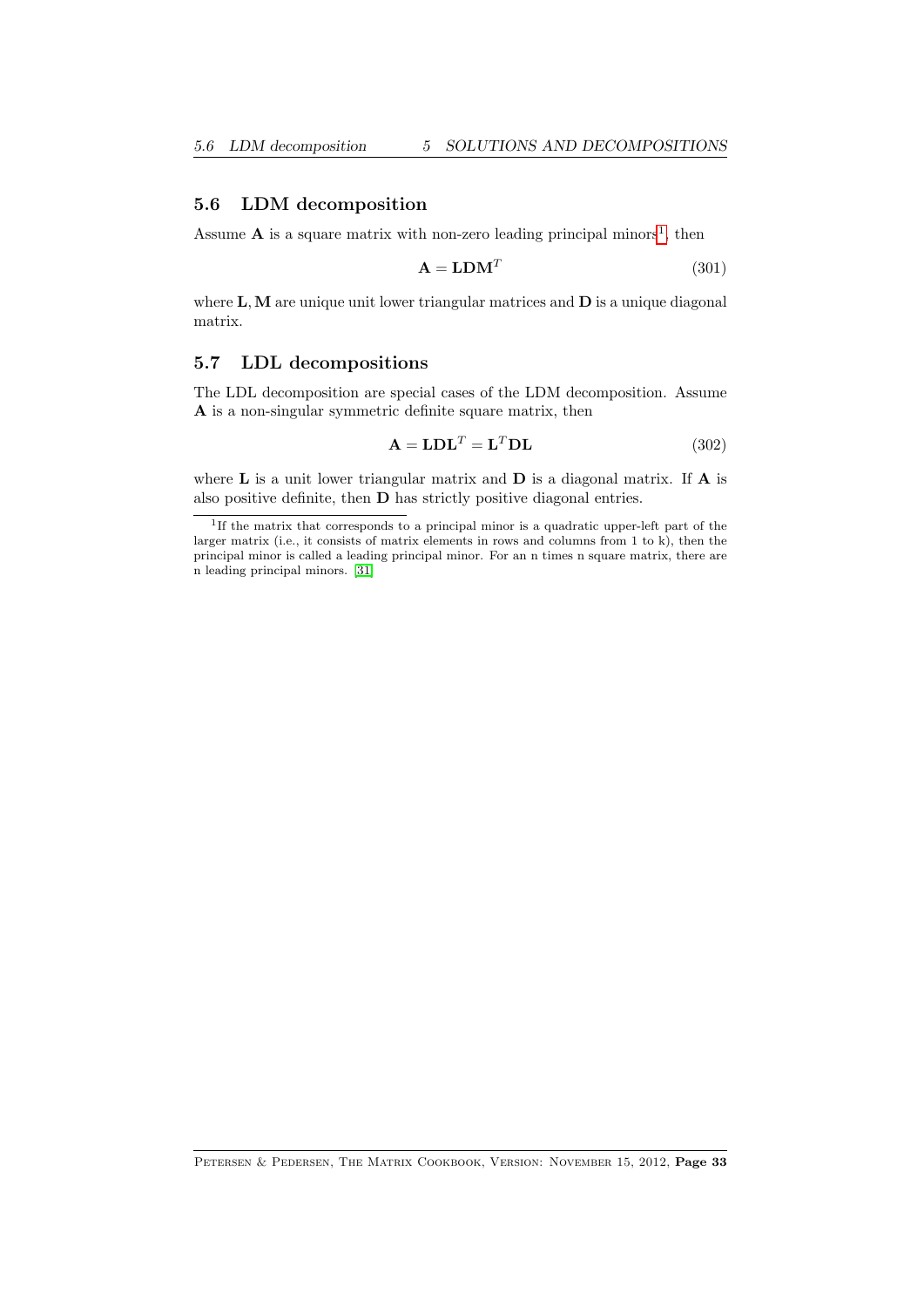## 5.6 LDM decomposition

Assume $\mathbf{A}$ is a square matrix with non-zero leading principal minors[1], then

$$\mathbf{A} = \mathbf{L}\mathbf{D}\mathbf{M}^T \tag{301}$$

where $\mathbf{L}, \mathbf{M}$ are unique unit lower triangular matrices and $\mathbf{D}$ is a unique diagonal matrix.

## 5.7 LDL decompositions

The LDL decomposition are special cases of the LDM decomposition. Assume $\mathbf{A}$ is a non-singular symmetric definite square matrix, then

$$\mathbf{A} = \mathbf{L}\mathbf{D}\mathbf{L}^T = \mathbf{L}^T\mathbf{D}\mathbf{L} \tag{302}$$

where $\mathbf{L}$ is a unit lower triangular matrix and $\mathbf{D}$ is a diagonal matrix. If $\mathbf{A}$ is also positive definite, then $\mathbf{D}$ has strictly positive diagonal entries.

---

[1] If the matrix that corresponds to a principal minor is a quadratic upper-left part of the larger matrix (i.e., it consists of matrix elements in rows and columns from 1 to k), then the principal minor is called a leading principal minor. For an n times n square matrix, there are n leading principal minors. [31]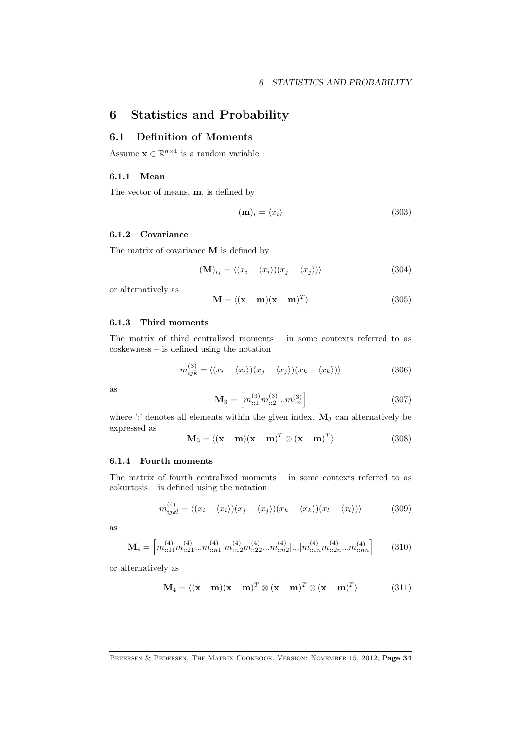# 6 Statistics and Probability

## 6.1 Definition of Moments

Assume $\mathbf{x} \in \mathbb{R}^{n \times 1}$ is a random variable

### 6.1.1 Mean

The vector of means, $\mathbf{m}$, is defined by

$$(\mathbf{m})_i = \langle x_i \rangle \tag{303}$$

### 6.1.2 Covariance

The matrix of covariance $\mathbf{M}$ is defined by

$$(\mathbf{M})_{ij} = \langle (x_i - \langle x_i \rangle)(x_j - \langle x_j \rangle) \rangle \tag{304}$$

or alternatively as

$$\mathbf{M} = \langle (\mathbf{x} - \mathbf{m})(\mathbf{x} - \mathbf{m})^T \rangle \tag{305}$$

### 6.1.3 Third moments

The matrix of third centralized moments – in some contexts referred to as coskewness – is defined using the notation

$$m^{(3)}_{ijk} = \langle (x_i - \langle x_i \rangle)(x_j - \langle x_j \rangle)(x_k - \langle x_k \rangle) \rangle \tag{306}$$

as

$$\mathbf{M}_3 = \left[ m^{(3)}_{::1} m^{(3)}_{::2} ... m^{(3)}_{::n} \right] \tag{307}$$

where ':' denotes all elements within the given index. $\mathbf{M}_3$ can alternatively be expressed as

$$\mathbf{M}_3 = \langle (\mathbf{x} - \mathbf{m})(\mathbf{x} - \mathbf{m})^T \otimes (\mathbf{x} - \mathbf{m})^T \rangle \tag{308}$$

### 6.1.4 Fourth moments

The matrix of fourth centralized moments – in some contexts referred to as cokurtosis – is defined using the notation

$$m^{(4)}_{ijkl} = \langle (x_i - \langle x_i \rangle)(x_j - \langle x_j \rangle)(x_k - \langle x_k \rangle)(x_l - \langle x_l \rangle) \rangle \tag{309}$$

as

$$\mathbf{M}_4 = \left[ m^{(4)}_{::11} m^{(4)}_{::21} ... m^{(4)}_{::n1} | m^{(4)}_{::12} m^{(4)}_{::22} ... m^{(4)}_{::n2} | ... | m^{(4)}_{::1n} m^{(4)}_{::2n} ... m^{(4)}_{::nn} \right] \tag{310}$$

or alternatively as

$$\mathbf{M}_4 = \langle (\mathbf{x} - \mathbf{m})(\mathbf{x} - \mathbf{m})^T \otimes (\mathbf{x} - \mathbf{m})^T \otimes (\mathbf{x} - \mathbf{m})^T \rangle \tag{311}$$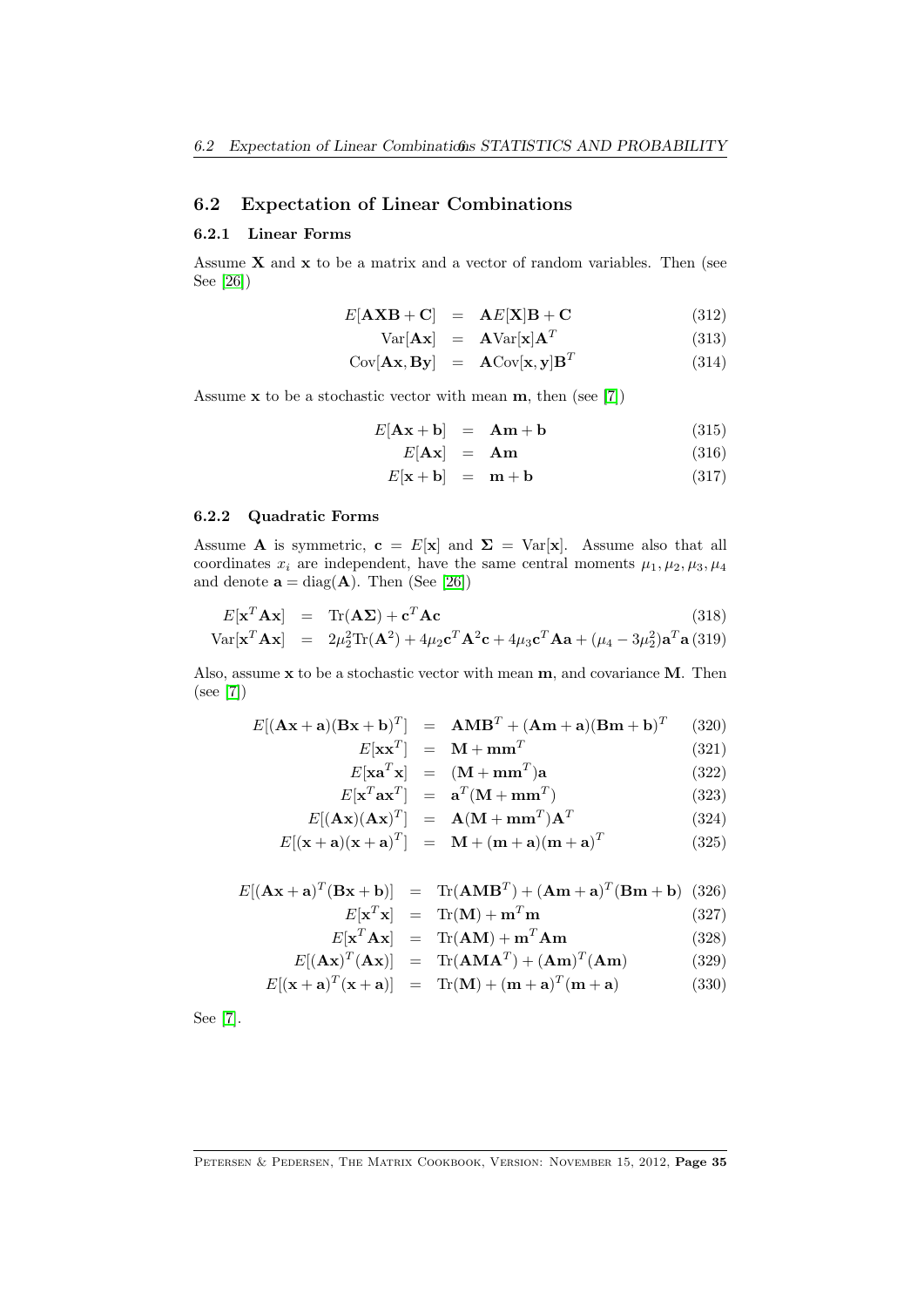## 6.2 Expectation of Linear Combinations

### 6.2.1 Linear Forms

Assume $\mathbf{X}$ and $\mathbf{x}$ to be a matrix and a vector of random variables. Then (see See [26])

$$E[\mathbf{AXB} + \mathbf{C}] = \mathbf{A}E[\mathbf{X}]\mathbf{B} + \mathbf{C} \tag{312}$$

$$\text{Var}[\mathbf{Ax}] = \mathbf{A}\text{Var}[\mathbf{x}]\mathbf{A}^T \tag{313}$$

$$\text{Cov}[\mathbf{Ax}, \mathbf{By}] = \mathbf{A}\text{Cov}[\mathbf{x}, \mathbf{y}]\mathbf{B}^T \tag{314}$$

Assume $\mathbf{x}$ to be a stochastic vector with mean $\mathbf{m}$, then (see [7])

$$E[\mathbf{Ax} + \mathbf{b}] = \mathbf{Am} + \mathbf{b} \tag{315}$$

$$E[\mathbf{Ax}] = \mathbf{Am} \tag{316}$$

$$E[\mathbf{x} + \mathbf{b}] = \mathbf{m} + \mathbf{b} \tag{317}$$

### 6.2.2 Quadratic Forms

Assume $\mathbf{A}$ is symmetric, $\mathbf{c} = E[\mathbf{x}]$ and $\mathbf{\Sigma} = \text{Var}[\mathbf{x}]$. Assume also that all coordinates $x_i$ are independent, have the same central moments $\mu_1, \mu_2, \mu_3, \mu_4$ and denote $\mathbf{a} = \text{diag}(\mathbf{A})$. Then (See [26])

$$E[\mathbf{x}^T\mathbf{Ax}] = \text{Tr}(\mathbf{A\Sigma}) + \mathbf{c}^T\mathbf{Ac} \tag{318}$$

$$\text{Var}[\mathbf{x}^T\mathbf{Ax}] = 2\mu_2^2\text{Tr}(\mathbf{A}^2) + 4\mu_2\mathbf{c}^T\mathbf{A}^2\mathbf{c} + 4\mu_3\mathbf{c}^T\mathbf{Aa} + (\mu_4 - 3\mu_2^2)\mathbf{a}^T\mathbf{a} \tag{319}$$

Also, assume $\mathbf{x}$ to be a stochastic vector with mean $\mathbf{m}$, and covariance $\mathbf{M}$. Then (see [7])

$$E[(\mathbf{Ax} + \mathbf{a})(\mathbf{Bx} + \mathbf{b})^T] = \mathbf{AMB}^T + (\mathbf{Am} + \mathbf{a})(\mathbf{Bm} + \mathbf{b})^T \tag{320}$$

$$E[\mathbf{xx}^T] = \mathbf{M} + \mathbf{mm}^T \tag{321}$$

$$E[\mathbf{xa}^T\mathbf{x}] = (\mathbf{M} + \mathbf{mm}^T)\mathbf{a} \tag{322}$$

$$E[\mathbf{x}^T\mathbf{ax}^T] = \mathbf{a}^T(\mathbf{M} + \mathbf{mm}^T) \tag{323}$$

$$E[(\mathbf{Ax})(\mathbf{Ax})^T] = \mathbf{A}(\mathbf{M} + \mathbf{mm}^T)\mathbf{A}^T \tag{324}$$

$$E[(\mathbf{x} + \mathbf{a})(\mathbf{x} + \mathbf{a})^T] = \mathbf{M} + (\mathbf{m} + \mathbf{a})(\mathbf{m} + \mathbf{a})^T \tag{325}$$

$$E[(\mathbf{Ax} + \mathbf{a})^T(\mathbf{Bx} + \mathbf{b})] = \text{Tr}(\mathbf{AMB}^T) + (\mathbf{Am} + \mathbf{a})^T(\mathbf{Bm} + \mathbf{b}) \tag{326}$$

$$E[\mathbf{x}^T\mathbf{x}] = \text{Tr}(\mathbf{M}) + \mathbf{m}^T\mathbf{m} \tag{327}$$

$$E[\mathbf{x}^T\mathbf{Ax}] = \text{Tr}(\mathbf{AM}) + \mathbf{m}^T\mathbf{Am} \tag{328}$$

$$E[(\mathbf{Ax})^T(\mathbf{Ax})] = \text{Tr}(\mathbf{AMA}^T) + (\mathbf{Am})^T(\mathbf{Am}) \tag{329}$$

$$E[(\mathbf{x} + \mathbf{a})^T(\mathbf{x} + \mathbf{a})] = \text{Tr}(\mathbf{M}) + (\mathbf{m} + \mathbf{a})^T(\mathbf{m} + \mathbf{a}) \tag{330}$$

See [7].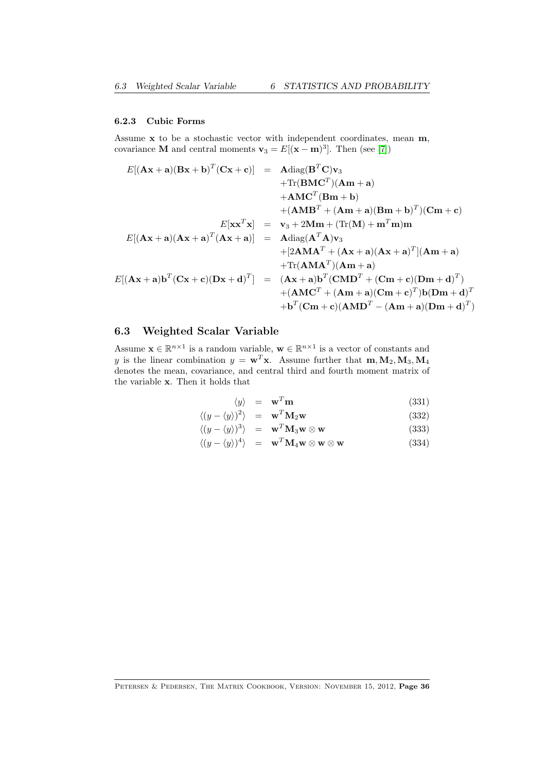### 6.2.3 Cubic Forms

Assume $\mathbf{x}$ to be a stochastic vector with independent coordinates, mean $\mathbf{m}$, covariance $\mathbf{M}$ and central moments $\mathbf{v}_3 = E[(\mathbf{x}-\mathbf{m})^3]$. Then (see [7])

$$
\begin{aligned}
E[(\mathbf{Ax}+\mathbf{a})(\mathbf{Bx}+\mathbf{b})^T(\mathbf{Cx}+\mathbf{c})] &= \mathbf{A}\mathrm{diag}(\mathbf{B}^T\mathbf{C})\mathbf{v}_3 \\
&\quad +\mathrm{Tr}(\mathbf{BMC}^T)(\mathbf{Am}+\mathbf{a}) \\
&\quad +\mathbf{AMC}^T(\mathbf{Bm}+\mathbf{b}) \\
&\quad +(\mathbf{AMB}^T+(\mathbf{Am}+\mathbf{a})(\mathbf{Bm}+\mathbf{b})^T)(\mathbf{Cm}+\mathbf{c}) \\
E[\mathbf{xx}^T\mathbf{x}] &= \mathbf{v}_3 + 2\mathbf{Mm} + (\mathrm{Tr}(\mathbf{M})+\mathbf{m}^T\mathbf{m})\mathbf{m} \\
E[(\mathbf{Ax}+\mathbf{a})(\mathbf{Ax}+\mathbf{a})^T(\mathbf{Ax}+\mathbf{a})] &= \mathbf{A}\mathrm{diag}(\mathbf{A}^T\mathbf{A})\mathbf{v}_3 \\
&\quad +[2\mathbf{AMA}^T+(\mathbf{Ax}+\mathbf{a})(\mathbf{Ax}+\mathbf{a})^T](\mathbf{Am}+\mathbf{a}) \\
&\quad +\mathrm{Tr}(\mathbf{AMA}^T)(\mathbf{Am}+\mathbf{a}) \\
E[(\mathbf{Ax}+\mathbf{a})\mathbf{b}^T(\mathbf{Cx}+\mathbf{c})(\mathbf{Dx}+\mathbf{d})^T] &= (\mathbf{Ax}+\mathbf{a})\mathbf{b}^T(\mathbf{CMD}^T+(\mathbf{Cm}+\mathbf{c})(\mathbf{Dm}+\mathbf{d})^T) \\
&\quad +(\mathbf{AMC}^T+(\mathbf{Am}+\mathbf{a})(\mathbf{Cm}+\mathbf{c})^T)\mathbf{b}(\mathbf{Dm}+\mathbf{d})^T \\
&\quad +\mathbf{b}^T(\mathbf{Cm}+\mathbf{c})(\mathbf{AMD}^T-(\mathbf{Am}+\mathbf{a})(\mathbf{Dm}+\mathbf{d})^T)
\end{aligned}
$$

## 6.3 Weighted Scalar Variable

Assume $\mathbf{x} \in \mathbb{R}^{n\times 1}$ is a random variable, $\mathbf{w} \in \mathbb{R}^{n\times 1}$ is a vector of constants and $y$ is the linear combination $y = \mathbf{w}^T\mathbf{x}$. Assume further that $\mathbf{m}, \mathbf{M}_2, \mathbf{M}_3, \mathbf{M}_4$ denotes the mean, covariance, and central third and fourth moment matrix of the variable $\mathbf{x}$. Then it holds that

$$
\begin{aligned}
\langle y \rangle &= \mathbf{w}^T\mathbf{m} && (331) \\
\langle (y-\langle y \rangle)^2 \rangle &= \mathbf{w}^T\mathbf{M}_2\mathbf{w} && (332) \\
\langle (y-\langle y \rangle)^3 \rangle &= \mathbf{w}^T\mathbf{M}_3\mathbf{w}\otimes\mathbf{w} && (333) \\
\langle (y-\langle y \rangle)^4 \rangle &= \mathbf{w}^T\mathbf{M}_4\mathbf{w}\otimes\mathbf{w}\otimes\mathbf{w} && (334)
\end{aligned}
$$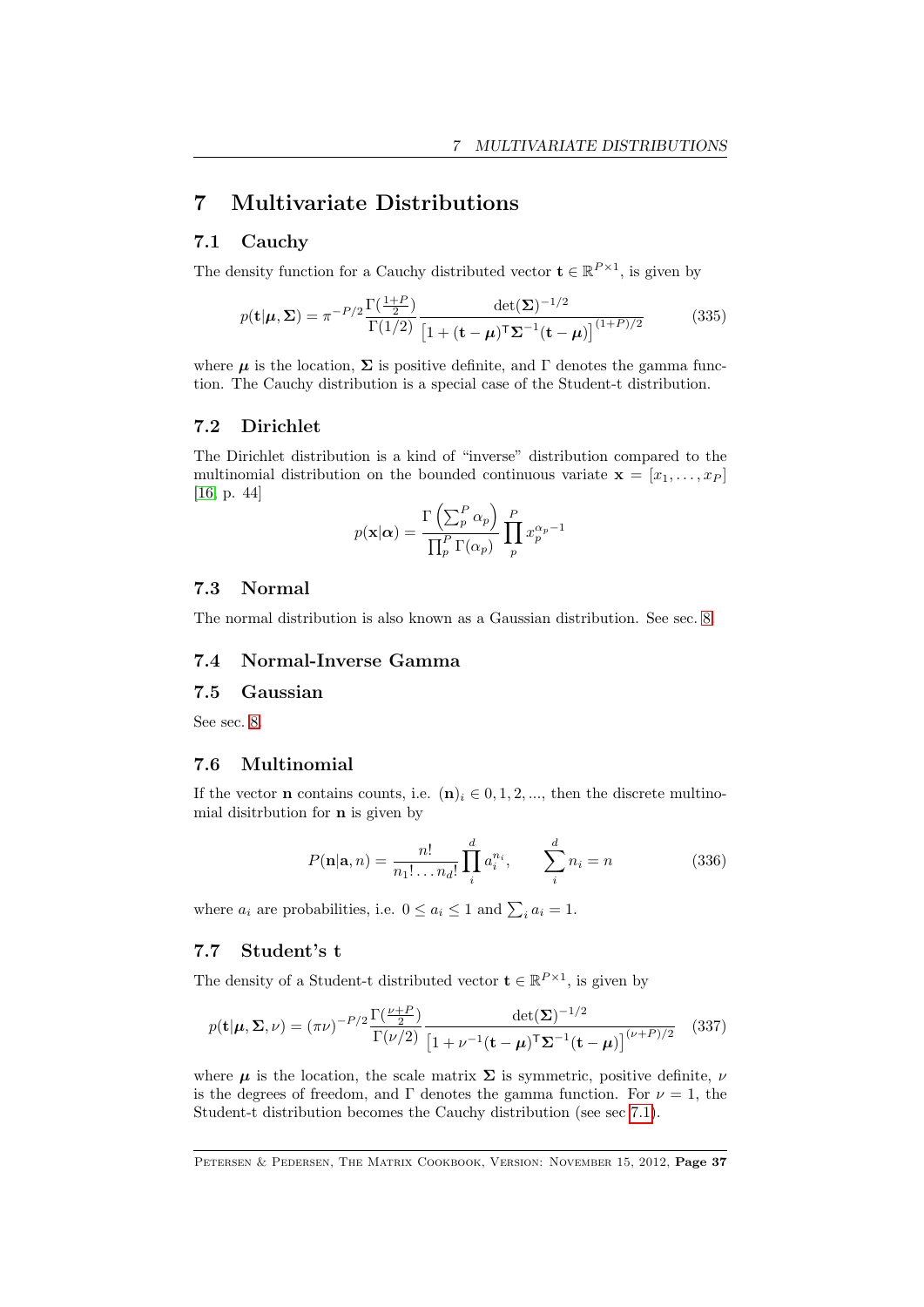# 7 Multivariate Distributions

## 7.1 Cauchy

The density function for a Cauchy distributed vector $\mathbf{t} \in \mathbb{R}^{P \times 1}$, is given by

$$p(\mathbf{t}|\boldsymbol{\mu}, \boldsymbol{\Sigma}) = \pi^{-P/2} \frac{\Gamma(\frac{1+P}{2})}{\Gamma(1/2)} \frac{\det(\boldsymbol{\Sigma})^{-1/2}}{\left[1 + (\mathbf{t} - \boldsymbol{\mu})^T \boldsymbol{\Sigma}^{-1} (\mathbf{t} - \boldsymbol{\mu})\right]^{(1+P)/2}} \tag{335}$$

where $\boldsymbol{\mu}$ is the location, $\boldsymbol{\Sigma}$ is positive definite, and $\Gamma$ denotes the gamma function. The Cauchy distribution is a special case of the Student-t distribution.

## 7.2 Dirichlet

The Dirichlet distribution is a kind of "inverse" distribution compared to the multinomial distribution on the bounded continuous variate $\mathbf{x} = [x_1, \ldots, x_P]$ [16, p. 44]

$$p(\mathbf{x}|\boldsymbol{\alpha}) = \frac{\Gamma\left(\sum_p^P \alpha_p\right)}{\prod_p^P \Gamma(\alpha_p)} \prod_p^P x_p^{\alpha_p - 1}$$

## 7.3 Normal

The normal distribution is also known as a Gaussian distribution. See sec. 8.

## 7.4 Normal-Inverse Gamma

## 7.5 Gaussian

See sec. 8.

## 7.6 Multinomial

If the vector $\mathbf{n}$ contains counts, i.e. $(\mathbf{n})_i \in 0, 1, 2, \ldots$, then the discrete multinomial disitrbution for $\mathbf{n}$ is given by

$$P(\mathbf{n}|\mathbf{a}, n) = \frac{n!}{n_1! \ldots n_d!} \prod_i^d a_i^{n_i}, \qquad \sum_i^d n_i = n \tag{336}$$

where $a_i$ are probabilities, i.e. $0 \leq a_i \leq 1$ and $\sum_i a_i = 1$.

## 7.7 Student's t

The density of a Student-t distributed vector $\mathbf{t} \in \mathbb{R}^{P \times 1}$, is given by

$$p(\mathbf{t}|\boldsymbol{\mu}, \boldsymbol{\Sigma}, \nu) = (\pi\nu)^{-P/2} \frac{\Gamma(\frac{\nu+P}{2})}{\Gamma(\nu/2)} \frac{\det(\boldsymbol{\Sigma})^{-1/2}}{\left[1 + \nu^{-1}(\mathbf{t} - \boldsymbol{\mu})^T \boldsymbol{\Sigma}^{-1} (\mathbf{t} - \boldsymbol{\mu})\right]^{(\nu+P)/2}} \tag{337}$$

where $\boldsymbol{\mu}$ is the location, the scale matrix $\boldsymbol{\Sigma}$ is symmetric, positive definite, $\nu$ is the degrees of freedom, and $\Gamma$ denotes the gamma function. For $\nu = 1$, the Student-t distribution becomes the Cauchy distribution (see sec 7.1).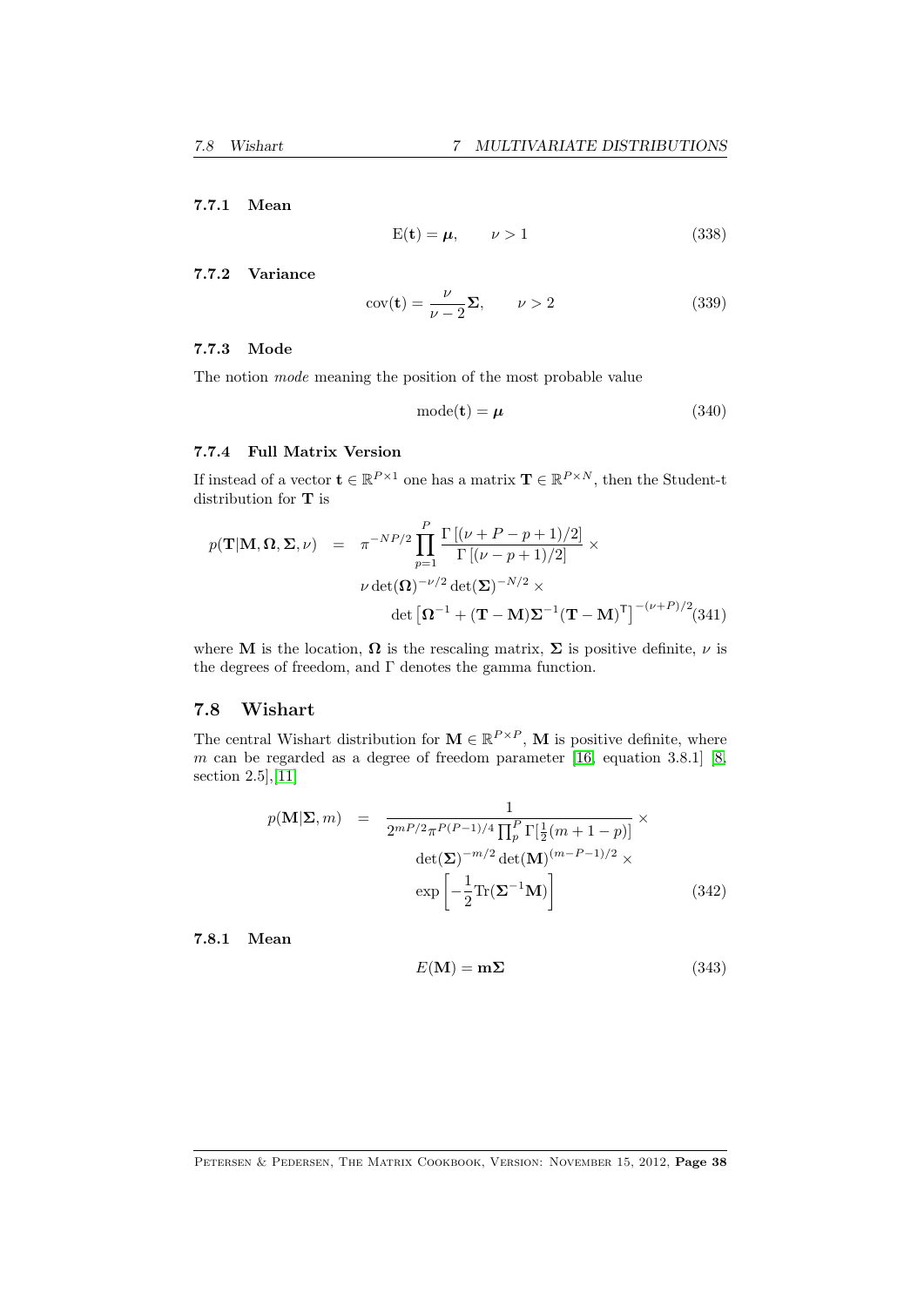### 7.7.1 Mean

$$\mathrm{E}(\mathbf{t}) = \boldsymbol{\mu}, \qquad \nu > 1 \tag{338}$$

### 7.7.2 Variance

$$\mathrm{cov}(\mathbf{t}) = \frac{\nu}{\nu - 2}\boldsymbol{\Sigma}, \qquad \nu > 2 \tag{339}$$

### 7.7.3 Mode

The notion *mode* meaning the position of the most probable value

$$\mathrm{mode}(\mathbf{t}) = \boldsymbol{\mu} \tag{340}$$

### 7.7.4 Full Matrix Version

If instead of a vector $\mathbf{t} \in \mathbb{R}^{P \times 1}$ one has a matrix $\mathbf{T} \in \mathbb{R}^{P \times N}$, then the Student-t distribution for $\mathbf{T}$ is

$$\begin{aligned} p(\mathbf{T}|\mathbf{M}, \boldsymbol{\Omega}, \boldsymbol{\Sigma}, \nu) \quad &= \quad \pi^{-NP/2} \prod_{p=1}^{P} \frac{\Gamma\left[(\nu + P - p + 1)/2\right]}{\Gamma\left[(\nu - p + 1)/2\right]} \times \\ & \qquad \nu \det(\boldsymbol{\Omega})^{-\nu/2} \det(\boldsymbol{\Sigma})^{-N/2} \times \\ & \qquad \det\left[\boldsymbol{\Omega}^{-1} + (\mathbf{T} - \mathbf{M})\boldsymbol{\Sigma}^{-1}(\mathbf{T} - \mathbf{M})^{\mathsf{T}}\right]^{-(\nu+P)/2} \end{aligned} \tag{341}$$

where $\mathbf{M}$ is the location, $\boldsymbol{\Omega}$ is the rescaling matrix, $\boldsymbol{\Sigma}$ is positive definite, $\nu$ is the degrees of freedom, and $\Gamma$ denotes the gamma function.

## 7.8 Wishart

The central Wishart distribution for $\mathbf{M} \in \mathbb{R}^{P \times P}$, $\mathbf{M}$ is positive definite, where $m$ can be regarded as a degree of freedom parameter [16, equation 3.8.1] [8, section 2.5],[11]

$$\begin{aligned} p(\mathbf{M}|\boldsymbol{\Sigma}, m) \quad &= \quad \frac{1}{2^{mP/2}\pi^{P(P-1)/4}\prod_{p}^{P}\Gamma[\frac{1}{2}(m + 1 - p)]} \times \\ & \qquad \det(\boldsymbol{\Sigma})^{-m/2} \det(\mathbf{M})^{(m-P-1)/2} \times \\ & \qquad \exp\left[-\frac{1}{2}\mathrm{Tr}(\boldsymbol{\Sigma}^{-1}\mathbf{M})\right] \end{aligned} \tag{342}$$

### 7.8.1 Mean

$$E(\mathbf{M}) = \mathbf{m}\boldsymbol{\Sigma} \tag{343}$$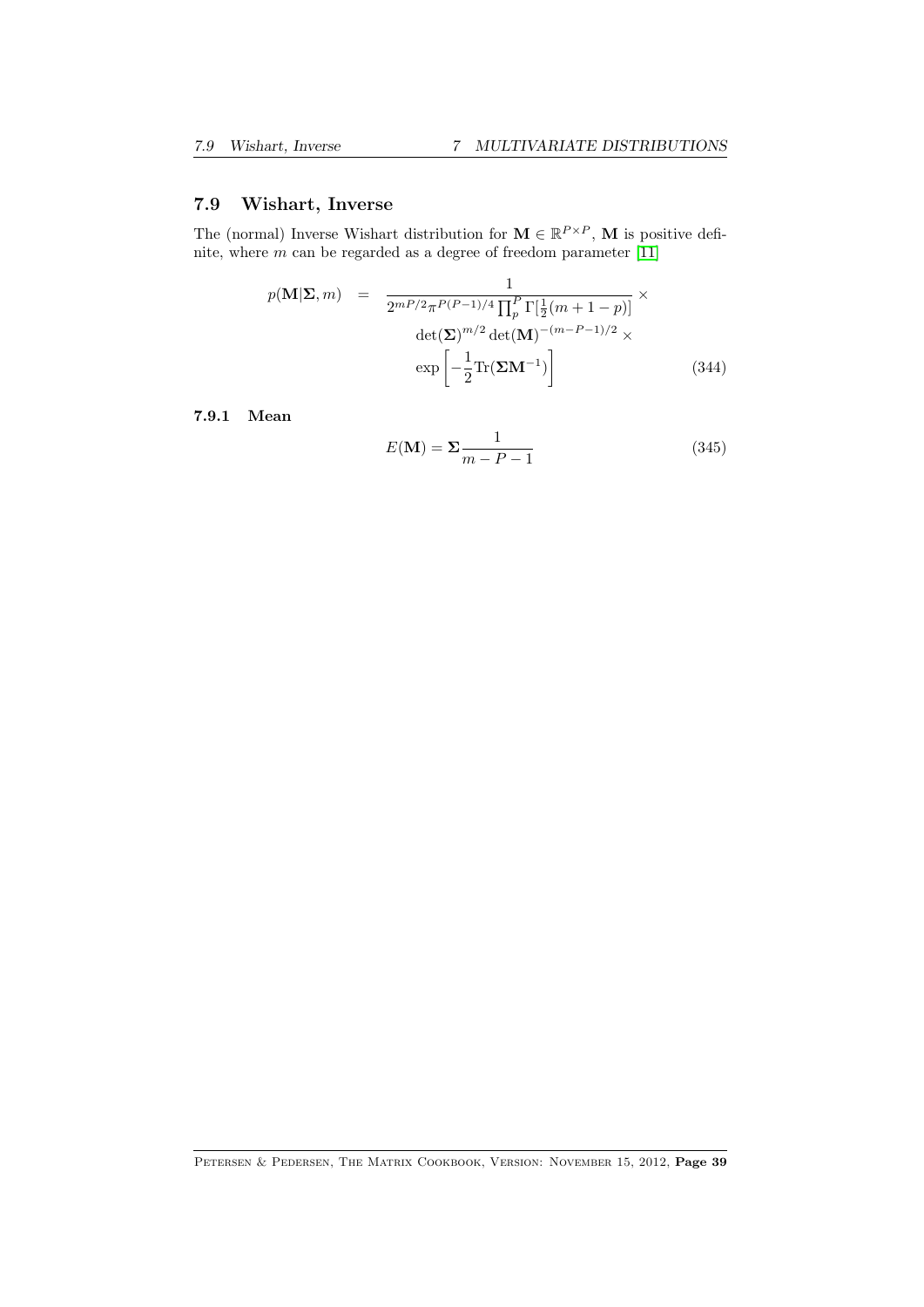## 7.9 Wishart, Inverse

The (normal) Inverse Wishart distribution for $\mathbf{M} \in \mathbb{R}^{P \times P}$, $\mathbf{M}$ is positive definite, where $m$ can be regarded as a degree of freedom parameter [11]

$$
\begin{aligned}
p(\mathbf{M}|\mathbf{\Sigma}, m) \quad = \quad & \frac{1}{2^{mP/2}\pi^{P(P-1)/4}\prod_p^P \Gamma[\frac{1}{2}(m+1-p)]} \times \\
& \det(\mathbf{\Sigma})^{m/2} \det(\mathbf{M})^{-(m-P-1)/2} \times \\
& \exp\left[-\frac{1}{2}\mathrm{Tr}(\mathbf{\Sigma}\mathbf{M}^{-1})\right]
\end{aligned} \tag{344}
$$

### 7.9.1 Mean

$$
E(\mathbf{M}) = \mathbf{\Sigma}\frac{1}{m-P-1} \tag{345}
$$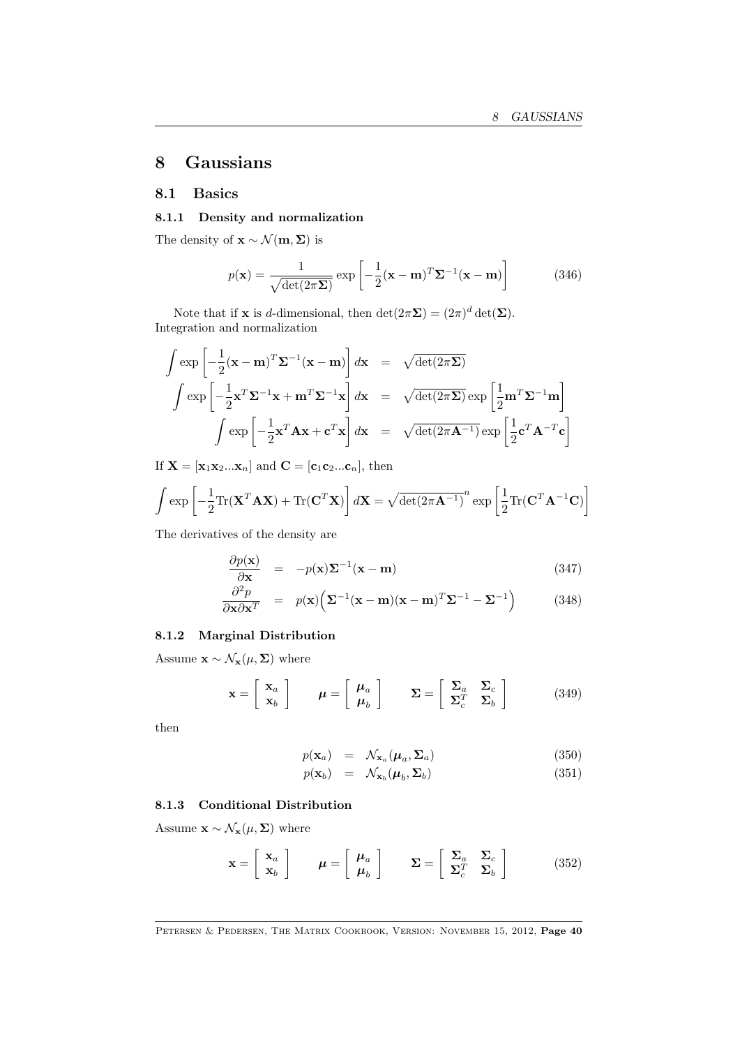# 8 Gaussians

## 8.1 Basics

### 8.1.1 Density and normalization

The density of $\mathbf{x} \sim \mathcal{N}(\mathbf{m}, \mathbf{\Sigma})$ is

$$p(\mathbf{x}) = \frac{1}{\sqrt{\det(2\pi\mathbf{\Sigma})}} \exp\left[-\frac{1}{2}(\mathbf{x}-\mathbf{m})^T\mathbf{\Sigma}^{-1}(\mathbf{x}-\mathbf{m})\right] \tag{346}$$

Note that if $\mathbf{x}$ is $d$-dimensional, then $\det(2\pi\mathbf{\Sigma}) = (2\pi)^d \det(\mathbf{\Sigma})$.
Integration and normalization

$$\begin{aligned}
\int \exp\left[-\frac{1}{2}(\mathbf{x}-\mathbf{m})^T\mathbf{\Sigma}^{-1}(\mathbf{x}-\mathbf{m})\right] d\mathbf{x} &= \sqrt{\det(2\pi\mathbf{\Sigma})} \\
\int \exp\left[-\frac{1}{2}\mathbf{x}^T\mathbf{\Sigma}^{-1}\mathbf{x} + \mathbf{m}^T\mathbf{\Sigma}^{-1}\mathbf{x}\right] d\mathbf{x} &= \sqrt{\det(2\pi\mathbf{\Sigma})} \exp\left[\frac{1}{2}\mathbf{m}^T\mathbf{\Sigma}^{-1}\mathbf{m}\right] \\
\int \exp\left[-\frac{1}{2}\mathbf{x}^T\mathbf{A}\mathbf{x} + \mathbf{c}^T\mathbf{x}\right] d\mathbf{x} &= \sqrt{\det(2\pi\mathbf{A}^{-1})} \exp\left[\frac{1}{2}\mathbf{c}^T\mathbf{A}^{-T}\mathbf{c}\right]
\end{aligned}$$

If $\mathbf{X} = [\mathbf{x}_1\mathbf{x}_2...\mathbf{x}_n]$ and $\mathbf{C} = [\mathbf{c}_1\mathbf{c}_2...\mathbf{c}_n]$, then

$$\int \exp\left[-\frac{1}{2}\text{Tr}(\mathbf{X}^T\mathbf{A}\mathbf{X}) + \text{Tr}(\mathbf{C}^T\mathbf{X})\right] d\mathbf{X} = \sqrt{\det(2\pi\mathbf{A}^{-1})}^n \exp\left[\frac{1}{2}\text{Tr}(\mathbf{C}^T\mathbf{A}^{-1}\mathbf{C})\right]$$

The derivatives of the density are

$$\begin{aligned}
\frac{\partial p(\mathbf{x})}{\partial \mathbf{x}} &= -p(\mathbf{x})\mathbf{\Sigma}^{-1}(\mathbf{x}-\mathbf{m}) && (347) \\
\frac{\partial^2 p}{\partial \mathbf{x}\partial \mathbf{x}^T} &= p(\mathbf{x})\Big(\mathbf{\Sigma}^{-1}(\mathbf{x}-\mathbf{m})(\mathbf{x}-\mathbf{m})^T\mathbf{\Sigma}^{-1} - \mathbf{\Sigma}^{-1}\Big) && (348)
\end{aligned}$$

### 8.1.2 Marginal Distribution

Assume $\mathbf{x} \sim \mathcal{N}_\mathbf{x}(\mu, \mathbf{\Sigma})$ where

$$\mathbf{x} = \begin{bmatrix} \mathbf{x}_a \\ \mathbf{x}_b \end{bmatrix} \qquad \boldsymbol{\mu} = \begin{bmatrix} \boldsymbol{\mu}_a \\ \boldsymbol{\mu}_b \end{bmatrix} \qquad \mathbf{\Sigma} = \begin{bmatrix} \mathbf{\Sigma}_a & \mathbf{\Sigma}_c \\ \mathbf{\Sigma}_c^T & \mathbf{\Sigma}_b \end{bmatrix} \tag{349}$$

then

$$\begin{aligned}
p(\mathbf{x}_a) &= \mathcal{N}_{\mathbf{x}_a}(\boldsymbol{\mu}_a, \mathbf{\Sigma}_a) && (350) \\
p(\mathbf{x}_b) &= \mathcal{N}_{\mathbf{x}_b}(\boldsymbol{\mu}_b, \mathbf{\Sigma}_b) && (351)
\end{aligned}$$

### 8.1.3 Conditional Distribution

Assume $\mathbf{x} \sim \mathcal{N}_\mathbf{x}(\mu, \mathbf{\Sigma})$ where

$$\mathbf{x} = \begin{bmatrix} \mathbf{x}_a \\ \mathbf{x}_b \end{bmatrix} \qquad \boldsymbol{\mu} = \begin{bmatrix} \boldsymbol{\mu}_a \\ \boldsymbol{\mu}_b \end{bmatrix} \qquad \mathbf{\Sigma} = \begin{bmatrix} \mathbf{\Sigma}_a & \mathbf{\Sigma}_c \\ \mathbf{\Sigma}_c^T & \mathbf{\Sigma}_b \end{bmatrix} \tag{352}$$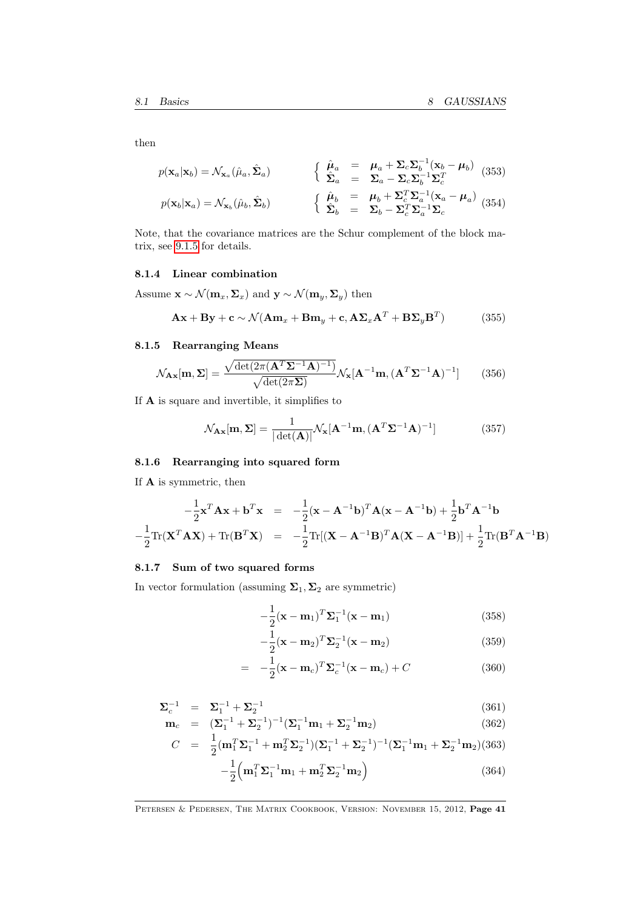then

$$
p(\mathbf{x}_a|\mathbf{x}_b) = \mathcal{N}_{\mathbf{x}_a}(\hat{\mu}_a, \hat{\mathbf{\Sigma}}_a) \qquad \left\{ \begin{array}{lcl} \hat{\boldsymbol{\mu}}_a & = & \boldsymbol{\mu}_a + \mathbf{\Sigma}_c \mathbf{\Sigma}_b^{-1}(\mathbf{x}_b - \boldsymbol{\mu}_b) \\ \hat{\mathbf{\Sigma}}_a & = & \mathbf{\Sigma}_a - \mathbf{\Sigma}_c \mathbf{\Sigma}_b^{-1} \mathbf{\Sigma}_c^T \end{array} \right. \tag{353}
$$

$$
p(\mathbf{x}_b|\mathbf{x}_a) = \mathcal{N}_{\mathbf{x}_b}(\hat{\mu}_b, \hat{\mathbf{\Sigma}}_b) \qquad \left\{ \begin{array}{lcl} \hat{\boldsymbol{\mu}}_b & = & \boldsymbol{\mu}_b + \mathbf{\Sigma}_c^T \mathbf{\Sigma}_a^{-1}(\mathbf{x}_a - \boldsymbol{\mu}_a) \\ \hat{\mathbf{\Sigma}}_b & = & \mathbf{\Sigma}_b - \mathbf{\Sigma}_c^T \mathbf{\Sigma}_a^{-1} \mathbf{\Sigma}_c \end{array} \right. \tag{354}
$$

Note, that the covariance matrices are the Schur complement of the block matrix, see 9.1.5 for details.

### 8.1.4 Linear combination

Assume $\mathbf{x} \sim \mathcal{N}(\mathbf{m}_x, \mathbf{\Sigma}_x)$ and $\mathbf{y} \sim \mathcal{N}(\mathbf{m}_y, \mathbf{\Sigma}_y)$ then

$$
\mathbf{A}\mathbf{x} + \mathbf{B}\mathbf{y} + \mathbf{c} \sim \mathcal{N}(\mathbf{A}\mathbf{m}_x + \mathbf{B}\mathbf{m}_y + \mathbf{c}, \mathbf{A}\mathbf{\Sigma}_x\mathbf{A}^T + \mathbf{B}\mathbf{\Sigma}_y\mathbf{B}^T) \tag{355}
$$

### 8.1.5 Rearranging Means

$$
\mathcal{N}_{\mathbf{A}\mathbf{x}}[\mathbf{m}, \mathbf{\Sigma}] = \frac{\sqrt{\det(2\pi(\mathbf{A}^T\mathbf{\Sigma}^{-1}\mathbf{A})^{-1})}}{\sqrt{\det(2\pi\mathbf{\Sigma})}} \mathcal{N}_{\mathbf{x}}[\mathbf{A}^{-1}\mathbf{m}, (\mathbf{A}^T\mathbf{\Sigma}^{-1}\mathbf{A})^{-1}] \tag{356}
$$

If $\mathbf{A}$ is square and invertible, it simplifies to

$$
\mathcal{N}_{\mathbf{A}\mathbf{x}}[\mathbf{m}, \mathbf{\Sigma}] = \frac{1}{|\det(\mathbf{A})|} \mathcal{N}_{\mathbf{x}}[\mathbf{A}^{-1}\mathbf{m}, (\mathbf{A}^T\mathbf{\Sigma}^{-1}\mathbf{A})^{-1}] \tag{357}
$$

### 8.1.6 Rearranging into squared form

If $\mathbf{A}$ is symmetric, then

$$
\begin{aligned}
-\frac{1}{2}\mathbf{x}^T\mathbf{A}\mathbf{x} + \mathbf{b}^T\mathbf{x} &= -\frac{1}{2}(\mathbf{x} - \mathbf{A}^{-1}\mathbf{b})^T\mathbf{A}(\mathbf{x} - \mathbf{A}^{-1}\mathbf{b}) + \frac{1}{2}\mathbf{b}^T\mathbf{A}^{-1}\mathbf{b} \\
-\frac{1}{2}\mathrm{Tr}(\mathbf{X}^T\mathbf{A}\mathbf{X}) + \mathrm{Tr}(\mathbf{B}^T\mathbf{X}) &= -\frac{1}{2}\mathrm{Tr}[(\mathbf{X} - \mathbf{A}^{-1}\mathbf{B})^T\mathbf{A}(\mathbf{X} - \mathbf{A}^{-1}\mathbf{B})] + \frac{1}{2}\mathrm{Tr}(\mathbf{B}^T\mathbf{A}^{-1}\mathbf{B})
\end{aligned}
$$

### 8.1.7 Sum of two squared forms

In vector formulation (assuming $\mathbf{\Sigma}_1, \mathbf{\Sigma}_2$ are symmetric)

$$
\begin{aligned}
& -\frac{1}{2}(\mathbf{x} - \mathbf{m}_1)^T\mathbf{\Sigma}_1^{-1}(\mathbf{x} - \mathbf{m}_1) && (358) \\
& -\frac{1}{2}(\mathbf{x} - \mathbf{m}_2)^T\mathbf{\Sigma}_2^{-1}(\mathbf{x} - \mathbf{m}_2) && (359) \\
= \; & -\frac{1}{2}(\mathbf{x} - \mathbf{m}_c)^T\mathbf{\Sigma}_c^{-1}(\mathbf{x} - \mathbf{m}_c) + C && (360)
\end{aligned}
$$

$$
\begin{aligned}
\mathbf{\Sigma}_c^{-1} &= \mathbf{\Sigma}_1^{-1} + \mathbf{\Sigma}_2^{-1} && (361) \\
\mathbf{m}_c &= (\mathbf{\Sigma}_1^{-1} + \mathbf{\Sigma}_2^{-1})^{-1}(\mathbf{\Sigma}_1^{-1}\mathbf{m}_1 + \mathbf{\Sigma}_2^{-1}\mathbf{m}_2) && (362) \\
C &= \frac{1}{2}(\mathbf{m}_1^T\mathbf{\Sigma}_1^{-1} + \mathbf{m}_2^T\mathbf{\Sigma}_2^{-1})(\mathbf{\Sigma}_1^{-1} + \mathbf{\Sigma}_2^{-1})^{-1}(\mathbf{\Sigma}_1^{-1}\mathbf{m}_1 + \mathbf{\Sigma}_2^{-1}\mathbf{m}_2) && (363) \\
& \quad -\frac{1}{2}\Big(\mathbf{m}_1^T\mathbf{\Sigma}_1^{-1}\mathbf{m}_1 + \mathbf{m}_2^T\mathbf{\Sigma}_2^{-1}\mathbf{m}_2\Big) && (364)
\end{aligned}
$$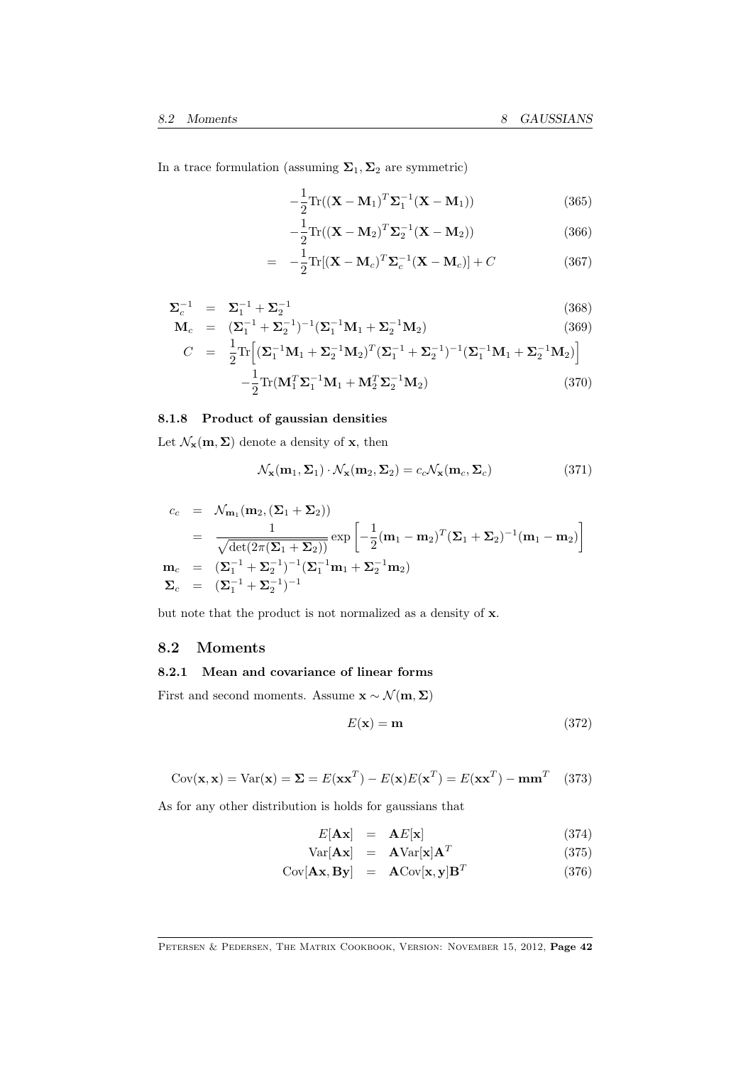In a trace formulation (assuming $\mathbf{\Sigma}_1, \mathbf{\Sigma}_2$ are symmetric)

$$
\begin{aligned}
&-\frac{1}{2}\text{Tr}((\mathbf{X}-\mathbf{M}_1)^T\mathbf{\Sigma}_1^{-1}(\mathbf{X}-\mathbf{M}_1)) && (365)\\
&-\frac{1}{2}\text{Tr}((\mathbf{X}-\mathbf{M}_2)^T\mathbf{\Sigma}_2^{-1}(\mathbf{X}-\mathbf{M}_2)) && (366)\\
=\ &-\frac{1}{2}\text{Tr}[(\mathbf{X}-\mathbf{M}_c)^T\mathbf{\Sigma}_c^{-1}(\mathbf{X}-\mathbf{M}_c)]+C && (367)
\end{aligned}
$$

$$
\begin{aligned}
\mathbf{\Sigma}_c^{-1} &= \mathbf{\Sigma}_1^{-1}+\mathbf{\Sigma}_2^{-1} && (368)\\
\mathbf{M}_c &= (\mathbf{\Sigma}_1^{-1}+\mathbf{\Sigma}_2^{-1})^{-1}(\mathbf{\Sigma}_1^{-1}\mathbf{M}_1+\mathbf{\Sigma}_2^{-1}\mathbf{M}_2) && (369)\\
C &= \frac{1}{2}\text{Tr}\Big[(\mathbf{\Sigma}_1^{-1}\mathbf{M}_1+\mathbf{\Sigma}_2^{-1}\mathbf{M}_2)^T(\mathbf{\Sigma}_1^{-1}+\mathbf{\Sigma}_2^{-1})^{-1}(\mathbf{\Sigma}_1^{-1}\mathbf{M}_1+\mathbf{\Sigma}_2^{-1}\mathbf{M}_2)\Big]\\
&\quad -\frac{1}{2}\text{Tr}(\mathbf{M}_1^T\mathbf{\Sigma}_1^{-1}\mathbf{M}_1+\mathbf{M}_2^T\mathbf{\Sigma}_2^{-1}\mathbf{M}_2) && (370)
\end{aligned}
$$

#### 8.1.8 Product of gaussian densities

Let $\mathcal{N}_{\mathbf{x}}(\mathbf{m},\mathbf{\Sigma})$ denote a density of $\mathbf{x}$, then

$$
\mathcal{N}_{\mathbf{x}}(\mathbf{m}_1,\mathbf{\Sigma}_1)\cdot\mathcal{N}_{\mathbf{x}}(\mathbf{m}_2,\mathbf{\Sigma}_2)=c_c\mathcal{N}_{\mathbf{x}}(\mathbf{m}_c,\mathbf{\Sigma}_c) \qquad (371)
$$

$$
\begin{aligned}
c_c &= \mathcal{N}_{\mathbf{m}_1}(\mathbf{m}_2,(\mathbf{\Sigma}_1+\mathbf{\Sigma}_2))\\
&= \frac{1}{\sqrt{\det(2\pi(\mathbf{\Sigma}_1+\mathbf{\Sigma}_2))}}\exp\left[-\frac{1}{2}(\mathbf{m}_1-\mathbf{m}_2)^T(\mathbf{\Sigma}_1+\mathbf{\Sigma}_2)^{-1}(\mathbf{m}_1-\mathbf{m}_2)\right]\\
\mathbf{m}_c &= (\mathbf{\Sigma}_1^{-1}+\mathbf{\Sigma}_2^{-1})^{-1}(\mathbf{\Sigma}_1^{-1}\mathbf{m}_1+\mathbf{\Sigma}_2^{-1}\mathbf{m}_2)\\
\mathbf{\Sigma}_c &= (\mathbf{\Sigma}_1^{-1}+\mathbf{\Sigma}_2^{-1})^{-1}
\end{aligned}
$$

but note that the product is not normalized as a density of $\mathbf{x}$.

## 8.2 Moments

#### 8.2.1 Mean and covariance of linear forms

First and second moments. Assume $\mathbf{x}\sim\mathcal{N}(\mathbf{m},\mathbf{\Sigma})$

$$
E(\mathbf{x})=\mathbf{m} \qquad (372)
$$

$$
\text{Cov}(\mathbf{x},\mathbf{x})=\text{Var}(\mathbf{x})=\mathbf{\Sigma}=E(\mathbf{x}\mathbf{x}^T)-E(\mathbf{x})E(\mathbf{x}^T)=E(\mathbf{x}\mathbf{x}^T)-\mathbf{m}\mathbf{m}^T \qquad (373)
$$

As for any other distribution is holds for gaussians that

$$
\begin{aligned}
E[\mathbf{A}\mathbf{x}] &= \mathbf{A}E[\mathbf{x}] && (374)\\
\text{Var}[\mathbf{A}\mathbf{x}] &= \mathbf{A}\text{Var}[\mathbf{x}]\mathbf{A}^T && (375)\\
\text{Cov}[\mathbf{A}\mathbf{x},\mathbf{B}\mathbf{y}] &= \mathbf{A}\text{Cov}[\mathbf{x},\mathbf{y}]\mathbf{B}^T && (376)
\end{aligned}
$$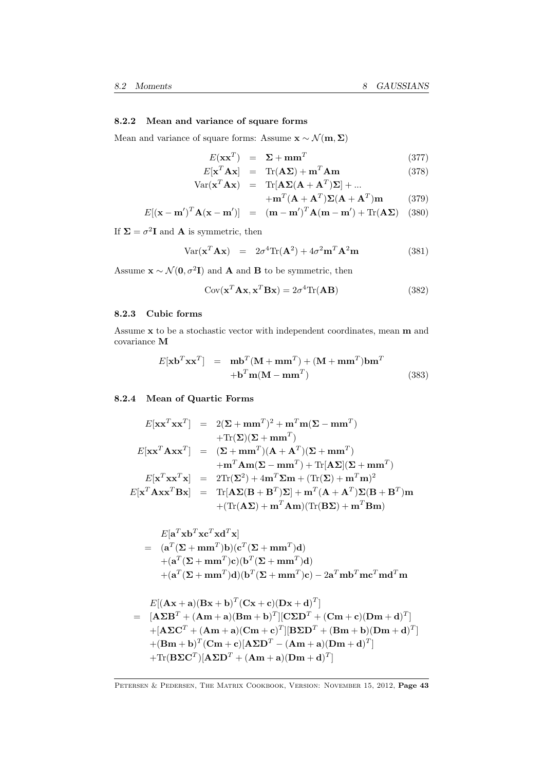### 8.2.2 Mean and variance of square forms

Mean and variance of square forms: Assume $\mathbf{x} \sim \mathcal{N}(\mathbf{m}, \mathbf{\Sigma})$

$$
\begin{aligned}
E(\mathbf{x}\mathbf{x}^T) &= \mathbf{\Sigma} + \mathbf{m}\mathbf{m}^T && (377)\\
E[\mathbf{x}^T\mathbf{A}\mathbf{x}] &= \text{Tr}(\mathbf{A}\mathbf{\Sigma}) + \mathbf{m}^T\mathbf{A}\mathbf{m} && (378)\\
\text{Var}(\mathbf{x}^T\mathbf{A}\mathbf{x}) &= \text{Tr}[\mathbf{A}\mathbf{\Sigma}(\mathbf{A}+\mathbf{A}^T)\mathbf{\Sigma}] + ... \\
&\quad + \mathbf{m}^T(\mathbf{A}+\mathbf{A}^T)\mathbf{\Sigma}(\mathbf{A}+\mathbf{A}^T)\mathbf{m} && (379)\\
E[(\mathbf{x}-\mathbf{m}')^T\mathbf{A}(\mathbf{x}-\mathbf{m}')] &= (\mathbf{m}-\mathbf{m}')^T\mathbf{A}(\mathbf{m}-\mathbf{m}') + \text{Tr}(\mathbf{A}\mathbf{\Sigma}) && (380)
\end{aligned}
$$

If $\mathbf{\Sigma} = \sigma^2\mathbf{I}$ and $\mathbf{A}$ is symmetric, then

$$
\text{Var}(\mathbf{x}^T\mathbf{A}\mathbf{x}) = 2\sigma^4\text{Tr}(\mathbf{A}^2) + 4\sigma^2\mathbf{m}^T\mathbf{A}^2\mathbf{m} \qquad (381)
$$

Assume $\mathbf{x} \sim \mathcal{N}(\mathbf{0}, \sigma^2\mathbf{I})$ and $\mathbf{A}$ and $\mathbf{B}$ to be symmetric, then

$$
\text{Cov}(\mathbf{x}^T\mathbf{A}\mathbf{x}, \mathbf{x}^T\mathbf{B}\mathbf{x}) = 2\sigma^4\text{Tr}(\mathbf{A}\mathbf{B}) \qquad (382)
$$

### 8.2.3 Cubic forms

Assume $\mathbf{x}$ to be a stochastic vector with independent coordinates, mean $\mathbf{m}$ and covariance $\mathbf{M}$

$$
\begin{aligned}
E[\mathbf{x}\mathbf{b}^T\mathbf{x}\mathbf{x}^T] &= \mathbf{m}\mathbf{b}^T(\mathbf{M}+\mathbf{m}\mathbf{m}^T) + (\mathbf{M}+\mathbf{m}\mathbf{m}^T)\mathbf{b}\mathbf{m}^T \\
&\quad + \mathbf{b}^T\mathbf{m}(\mathbf{M}-\mathbf{m}\mathbf{m}^T) && (383)
\end{aligned}
$$

### 8.2.4 Mean of Quartic Forms

$$
\begin{aligned}
E[\mathbf{x}\mathbf{x}^T\mathbf{x}\mathbf{x}^T] &= 2(\mathbf{\Sigma}+\mathbf{m}\mathbf{m}^T)^2 + \mathbf{m}^T\mathbf{m}(\mathbf{\Sigma}-\mathbf{m}\mathbf{m}^T) \\
&\quad + \text{Tr}(\mathbf{\Sigma})(\mathbf{\Sigma}+\mathbf{m}\mathbf{m}^T) \\
E[\mathbf{x}\mathbf{x}^T\mathbf{A}\mathbf{x}\mathbf{x}^T] &= (\mathbf{\Sigma}+\mathbf{m}\mathbf{m}^T)(\mathbf{A}+\mathbf{A}^T)(\mathbf{\Sigma}+\mathbf{m}\mathbf{m}^T) \\
&\quad + \mathbf{m}^T\mathbf{A}\mathbf{m}(\mathbf{\Sigma}-\mathbf{m}\mathbf{m}^T) + \text{Tr}[\mathbf{A}\mathbf{\Sigma}](\mathbf{\Sigma}+\mathbf{m}\mathbf{m}^T) \\
E[\mathbf{x}^T\mathbf{x}\mathbf{x}^T\mathbf{x}] &= 2\text{Tr}(\mathbf{\Sigma}^2) + 4\mathbf{m}^T\mathbf{\Sigma}\mathbf{m} + (\text{Tr}(\mathbf{\Sigma}) + \mathbf{m}^T\mathbf{m})^2 \\
E[\mathbf{x}^T\mathbf{A}\mathbf{x}\mathbf{x}^T\mathbf{B}\mathbf{x}] &= \text{Tr}[\mathbf{A}\mathbf{\Sigma}(\mathbf{B}+\mathbf{B}^T)\mathbf{\Sigma}] + \mathbf{m}^T(\mathbf{A}+\mathbf{A}^T)\mathbf{\Sigma}(\mathbf{B}+\mathbf{B}^T)\mathbf{m} \\
&\quad + (\text{Tr}(\mathbf{A}\mathbf{\Sigma}) + \mathbf{m}^T\mathbf{A}\mathbf{m})(\text{Tr}(\mathbf{B}\mathbf{\Sigma}) + \mathbf{m}^T\mathbf{B}\mathbf{m})
\end{aligned}
$$

$$
\begin{aligned}
& E[\mathbf{a}^T\mathbf{x}\mathbf{b}^T\mathbf{x}\mathbf{c}^T\mathbf{x}\mathbf{d}^T\mathbf{x}] \\
= \; & (\mathbf{a}^T(\mathbf{\Sigma}+\mathbf{m}\mathbf{m}^T)\mathbf{b})(\mathbf{c}^T(\mathbf{\Sigma}+\mathbf{m}\mathbf{m}^T)\mathbf{d}) \\
& + (\mathbf{a}^T(\mathbf{\Sigma}+\mathbf{m}\mathbf{m}^T)\mathbf{c})(\mathbf{b}^T(\mathbf{\Sigma}+\mathbf{m}\mathbf{m}^T)\mathbf{d}) \\
& + (\mathbf{a}^T(\mathbf{\Sigma}+\mathbf{m}\mathbf{m}^T)\mathbf{d})(\mathbf{b}^T(\mathbf{\Sigma}+\mathbf{m}\mathbf{m}^T)\mathbf{c}) - 2\mathbf{a}^T\mathbf{m}\mathbf{b}^T\mathbf{m}\mathbf{c}^T\mathbf{m}\mathbf{d}^T\mathbf{m}
\end{aligned}
$$

$$
\begin{aligned}
& E[(\mathbf{A}\mathbf{x}+\mathbf{a})(\mathbf{B}\mathbf{x}+\mathbf{b})^T(\mathbf{C}\mathbf{x}+\mathbf{c})(\mathbf{D}\mathbf{x}+\mathbf{d})^T] \\
= \; & [\mathbf{A}\mathbf{\Sigma}\mathbf{B}^T + (\mathbf{A}\mathbf{m}+\mathbf{a})(\mathbf{B}\mathbf{m}+\mathbf{b})^T][\mathbf{C}\mathbf{\Sigma}\mathbf{D}^T + (\mathbf{C}\mathbf{m}+\mathbf{c})(\mathbf{D}\mathbf{m}+\mathbf{d})^T] \\
& + [\mathbf{A}\mathbf{\Sigma}\mathbf{C}^T + (\mathbf{A}\mathbf{m}+\mathbf{a})(\mathbf{C}\mathbf{m}+\mathbf{c})^T][\mathbf{B}\mathbf{\Sigma}\mathbf{D}^T + (\mathbf{B}\mathbf{m}+\mathbf{b})(\mathbf{D}\mathbf{m}+\mathbf{d})^T] \\
& + (\mathbf{B}\mathbf{m}+\mathbf{b})^T(\mathbf{C}\mathbf{m}+\mathbf{c})[\mathbf{A}\mathbf{\Sigma}\mathbf{D}^T - (\mathbf{A}\mathbf{m}+\mathbf{a})(\mathbf{D}\mathbf{m}+\mathbf{d})^T] \\
& + \text{Tr}(\mathbf{B}\mathbf{\Sigma}\mathbf{C}^T)[\mathbf{A}\mathbf{\Sigma}\mathbf{D}^T + (\mathbf{A}\mathbf{m}+\mathbf{a})(\mathbf{D}\mathbf{m}+\mathbf{d})^T]
\end{aligned}
$$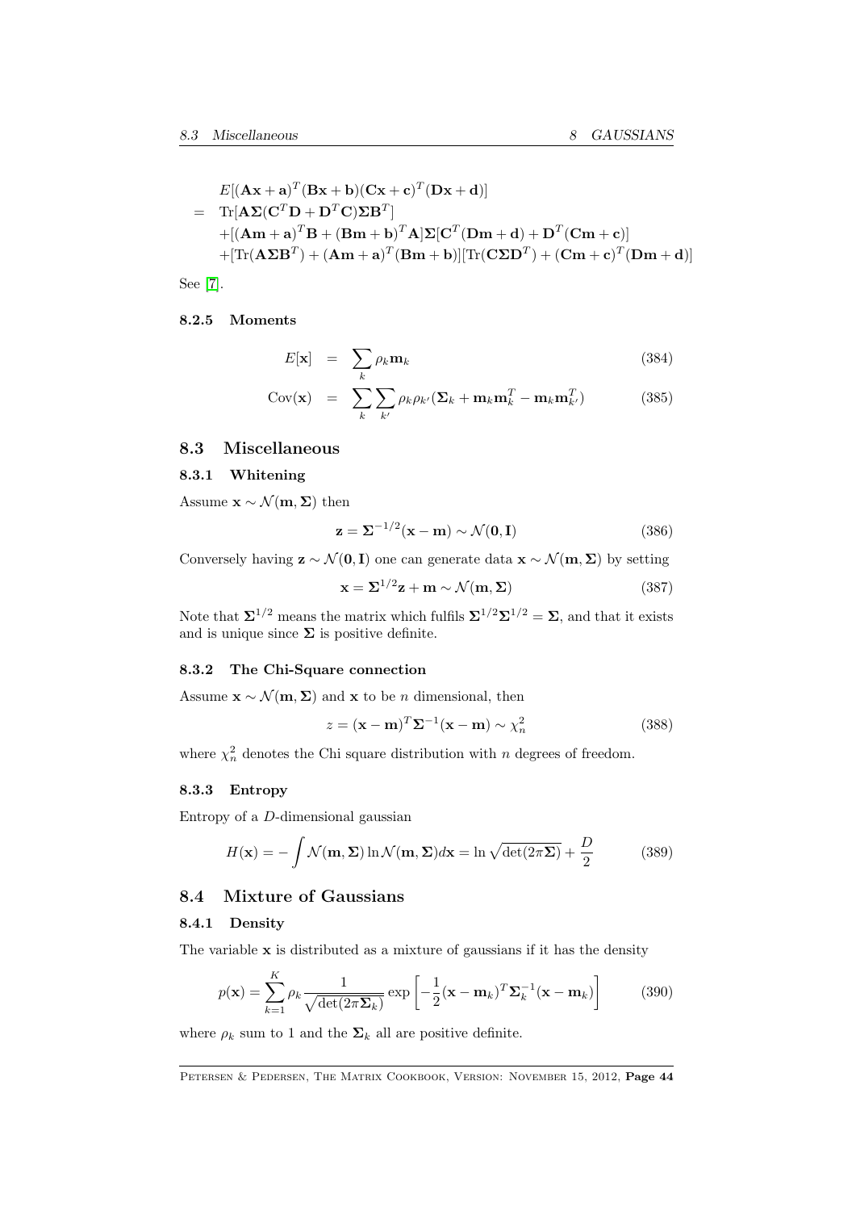$$
\begin{aligned}
& E[(\mathbf{A}\mathbf{x}+\mathbf{a})^T(\mathbf{B}\mathbf{x}+\mathbf{b})(\mathbf{C}\mathbf{x}+\mathbf{c})^T(\mathbf{D}\mathbf{x}+\mathbf{d})] \\
= \; & \mathrm{Tr}[\mathbf{A}\boldsymbol{\Sigma}(\mathbf{C}^T\mathbf{D}+\mathbf{D}^T\mathbf{C})\boldsymbol{\Sigma}\mathbf{B}^T] \\
& +[(\mathbf{A}\mathbf{m}+\mathbf{a})^T\mathbf{B}+(\mathbf{B}\mathbf{m}+\mathbf{b})^T\mathbf{A}]\boldsymbol{\Sigma}[\mathbf{C}^T(\mathbf{D}\mathbf{m}+\mathbf{d})+\mathbf{D}^T(\mathbf{C}\mathbf{m}+\mathbf{c})] \\
& +[\mathrm{Tr}(\mathbf{A}\boldsymbol{\Sigma}\mathbf{B}^T)+(\mathbf{A}\mathbf{m}+\mathbf{a})^T(\mathbf{B}\mathbf{m}+\mathbf{b})][\mathrm{Tr}(\mathbf{C}\boldsymbol{\Sigma}\mathbf{D}^T)+(\mathbf{C}\mathbf{m}+\mathbf{c})^T(\mathbf{D}\mathbf{m}+\mathbf{d})]
\end{aligned}
$$

See [7].

#### 8.2.5 Moments

$$
E[\mathbf{x}] = \sum_k \rho_k \mathbf{m}_k \tag{384}
$$

$$
\mathrm{Cov}(\mathbf{x}) = \sum_k \sum_{k'} \rho_k \rho_{k'} (\boldsymbol{\Sigma}_k + \mathbf{m}_k \mathbf{m}_k^T - \mathbf{m}_k \mathbf{m}_{k'}^T) \tag{385}
$$

## 8.3 Miscellaneous

### 8.3.1 Whitening

Assume $\mathbf{x} \sim \mathcal{N}(\mathbf{m}, \boldsymbol{\Sigma})$ then

$$
\mathbf{z} = \boldsymbol{\Sigma}^{-1/2}(\mathbf{x} - \mathbf{m}) \sim \mathcal{N}(\mathbf{0}, \mathbf{I}) \tag{386}
$$

Conversely having $\mathbf{z} \sim \mathcal{N}(\mathbf{0}, \mathbf{I})$ one can generate data $\mathbf{x} \sim \mathcal{N}(\mathbf{m}, \boldsymbol{\Sigma})$ by setting

$$
\mathbf{x} = \boldsymbol{\Sigma}^{1/2}\mathbf{z} + \mathbf{m} \sim \mathcal{N}(\mathbf{m}, \boldsymbol{\Sigma}) \tag{387}
$$

Note that $\boldsymbol{\Sigma}^{1/2}$ means the matrix which fulfils $\boldsymbol{\Sigma}^{1/2}\boldsymbol{\Sigma}^{1/2} = \boldsymbol{\Sigma}$, and that it exists and is unique since $\boldsymbol{\Sigma}$ is positive definite.

### 8.3.2 The Chi-Square connection

Assume $\mathbf{x} \sim \mathcal{N}(\mathbf{m}, \boldsymbol{\Sigma})$ and $\mathbf{x}$ to be $n$ dimensional, then

$$
z = (\mathbf{x} - \mathbf{m})^T \boldsymbol{\Sigma}^{-1} (\mathbf{x} - \mathbf{m}) \sim \chi^2_n \tag{388}
$$

where $\chi^2_n$ denotes the Chi square distribution with $n$ degrees of freedom.

### 8.3.3 Entropy

Entropy of a $D$-dimensional gaussian

$$
H(\mathbf{x}) = -\int \mathcal{N}(\mathbf{m}, \boldsymbol{\Sigma}) \ln \mathcal{N}(\mathbf{m}, \boldsymbol{\Sigma}) d\mathbf{x} = \ln \sqrt{\det(2\pi\boldsymbol{\Sigma})} + \frac{D}{2} \tag{389}
$$

## 8.4 Mixture of Gaussians

### 8.4.1 Density

The variable $\mathbf{x}$ is distributed as a mixture of gaussians if it has the density

$$
p(\mathbf{x}) = \sum_{k=1}^{K} \rho_k \frac{1}{\sqrt{\det(2\pi\boldsymbol{\Sigma}_k)}} \exp\left[-\frac{1}{2}(\mathbf{x} - \mathbf{m}_k)^T \boldsymbol{\Sigma}_k^{-1} (\mathbf{x} - \mathbf{m}_k)\right] \tag{390}
$$

where $\rho_k$ sum to 1 and the $\boldsymbol{\Sigma}_k$ all are positive definite.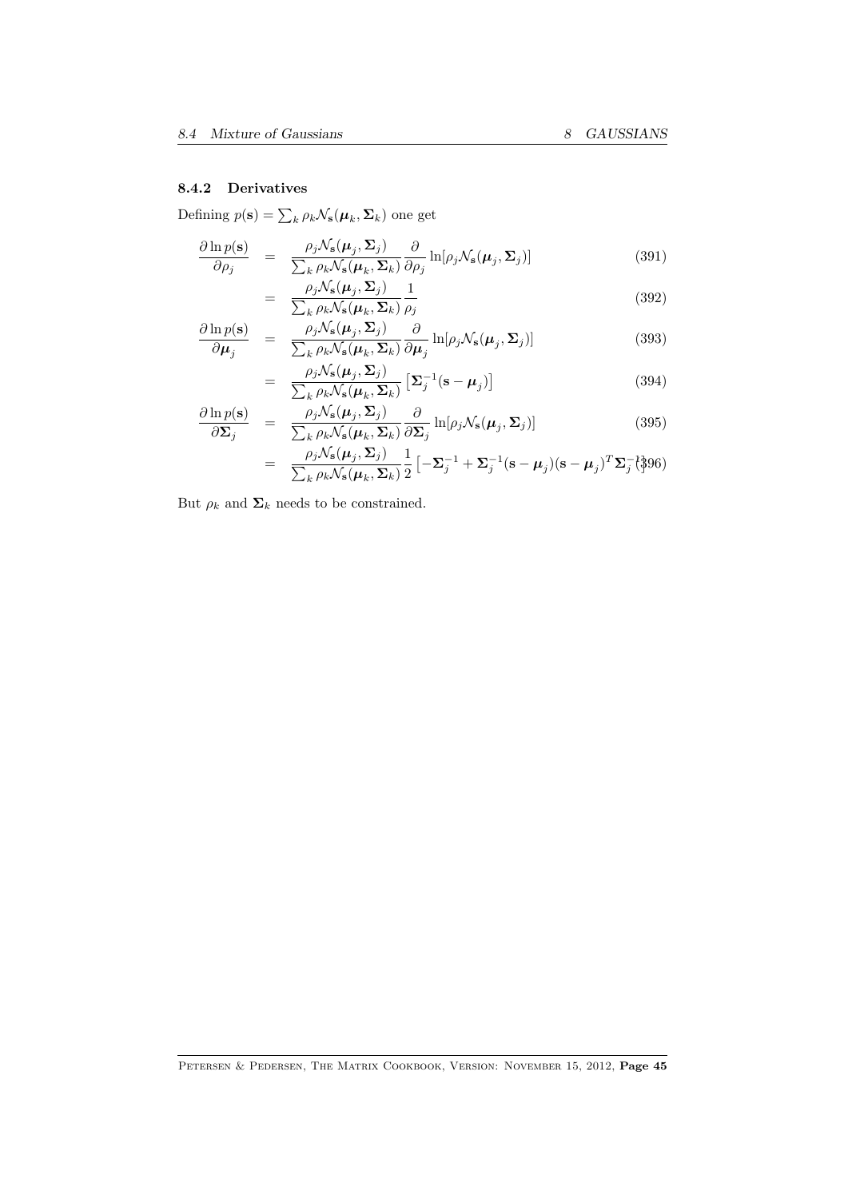### 8.4.2 Derivatives

Defining $p(\mathbf{s}) = \sum_k \rho_k \mathcal{N}_\mathbf{s}(\boldsymbol{\mu}_k, \boldsymbol{\Sigma}_k)$ one get

$$\frac{\partial \ln p(\mathbf{s})}{\partial \rho_j} = \frac{\rho_j \mathcal{N}_\mathbf{s}(\boldsymbol{\mu}_j, \boldsymbol{\Sigma}_j)}{\sum_k \rho_k \mathcal{N}_\mathbf{s}(\boldsymbol{\mu}_k, \boldsymbol{\Sigma}_k)} \frac{\partial}{\partial \rho_j} \ln[\rho_j \mathcal{N}_\mathbf{s}(\boldsymbol{\mu}_j, \boldsymbol{\Sigma}_j)] \tag{391}$$

$$= \frac{\rho_j \mathcal{N}_\mathbf{s}(\boldsymbol{\mu}_j, \boldsymbol{\Sigma}_j)}{\sum_k \rho_k \mathcal{N}_\mathbf{s}(\boldsymbol{\mu}_k, \boldsymbol{\Sigma}_k)} \frac{1}{\rho_j} \tag{392}$$

$$\frac{\partial \ln p(\mathbf{s})}{\partial \boldsymbol{\mu}_j} = \frac{\rho_j \mathcal{N}_\mathbf{s}(\boldsymbol{\mu}_j, \boldsymbol{\Sigma}_j)}{\sum_k \rho_k \mathcal{N}_\mathbf{s}(\boldsymbol{\mu}_k, \boldsymbol{\Sigma}_k)} \frac{\partial}{\partial \boldsymbol{\mu}_j} \ln[\rho_j \mathcal{N}_\mathbf{s}(\boldsymbol{\mu}_j, \boldsymbol{\Sigma}_j)] \tag{393}$$

$$= \frac{\rho_j \mathcal{N}_\mathbf{s}(\boldsymbol{\mu}_j, \boldsymbol{\Sigma}_j)}{\sum_k \rho_k \mathcal{N}_\mathbf{s}(\boldsymbol{\mu}_k, \boldsymbol{\Sigma}_k)} \left[\boldsymbol{\Sigma}_j^{-1}(\mathbf{s} - \boldsymbol{\mu}_j)\right] \tag{394}$$

$$\frac{\partial \ln p(\mathbf{s})}{\partial \boldsymbol{\Sigma}_j} = \frac{\rho_j \mathcal{N}_\mathbf{s}(\boldsymbol{\mu}_j, \boldsymbol{\Sigma}_j)}{\sum_k \rho_k \mathcal{N}_\mathbf{s}(\boldsymbol{\mu}_k, \boldsymbol{\Sigma}_k)} \frac{\partial}{\partial \boldsymbol{\Sigma}_j} \ln[\rho_j \mathcal{N}_\mathbf{s}(\boldsymbol{\mu}_j, \boldsymbol{\Sigma}_j)] \tag{395}$$

$$= \frac{\rho_j \mathcal{N}_\mathbf{s}(\boldsymbol{\mu}_j, \boldsymbol{\Sigma}_j)}{\sum_k \rho_k \mathcal{N}_\mathbf{s}(\boldsymbol{\mu}_k, \boldsymbol{\Sigma}_k)} \frac{1}{2}\left[-\boldsymbol{\Sigma}_j^{-1} + \boldsymbol{\Sigma}_j^{-1}(\mathbf{s} - \boldsymbol{\mu}_j)(\mathbf{s} - \boldsymbol{\mu}_j)^T \boldsymbol{\Sigma}_j^{-1}\right] \tag{396}$$

But $\rho_k$ and $\boldsymbol{\Sigma}_k$ needs to be constrained.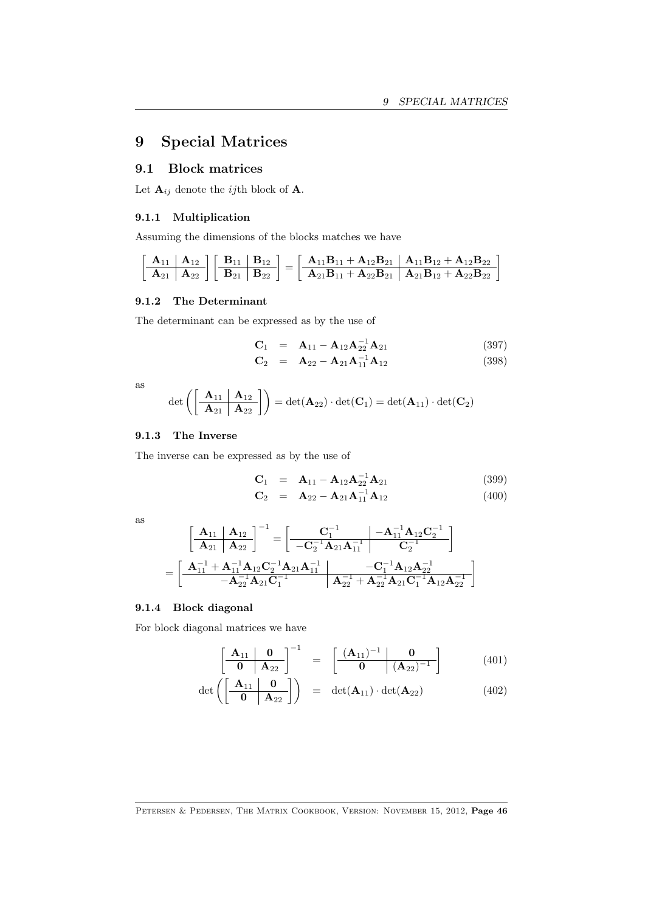# 9 Special Matrices

## 9.1 Block matrices

Let $\mathbf{A}_{ij}$ denote the $ij$th block of $\mathbf{A}$.

### 9.1.1 Multiplication

Assuming the dimensions of the blocks matches we have

$$\left[\begin{array}{c|c} \mathbf{A}_{11} & \mathbf{A}_{12} \\ \hline \mathbf{A}_{21} & \mathbf{A}_{22} \end{array}\right] \left[\begin{array}{c|c} \mathbf{B}_{11} & \mathbf{B}_{12} \\ \hline \mathbf{B}_{21} & \mathbf{B}_{22} \end{array}\right] = \left[\begin{array}{c|c} \mathbf{A}_{11}\mathbf{B}_{11} + \mathbf{A}_{12}\mathbf{B}_{21} & \mathbf{A}_{11}\mathbf{B}_{12} + \mathbf{A}_{12}\mathbf{B}_{22} \\ \hline \mathbf{A}_{21}\mathbf{B}_{11} + \mathbf{A}_{22}\mathbf{B}_{21} & \mathbf{A}_{21}\mathbf{B}_{12} + \mathbf{A}_{22}\mathbf{B}_{22} \end{array}\right]$$

### 9.1.2 The Determinant

The determinant can be expressed as by the use of

$$\mathbf{C}_1 = \mathbf{A}_{11} - \mathbf{A}_{12}\mathbf{A}_{22}^{-1}\mathbf{A}_{21} \tag{397}$$

$$\mathbf{C}_2 = \mathbf{A}_{22} - \mathbf{A}_{21}\mathbf{A}_{11}^{-1}\mathbf{A}_{12} \tag{398}$$

as

$$\det\left(\left[\begin{array}{c|c} \mathbf{A}_{11} & \mathbf{A}_{12} \\ \hline \mathbf{A}_{21} & \mathbf{A}_{22} \end{array}\right]\right) = \det(\mathbf{A}_{22}) \cdot \det(\mathbf{C}_1) = \det(\mathbf{A}_{11}) \cdot \det(\mathbf{C}_2)$$

### 9.1.3 The Inverse

The inverse can be expressed as by the use of

$$\mathbf{C}_1 = \mathbf{A}_{11} - \mathbf{A}_{12}\mathbf{A}_{22}^{-1}\mathbf{A}_{21} \tag{399}$$

$$\mathbf{C}_2 = \mathbf{A}_{22} - \mathbf{A}_{21}\mathbf{A}_{11}^{-1}\mathbf{A}_{12} \tag{400}$$

as

$$\left[\begin{array}{c|c} \mathbf{A}_{11} & \mathbf{A}_{12} \\ \hline \mathbf{A}_{21} & \mathbf{A}_{22} \end{array}\right]^{-1} = \left[\begin{array}{c|c} \mathbf{C}_1^{-1} & -\mathbf{A}_{11}^{-1}\mathbf{A}_{12}\mathbf{C}_2^{-1} \\ \hline -\mathbf{C}_2^{-1}\mathbf{A}_{21}\mathbf{A}_{11}^{-1} & \mathbf{C}_2^{-1} \end{array}\right]$$

$$= \left[\begin{array}{c|c} \mathbf{A}_{11}^{-1} + \mathbf{A}_{11}^{-1}\mathbf{A}_{12}\mathbf{C}_2^{-1}\mathbf{A}_{21}\mathbf{A}_{11}^{-1} & -\mathbf{C}_1^{-1}\mathbf{A}_{12}\mathbf{A}_{22}^{-1} \\ \hline -\mathbf{A}_{22}^{-1}\mathbf{A}_{21}\mathbf{C}_1^{-1} & \mathbf{A}_{22}^{-1} + \mathbf{A}_{22}^{-1}\mathbf{A}_{21}\mathbf{C}_1^{-1}\mathbf{A}_{12}\mathbf{A}_{22}^{-1} \end{array}\right]$$

### 9.1.4 Block diagonal

For block diagonal matrices we have

$$\left[\begin{array}{c|c} \mathbf{A}_{11} & \mathbf{0} \\ \hline \mathbf{0} & \mathbf{A}_{22} \end{array}\right]^{-1} = \left[\begin{array}{c|c} (\mathbf{A}_{11})^{-1} & \mathbf{0} \\ \hline \mathbf{0} & (\mathbf{A}_{22})^{-1} \end{array}\right] \tag{401}$$

$$\det\left(\left[\begin{array}{c|c} \mathbf{A}_{11} & \mathbf{0} \\ \hline \mathbf{0} & \mathbf{A}_{22} \end{array}\right]\right) = \det(\mathbf{A}_{11}) \cdot \det(\mathbf{A}_{22}) \tag{402}$$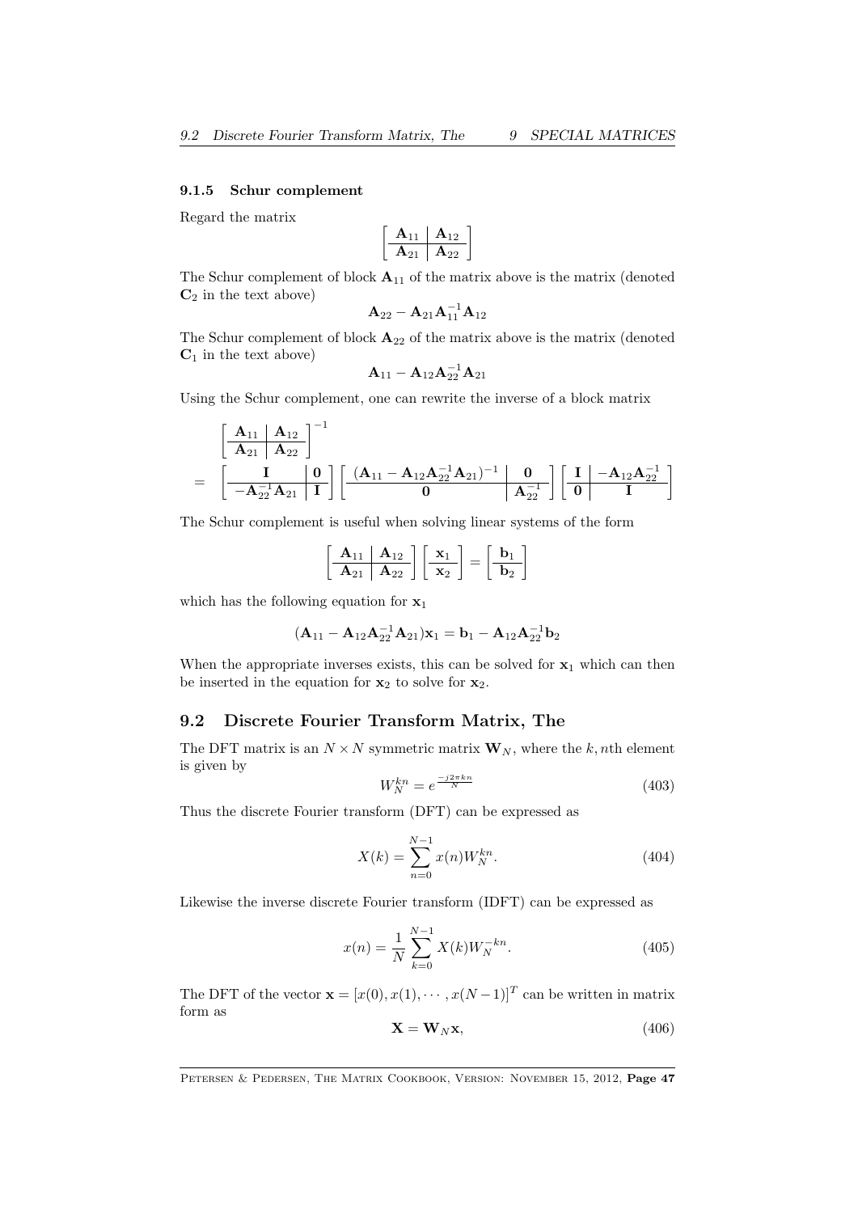### 9.1.5 Schur complement

Regard the matrix

$$\left[\begin{array}{c|c} \mathbf{A}_{11} & \mathbf{A}_{12} \\ \hline \mathbf{A}_{21} & \mathbf{A}_{22} \end{array}\right]$$

The Schur complement of block $\mathbf{A}_{11}$ of the matrix above is the matrix (denoted $\mathbf{C}_2$ in the text above)

$$\mathbf{A}_{22} - \mathbf{A}_{21}\mathbf{A}_{11}^{-1}\mathbf{A}_{12}$$

The Schur complement of block $\mathbf{A}_{22}$ of the matrix above is the matrix (denoted $\mathbf{C}_1$ in the text above)

$$\mathbf{A}_{11} - \mathbf{A}_{12}\mathbf{A}_{22}^{-1}\mathbf{A}_{21}$$

Using the Schur complement, one can rewrite the inverse of a block matrix

$$\begin{aligned} & \left[\begin{array}{c|c} \mathbf{A}_{11} & \mathbf{A}_{12} \\ \hline \mathbf{A}_{21} & \mathbf{A}_{22} \end{array}\right]^{-1} \\ = & \left[\begin{array}{c|c} \mathbf{I} & \mathbf{0} \\ \hline -\mathbf{A}_{22}^{-1}\mathbf{A}_{21} & \mathbf{I} \end{array}\right] \left[\begin{array}{c|c} (\mathbf{A}_{11} - \mathbf{A}_{12}\mathbf{A}_{22}^{-1}\mathbf{A}_{21})^{-1} & \mathbf{0} \\ \hline \mathbf{0} & \mathbf{A}_{22}^{-1} \end{array}\right] \left[\begin{array}{c|c} \mathbf{I} & -\mathbf{A}_{12}\mathbf{A}_{22}^{-1} \\ \hline \mathbf{0} & \mathbf{I} \end{array}\right] \end{aligned}$$

The Schur complement is useful when solving linear systems of the form

$$\left[\begin{array}{c|c} \mathbf{A}_{11} & \mathbf{A}_{12} \\ \hline \mathbf{A}_{21} & \mathbf{A}_{22} \end{array}\right] \left[\begin{array}{c} \mathbf{x}_1 \\ \hline \mathbf{x}_2 \end{array}\right] = \left[\begin{array}{c} \mathbf{b}_1 \\ \hline \mathbf{b}_2 \end{array}\right]$$

which has the following equation for $\mathbf{x}_1$

$$(\mathbf{A}_{11} - \mathbf{A}_{12}\mathbf{A}_{22}^{-1}\mathbf{A}_{21})\mathbf{x}_1 = \mathbf{b}_1 - \mathbf{A}_{12}\mathbf{A}_{22}^{-1}\mathbf{b}_2$$

When the appropriate inverses exists, this can be solved for $\mathbf{x}_1$ which can then be inserted in the equation for $\mathbf{x}_2$ to solve for $\mathbf{x}_2$.

## 9.2 Discrete Fourier Transform Matrix, The

The DFT matrix is an $N \times N$ symmetric matrix $\mathbf{W}_N$, where the $k, n$th element is given by

$$W_N^{kn} = e^{\frac{-j2\pi kn}{N}} \tag{403}$$

Thus the discrete Fourier transform (DFT) can be expressed as

$$X(k) = \sum_{n=0}^{N-1} x(n)W_N^{kn}. \tag{404}$$

Likewise the inverse discrete Fourier transform (IDFT) can be expressed as

$$x(n) = \frac{1}{N}\sum_{k=0}^{N-1} X(k)W_N^{-kn}. \tag{405}$$

The DFT of the vector $\mathbf{x} = [x(0), x(1), \cdots, x(N-1)]^T$ can be written in matrix form as

$$\mathbf{X} = \mathbf{W}_N\mathbf{x}, \tag{406}$$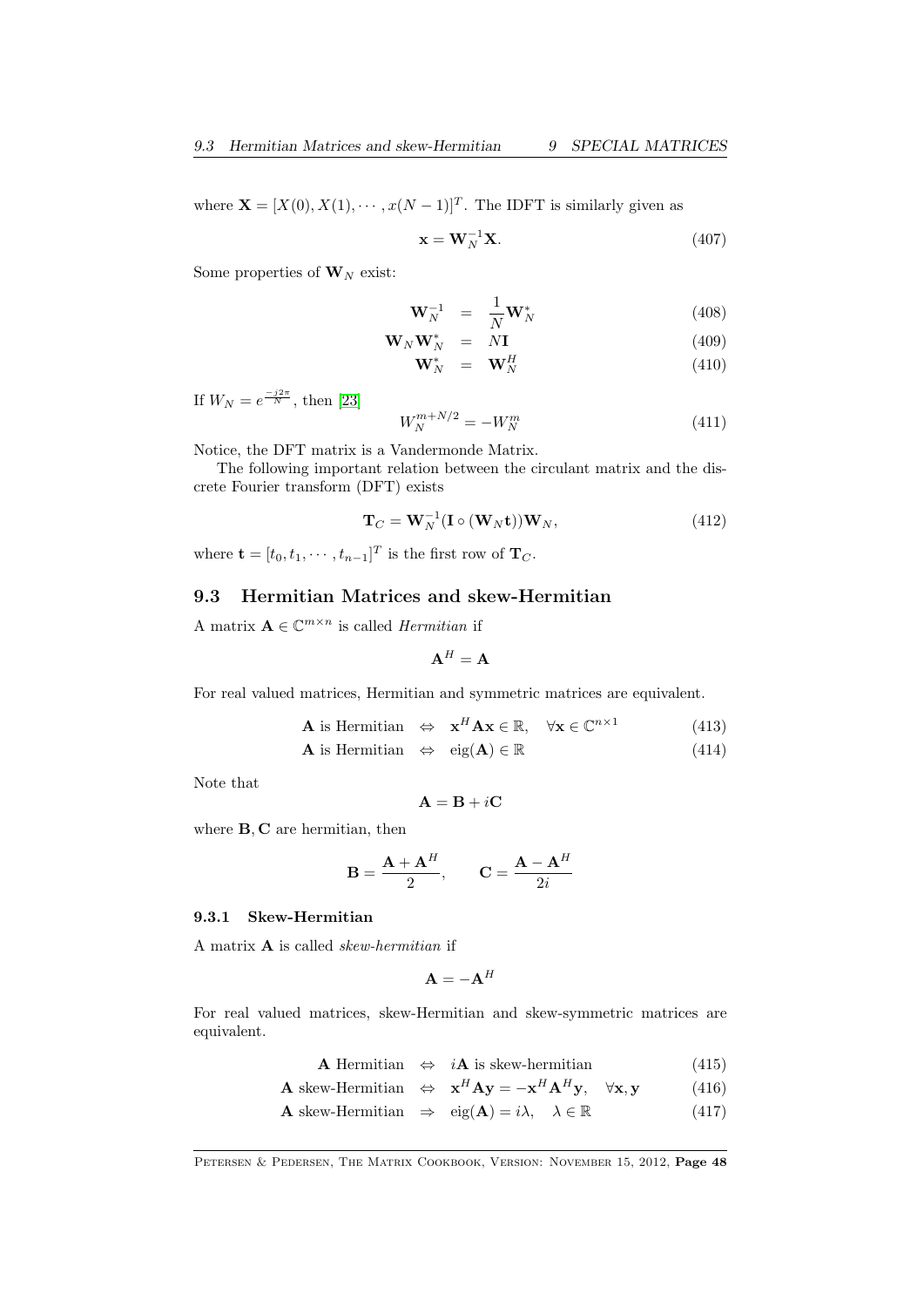where $\mathbf{X} = [X(0), X(1), \cdots, x(N-1)]^T$. The IDFT is similarly given as

$$\mathbf{x} = \mathbf{W}_N^{-1}\mathbf{X}. \tag{407}$$

Some properties of $\mathbf{W}_N$ exist:

$$\mathbf{W}_N^{-1} = \frac{1}{N}\mathbf{W}_N^* \tag{408}$$

$$\mathbf{W}_N\mathbf{W}_N^* = N\mathbf{I} \tag{409}$$

$$\mathbf{W}_N^* = \mathbf{W}_N^H \tag{410}$$

If $W_N = e^{\frac{-j2\pi}{N}}$, then [23]

$$W_N^{m+N/2} = -W_N^m \tag{411}$$

Notice, the DFT matrix is a Vandermonde Matrix.

The following important relation between the circulant matrix and the discrete Fourier transform (DFT) exists

$$\mathbf{T}_C = \mathbf{W}_N^{-1}(\mathbf{I} \circ (\mathbf{W}_N\mathbf{t}))\mathbf{W}_N, \tag{412}$$

where $\mathbf{t} = [t_0, t_1, \cdots, t_{n-1}]^T$ is the first row of $\mathbf{T}_C$.

## 9.3 Hermitian Matrices and skew-Hermitian

A matrix $\mathbf{A} \in \mathbb{C}^{m \times n}$ is called *Hermitian* if

$$\mathbf{A}^H = \mathbf{A}$$

For real valued matrices, Hermitian and symmetric matrices are equivalent.

$$\mathbf{A} \text{ is Hermitian} \quad \Leftrightarrow \quad \mathbf{x}^H\mathbf{A}\mathbf{x} \in \mathbb{R}, \quad \forall \mathbf{x} \in \mathbb{C}^{n \times 1} \tag{413}$$

$$\mathbf{A} \text{ is Hermitian} \quad \Leftrightarrow \quad \text{eig}(\mathbf{A}) \in \mathbb{R} \tag{414}$$

Note that

$$\mathbf{A} = \mathbf{B} + i\mathbf{C}$$

where $\mathbf{B}, \mathbf{C}$ are hermitian, then

$$\mathbf{B} = \frac{\mathbf{A} + \mathbf{A}^H}{2}, \qquad \mathbf{C} = \frac{\mathbf{A} - \mathbf{A}^H}{2i}$$

### 9.3.1 Skew-Hermitian

A matrix $\mathbf{A}$ is called *skew-hermitian* if

$$\mathbf{A} = -\mathbf{A}^H$$

For real valued matrices, skew-Hermitian and skew-symmetric matrices are equivalent.

$$\mathbf{A} \text{ Hermitian} \quad \Leftrightarrow \quad i\mathbf{A} \text{ is skew-hermitian} \tag{415}$$

$$\mathbf{A} \text{ skew-Hermitian} \quad \Leftrightarrow \quad \mathbf{x}^H\mathbf{A}\mathbf{y} = -\mathbf{x}^H\mathbf{A}^H\mathbf{y}, \quad \forall \mathbf{x}, \mathbf{y} \tag{416}$$

$$\mathbf{A} \text{ skew-Hermitian} \quad \Rightarrow \quad \text{eig}(\mathbf{A}) = i\lambda, \quad \lambda \in \mathbb{R} \tag{417}$$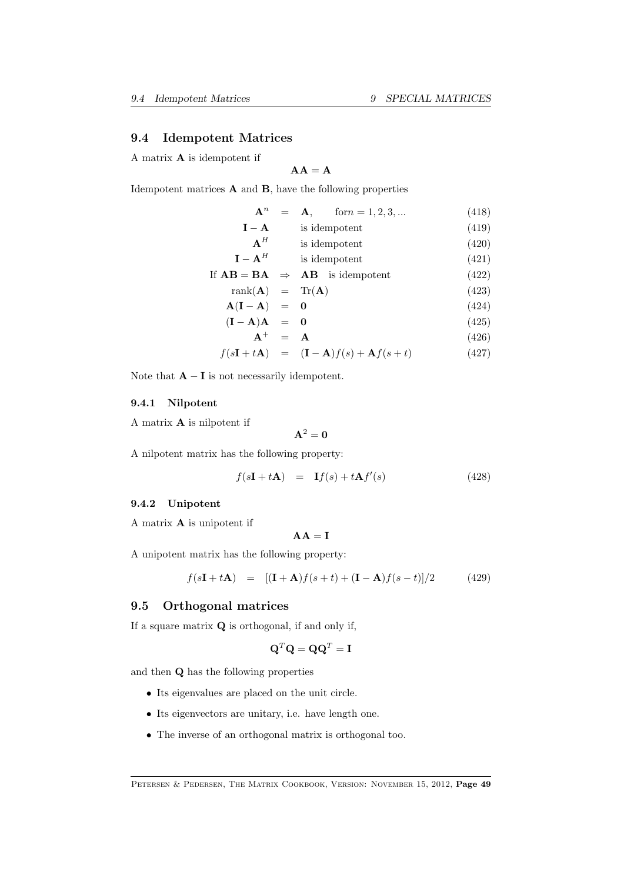## 9.4 Idempotent Matrices

A matrix $\mathbf{A}$ is idempotent if

$$\mathbf{AA} = \mathbf{A}$$

Idempotent matrices $\mathbf{A}$ and $\mathbf{B}$, have the following properties

$$
\begin{aligned}
\mathbf{A}^n &= \mathbf{A}, \quad \text{for} n = 1, 2, 3, ... && (418)\\
\mathbf{I} - \mathbf{A} & \quad \text{is idempotent} && (419)\\
\mathbf{A}^H & \quad \text{is idempotent} && (420)\\
\mathbf{I} - \mathbf{A}^H & \quad \text{is idempotent} && (421)\\
\text{If } \mathbf{AB} = \mathbf{BA} &\Rightarrow \mathbf{AB} \quad \text{is idempotent} && (422)\\
\text{rank}(\mathbf{A}) &= \text{Tr}(\mathbf{A}) && (423)\\
\mathbf{A}(\mathbf{I} - \mathbf{A}) &= \mathbf{0} && (424)\\
(\mathbf{I} - \mathbf{A})\mathbf{A} &= \mathbf{0} && (425)\\
\mathbf{A}^+ &= \mathbf{A} && (426)\\
f(s\mathbf{I} + t\mathbf{A}) &= (\mathbf{I} - \mathbf{A})f(s) + \mathbf{A}f(s + t) && (427)
\end{aligned}
$$

Note that $\mathbf{A} - \mathbf{I}$ is not necessarily idempotent.

### 9.4.1 Nilpotent

A matrix $\mathbf{A}$ is nilpotent if

$$\mathbf{A}^2 = \mathbf{0}$$

A nilpotent matrix has the following property:

$$f(s\mathbf{I} + t\mathbf{A}) = \mathbf{I}f(s) + t\mathbf{A}f'(s) \qquad (428)$$

### 9.4.2 Unipotent

A matrix $\mathbf{A}$ is unipotent if

$$\mathbf{AA} = \mathbf{I}$$

A unipotent matrix has the following property:

$$f(s\mathbf{I} + t\mathbf{A}) = [(\mathbf{I} + \mathbf{A})f(s + t) + (\mathbf{I} - \mathbf{A})f(s - t)]/2 \qquad (429)$$

## 9.5 Orthogonal matrices

If a square matrix $\mathbf{Q}$ is orthogonal, if and only if,

$$\mathbf{Q}^T\mathbf{Q} = \mathbf{Q}\mathbf{Q}^T = \mathbf{I}$$

and then $\mathbf{Q}$ has the following properties

- Its eigenvalues are placed on the unit circle.
- Its eigenvectors are unitary, i.e. have length one.
- The inverse of an orthogonal matrix is orthogonal too.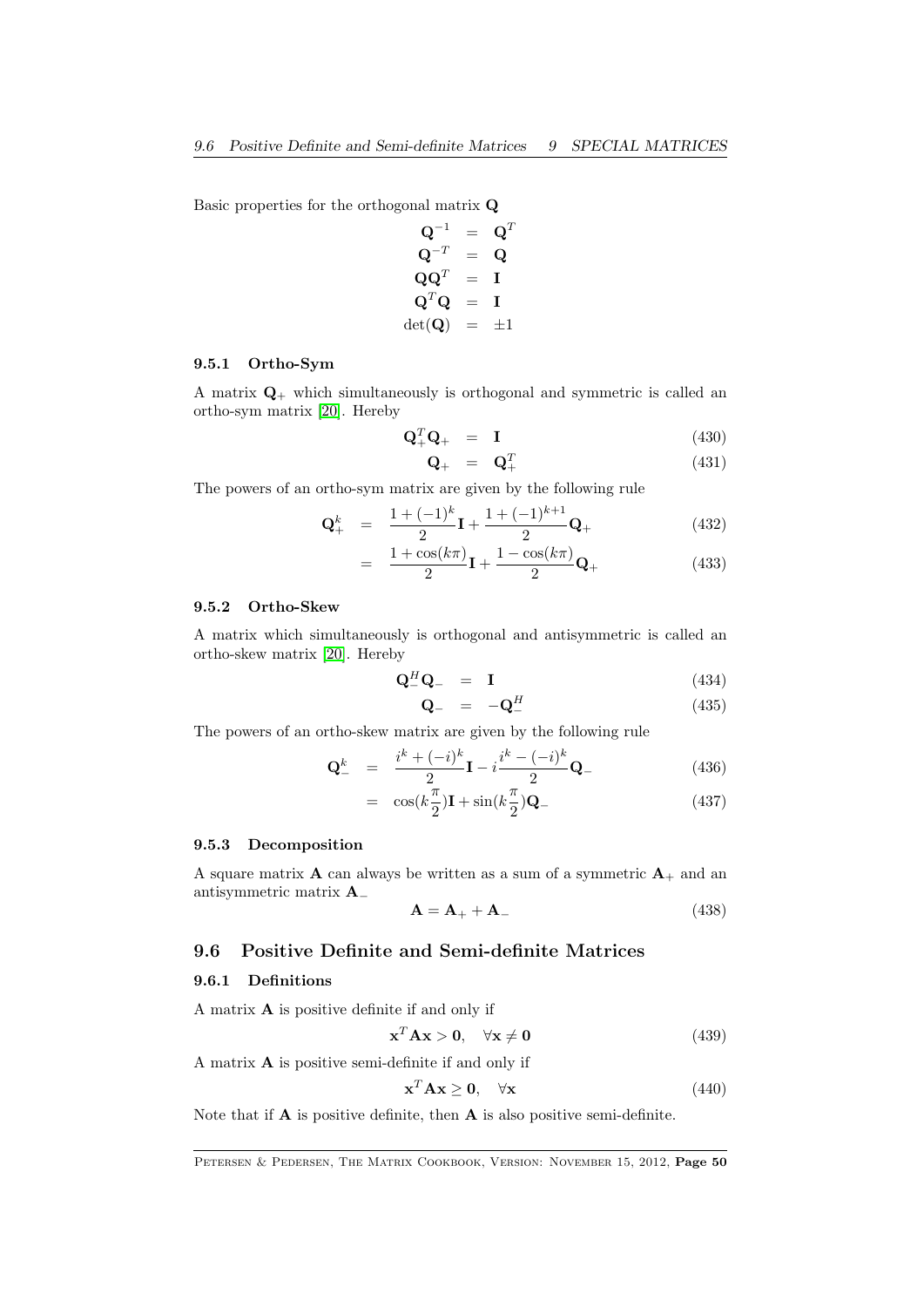Basic properties for the orthogonal matrix $\mathbf{Q}$

$$
\begin{aligned}
\mathbf{Q}^{-1} &= \mathbf{Q}^T \\
\mathbf{Q}^{-T} &= \mathbf{Q} \\
\mathbf{Q}\mathbf{Q}^T &= \mathbf{I} \\
\mathbf{Q}^T\mathbf{Q} &= \mathbf{I} \\
\det(\mathbf{Q}) &= \pm 1
\end{aligned}
$$

### 9.5.1 Ortho-Sym

A matrix $\mathbf{Q}_+$ which simultaneously is orthogonal and symmetric is called an ortho-sym matrix [20]. Hereby

$$\mathbf{Q}_+^T\mathbf{Q}_+ = \mathbf{I} \tag{430}$$

$$\mathbf{Q}_+ = \mathbf{Q}_+^T \tag{431}$$

The powers of an ortho-sym matrix are given by the following rule

$$\mathbf{Q}_+^k = \frac{1+(-1)^k}{2}\mathbf{I} + \frac{1+(-1)^{k+1}}{2}\mathbf{Q}_+ \tag{432}$$

$$= \frac{1+\cos(k\pi)}{2}\mathbf{I} + \frac{1-\cos(k\pi)}{2}\mathbf{Q}_+ \tag{433}$$

### 9.5.2 Ortho-Skew

A matrix which simultaneously is orthogonal and antisymmetric is called an ortho-skew matrix [20]. Hereby

$$\mathbf{Q}_-^H\mathbf{Q}_- = \mathbf{I} \tag{434}$$

$$\mathbf{Q}_- = -\mathbf{Q}_-^H \tag{435}$$

The powers of an ortho-skew matrix are given by the following rule

$$\mathbf{Q}_-^k = \frac{i^k+(-i)^k}{2}\mathbf{I} - i\frac{i^k-(-i)^k}{2}\mathbf{Q}_- \tag{436}$$

$$= \cos(k\frac{\pi}{2})\mathbf{I} + \sin(k\frac{\pi}{2})\mathbf{Q}_- \tag{437}$$

### 9.5.3 Decomposition

A square matrix $\mathbf{A}$ can always be written as a sum of a symmetric $\mathbf{A}_+$ and an antisymmetric matrix $\mathbf{A}_-$

$$\mathbf{A} = \mathbf{A}_+ + \mathbf{A}_- \tag{438}$$

## 9.6 Positive Definite and Semi-definite Matrices

### 9.6.1 Definitions

A matrix $\mathbf{A}$ is positive definite if and only if

$$\mathbf{x}^T\mathbf{A}\mathbf{x} > \mathbf{0}, \quad \forall \mathbf{x} \neq \mathbf{0} \tag{439}$$

A matrix $\mathbf{A}$ is positive semi-definite if and only if

$$\mathbf{x}^T\mathbf{A}\mathbf{x} \geq \mathbf{0}, \quad \forall \mathbf{x} \tag{440}$$

Note that if $\mathbf{A}$ is positive definite, then $\mathbf{A}$ is also positive semi-definite.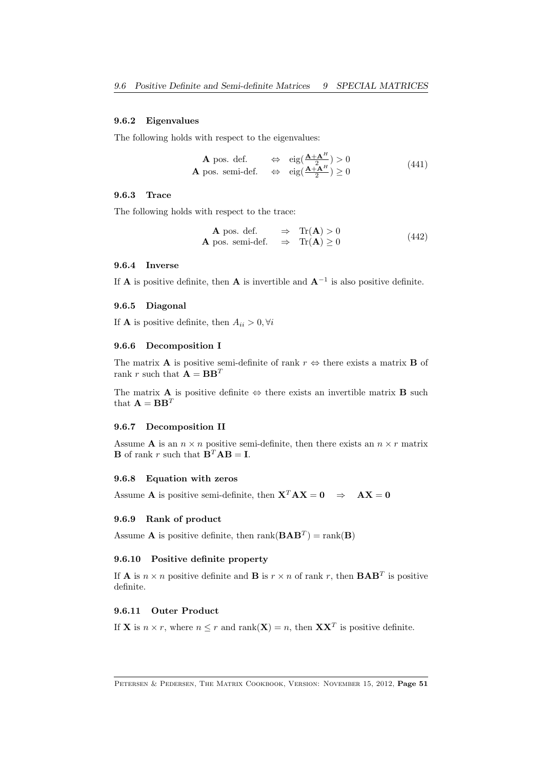### 9.6.2 Eigenvalues

The following holds with respect to the eigenvalues:

$$\begin{array}{lcl} \mathbf{A} \text{ pos. def.} & \Leftrightarrow & \text{eig}(\frac{\mathbf{A}+\mathbf{A}^H}{2}) > 0 \\ \mathbf{A} \text{ pos. semi-def.} & \Leftrightarrow & \text{eig}(\frac{\mathbf{A}+\mathbf{A}^H}{2}) \geq 0 \end{array} \tag{441}$$

### 9.6.3 Trace

The following holds with respect to the trace:

$$\begin{array}{lcl} \mathbf{A} \text{ pos. def.} & \Rightarrow & \text{Tr}(\mathbf{A}) > 0 \\ \mathbf{A} \text{ pos. semi-def.} & \Rightarrow & \text{Tr}(\mathbf{A}) \geq 0 \end{array} \tag{442}$$

### 9.6.4 Inverse

If $\mathbf{A}$ is positive definite, then $\mathbf{A}$ is invertible and $\mathbf{A}^{-1}$ is also positive definite.

### 9.6.5 Diagonal

If $\mathbf{A}$ is positive definite, then $A_{ii} > 0, \forall i$

### 9.6.6 Decomposition I

The matrix $\mathbf{A}$ is positive semi-definite of rank $r$ $\Leftrightarrow$ there exists a matrix $\mathbf{B}$ of rank $r$ such that $\mathbf{A} = \mathbf{B}\mathbf{B}^T$

The matrix $\mathbf{A}$ is positive definite $\Leftrightarrow$ there exists an invertible matrix $\mathbf{B}$ such that $\mathbf{A} = \mathbf{B}\mathbf{B}^T$

### 9.6.7 Decomposition II

Assume $\mathbf{A}$ is an $n \times n$ positive semi-definite, then there exists an $n \times r$ matrix $\mathbf{B}$ of rank $r$ such that $\mathbf{B}^T\mathbf{A}\mathbf{B} = \mathbf{I}$.

### 9.6.8 Equation with zeros

Assume $\mathbf{A}$ is positive semi-definite, then $\mathbf{X}^T\mathbf{A}\mathbf{X} = \mathbf{0} \quad \Rightarrow \quad \mathbf{A}\mathbf{X} = \mathbf{0}$

### 9.6.9 Rank of product

Assume $\mathbf{A}$ is positive definite, then $\text{rank}(\mathbf{B}\mathbf{A}\mathbf{B}^T) = \text{rank}(\mathbf{B})$

### 9.6.10 Positive definite property

If $\mathbf{A}$ is $n \times n$ positive definite and $\mathbf{B}$ is $r \times n$ of rank $r$, then $\mathbf{B}\mathbf{A}\mathbf{B}^T$ is positive definite.

### 9.6.11 Outer Product

If $\mathbf{X}$ is $n \times r$, where $n \leq r$ and $\text{rank}(\mathbf{X}) = n$, then $\mathbf{X}\mathbf{X}^T$ is positive definite.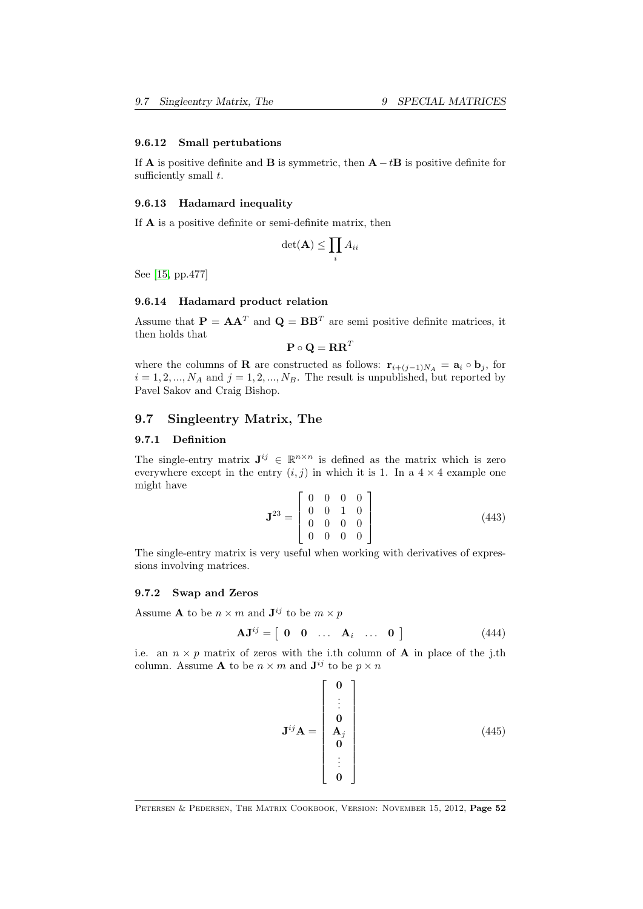#### 9.6.12 Small pertubations

If $\mathbf{A}$ is positive definite and $\mathbf{B}$ is symmetric, then $\mathbf{A} - t\mathbf{B}$ is positive definite for sufficiently small $t$.

#### 9.6.13 Hadamard inequality

If $\mathbf{A}$ is a positive definite or semi-definite matrix, then

$$\det(\mathbf{A}) \leq \prod_i A_{ii}$$

See [15, pp.477]

#### 9.6.14 Hadamard product relation

Assume that $\mathbf{P} = \mathbf{A}\mathbf{A}^T$ and $\mathbf{Q} = \mathbf{B}\mathbf{B}^T$ are semi positive definite matrices, it then holds that

$$\mathbf{P} \circ \mathbf{Q} = \mathbf{R}\mathbf{R}^T$$

where the columns of $\mathbf{R}$ are constructed as follows: $\mathbf{r}_{i+(j-1)N_A} = \mathbf{a}_i \circ \mathbf{b}_j$, for $i = 1, 2, ..., N_A$ and $j = 1, 2, ..., N_B$. The result is unpublished, but reported by Pavel Sakov and Craig Bishop.

## 9.7 Singleentry Matrix, The

### 9.7.1 Definition

The single-entry matrix $\mathbf{J}^{ij} \in \mathbb{R}^{n \times n}$ is defined as the matrix which is zero everywhere except in the entry $(i, j)$ in which it is 1. In a $4 \times 4$ example one might have

$$\mathbf{J}^{23} = \begin{bmatrix} 0 & 0 & 0 & 0 \\ 0 & 0 & 1 & 0 \\ 0 & 0 & 0 & 0 \\ 0 & 0 & 0 & 0 \end{bmatrix} \tag{443}$$

The single-entry matrix is very useful when working with derivatives of expressions involving matrices.

### 9.7.2 Swap and Zeros

Assume $\mathbf{A}$ to be $n \times m$ and $\mathbf{J}^{ij}$ to be $m \times p$

$$\mathbf{A}\mathbf{J}^{ij} = \begin{bmatrix} \mathbf{0} & \mathbf{0} & \dots & \mathbf{A}_i & \dots & \mathbf{0} \end{bmatrix} \tag{444}$$

i.e. an $n \times p$ matrix of zeros with the i.th column of $\mathbf{A}$ in place of the j.th column. Assume $\mathbf{A}$ to be $n \times m$ and $\mathbf{J}^{ij}$ to be $p \times n$

$$\mathbf{J}^{ij}\mathbf{A} = \begin{bmatrix} \mathbf{0} \\ \vdots \\ \mathbf{0} \\ \mathbf{A}_j \\ \mathbf{0} \\ \vdots \\ \mathbf{0} \end{bmatrix} \tag{445}$$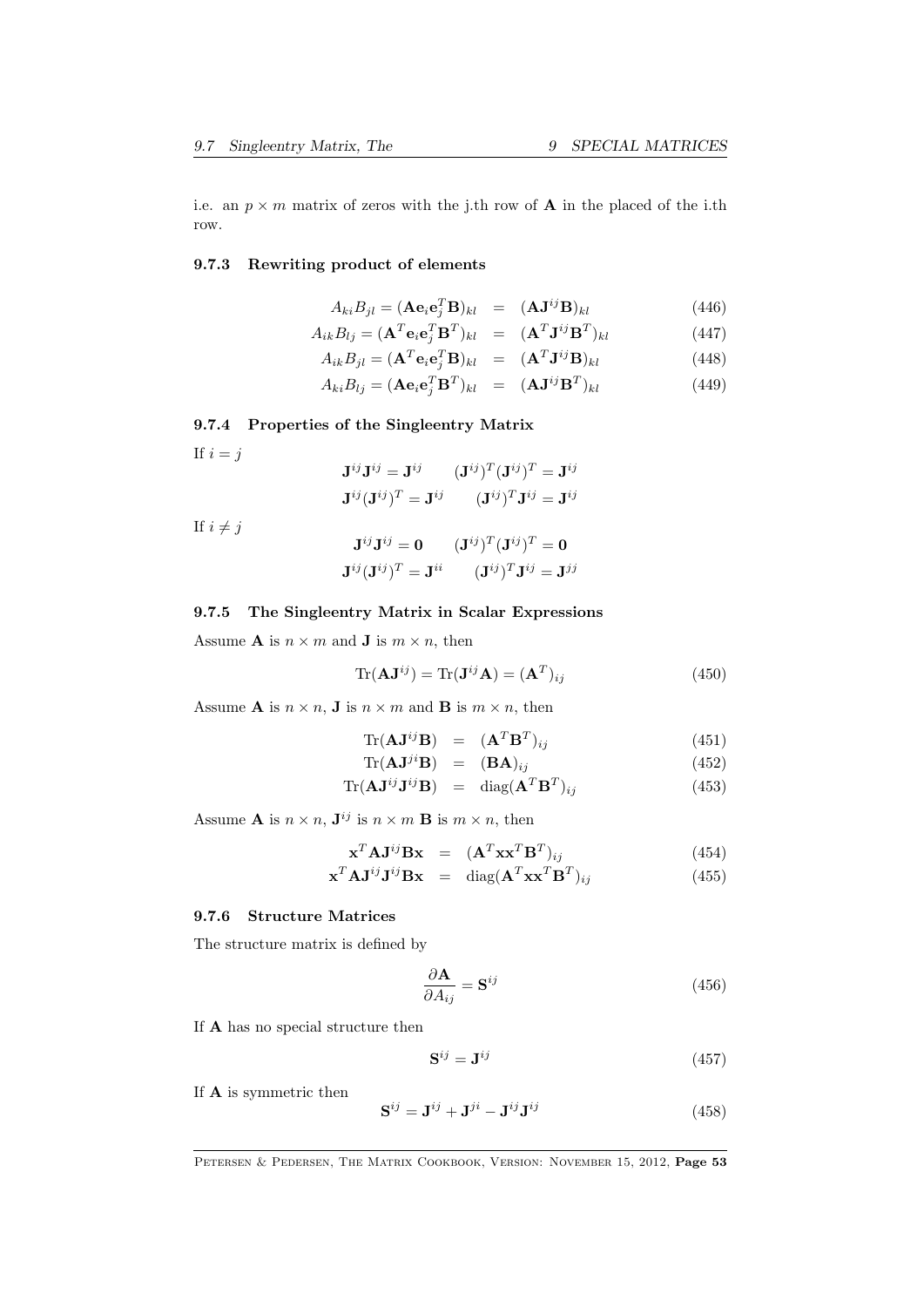i.e. an $p \times m$ matrix of zeros with the j.th row of $\mathbf{A}$ in the placed of the i.th row.

### 9.7.3 Rewriting product of elements

$$A_{ki}B_{jl} = (\mathbf{A}\mathbf{e}_i\mathbf{e}_j^T\mathbf{B})_{kl} = (\mathbf{A}\mathbf{J}^{ij}\mathbf{B})_{kl} \quad (446)$$

$$A_{ik}B_{lj} = (\mathbf{A}^T\mathbf{e}_i\mathbf{e}_j^T\mathbf{B}^T)_{kl} = (\mathbf{A}^T\mathbf{J}^{ij}\mathbf{B}^T)_{kl} \quad (447)$$

$$A_{ik}B_{jl} = (\mathbf{A}^T\mathbf{e}_i\mathbf{e}_j^T\mathbf{B})_{kl} = (\mathbf{A}^T\mathbf{J}^{ij}\mathbf{B})_{kl} \quad (448)$$

$$A_{ki}B_{lj} = (\mathbf{A}\mathbf{e}_i\mathbf{e}_j^T\mathbf{B}^T)_{kl} = (\mathbf{A}\mathbf{J}^{ij}\mathbf{B}^T)_{kl} \quad (449)$$

### 9.7.4 Properties of the Singleentry Matrix

If $i = j$

$$\mathbf{J}^{ij}\mathbf{J}^{ij} = \mathbf{J}^{ij} \qquad (\mathbf{J}^{ij})^T(\mathbf{J}^{ij})^T = \mathbf{J}^{ij}$$

$$\mathbf{J}^{ij}(\mathbf{J}^{ij})^T = \mathbf{J}^{ij} \qquad (\mathbf{J}^{ij})^T\mathbf{J}^{ij} = \mathbf{J}^{ij}$$

If $i \neq j$

$$\mathbf{J}^{ij}\mathbf{J}^{ij} = \mathbf{0} \qquad (\mathbf{J}^{ij})^T(\mathbf{J}^{ij})^T = \mathbf{0}$$

$$\mathbf{J}^{ij}(\mathbf{J}^{ij})^T = \mathbf{J}^{ii} \qquad (\mathbf{J}^{ij})^T\mathbf{J}^{ij} = \mathbf{J}^{jj}$$

### 9.7.5 The Singleentry Matrix in Scalar Expressions

Assume $\mathbf{A}$ is $n \times m$ and $\mathbf{J}$ is $m \times n$, then

$$\text{Tr}(\mathbf{A}\mathbf{J}^{ij}) = \text{Tr}(\mathbf{J}^{ij}\mathbf{A}) = (\mathbf{A}^T)_{ij} \quad (450)$$

Assume $\mathbf{A}$ is $n \times n$, $\mathbf{J}$ is $n \times m$ and $\mathbf{B}$ is $m \times n$, then

$$\text{Tr}(\mathbf{A}\mathbf{J}^{ij}\mathbf{B}) = (\mathbf{A}^T\mathbf{B}^T)_{ij} \quad (451)$$

$$\text{Tr}(\mathbf{A}\mathbf{J}^{ji}\mathbf{B}) = (\mathbf{B}\mathbf{A})_{ij} \quad (452)$$

$$\text{Tr}(\mathbf{A}\mathbf{J}^{ij}\mathbf{J}^{ij}\mathbf{B}) = \text{diag}(\mathbf{A}^T\mathbf{B}^T)_{ij} \quad (453)$$

Assume $\mathbf{A}$ is $n \times n$, $\mathbf{J}^{ij}$ is $n \times m$ $\mathbf{B}$ is $m \times n$, then

$$\mathbf{x}^T\mathbf{A}\mathbf{J}^{ij}\mathbf{B}\mathbf{x} = (\mathbf{A}^T\mathbf{x}\mathbf{x}^T\mathbf{B}^T)_{ij} \quad (454)$$

$$\mathbf{x}^T\mathbf{A}\mathbf{J}^{ij}\mathbf{J}^{ij}\mathbf{B}\mathbf{x} = \text{diag}(\mathbf{A}^T\mathbf{x}\mathbf{x}^T\mathbf{B}^T)_{ij} \quad (455)$$

### 9.7.6 Structure Matrices

The structure matrix is defined by

$$\frac{\partial \mathbf{A}}{\partial A_{ij}} = \mathbf{S}^{ij} \quad (456)$$

If $\mathbf{A}$ has no special structure then

$$\mathbf{S}^{ij} = \mathbf{J}^{ij} \quad (457)$$

If $\mathbf{A}$ is symmetric then

$$\mathbf{S}^{ij} = \mathbf{J}^{ij} + \mathbf{J}^{ji} - \mathbf{J}^{ij}\mathbf{J}^{ij} \quad (458)$$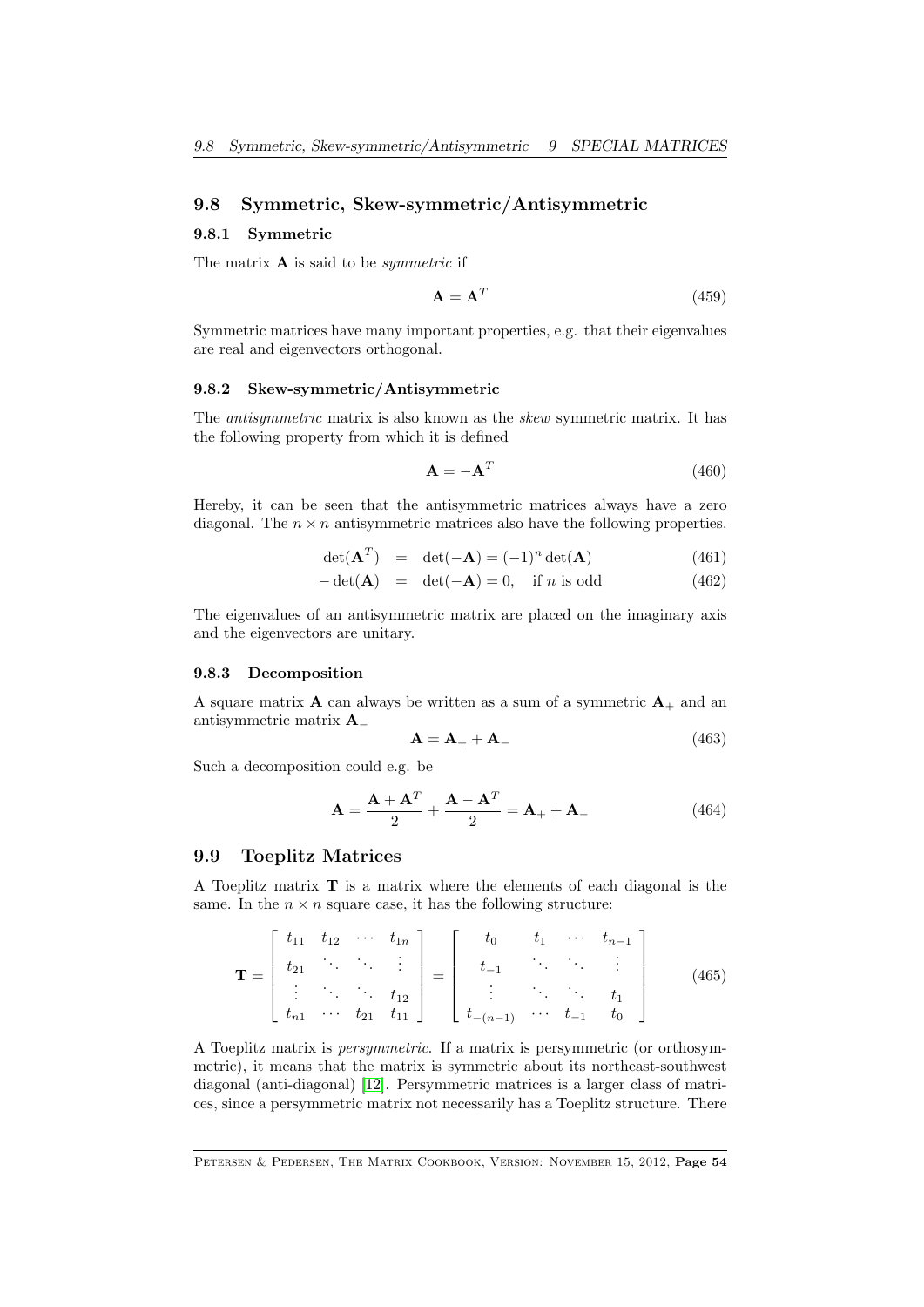## 9.8 Symmetric, Skew-symmetric/Antisymmetric

### 9.8.1 Symmetric

The matrix $\mathbf{A}$ is said to be *symmetric* if

$$\mathbf{A} = \mathbf{A}^T \tag{459}$$

Symmetric matrices have many important properties, e.g. that their eigenvalues are real and eigenvectors orthogonal.

### 9.8.2 Skew-symmetric/Antisymmetric

The *antisymmetric* matrix is also known as the *skew* symmetric matrix. It has the following property from which it is defined

$$\mathbf{A} = -\mathbf{A}^T \tag{460}$$

Hereby, it can be seen that the antisymmetric matrices always have a zero diagonal. The $n \times n$ antisymmetric matrices also have the following properties.

$$\det(\mathbf{A}^T) \;=\; \det(-\mathbf{A}) = (-1)^n \det(\mathbf{A}) \tag{461}$$

$$-\det(\mathbf{A}) \;=\; \det(-\mathbf{A}) = 0, \quad \text{if } n \text{ is odd} \tag{462}$$

The eigenvalues of an antisymmetric matrix are placed on the imaginary axis and the eigenvectors are unitary.

### 9.8.3 Decomposition

A square matrix $\mathbf{A}$ can always be written as a sum of a symmetric $\mathbf{A}_+$ and an antisymmetric matrix $\mathbf{A}_-$

$$\mathbf{A} = \mathbf{A}_+ + \mathbf{A}_- \tag{463}$$

Such a decomposition could e.g. be

$$\mathbf{A} = \frac{\mathbf{A} + \mathbf{A}^T}{2} + \frac{\mathbf{A} - \mathbf{A}^T}{2} = \mathbf{A}_+ + \mathbf{A}_- \tag{464}$$

## 9.9 Toeplitz Matrices

A Toeplitz matrix $\mathbf{T}$ is a matrix where the elements of each diagonal is the same. In the $n \times n$ square case, it has the following structure:

$$\mathbf{T} = \begin{bmatrix} t_{11} & t_{12} & \cdots & t_{1n} \\ t_{21} & \ddots & \ddots & \vdots \\ \vdots & \ddots & \ddots & t_{12} \\ t_{n1} & \cdots & t_{21} & t_{11} \end{bmatrix} = \begin{bmatrix} t_0 & t_1 & \cdots & t_{n-1} \\ t_{-1} & \ddots & \ddots & \vdots \\ \vdots & \ddots & \ddots & t_1 \\ t_{-(n-1)} & \cdots & t_{-1} & t_0 \end{bmatrix} \tag{465}$$

A Toeplitz matrix is *persymmetric*. If a matrix is persymmetric (or orthosymmetric), it means that the matrix is symmetric about its northeast-southwest diagonal (anti-diagonal) [12]. Persymmetric matrices is a larger class of matrices, since a persymmetric matrix not necessarily has a Toeplitz structure. There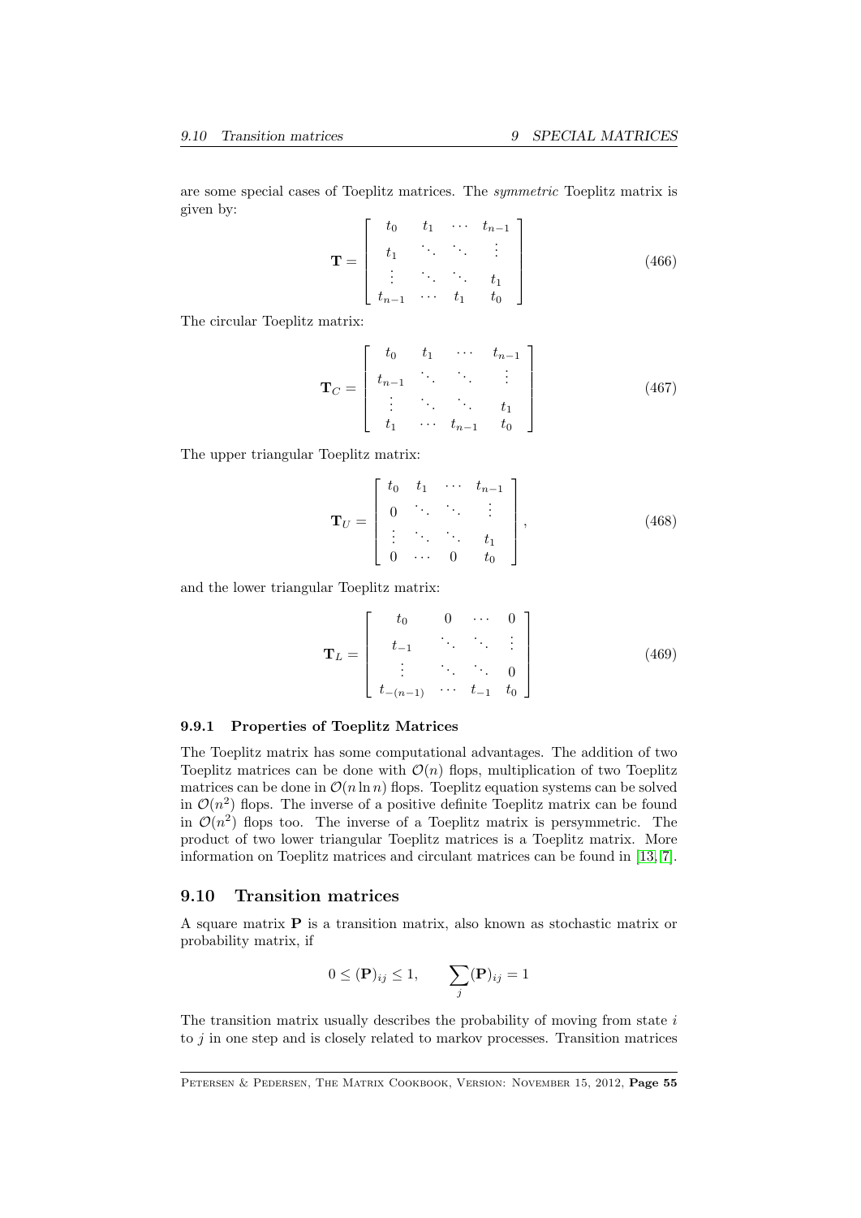are some special cases of Toeplitz matrices. The *symmetric* Toeplitz matrix is given by:

$$\mathbf{T} = \begin{bmatrix} t_0 & t_1 & \cdots & t_{n-1} \\ t_1 & \ddots & \ddots & \vdots \\ \vdots & \ddots & \ddots & t_1 \\ t_{n-1} & \cdots & t_1 & t_0 \end{bmatrix} \tag{466}$$

The circular Toeplitz matrix:

$$\mathbf{T}_C = \begin{bmatrix} t_0 & t_1 & \cdots & t_{n-1} \\ t_{n-1} & \ddots & \ddots & \vdots \\ \vdots & \ddots & \ddots & t_1 \\ t_1 & \cdots & t_{n-1} & t_0 \end{bmatrix} \tag{467}$$

The upper triangular Toeplitz matrix:

$$\mathbf{T}_U = \begin{bmatrix} t_0 & t_1 & \cdots & t_{n-1} \\ 0 & \ddots & \ddots & \vdots \\ \vdots & \ddots & \ddots & t_1 \\ 0 & \cdots & 0 & t_0 \end{bmatrix}, \tag{468}$$

and the lower triangular Toeplitz matrix:

$$\mathbf{T}_L = \begin{bmatrix} t_0 & 0 & \cdots & 0 \\ t_{-1} & \ddots & \ddots & \vdots \\ \vdots & \ddots & \ddots & 0 \\ t_{-(n-1)} & \cdots & t_{-1} & t_0 \end{bmatrix} \tag{469}$$

#### 9.9.1 Properties of Toeplitz Matrices

The Toeplitz matrix has some computational advantages. The addition of two Toeplitz matrices can be done with $\mathcal{O}(n)$ flops, multiplication of two Toeplitz matrices can be done in $\mathcal{O}(n \ln n)$ flops. Toeplitz equation systems can be solved in $\mathcal{O}(n^2)$ flops. The inverse of a positive definite Toeplitz matrix can be found in $\mathcal{O}(n^2)$ flops too. The inverse of a Toeplitz matrix is persymmetric. The product of two lower triangular Toeplitz matrices is a Toeplitz matrix. More information on Toeplitz matrices and circulant matrices can be found in [13, 7].

### 9.10 Transition matrices

A square matrix $\mathbf{P}$ is a transition matrix, also known as stochastic matrix or probability matrix, if

$$0 \leq (\mathbf{P})_{ij} \leq 1, \qquad \sum_j (\mathbf{P})_{ij} = 1$$

The transition matrix usually describes the probability of moving from state $i$ to $j$ in one step and is closely related to markov processes. Transition matrices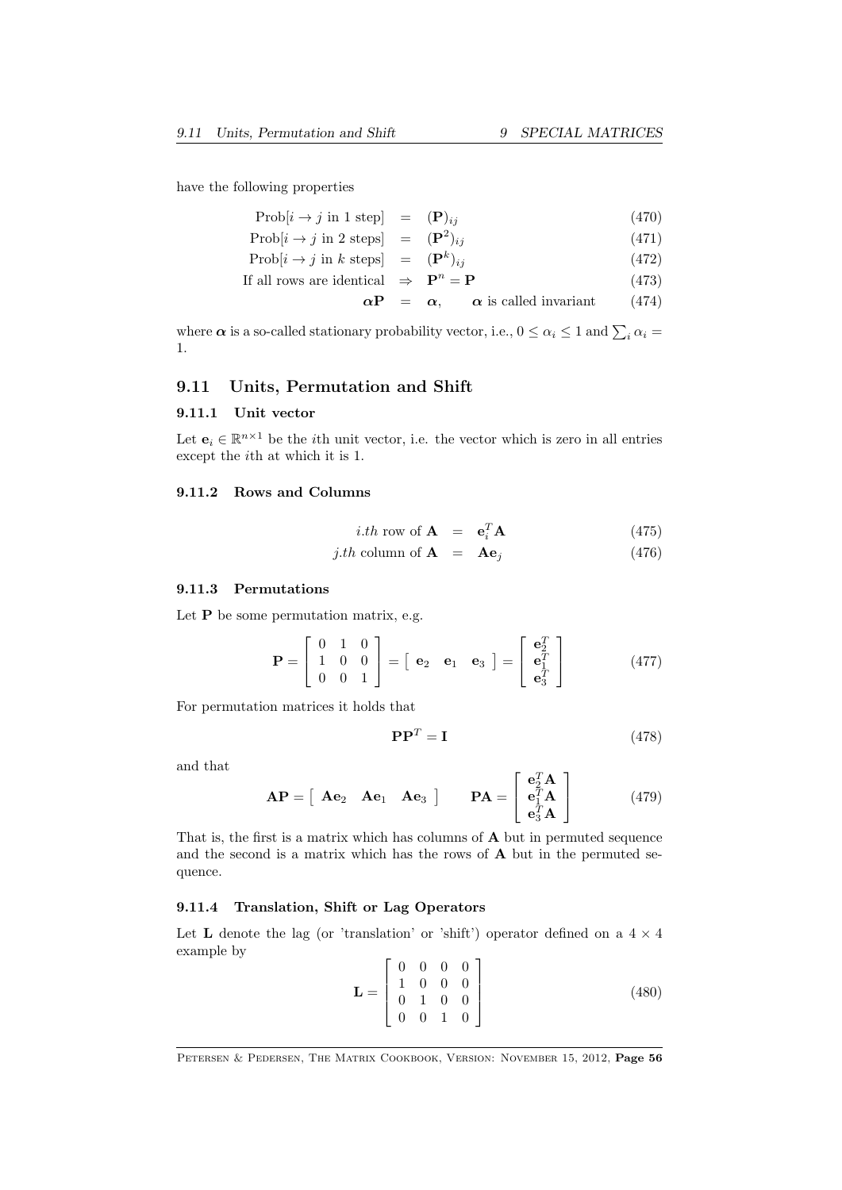have the following properties

$$
\begin{aligned}
\text{Prob}[i \to j \text{ in 1 step}] &= (\mathbf{P})_{ij} && (470) \\
\text{Prob}[i \to j \text{ in 2 steps}] &= (\mathbf{P}^2)_{ij} && (471) \\
\text{Prob}[i \to j \text{ in } k \text{ steps}] &= (\mathbf{P}^k)_{ij} && (472) \\
\text{If all rows are identical} &\Rightarrow \mathbf{P}^n = \mathbf{P} && (473) \\
\boldsymbol{\alpha}\mathbf{P} &= \boldsymbol{\alpha}, \quad \boldsymbol{\alpha} \text{ is called invariant} && (474)
\end{aligned}
$$

where $\boldsymbol{\alpha}$ is a so-called stationary probability vector, i.e., $0 \leq \alpha_i \leq 1$ and $\sum_i \alpha_i = 1$.

## 9.11 Units, Permutation and Shift

### 9.11.1 Unit vector

Let $\mathbf{e}_i \in \mathbb{R}^{n \times 1}$ be the $i$th unit vector, i.e. the vector which is zero in all entries except the $i$th at which it is 1.

### 9.11.2 Rows and Columns

$$
\begin{aligned}
i.th \text{ row of } \mathbf{A} &= \mathbf{e}_i^T \mathbf{A} && (475) \\
j.th \text{ column of } \mathbf{A} &= \mathbf{A}\mathbf{e}_j && (476)
\end{aligned}
$$

### 9.11.3 Permutations

Let $\mathbf{P}$ be some permutation matrix, e.g.

$$
\mathbf{P} = \begin{bmatrix} 0 & 1 & 0 \\ 1 & 0 & 0 \\ 0 & 0 & 1 \end{bmatrix} = \begin{bmatrix} \mathbf{e}_2 & \mathbf{e}_1 & \mathbf{e}_3 \end{bmatrix} = \begin{bmatrix} \mathbf{e}_2^T \\ \mathbf{e}_1^T \\ \mathbf{e}_3^T \end{bmatrix} \tag{477}
$$

For permutation matrices it holds that

$$
\mathbf{P}\mathbf{P}^T = \mathbf{I} \tag{478}
$$

and that

$$
\mathbf{A}\mathbf{P} = \begin{bmatrix} \mathbf{A}\mathbf{e}_2 & \mathbf{A}\mathbf{e}_1 & \mathbf{A}\mathbf{e}_3 \end{bmatrix} \qquad \mathbf{P}\mathbf{A} = \begin{bmatrix} \mathbf{e}_2^T\mathbf{A} \\ \mathbf{e}_1^T\mathbf{A} \\ \mathbf{e}_3^T\mathbf{A} \end{bmatrix} \tag{479}
$$

That is, the first is a matrix which has columns of $\mathbf{A}$ but in permuted sequence and the second is a matrix which has the rows of $\mathbf{A}$ but in the permuted sequence.

### 9.11.4 Translation, Shift or Lag Operators

Let $\mathbf{L}$ denote the lag (or 'translation' or 'shift') operator defined on a $4 \times 4$ example by

$$
\mathbf{L} = \begin{bmatrix} 0 & 0 & 0 & 0 \\ 1 & 0 & 0 & 0 \\ 0 & 1 & 0 & 0 \\ 0 & 0 & 1 & 0 \end{bmatrix} \tag{480}
$$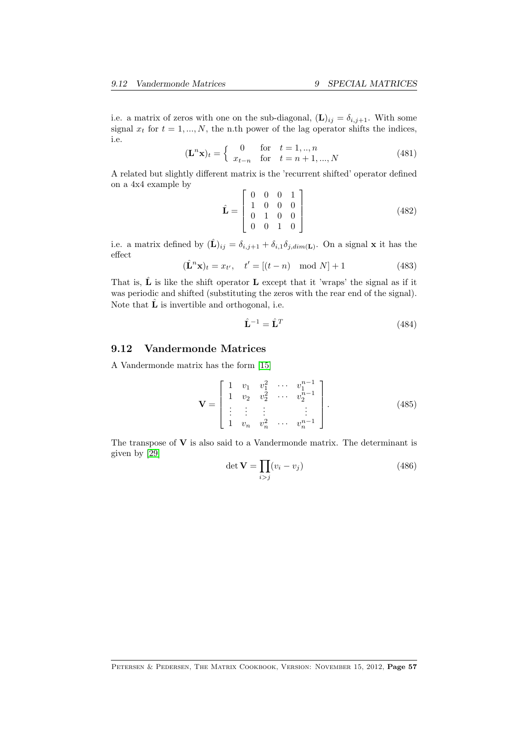i.e. a matrix of zeros with one on the sub-diagonal, $(\mathbf{L})_{ij} = \delta_{i,j+1}$. With some signal $x_t$ for $t = 1, ..., N$, the n.th power of the lag operator shifts the indices, i.e.

$$(\mathbf{L}^n \mathbf{x})_t = \left\{ \begin{array}{ll} 0 & \text{for} \quad t = 1, .., n \\ x_{t-n} & \text{for} \quad t = n+1, ..., N \end{array} \right. \tag{481}$$

A related but slightly different matrix is the 'recurrent shifted' operator defined on a 4x4 example by

$$\hat{\mathbf{L}} = \begin{bmatrix} 0 & 0 & 0 & 1 \\ 1 & 0 & 0 & 0 \\ 0 & 1 & 0 & 0 \\ 0 & 0 & 1 & 0 \end{bmatrix} \tag{482}$$

i.e. a matrix defined by $(\hat{\mathbf{L}})_{ij} = \delta_{i,j+1} + \delta_{i,1}\delta_{j,dim(\mathbf{L})}$. On a signal $\mathbf{x}$ it has the effect

$$(\hat{\mathbf{L}}^n \mathbf{x})_t = x_{t'}, \quad t' = [(t-n) \mod N] + 1 \tag{483}$$

That is, $\hat{\mathbf{L}}$ is like the shift operator $\mathbf{L}$ except that it 'wraps' the signal as if it was periodic and shifted (substituting the zeros with the rear end of the signal). Note that $\hat{\mathbf{L}}$ is invertible and orthogonal, i.e.

$$\hat{\mathbf{L}}^{-1} = \hat{\mathbf{L}}^T \tag{484}$$

## 9.12 Vandermonde Matrices

A Vandermonde matrix has the form [15]

$$\mathbf{V} = \begin{bmatrix} 1 & v_1 & v_1^2 & \cdots & v_1^{n-1} \\ 1 & v_2 & v_2^2 & \cdots & v_2^{n-1} \\ \vdots & \vdots & \vdots & & \vdots \\ 1 & v_n & v_n^2 & \cdots & v_n^{n-1} \end{bmatrix}. \tag{485}$$

The transpose of $\mathbf{V}$ is also said to a Vandermonde matrix. The determinant is given by [29]

$$\det \mathbf{V} = \prod_{i>j} (v_i - v_j) \tag{486}$$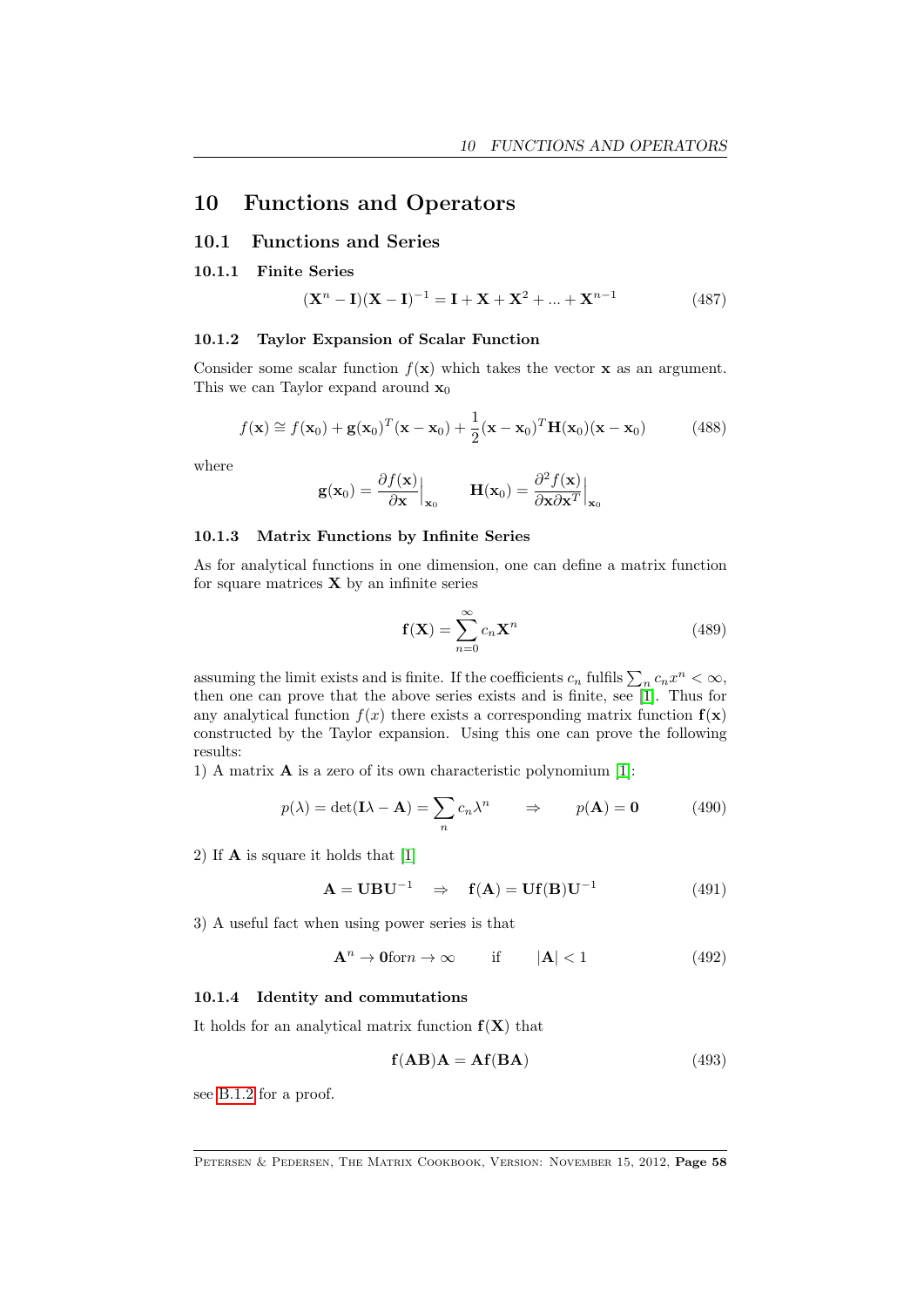# 10 Functions and Operators

## 10.1 Functions and Series

### 10.1.1 Finite Series

$$(\mathbf{X}^n - \mathbf{I})(\mathbf{X} - \mathbf{I})^{-1} = \mathbf{I} + \mathbf{X} + \mathbf{X}^2 + ... + \mathbf{X}^{n-1} \tag{487}$$

### 10.1.2 Taylor Expansion of Scalar Function

Consider some scalar function $f(\mathbf{x})$ which takes the vector $\mathbf{x}$ as an argument. This we can Taylor expand around $\mathbf{x}_0$

$$f(\mathbf{x}) \cong f(\mathbf{x}_0) + \mathbf{g}(\mathbf{x}_0)^T(\mathbf{x} - \mathbf{x}_0) + \frac{1}{2}(\mathbf{x} - \mathbf{x}_0)^T \mathbf{H}(\mathbf{x}_0)(\mathbf{x} - \mathbf{x}_0) \tag{488}$$

where

$$\mathbf{g}(\mathbf{x}_0) = \frac{\partial f(\mathbf{x})}{\partial \mathbf{x}}\Big|_{\mathbf{x}_0} \qquad \mathbf{H}(\mathbf{x}_0) = \frac{\partial^2 f(\mathbf{x})}{\partial \mathbf{x} \partial \mathbf{x}^T}\Big|_{\mathbf{x}_0}$$

### 10.1.3 Matrix Functions by Infinite Series

As for analytical functions in one dimension, one can define a matrix function for square matrices $\mathbf{X}$ by an infinite series

$$\mathbf{f}(\mathbf{X}) = \sum_{n=0}^{\infty} c_n \mathbf{X}^n \tag{489}$$

assuming the limit exists and is finite. If the coefficients $c_n$ fulfils $\sum_n c_n x^n < \infty$, then one can prove that the above series exists and is finite, see [1]. Thus for any analytical function $f(x)$ there exists a corresponding matrix function $\mathbf{f}(\mathbf{x})$ constructed by the Taylor expansion. Using this one can prove the following results:

1) A matrix $\mathbf{A}$ is a zero of its own characteristic polynomium [1]:

$$p(\lambda) = \det(\mathbf{I}\lambda - \mathbf{A}) = \sum_n c_n \lambda^n \qquad \Rightarrow \qquad p(\mathbf{A}) = \mathbf{0} \tag{490}$$

2) If $\mathbf{A}$ is square it holds that [1]

$$\mathbf{A} = \mathbf{U}\mathbf{B}\mathbf{U}^{-1} \quad \Rightarrow \quad \mathbf{f}(\mathbf{A}) = \mathbf{U}\mathbf{f}(\mathbf{B})\mathbf{U}^{-1} \tag{491}$$

3) A useful fact when using power series is that

$$\mathbf{A}^n \rightarrow \mathbf{0} \text{for} n \rightarrow \infty \qquad \text{if} \qquad |\mathbf{A}| < 1 \tag{492}$$

### 10.1.4 Identity and commutations

It holds for an analytical matrix function $\mathbf{f}(\mathbf{X})$ that

$$\mathbf{f}(\mathbf{A}\mathbf{B})\mathbf{A} = \mathbf{A}\mathbf{f}(\mathbf{B}\mathbf{A}) \tag{493}$$

see B.1.2 for a proof.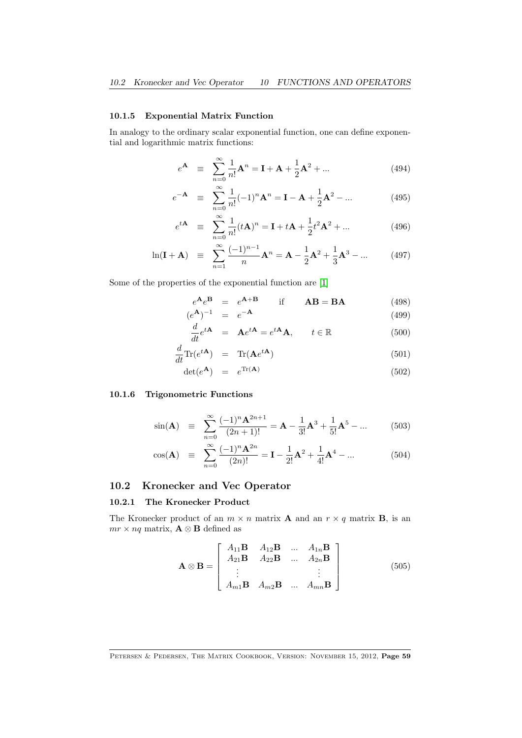### 10.1.5 Exponential Matrix Function

In analogy to the ordinary scalar exponential function, one can define exponential and logarithmic matrix functions:

$$e^{\mathbf{A}} \equiv \sum_{n=0}^{\infty} \frac{1}{n!}\mathbf{A}^n = \mathbf{I} + \mathbf{A} + \frac{1}{2}\mathbf{A}^2 + ... \tag{494}$$

$$e^{-\mathbf{A}} \equiv \sum_{n=0}^{\infty} \frac{1}{n!}(-1)^n\mathbf{A}^n = \mathbf{I} - \mathbf{A} + \frac{1}{2}\mathbf{A}^2 - ... \tag{495}$$

$$e^{t\mathbf{A}} \equiv \sum_{n=0}^{\infty} \frac{1}{n!}(t\mathbf{A})^n = \mathbf{I} + t\mathbf{A} + \frac{1}{2}t^2\mathbf{A}^2 + ... \tag{496}$$

$$\ln(\mathbf{I} + \mathbf{A}) \equiv \sum_{n=1}^{\infty} \frac{(-1)^{n-1}}{n}\mathbf{A}^n = \mathbf{A} - \frac{1}{2}\mathbf{A}^2 + \frac{1}{3}\mathbf{A}^3 - ... \tag{497}$$

Some of the properties of the exponential function are [1]

$$e^{\mathbf{A}}e^{\mathbf{B}} = e^{\mathbf{A}+\mathbf{B}} \qquad \text{if} \qquad \mathbf{AB} = \mathbf{BA} \tag{498}$$

$$(e^{\mathbf{A}})^{-1} = e^{-\mathbf{A}} \tag{499}$$

$$\frac{d}{dt}e^{t\mathbf{A}} = \mathbf{A}e^{t\mathbf{A}} = e^{t\mathbf{A}}\mathbf{A}, \qquad t \in \mathbb{R} \tag{500}$$

$$\frac{d}{dt}\text{Tr}(e^{t\mathbf{A}}) = \text{Tr}(\mathbf{A}e^{t\mathbf{A}}) \tag{501}$$

$$\det(e^{\mathbf{A}}) = e^{\text{Tr}(\mathbf{A})} \tag{502}$$

### 10.1.6 Trigonometric Functions

$$\sin(\mathbf{A}) \equiv \sum_{n=0}^{\infty} \frac{(-1)^n\mathbf{A}^{2n+1}}{(2n+1)!} = \mathbf{A} - \frac{1}{3!}\mathbf{A}^3 + \frac{1}{5!}\mathbf{A}^5 - ... \tag{503}$$

$$\cos(\mathbf{A}) \equiv \sum_{n=0}^{\infty} \frac{(-1)^n\mathbf{A}^{2n}}{(2n)!} = \mathbf{I} - \frac{1}{2!}\mathbf{A}^2 + \frac{1}{4!}\mathbf{A}^4 - ... \tag{504}$$

## 10.2 Kronecker and Vec Operator

### 10.2.1 The Kronecker Product

The Kronecker product of an $m \times n$ matrix $\mathbf{A}$ and an $r \times q$ matrix $\mathbf{B}$, is an $mr \times nq$ matrix, $\mathbf{A} \otimes \mathbf{B}$ defined as

$$\mathbf{A} \otimes \mathbf{B} = \begin{bmatrix} A_{11}\mathbf{B} & A_{12}\mathbf{B} & ... & A_{1n}\mathbf{B} \\ A_{21}\mathbf{B} & A_{22}\mathbf{B} & ... & A_{2n}\mathbf{B} \\ \vdots & & & \vdots \\ A_{m1}\mathbf{B} & A_{m2}\mathbf{B} & ... & A_{mn}\mathbf{B} \end{bmatrix} \tag{505}$$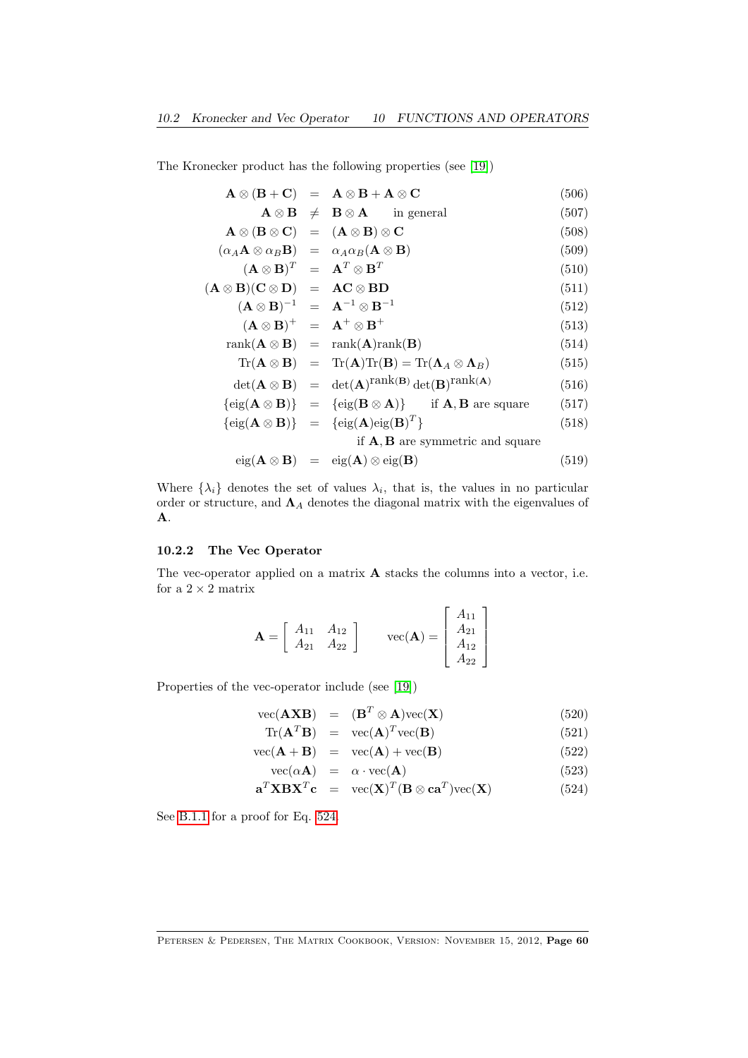The Kronecker product has the following properties (see [19])

$$\mathbf{A} \otimes (\mathbf{B}+\mathbf{C}) = \mathbf{A} \otimes \mathbf{B} + \mathbf{A} \otimes \mathbf{C} \tag{506}$$

$$\mathbf{A} \otimes \mathbf{B} \neq \mathbf{B} \otimes \mathbf{A} \quad \text{in general} \tag{507}$$

$$\mathbf{A} \otimes (\mathbf{B} \otimes \mathbf{C}) = (\mathbf{A} \otimes \mathbf{B}) \otimes \mathbf{C} \tag{508}$$

$$(\alpha_A \mathbf{A} \otimes \alpha_B \mathbf{B}) = \alpha_A \alpha_B (\mathbf{A} \otimes \mathbf{B}) \tag{509}$$

$$(\mathbf{A} \otimes \mathbf{B})^T = \mathbf{A}^T \otimes \mathbf{B}^T \tag{510}$$

$$(\mathbf{A} \otimes \mathbf{B})(\mathbf{C} \otimes \mathbf{D}) = \mathbf{AC} \otimes \mathbf{BD} \tag{511}$$

$$(\mathbf{A} \otimes \mathbf{B})^{-1} = \mathbf{A}^{-1} \otimes \mathbf{B}^{-1} \tag{512}$$

$$(\mathbf{A} \otimes \mathbf{B})^{+} = \mathbf{A}^{+} \otimes \mathbf{B}^{+} \tag{513}$$

$$\text{rank}(\mathbf{A} \otimes \mathbf{B}) = \text{rank}(\mathbf{A})\text{rank}(\mathbf{B}) \tag{514}$$

$$\text{Tr}(\mathbf{A} \otimes \mathbf{B}) = \text{Tr}(\mathbf{A})\text{Tr}(\mathbf{B}) = \text{Tr}(\mathbf{\Lambda}_A \otimes \mathbf{\Lambda}_B) \tag{515}$$

$$\det(\mathbf{A} \otimes \mathbf{B}) = \det(\mathbf{A})^{\text{rank}(\mathbf{B})} \det(\mathbf{B})^{\text{rank}(\mathbf{A})} \tag{516}$$

$$\{\text{eig}(\mathbf{A} \otimes \mathbf{B})\} = \{\text{eig}(\mathbf{B} \otimes \mathbf{A})\} \quad \text{if } \mathbf{A}, \mathbf{B} \text{ are square} \tag{517}$$

$$\{\text{eig}(\mathbf{A} \otimes \mathbf{B})\} = \{\text{eig}(\mathbf{A})\text{eig}(\mathbf{B})^T\} \quad \text{if } \mathbf{A}, \mathbf{B} \text{ are symmetric and square} \tag{518}$$

$$\text{eig}(\mathbf{A} \otimes \mathbf{B}) = \text{eig}(\mathbf{A}) \otimes \text{eig}(\mathbf{B}) \tag{519}$$

Where $\{\lambda_i\}$ denotes the set of values $\lambda_i$, that is, the values in no particular order or structure, and $\mathbf{\Lambda}_A$ denotes the diagonal matrix with the eigenvalues of $\mathbf{A}$.

### 10.2.2 The Vec Operator

The vec-operator applied on a matrix $\mathbf{A}$ stacks the columns into a vector, i.e. for a $2 \times 2$ matrix

$$\mathbf{A} = \begin{bmatrix} A_{11} & A_{12} \\ A_{21} & A_{22} \end{bmatrix} \qquad \text{vec}(\mathbf{A}) = \begin{bmatrix} A_{11} \\ A_{21} \\ A_{12} \\ A_{22} \end{bmatrix}$$

Properties of the vec-operator include (see [19])

$$\text{vec}(\mathbf{AXB}) = (\mathbf{B}^T \otimes \mathbf{A})\text{vec}(\mathbf{X}) \tag{520}$$

$$\text{Tr}(\mathbf{A}^T\mathbf{B}) = \text{vec}(\mathbf{A})^T\text{vec}(\mathbf{B}) \tag{521}$$

$$\text{vec}(\mathbf{A}+\mathbf{B}) = \text{vec}(\mathbf{A}) + \text{vec}(\mathbf{B}) \tag{522}$$

$$\text{vec}(\alpha\mathbf{A}) = \alpha \cdot \text{vec}(\mathbf{A}) \tag{523}$$

$$\mathbf{a}^T\mathbf{XBX}^T\mathbf{c} = \text{vec}(\mathbf{X})^T(\mathbf{B} \otimes \mathbf{ca}^T)\text{vec}(\mathbf{X}) \tag{524}$$

See B.1.1 for a proof for Eq. 524.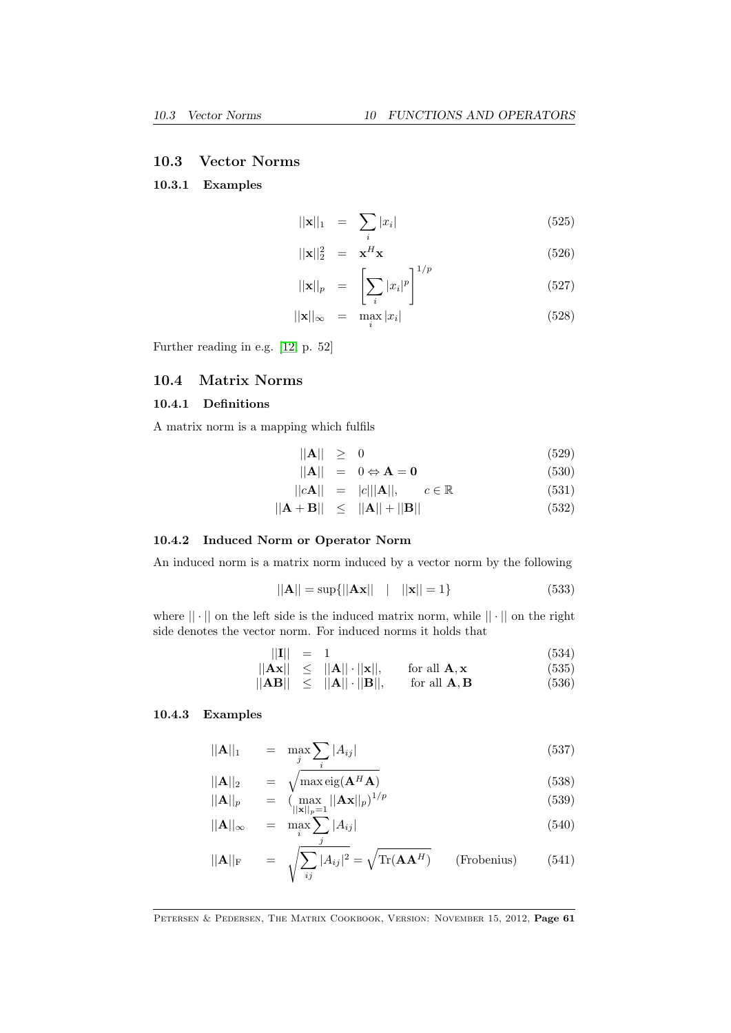## 10.3 Vector Norms

### 10.3.1 Examples

$$||\mathbf{x}||_1 = \sum_i |x_i| \tag{525}$$

$$||\mathbf{x}||_2^2 = \mathbf{x}^H \mathbf{x} \tag{526}$$

$$||\mathbf{x}||_p = \left[\sum_i |x_i|^p\right]^{1/p} \tag{527}$$

$$||\mathbf{x}||_\infty = \max_i |x_i| \tag{528}$$

Further reading in e.g. [12, p. 52]

## 10.4 Matrix Norms

### 10.4.1 Definitions

A matrix norm is a mapping which fulfils

$$||\mathbf{A}|| \geq 0 \tag{529}$$

$$||\mathbf{A}|| = 0 \Leftrightarrow \mathbf{A} = \mathbf{0} \tag{530}$$

$$||c\mathbf{A}|| = |c|||\mathbf{A}||, \qquad c \in \mathbb{R} \tag{531}$$

$$||\mathbf{A} + \mathbf{B}|| \leq ||\mathbf{A}|| + ||\mathbf{B}|| \tag{532}$$

### 10.4.2 Induced Norm or Operator Norm

An induced norm is a matrix norm induced by a vector norm by the following

$$||\mathbf{A}|| = \sup\{||\mathbf{A}\mathbf{x}|| \quad | \quad ||\mathbf{x}|| = 1\} \tag{533}$$

where $||\cdot||$ on the left side is the induced matrix norm, while $||\cdot||$ on the right side denotes the vector norm. For induced norms it holds that

$$||\mathbf{I}|| = 1 \tag{534}$$

$$||\mathbf{A}\mathbf{x}|| \leq ||\mathbf{A}|| \cdot ||\mathbf{x}||, \qquad \text{for all } \mathbf{A}, \mathbf{x} \tag{535}$$

$$||\mathbf{A}\mathbf{B}|| \leq ||\mathbf{A}|| \cdot ||\mathbf{B}||, \qquad \text{for all } \mathbf{A}, \mathbf{B} \tag{536}$$

### 10.4.3 Examples

$$||\mathbf{A}||_1 = \max_j \sum_i |A_{ij}| \tag{537}$$

$$||\mathbf{A}||_2 = \sqrt{\max \text{eig}(\mathbf{A}^H \mathbf{A})} \tag{538}$$

$$||\mathbf{A}||_p = (\max_{||\mathbf{x}||_p = 1} ||\mathbf{A}\mathbf{x}||_p)^{1/p} \tag{539}$$

$$||\mathbf{A}||_\infty = \max_i \sum_j |A_{ij}| \tag{540}$$

$$||\mathbf{A}||_{\text{F}} = \sqrt{\sum_{ij} |A_{ij}|^2} = \sqrt{\text{Tr}(\mathbf{A}\mathbf{A}^H)} \qquad \text{(Frobenius)} \tag{541}$$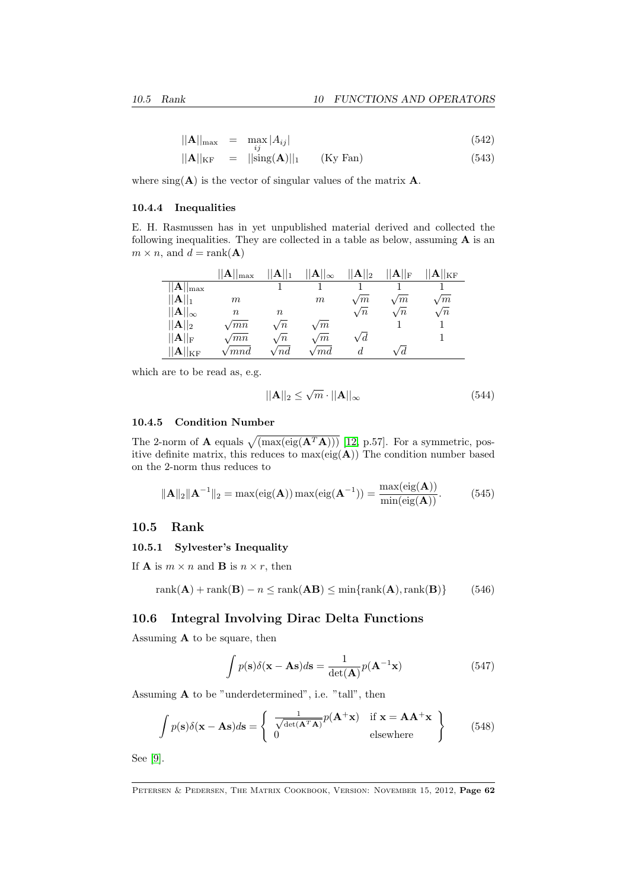$$||\mathbf{A}||_{\text{max}} = \max_{ij} |A_{ij}| \tag{542}$$

$$||\mathbf{A}||_{\text{KF}} = ||\text{sing}(\mathbf{A})||_1 \qquad \text{(Ky Fan)} \tag{543}$$

where $\text{sing}(\mathbf{A})$ is the vector of singular values of the matrix $\mathbf{A}$.

### 10.4.4 Inequalities

E. H. Rasmussen has in yet unpublished material derived and collected the following inequalities. They are collected in a table as below, assuming $\mathbf{A}$ is an $m \times n$, and $d = \text{rank}(\mathbf{A})$

| | $\|\|\mathbf{A}\|\|_{\text{max}}$ | $\|\|\mathbf{A}\|\|_1$ | $\|\|\mathbf{A}\|\|_\infty$ | $\|\|\mathbf{A}\|\|_2$ | $\|\|\mathbf{A}\|\|_{\text{F}}$ | $\|\|\mathbf{A}\|\|_{\text{KF}}$ |
|---|---|---|---|---|---|---|
| $\|\|\mathbf{A}\|\|_{\text{max}}$ | | $1$ | $1$ | $1$ | $1$ | $1$ |
| $\|\|\mathbf{A}\|\|_1$ | $m$ | | $m$ | $\sqrt{m}$ | $\sqrt{m}$ | $\sqrt{m}$ |
| $\|\|\mathbf{A}\|\|_\infty$ | $n$ | $n$ | | $\sqrt{n}$ | $\sqrt{n}$ | $\sqrt{n}$ |
| $\|\|\mathbf{A}\|\|_2$ | $\sqrt{mn}$ | $\sqrt{n}$ | $\sqrt{m}$ | | $1$ | $1$ |
| $\|\|\mathbf{A}\|\|_{\text{F}}$ | $\sqrt{mn}$ | $\sqrt{n}$ | $\sqrt{m}$ | $\sqrt{d}$ | | $1$ |
| $\|\|\mathbf{A}\|\|_{\text{KF}}$ | $\sqrt{mnd}$ | $\sqrt{nd}$ | $\sqrt{md}$ | $d$ | $\sqrt{d}$ | |

which are to be read as, e.g.

$$||\mathbf{A}||_2 \leq \sqrt{m} \cdot ||\mathbf{A}||_\infty \tag{544}$$

### 10.4.5 Condition Number

The 2-norm of $\mathbf{A}$ equals $\sqrt{(\max(\text{eig}(\mathbf{A}^T\mathbf{A})))}$ [12, p.57]. For a symmetric, positive definite matrix, this reduces to $\max(\text{eig}(\mathbf{A}))$ The condition number based on the 2-norm thus reduces to

$$\|\mathbf{A}\|_2 \|\mathbf{A}^{-1}\|_2 = \max(\text{eig}(\mathbf{A})) \max(\text{eig}(\mathbf{A}^{-1})) = \frac{\max(\text{eig}(\mathbf{A}))}{\min(\text{eig}(\mathbf{A}))}. \tag{545}$$

## 10.5 Rank

### 10.5.1 Sylvester's Inequality

If $\mathbf{A}$ is $m \times n$ and $\mathbf{B}$ is $n \times r$, then

$$\text{rank}(\mathbf{A}) + \text{rank}(\mathbf{B}) - n \leq \text{rank}(\mathbf{AB}) \leq \min\{\text{rank}(\mathbf{A}), \text{rank}(\mathbf{B})\} \tag{546}$$

## 10.6 Integral Involving Dirac Delta Functions

Assuming $\mathbf{A}$ to be square, then

$$\int p(\mathbf{s}) \delta(\mathbf{x} - \mathbf{A}\mathbf{s}) d\mathbf{s} = \frac{1}{\det(\mathbf{A})} p(\mathbf{A}^{-1}\mathbf{x}) \tag{547}$$

Assuming $\mathbf{A}$ to be "underdetermined", i.e. "tall", then

$$\int p(\mathbf{s}) \delta(\mathbf{x} - \mathbf{A}\mathbf{s}) d\mathbf{s} = \left\{ \begin{array}{ll} \frac{1}{\sqrt{\det(\mathbf{A}^T\mathbf{A})}} p(\mathbf{A}^+\mathbf{x}) & \text{if } \mathbf{x} = \mathbf{A}\mathbf{A}^+\mathbf{x} \\ 0 & \text{elsewhere} \end{array} \right\} \tag{548}$$

See [9].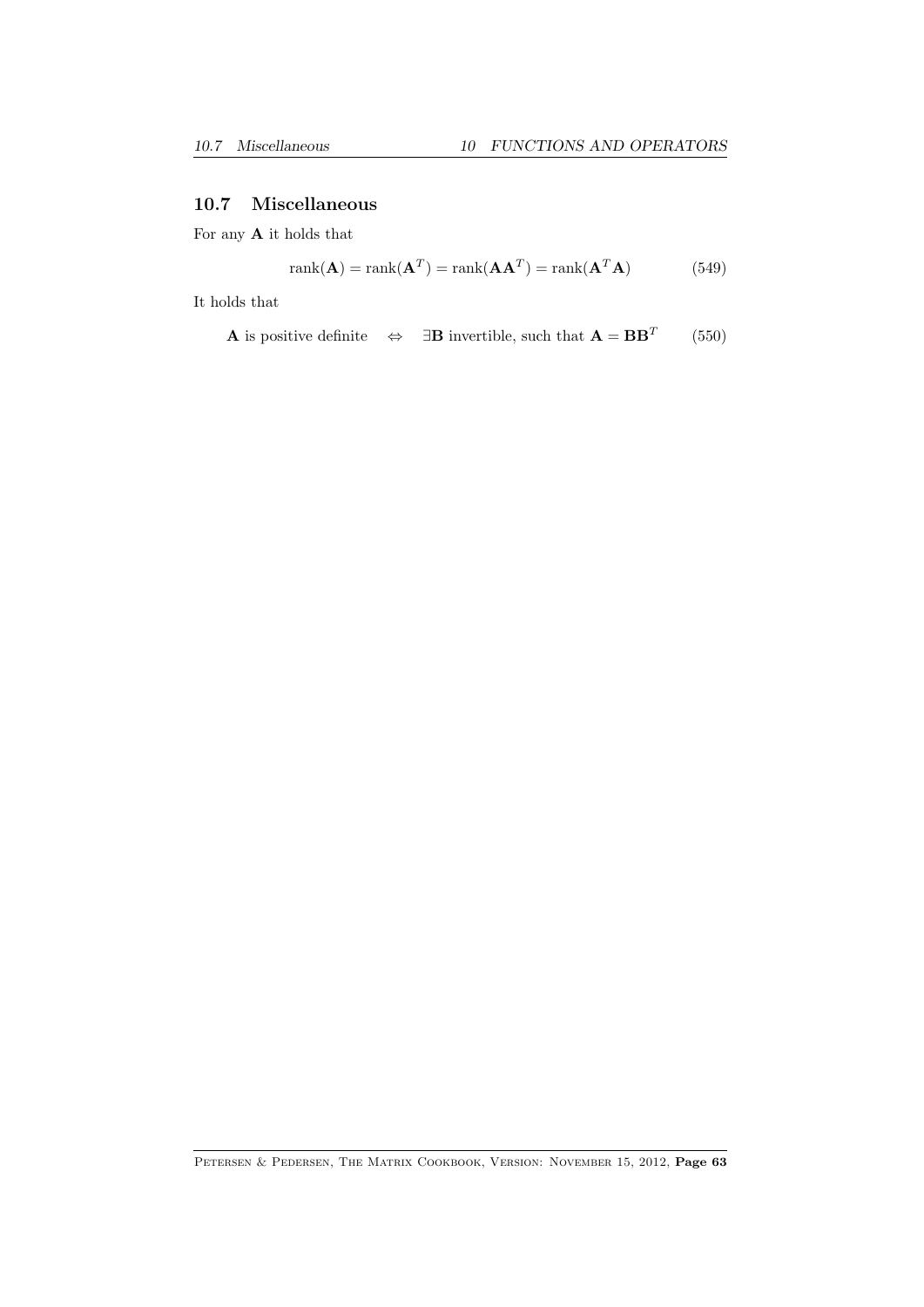## 10.7 Miscellaneous

For any $\mathbf{A}$ it holds that

$$\text{rank}(\mathbf{A}) = \text{rank}(\mathbf{A}^T) = \text{rank}(\mathbf{A}\mathbf{A}^T) = \text{rank}(\mathbf{A}^T\mathbf{A}) \tag{549}$$

It holds that

$$\mathbf{A} \text{ is positive definite} \quad \Leftrightarrow \quad \exists \mathbf{B} \text{ invertible, such that } \mathbf{A} = \mathbf{B}\mathbf{B}^T \tag{550}$$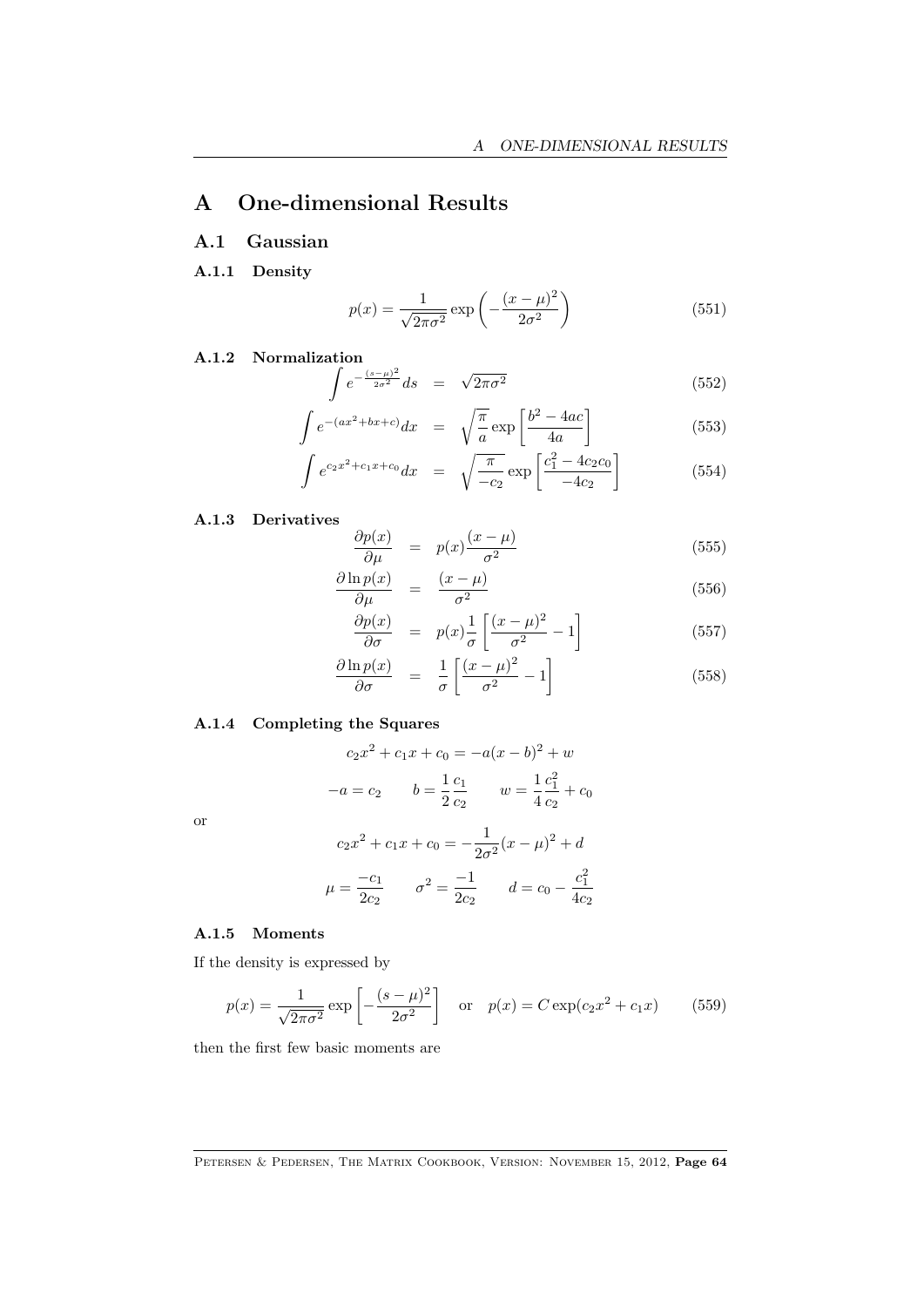// A One-dimensional Results

## A.1 Gaussian

### A.1.1 Density

$$p(x) = \frac{1}{\sqrt{2\pi\sigma^2}} \exp\left(-\frac{(x-\mu)^2}{2\sigma^2}\right) \tag{551}$$

### A.1.2 Normalization

$$\int e^{-\frac{(s-\mu)^2}{2\sigma^2}} ds = \sqrt{2\pi\sigma^2} \tag{552}$$

$$\int e^{-(ax^2+bx+c)} dx = \sqrt{\frac{\pi}{a}} \exp\left[\frac{b^2-4ac}{4a}\right] \tag{553}$$

$$\int e^{c_2 x^2 + c_1 x + c_0} dx = \sqrt{\frac{\pi}{-c_2}} \exp\left[\frac{c_1^2 - 4c_2 c_0}{-4c_2}\right] \tag{554}$$

### A.1.3 Derivatives

$$\frac{\partial p(x)}{\partial \mu} = p(x)\frac{(x-\mu)}{\sigma^2} \tag{555}$$

$$\frac{\partial \ln p(x)}{\partial \mu} = \frac{(x-\mu)}{\sigma^2} \tag{556}$$

$$\frac{\partial p(x)}{\partial \sigma} = p(x)\frac{1}{\sigma}\left[\frac{(x-\mu)^2}{\sigma^2} - 1\right] \tag{557}$$

$$\frac{\partial \ln p(x)}{\partial \sigma} = \frac{1}{\sigma}\left[\frac{(x-\mu)^2}{\sigma^2} - 1\right] \tag{558}$$

### A.1.4 Completing the Squares

$$c_2 x^2 + c_1 x + c_0 = -a(x-b)^2 + w$$

$$-a = c_2 \qquad b = \frac{1}{2}\frac{c_1}{c_2} \qquad w = \frac{1}{4}\frac{c_1^2}{c_2} + c_0$$

or

$$c_2 x^2 + c_1 x + c_0 = -\frac{1}{2\sigma^2}(x-\mu)^2 + d$$

$$\mu = \frac{-c_1}{2c_2} \qquad \sigma^2 = \frac{-1}{2c_2} \qquad d = c_0 - \frac{c_1^2}{4c_2}$$

### A.1.5 Moments

If the density is expressed by

$$p(x) = \frac{1}{\sqrt{2\pi\sigma^2}} \exp\left[-\frac{(s-\mu)^2}{2\sigma^2}\right] \quad \text{or} \quad p(x) = C\exp(c_2 x^2 + c_1 x) \tag{559}$$

then the first few basic moments are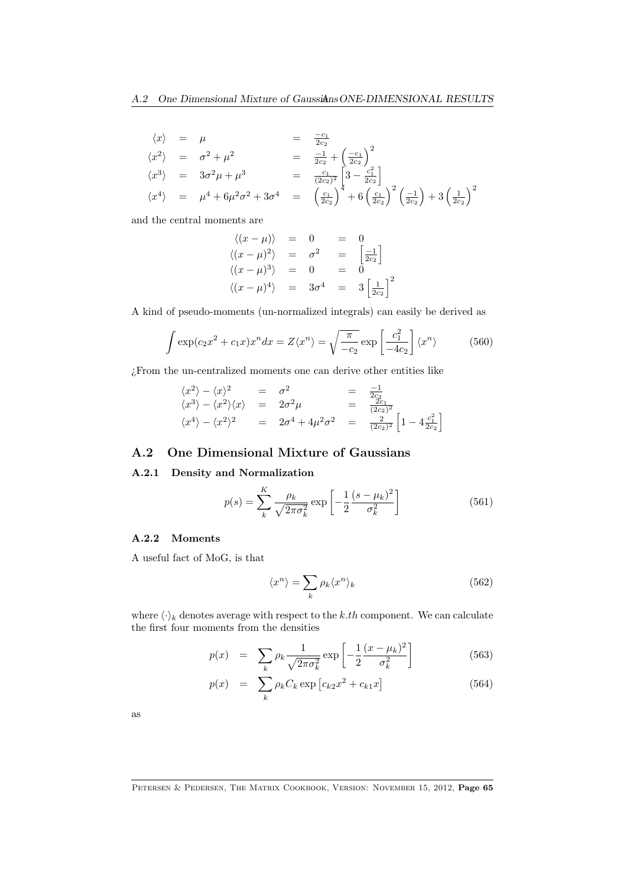$$
\begin{array}{rclcl}
\langle x \rangle & = & \mu & = & \frac{-c_1}{2c_2} \\
\langle x^2 \rangle & = & \sigma^2 + \mu^2 & = & \frac{-1}{2c_2} + \left(\frac{-c_1}{2c_2}\right)^2 \\
\langle x^3 \rangle & = & 3\sigma^2\mu + \mu^3 & = & \frac{c_1}{(2c_2)^2}\left[3 - \frac{c_1^2}{2c_2}\right] \\
\langle x^4 \rangle & = & \mu^4 + 6\mu^2\sigma^2 + 3\sigma^4 & = & \left(\frac{c_1}{2c_2}\right)^4 + 6\left(\frac{c_1}{2c_2}\right)^2\left(\frac{-1}{2c_2}\right) + 3\left(\frac{1}{2c_2}\right)^2
\end{array}
$$

and the central moments are

$$
\begin{array}{rclcl}
\langle (x-\mu) \rangle & = & 0 & = & 0 \\
\langle (x-\mu)^2 \rangle & = & \sigma^2 & = & \left[\frac{-1}{2c_2}\right] \\
\langle (x-\mu)^3 \rangle & = & 0 & = & 0 \\
\langle (x-\mu)^4 \rangle & = & 3\sigma^4 & = & 3\left[\frac{1}{2c_2}\right]^2
\end{array}
$$

A kind of pseudo-moments (un-normalized integrals) can easily be derived as

$$
\int \exp(c_2x^2 + c_1x)x^n dx = Z\langle x^n \rangle = \sqrt{\frac{\pi}{-c_2}} \exp\left[\frac{c_1^2}{-4c_2}\right] \langle x^n \rangle \tag{560}
$$

¿From the un-centralized moments one can derive other entities like

$$
\begin{array}{rclcl}
\langle x^2 \rangle - \langle x \rangle^2 & = & \sigma^2 & = & \frac{-1}{2c_2} \\
\langle x^3 \rangle - \langle x^2 \rangle\langle x \rangle & = & 2\sigma^2\mu & = & \frac{2c_1}{(2c_2)^2} \\
\langle x^4 \rangle - \langle x^2 \rangle^2 & = & 2\sigma^4 + 4\mu^2\sigma^2 & = & \frac{2}{(2c_2)^2}\left[1 - 4\frac{c_1^2}{2c_2}\right]
\end{array}
$$

## A.2 One Dimensional Mixture of Gaussians

### A.2.1 Density and Normalization

$$
p(s) = \sum_k^K \frac{\rho_k}{\sqrt{2\pi\sigma_k^2}} \exp\left[-\frac{1}{2}\frac{(s-\mu_k)^2}{\sigma_k^2}\right] \tag{561}
$$

### A.2.2 Moments

A useful fact of MoG, is that

$$
\langle x^n \rangle = \sum_k \rho_k \langle x^n \rangle_k \tag{562}
$$

where $\langle \cdot \rangle_k$ denotes average with respect to the $k.th$ component. We can calculate the first four moments from the densities

$$
p(x) = \sum_k \rho_k \frac{1}{\sqrt{2\pi\sigma_k^2}} \exp\left[-\frac{1}{2}\frac{(x-\mu_k)^2}{\sigma_k^2}\right] \tag{563}
$$

$$
p(x) = \sum_k \rho_k C_k \exp\left[c_{k2}x^2 + c_{k1}x\right] \tag{564}
$$

as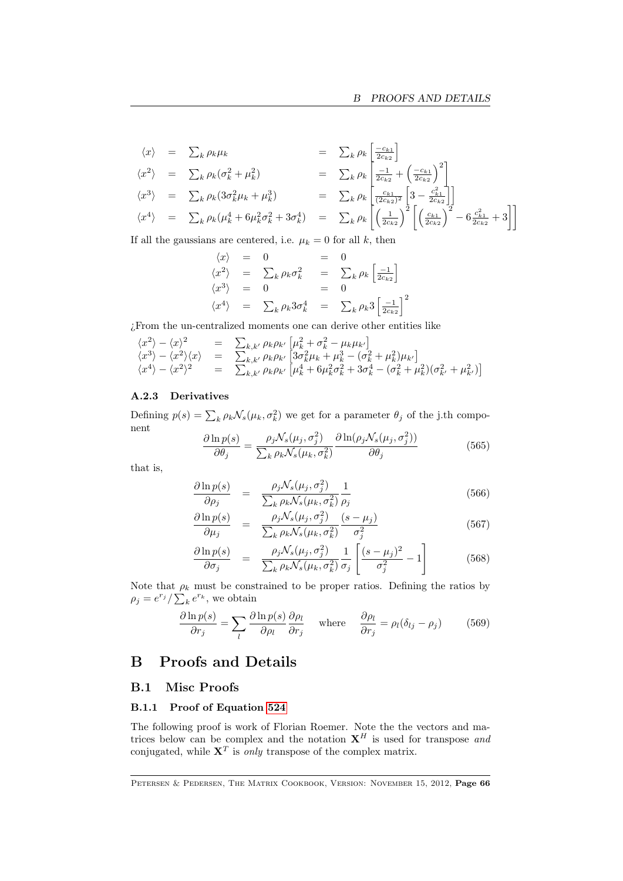$$
\begin{array}{lllll}
\langle x \rangle & = & \sum_k \rho_k \mu_k & = & \sum_k \rho_k \left[ \frac{-c_{k1}}{2c_{k2}} \right] \\
\langle x^2 \rangle & = & \sum_k \rho_k (\sigma_k^2 + \mu_k^2) & = & \sum_k \rho_k \left[ \frac{-1}{2c_{k2}} + \left( \frac{-c_{k1}}{2c_{k2}} \right)^2 \right] \\
\langle x^3 \rangle & = & \sum_k \rho_k (3\sigma_k^2 \mu_k + \mu_k^3) & = & \sum_k \rho_k \left[ \frac{c_{k1}}{(2c_{k2})^2} \left[ 3 - \frac{c_{k1}^2}{2c_{k2}} \right] \right] \\
\langle x^4 \rangle & = & \sum_k \rho_k (\mu_k^4 + 6\mu_k^2 \sigma_k^2 + 3\sigma_k^4) & = & \sum_k \rho_k \left[ \left( \frac{1}{2c_{k2}} \right)^2 \left[ \left( \frac{c_{k1}}{2c_{k2}} \right)^2 - 6\frac{c_{k1}^2}{2c_{k2}} + 3 \right] \right]
\end{array}
$$

If all the gaussians are centered, i.e. $\mu_k = 0$ for all $k$, then

$$
\begin{array}{lllll}
\langle x \rangle & = & 0 & = & 0 \\
\langle x^2 \rangle & = & \sum_k \rho_k \sigma_k^2 & = & \sum_k \rho_k \left[ \frac{-1}{2c_{k2}} \right] \\
\langle x^3 \rangle & = & 0 & = & 0 \\
\langle x^4 \rangle & = & \sum_k \rho_k 3\sigma_k^4 & = & \sum_k \rho_k 3 \left[ \frac{-1}{2c_{k2}} \right]^2
\end{array}
$$

¿From the un-centralized moments one can derive other entities like

$$
\begin{array}{lll}
\langle x^2 \rangle - \langle x \rangle^2 & = & \sum_{k,k'} \rho_k \rho_{k'} \left[ \mu_k^2 + \sigma_k^2 - \mu_k \mu_{k'} \right] \\
\langle x^3 \rangle - \langle x^2 \rangle \langle x \rangle & = & \sum_{k,k'} \rho_k \rho_{k'} \left[ 3\sigma_k^2 \mu_k + \mu_k^3 - (\sigma_k^2 + \mu_k^2) \mu_{k'} \right] \\
\langle x^4 \rangle - \langle x^2 \rangle^2 & = & \sum_{k,k'} \rho_k \rho_{k'} \left[ \mu_k^4 + 6\mu_k^2 \sigma_k^2 + 3\sigma_k^4 - (\sigma_k^2 + \mu_k^2)(\sigma_{k'}^2 + \mu_{k'}^2) \right]
\end{array}
$$

#### A.2.3 Derivatives

Defining $p(s) = \sum_k \rho_k \mathcal{N}_s(\mu_k, \sigma_k^2)$ we get for a parameter $\theta_j$ of the j.th component

$$
\frac{\partial \ln p(s)}{\partial \theta_j} = \frac{\rho_j \mathcal{N}_s(\mu_j, \sigma_j^2)}{\sum_k \rho_k \mathcal{N}_s(\mu_k, \sigma_k^2)} \frac{\partial \ln(\rho_j \mathcal{N}_s(\mu_j, \sigma_j^2))}{\partial \theta_j} \tag{565}
$$

that is,

$$
\frac{\partial \ln p(s)}{\partial \rho_j} = \frac{\rho_j \mathcal{N}_s(\mu_j, \sigma_j^2)}{\sum_k \rho_k \mathcal{N}_s(\mu_k, \sigma_k^2)} \frac{1}{\rho_j} \tag{566}
$$

$$
\frac{\partial \ln p(s)}{\partial \mu_j} = \frac{\rho_j \mathcal{N}_s(\mu_j, \sigma_j^2)}{\sum_k \rho_k \mathcal{N}_s(\mu_k, \sigma_k^2)} \frac{(s - \mu_j)}{\sigma_j^2} \tag{567}
$$

$$
\frac{\partial \ln p(s)}{\partial \sigma_j} = \frac{\rho_j \mathcal{N}_s(\mu_j, \sigma_j^2)}{\sum_k \rho_k \mathcal{N}_s(\mu_k, \sigma_k^2)} \frac{1}{\sigma_j} \left[ \frac{(s - \mu_j)^2}{\sigma_j^2} - 1 \right] \tag{568}
$$

Note that $\rho_k$ must be constrained to be proper ratios. Defining the ratios by $\rho_j = e^{r_j} / \sum_k e^{r_k}$, we obtain

$$
\frac{\partial \ln p(s)}{\partial r_j} = \sum_l \frac{\partial \ln p(s)}{\partial \rho_l} \frac{\partial \rho_l}{\partial r_j} \quad \text{where} \quad \frac{\partial \rho_l}{\partial r_j} = \rho_l(\delta_{lj} - \rho_j) \tag{569}
$$

# B Proofs and Details

## B.1 Misc Proofs

### B.1.1 Proof of Equation 524

The following proof is work of Florian Roemer. Note the the vectors and matrices below can be complex and the notation $\mathbf{X}^H$ is used for transpose *and* conjugated, while $\mathbf{X}^T$ is *only* transpose of the complex matrix.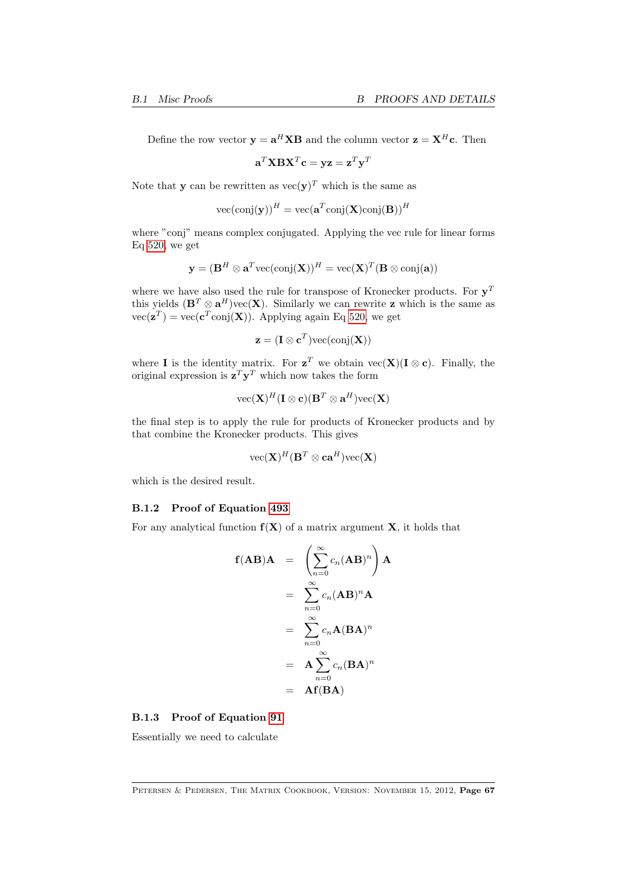Define the row vector $\mathbf{y} = \mathbf{a}^H\mathbf{X}\mathbf{B}$ and the column vector $\mathbf{z} = \mathbf{X}^H\mathbf{c}$. Then

$$\mathbf{a}^T\mathbf{X}\mathbf{B}\mathbf{X}^T\mathbf{c} = \mathbf{y}\mathbf{z} = \mathbf{z}^T\mathbf{y}^T$$

Note that $\mathbf{y}$ can be rewritten as $\text{vec}(\mathbf{y})^T$ which is the same as

$$\text{vec}(\text{conj}(\mathbf{y}))^H = \text{vec}(\mathbf{a}^T\text{conj}(\mathbf{X})\text{conj}(\mathbf{B}))^H$$

where "conj" means complex conjugated. Applying the vec rule for linear forms Eq 520, we get

$$\mathbf{y} = (\mathbf{B}^H \otimes \mathbf{a}^T\text{vec}(\text{conj}(\mathbf{X}))^H = \text{vec}(\mathbf{X})^T(\mathbf{B} \otimes \text{conj}(\mathbf{a}))$$

where we have also used the rule for transpose of Kronecker products. For $\mathbf{y}^T$ this yields $(\mathbf{B}^T \otimes \mathbf{a}^H)\text{vec}(\mathbf{X})$. Similarly we can rewrite $\mathbf{z}$ which is the same as $\text{vec}(\mathbf{z}^T) = \text{vec}(\mathbf{c}^T\text{conj}(\mathbf{X}))$. Applying again Eq 520, we get

$$\mathbf{z} = (\mathbf{I} \otimes \mathbf{c}^T)\text{vec}(\text{conj}(\mathbf{X}))$$

where $\mathbf{I}$ is the identity matrix. For $\mathbf{z}^T$ we obtain $\text{vec}(\mathbf{X})(\mathbf{I} \otimes \mathbf{c})$. Finally, the original expression is $\mathbf{z}^T\mathbf{y}^T$ which now takes the form

$$\text{vec}(\mathbf{X})^H(\mathbf{I} \otimes \mathbf{c})(\mathbf{B}^T \otimes \mathbf{a}^H)\text{vec}(\mathbf{X})$$

the final step is to apply the rule for products of Kronecker products and by that combine the Kronecker products. This gives

$$\text{vec}(\mathbf{X})^H(\mathbf{B}^T \otimes \mathbf{c}\mathbf{a}^H)\text{vec}(\mathbf{X})$$

which is the desired result.

### B.1.2 Proof of Equation 493

For any analytical function $\mathbf{f}(\mathbf{X})$ of a matrix argument $\mathbf{X}$, it holds that

$$\begin{aligned}
\mathbf{f}(\mathbf{A}\mathbf{B})\mathbf{A} &= \left(\sum_{n=0}^{\infty} c_n(\mathbf{A}\mathbf{B})^n\right)\mathbf{A} \\
&= \sum_{n=0}^{\infty} c_n(\mathbf{A}\mathbf{B})^n\mathbf{A} \\
&= \sum_{n=0}^{\infty} c_n\mathbf{A}(\mathbf{B}\mathbf{A})^n \\
&= \mathbf{A}\sum_{n=0}^{\infty} c_n(\mathbf{B}\mathbf{A})^n \\
&= \mathbf{A}\mathbf{f}(\mathbf{B}\mathbf{A})
\end{aligned}$$

### B.1.3 Proof of Equation 91

Essentially we need to calculate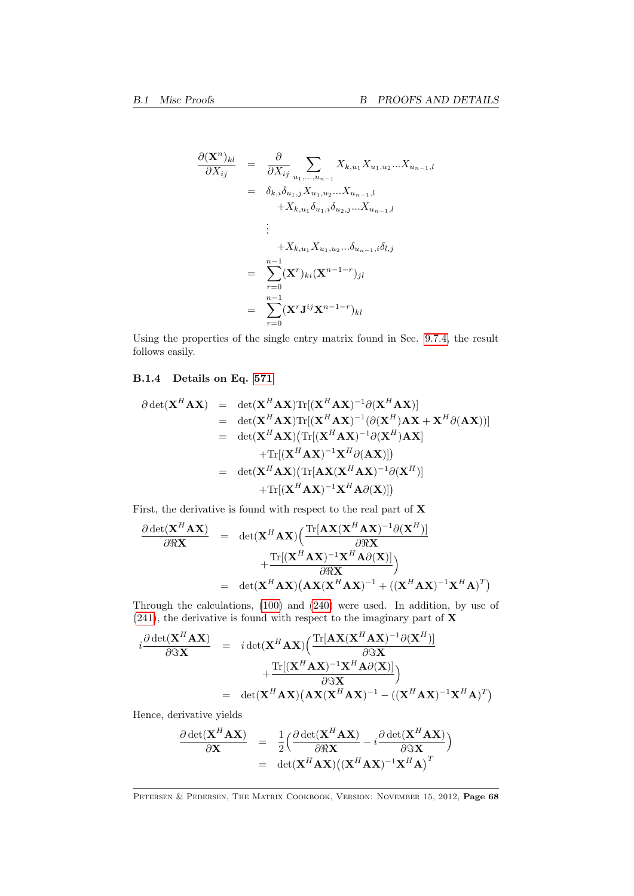$$
\begin{aligned}
\frac{\partial (\mathbf{X}^n)_{kl}}{\partial X_{ij}} &= \frac{\partial}{\partial X_{ij}} \sum_{u_1,\dots,u_{n-1}} X_{k,u_1} X_{u_1,u_2} \dots X_{u_{n-1},l} \\
&= \delta_{k,i}\delta_{u_1,j} X_{u_1,u_2} \dots X_{u_{n-1},l} \\
&\quad + X_{k,u_1}\delta_{u_1,i}\delta_{u_2,j} \dots X_{u_{n-1},l} \\
&\quad \vdots \\
&\quad + X_{k,u_1} X_{u_1,u_2} \dots \delta_{u_{n-1},i}\delta_{l,j} \\
&= \sum_{r=0}^{n-1} (\mathbf{X}^r)_{ki} (\mathbf{X}^{n-1-r})_{jl} \\
&= \sum_{r=0}^{n-1} (\mathbf{X}^r \mathbf{J}^{ij} \mathbf{X}^{n-1-r})_{kl}
\end{aligned}
$$

Using the properties of the single entry matrix found in Sec. 9.7.4, the result follows easily.

### B.1.4 Details on Eq. 571

$$
\begin{aligned}
\partial \det(\mathbf{X}^H \mathbf{A} \mathbf{X}) &= \det(\mathbf{X}^H \mathbf{A} \mathbf{X}) \mathrm{Tr}[(\mathbf{X}^H \mathbf{A} \mathbf{X})^{-1} \partial(\mathbf{X}^H \mathbf{A} \mathbf{X})] \\
&= \det(\mathbf{X}^H \mathbf{A} \mathbf{X}) \mathrm{Tr}[(\mathbf{X}^H \mathbf{A} \mathbf{X})^{-1} (\partial(\mathbf{X}^H) \mathbf{A} \mathbf{X} + \mathbf{X}^H \partial(\mathbf{A} \mathbf{X}))] \\
&= \det(\mathbf{X}^H \mathbf{A} \mathbf{X}) \big( \mathrm{Tr}[(\mathbf{X}^H \mathbf{A} \mathbf{X})^{-1} \partial(\mathbf{X}^H) \mathbf{A} \mathbf{X}] \\
&\qquad + \mathrm{Tr}[(\mathbf{X}^H \mathbf{A} \mathbf{X})^{-1} \mathbf{X}^H \partial(\mathbf{A} \mathbf{X})] \big) \\
&= \det(\mathbf{X}^H \mathbf{A} \mathbf{X}) \big( \mathrm{Tr}[\mathbf{A} \mathbf{X} (\mathbf{X}^H \mathbf{A} \mathbf{X})^{-1} \partial(\mathbf{X}^H)] \\
&\qquad + \mathrm{Tr}[(\mathbf{X}^H \mathbf{A} \mathbf{X})^{-1} \mathbf{X}^H \mathbf{A} \partial(\mathbf{X})] \big)
\end{aligned}
$$

First, the derivative is found with respect to the real part of $\mathbf{X}$

$$
\begin{aligned}
\frac{\partial \det(\mathbf{X}^H \mathbf{A} \mathbf{X})}{\partial \Re \mathbf{X}} &= \det(\mathbf{X}^H \mathbf{A} \mathbf{X}) \Big( \frac{\mathrm{Tr}[\mathbf{A} \mathbf{X} (\mathbf{X}^H \mathbf{A} \mathbf{X})^{-1} \partial(\mathbf{X}^H)]}{\partial \Re \mathbf{X}} \\
&\qquad + \frac{\mathrm{Tr}[(\mathbf{X}^H \mathbf{A} \mathbf{X})^{-1} \mathbf{X}^H \mathbf{A} \partial(\mathbf{X})]}{\partial \Re \mathbf{X}} \Big) \\
&= \det(\mathbf{X}^H \mathbf{A} \mathbf{X}) \big( \mathbf{A} \mathbf{X} (\mathbf{X}^H \mathbf{A} \mathbf{X})^{-1} + ((\mathbf{X}^H \mathbf{A} \mathbf{X})^{-1} \mathbf{X}^H \mathbf{A})^T \big)
\end{aligned}
$$

Through the calculations, (100) and (240) were used. In addition, by use of (241), the derivative is found with respect to the imaginary part of $\mathbf{X}$

$$
\begin{aligned}
i \frac{\partial \det(\mathbf{X}^H \mathbf{A} \mathbf{X})}{\partial \Im \mathbf{X}} &= i \det(\mathbf{X}^H \mathbf{A} \mathbf{X}) \Big( \frac{\mathrm{Tr}[\mathbf{A} \mathbf{X} (\mathbf{X}^H \mathbf{A} \mathbf{X})^{-1} \partial(\mathbf{X}^H)]}{\partial \Im \mathbf{X}} \\
&\qquad + \frac{\mathrm{Tr}[(\mathbf{X}^H \mathbf{A} \mathbf{X})^{-1} \mathbf{X}^H \mathbf{A} \partial(\mathbf{X})]}{\partial \Im \mathbf{X}} \Big) \\
&= \det(\mathbf{X}^H \mathbf{A} \mathbf{X}) \big( \mathbf{A} \mathbf{X} (\mathbf{X}^H \mathbf{A} \mathbf{X})^{-1} - ((\mathbf{X}^H \mathbf{A} \mathbf{X})^{-1} \mathbf{X}^H \mathbf{A})^T \big)
\end{aligned}
$$

Hence, derivative yields

$$
\begin{aligned}
\frac{\partial \det(\mathbf{X}^H \mathbf{A} \mathbf{X})}{\partial \mathbf{X}} &= \frac{1}{2} \Big( \frac{\partial \det(\mathbf{X}^H \mathbf{A} \mathbf{X})}{\partial \Re \mathbf{X}} - i \frac{\partial \det(\mathbf{X}^H \mathbf{A} \mathbf{X})}{\partial \Im \mathbf{X}} \Big) \\
&= \det(\mathbf{X}^H \mathbf{A} \mathbf{X}) \big( (\mathbf{X}^H \mathbf{A} \mathbf{X})^{-1} \mathbf{X}^H \mathbf{A} \big)^T
\end{aligned}
$$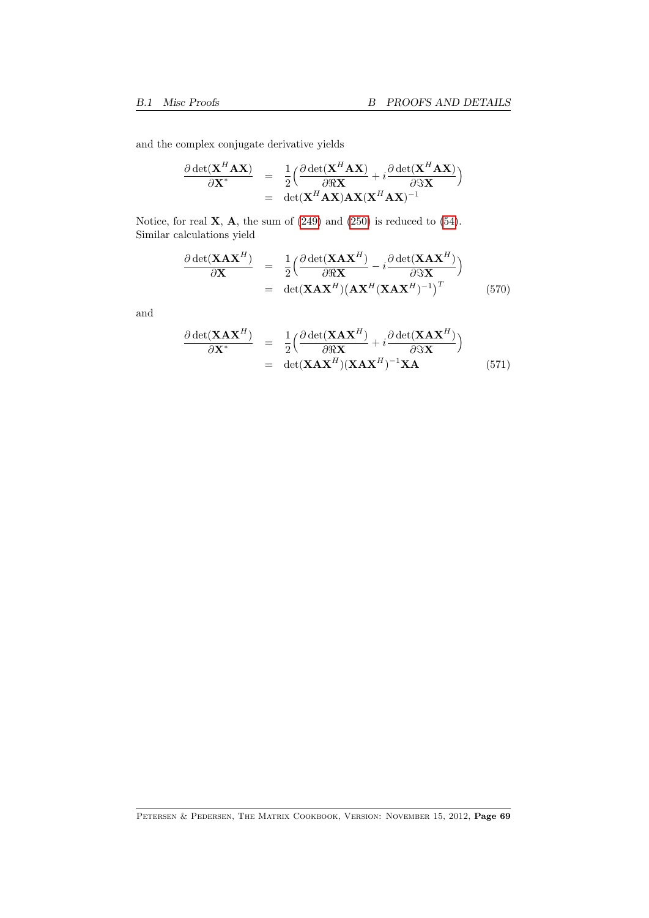and the complex conjugate derivative yields

$$
\begin{aligned}
\frac{\partial \det(\mathbf{X}^H\mathbf{A}\mathbf{X})}{\partial \mathbf{X}^*} &= \frac{1}{2}\Big(\frac{\partial \det(\mathbf{X}^H\mathbf{A}\mathbf{X})}{\partial \Re\mathbf{X}} + i\frac{\partial \det(\mathbf{X}^H\mathbf{A}\mathbf{X})}{\partial \Im\mathbf{X}}\Big) \\
&= \det(\mathbf{X}^H\mathbf{A}\mathbf{X})\mathbf{A}\mathbf{X}(\mathbf{X}^H\mathbf{A}\mathbf{X})^{-1}
\end{aligned}
$$

Notice, for real $\mathbf{X}$, $\mathbf{A}$, the sum of (249) and (250) is reduced to (54). Similar calculations yield

$$
\begin{aligned}
\frac{\partial \det(\mathbf{X}\mathbf{A}\mathbf{X}^H)}{\partial \mathbf{X}} &= \frac{1}{2}\Big(\frac{\partial \det(\mathbf{X}\mathbf{A}\mathbf{X}^H)}{\partial \Re\mathbf{X}} - i\frac{\partial \det(\mathbf{X}\mathbf{A}\mathbf{X}^H)}{\partial \Im\mathbf{X}}\Big) \\
&= \det(\mathbf{X}\mathbf{A}\mathbf{X}^H)\big(\mathbf{A}\mathbf{X}^H(\mathbf{X}\mathbf{A}\mathbf{X}^H)^{-1}\big)^T \qquad (570)
\end{aligned}
$$

and

$$
\begin{aligned}
\frac{\partial \det(\mathbf{X}\mathbf{A}\mathbf{X}^H)}{\partial \mathbf{X}^*} &= \frac{1}{2}\Big(\frac{\partial \det(\mathbf{X}\mathbf{A}\mathbf{X}^H)}{\partial \Re\mathbf{X}} + i\frac{\partial \det(\mathbf{X}\mathbf{A}\mathbf{X}^H)}{\partial \Im\mathbf{X}}\Big) \\
&= \det(\mathbf{X}\mathbf{A}\mathbf{X}^H)(\mathbf{X}\mathbf{A}\mathbf{X}^H)^{-1}\mathbf{X}\mathbf{A} \qquad (571)
\end{aligned}
$$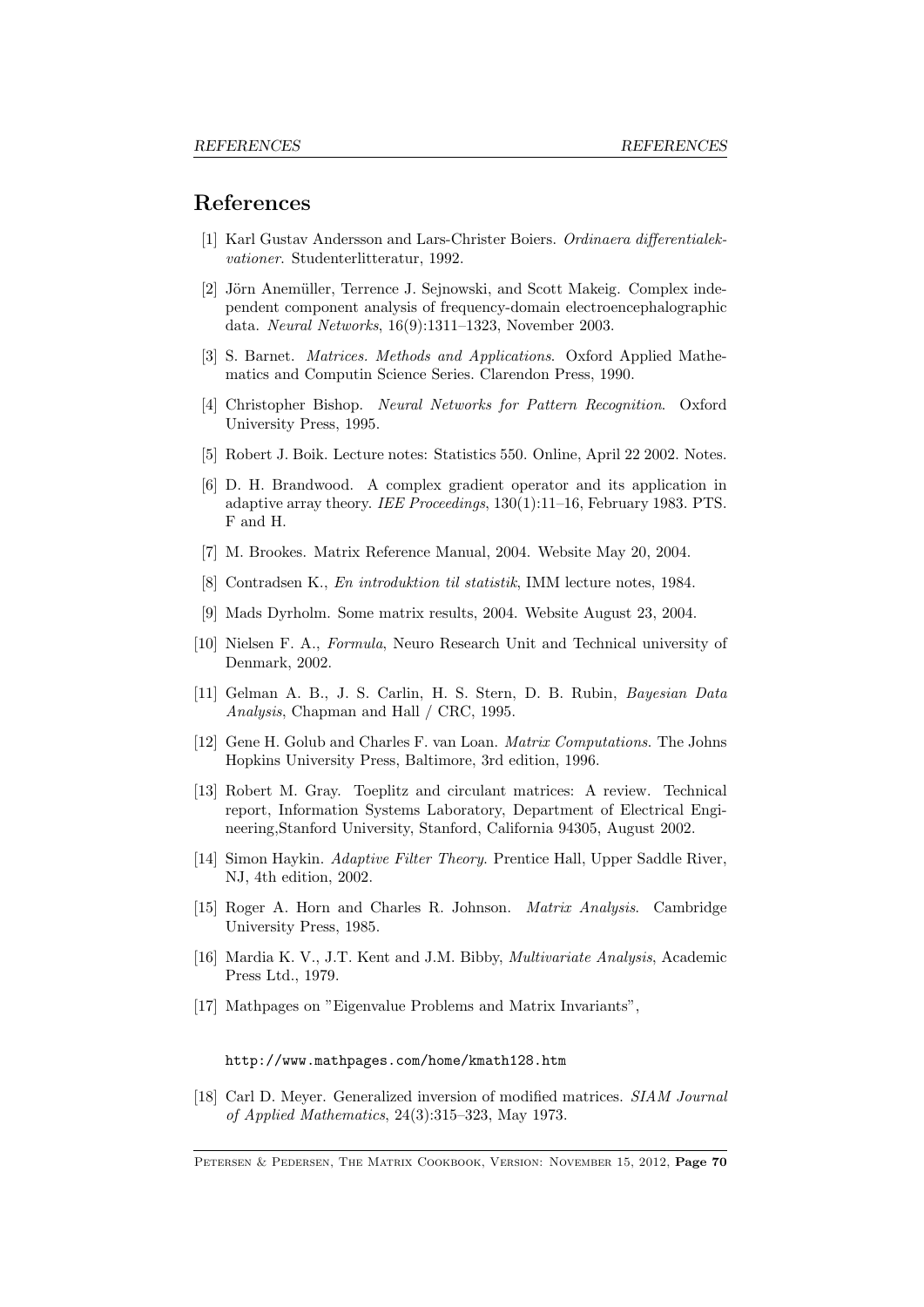# References

[1] Karl Gustav Andersson and Lars-Christer Boiers. *Ordinaera differentialekvationer*. Studenterlitteratur, 1992.

[2] Jörn Anemüller, Terrence J. Sejnowski, and Scott Makeig. Complex independent component analysis of frequency-domain electroencephalographic data. *Neural Networks*, 16(9):1311–1323, November 2003.

[3] S. Barnet. *Matrices. Methods and Applications*. Oxford Applied Mathematics and Computin Science Series. Clarendon Press, 1990.

[4] Christopher Bishop. *Neural Networks for Pattern Recognition*. Oxford University Press, 1995.

[5] Robert J. Boik. Lecture notes: Statistics 550. Online, April 22 2002. Notes.

[6] D. H. Brandwood. A complex gradient operator and its application in adaptive array theory. *IEE Proceedings*, 130(1):11–16, February 1983. PTS. F and H.

[7] M. Brookes. Matrix Reference Manual, 2004. Website May 20, 2004.

[8] Contradsen K., *En introduktion til statistik*, IMM lecture notes, 1984.

[9] Mads Dyrholm. Some matrix results, 2004. Website August 23, 2004.

[10] Nielsen F. A., *Formula*, Neuro Research Unit and Technical university of Denmark, 2002.

[11] Gelman A. B., J. S. Carlin, H. S. Stern, D. B. Rubin, *Bayesian Data Analysis*, Chapman and Hall / CRC, 1995.

[12] Gene H. Golub and Charles F. van Loan. *Matrix Computations*. The Johns Hopkins University Press, Baltimore, 3rd edition, 1996.

[13] Robert M. Gray. Toeplitz and circulant matrices: A review. Technical report, Information Systems Laboratory, Department of Electrical Engineering,Stanford University, Stanford, California 94305, August 2002.

[14] Simon Haykin. *Adaptive Filter Theory*. Prentice Hall, Upper Saddle River, NJ, 4th edition, 2002.

[15] Roger A. Horn and Charles R. Johnson. *Matrix Analysis*. Cambridge University Press, 1985.

[16] Mardia K. V., J.T. Kent and J.M. Bibby, *Multivariate Analysis*, Academic Press Ltd., 1979.

[17] Mathpages on "Eigenvalue Problems and Matrix Invariants",

`http://www.mathpages.com/home/kmath128.htm`

[18] Carl D. Meyer. Generalized inversion of modified matrices. *SIAM Journal of Applied Mathematics*, 24(3):315–323, May 1973.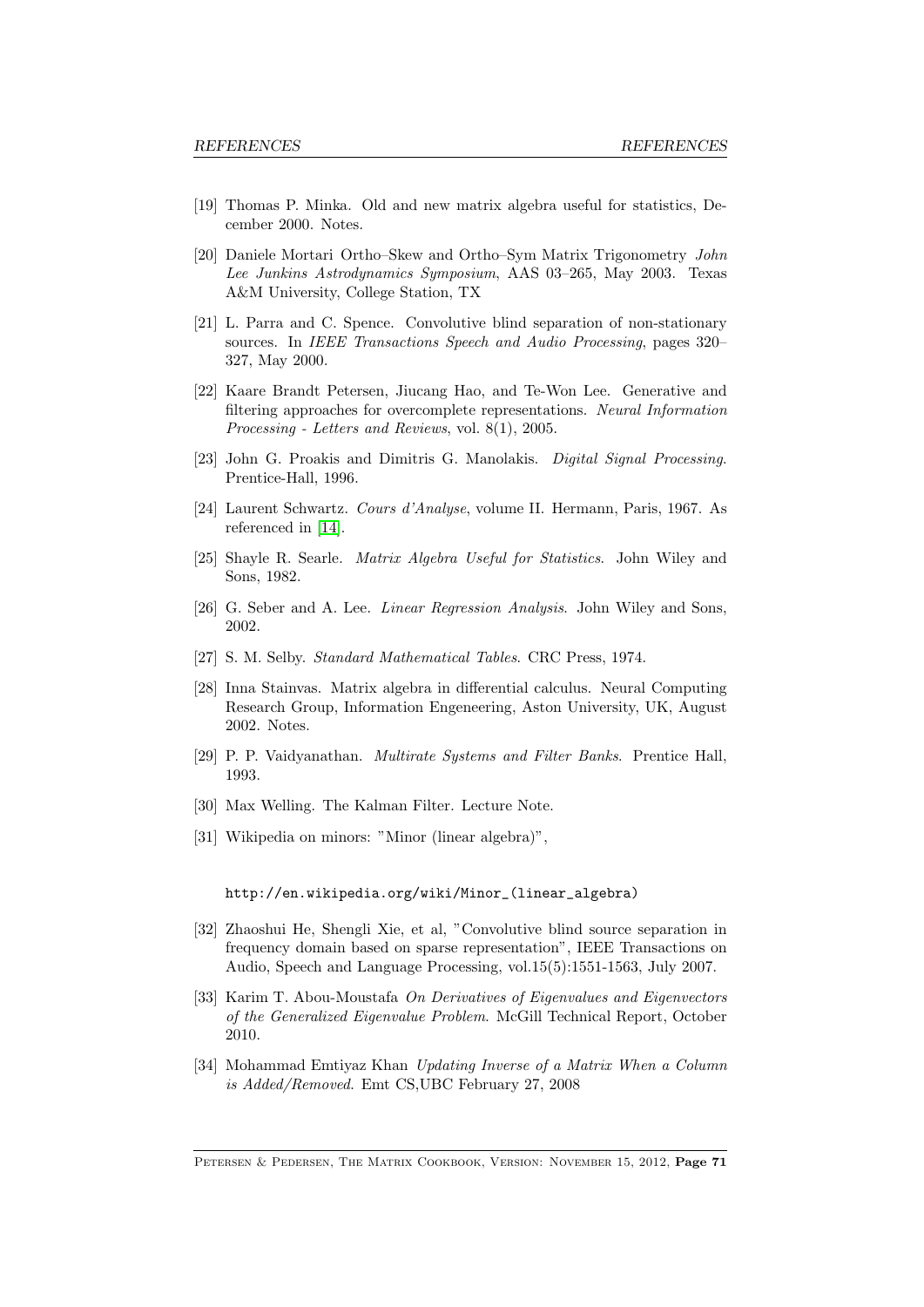[19] Thomas P. Minka. Old and new matrix algebra useful for statistics, December 2000. Notes.

[20] Daniele Mortari Ortho–Skew and Ortho–Sym Matrix Trigonometry *John Lee Junkins Astrodynamics Symposium*, AAS 03–265, May 2003. Texas A&M University, College Station, TX

[21] L. Parra and C. Spence. Convolutive blind separation of non-stationary sources. In *IEEE Transactions Speech and Audio Processing*, pages 320–327, May 2000.

[22] Kaare Brandt Petersen, Jiucang Hao, and Te-Won Lee. Generative and filtering approaches for overcomplete representations. *Neural Information Processing - Letters and Reviews*, vol. 8(1), 2005.

[23] John G. Proakis and Dimitris G. Manolakis. *Digital Signal Processing*. Prentice-Hall, 1996.

[24] Laurent Schwartz. *Cours d'Analyse*, volume II. Hermann, Paris, 1967. As referenced in [14].

[25] Shayle R. Searle. *Matrix Algebra Useful for Statistics*. John Wiley and Sons, 1982.

[26] G. Seber and A. Lee. *Linear Regression Analysis*. John Wiley and Sons, 2002.

[27] S. M. Selby. *Standard Mathematical Tables*. CRC Press, 1974.

[28] Inna Stainvas. Matrix algebra in differential calculus. Neural Computing Research Group, Information Engeneering, Aston University, UK, August 2002. Notes.

[29] P. P. Vaidyanathan. *Multirate Systems and Filter Banks*. Prentice Hall, 1993.

[30] Max Welling. The Kalman Filter. Lecture Note.

[31] Wikipedia on minors: "Minor (linear algebra)",

`http://en.wikipedia.org/wiki/Minor_(linear_algebra)`

[32] Zhaoshui He, Shengli Xie, et al, "Convolutive blind source separation in frequency domain based on sparse representation", IEEE Transactions on Audio, Speech and Language Processing, vol.15(5):1551-1563, July 2007.

[33] Karim T. Abou-Moustafa *On Derivatives of Eigenvalues and Eigenvectors of the Generalized Eigenvalue Problem*. McGill Technical Report, October 2010.

[34] Mohammad Emtiyaz Khan *Updating Inverse of a Matrix When a Column is Added/Removed*. Emt CS,UBC February 27, 2008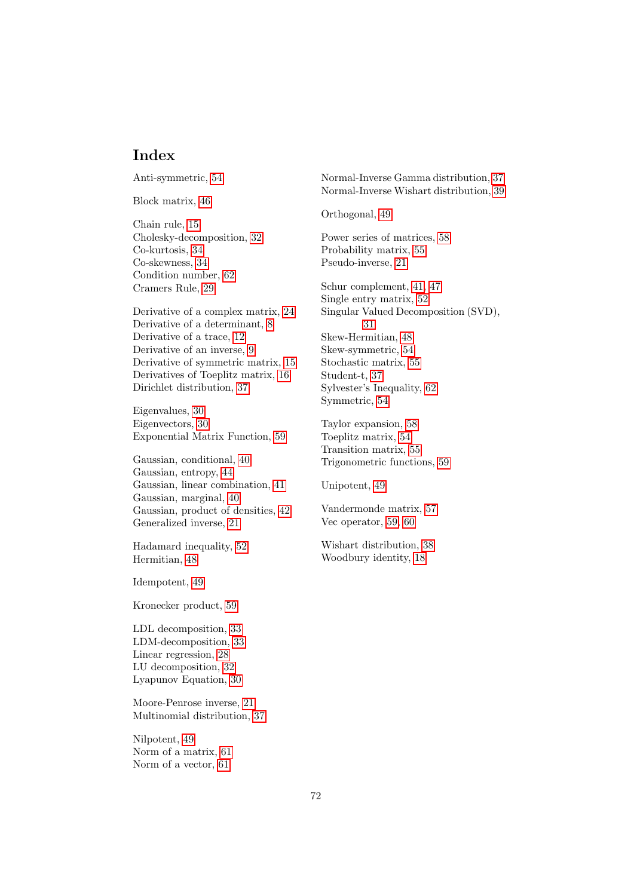# Index

Anti-symmetric, 54

Block matrix, 46

Chain rule, 15
Cholesky-decomposition, 32
Co-kurtosis, 34
Co-skewness, 34
Condition number, 62
Cramers Rule, 29

Derivative of a complex matrix, 24
Derivative of a determinant, 8
Derivative of a trace, 12
Derivative of an inverse, 9
Derivative of symmetric matrix, 15
Derivatives of Toeplitz matrix, 16
Dirichlet distribution, 37

Eigenvalues, 30
Eigenvectors, 30
Exponential Matrix Function, 59

Gaussian, conditional, 40
Gaussian, entropy, 44
Gaussian, linear combination, 41
Gaussian, marginal, 40
Gaussian, product of densities, 42
Generalized inverse, 21

Hadamard inequality, 52
Hermitian, 48

Idempotent, 49

Kronecker product, 59

LDL decomposition, 33
LDM-decomposition, 33
Linear regression, 28
LU decomposition, 32
Lyapunov Equation, 30

Moore-Penrose inverse, 21
Multinomial distribution, 37

Nilpotent, 49
Norm of a matrix, 61
Norm of a vector, 61

Normal-Inverse Gamma distribution, 37
Normal-Inverse Wishart distribution, 39

Orthogonal, 49

Power series of matrices, 58
Probability matrix, 55
Pseudo-inverse, 21

Schur complement, 41, 47
Single entry matrix, 52
Singular Valued Decomposition (SVD), 31
Skew-Hermitian, 48
Skew-symmetric, 54
Stochastic matrix, 55
Student-t, 37
Sylvester's Inequality, 62
Symmetric, 54

Taylor expansion, 58
Toeplitz matrix, 54
Transition matrix, 55
Trigonometric functions, 59

Unipotent, 49

Vandermonde matrix, 57
Vec operator, 59, 60

Wishart distribution, 38
Woodbury identity, 18